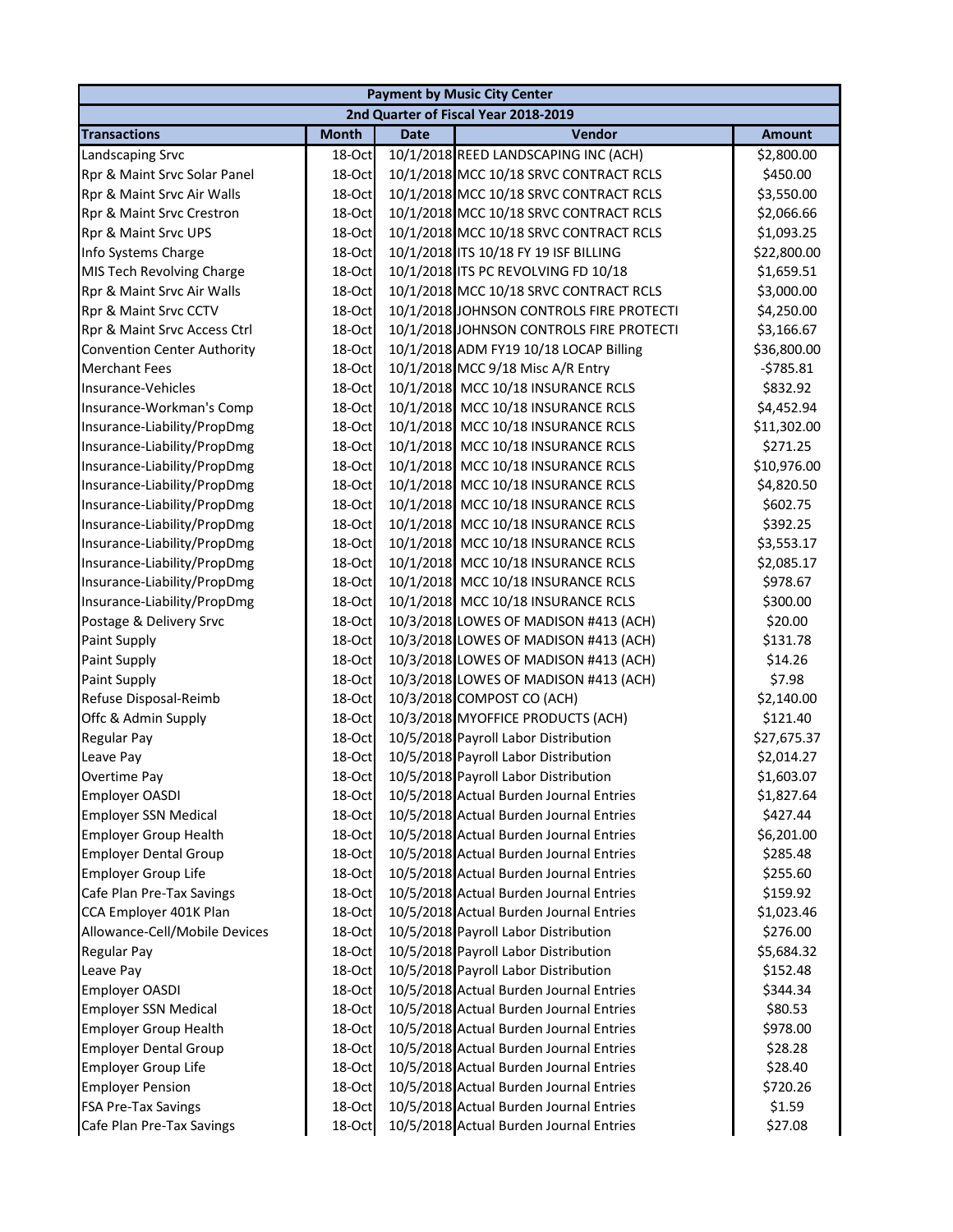| Payment by Music City Center | | | | |
|---|---|---|---|---|
| 2nd Quarter of Fiscal Year 2018-2019 | | | | |
| **Transactions** | **Month** | **Date** | **Vendor** | **Amount** |
| Landscaping Srvc | 18-Oct | 10/1/2018 | REED LANDSCAPING INC (ACH) | $2,800.00 |
| Rpr & Maint Srvc Solar Panel | 18-Oct | 10/1/2018 | MCC 10/18 SRVC CONTRACT RCLS | $450.00 |
| Rpr & Maint Srvc Air Walls | 18-Oct | 10/1/2018 | MCC 10/18 SRVC CONTRACT RCLS | $3,550.00 |
| Rpr & Maint Srvc Crestron | 18-Oct | 10/1/2018 | MCC 10/18 SRVC CONTRACT RCLS | $2,066.66 |
| Rpr & Maint Srvc UPS | 18-Oct | 10/1/2018 | MCC 10/18 SRVC CONTRACT RCLS | $1,093.25 |
| Info Systems Charge | 18-Oct | 10/1/2018 | ITS 10/18 FY 19 ISF BILLING | $22,800.00 |
| MIS Tech Revolving Charge | 18-Oct | 10/1/2018 | ITS PC REVOLVING FD 10/18 | $1,659.51 |
| Rpr & Maint Srvc Air Walls | 18-Oct | 10/1/2018 | MCC 10/18 SRVC CONTRACT RCLS | $3,000.00 |
| Rpr & Maint Srvc CCTV | 18-Oct | 10/1/2018 | JOHNSON CONTROLS FIRE PROTECTI | $4,250.00 |
| Rpr & Maint Srvc Access Ctrl | 18-Oct | 10/1/2018 | JOHNSON CONTROLS FIRE PROTECTI | $3,166.67 |
| Convention Center Authority | 18-Oct | 10/1/2018 | ADM FY19 10/18 LOCAP Billing | $36,800.00 |
| Merchant Fees | 18-Oct | 10/1/2018 | MCC 9/18 Misc A/R Entry | -$785.81 |
| Insurance-Vehicles | 18-Oct | 10/1/2018 | MCC 10/18 INSURANCE RCLS | $832.92 |
| Insurance-Workman's Comp | 18-Oct | 10/1/2018 | MCC 10/18 INSURANCE RCLS | $4,452.94 |
| Insurance-Liability/PropDmg | 18-Oct | 10/1/2018 | MCC 10/18 INSURANCE RCLS | $11,302.00 |
| Insurance-Liability/PropDmg | 18-Oct | 10/1/2018 | MCC 10/18 INSURANCE RCLS | $271.25 |
| Insurance-Liability/PropDmg | 18-Oct | 10/1/2018 | MCC 10/18 INSURANCE RCLS | $10,976.00 |
| Insurance-Liability/PropDmg | 18-Oct | 10/1/2018 | MCC 10/18 INSURANCE RCLS | $4,820.50 |
| Insurance-Liability/PropDmg | 18-Oct | 10/1/2018 | MCC 10/18 INSURANCE RCLS | $602.75 |
| Insurance-Liability/PropDmg | 18-Oct | 10/1/2018 | MCC 10/18 INSURANCE RCLS | $392.25 |
| Insurance-Liability/PropDmg | 18-Oct | 10/1/2018 | MCC 10/18 INSURANCE RCLS | $3,553.17 |
| Insurance-Liability/PropDmg | 18-Oct | 10/1/2018 | MCC 10/18 INSURANCE RCLS | $2,085.17 |
| Insurance-Liability/PropDmg | 18-Oct | 10/1/2018 | MCC 10/18 INSURANCE RCLS | $978.67 |
| Insurance-Liability/PropDmg | 18-Oct | 10/1/2018 | MCC 10/18 INSURANCE RCLS | $300.00 |
| Postage & Delivery Srvc | 18-Oct | 10/3/2018 | LOWES OF MADISON #413 (ACH) | $20.00 |
| Paint Supply | 18-Oct | 10/3/2018 | LOWES OF MADISON #413 (ACH) | $131.78 |
| Paint Supply | 18-Oct | 10/3/2018 | LOWES OF MADISON #413 (ACH) | $14.26 |
| Paint Supply | 18-Oct | 10/3/2018 | LOWES OF MADISON #413 (ACH) | $7.98 |
| Refuse Disposal-Reimb | 18-Oct | 10/3/2018 | COMPOST CO (ACH) | $2,140.00 |
| Offc & Admin Supply | 18-Oct | 10/3/2018 | MYOFFICE PRODUCTS (ACH) | $121.40 |
| Regular Pay | 18-Oct | 10/5/2018 | Payroll Labor Distribution | $27,675.37 |
| Leave Pay | 18-Oct | 10/5/2018 | Payroll Labor Distribution | $2,014.27 |
| Overtime Pay | 18-Oct | 10/5/2018 | Payroll Labor Distribution | $1,603.07 |
| Employer OASDI | 18-Oct | 10/5/2018 | Actual Burden Journal Entries | $1,827.64 |
| Employer SSN Medical | 18-Oct | 10/5/2018 | Actual Burden Journal Entries | $427.44 |
| Employer Group Health | 18-Oct | 10/5/2018 | Actual Burden Journal Entries | $6,201.00 |
| Employer Dental Group | 18-Oct | 10/5/2018 | Actual Burden Journal Entries | $285.48 |
| Employer Group Life | 18-Oct | 10/5/2018 | Actual Burden Journal Entries | $255.60 |
| Cafe Plan Pre-Tax Savings | 18-Oct | 10/5/2018 | Actual Burden Journal Entries | $159.92 |
| CCA Employer 401K Plan | 18-Oct | 10/5/2018 | Actual Burden Journal Entries | $1,023.46 |
| Allowance-Cell/Mobile Devices | 18-Oct | 10/5/2018 | Payroll Labor Distribution | $276.00 |
| Regular Pay | 18-Oct | 10/5/2018 | Payroll Labor Distribution | $5,684.32 |
| Leave Pay | 18-Oct | 10/5/2018 | Payroll Labor Distribution | $152.48 |
| Employer OASDI | 18-Oct | 10/5/2018 | Actual Burden Journal Entries | $344.34 |
| Employer SSN Medical | 18-Oct | 10/5/2018 | Actual Burden Journal Entries | $80.53 |
| Employer Group Health | 18-Oct | 10/5/2018 | Actual Burden Journal Entries | $978.00 |
| Employer Dental Group | 18-Oct | 10/5/2018 | Actual Burden Journal Entries | $28.28 |
| Employer Group Life | 18-Oct | 10/5/2018 | Actual Burden Journal Entries | $28.40 |
| Employer Pension | 18-Oct | 10/5/2018 | Actual Burden Journal Entries | $720.26 |
| FSA Pre-Tax Savings | 18-Oct | 10/5/2018 | Actual Burden Journal Entries | $1.59 |
| Cafe Plan Pre-Tax Savings | 18-Oct | 10/5/2018 | Actual Burden Journal Entries | $27.08 |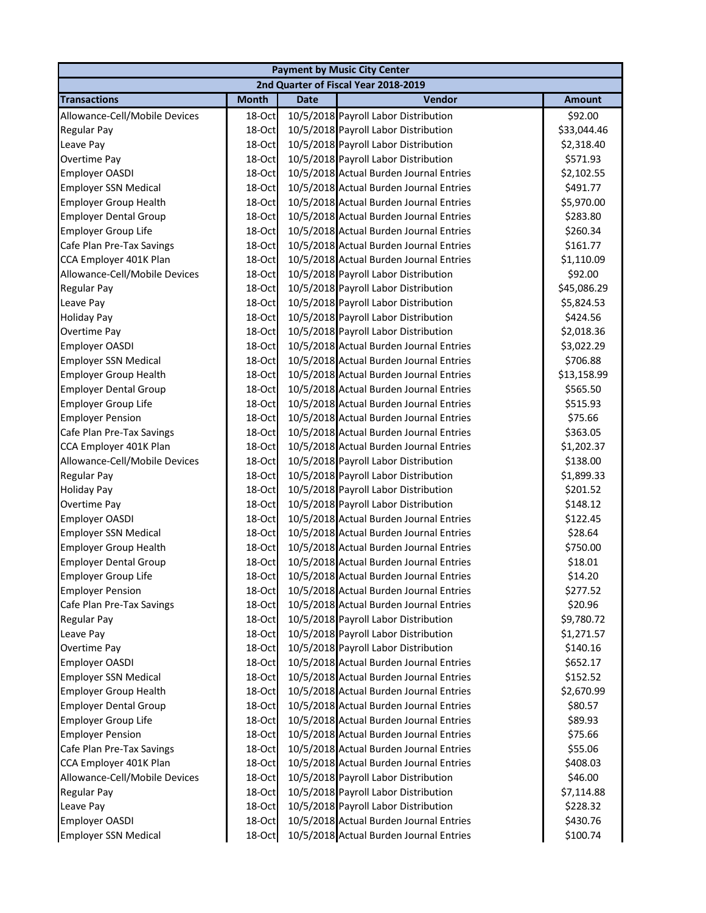| Payment by Music City Center | | | | |
|---|---|---|---|---|
| 2nd Quarter of Fiscal Year 2018-2019 | | | | |
| **Transactions** | **Month** | **Date** | **Vendor** | **Amount** |
| Allowance-Cell/Mobile Devices | 18-Oct | 10/5/2018 | Payroll Labor Distribution | $92.00 |
| Regular Pay | 18-Oct | 10/5/2018 | Payroll Labor Distribution | $33,044.46 |
| Leave Pay | 18-Oct | 10/5/2018 | Payroll Labor Distribution | $2,318.40 |
| Overtime Pay | 18-Oct | 10/5/2018 | Payroll Labor Distribution | $571.93 |
| Employer OASDI | 18-Oct | 10/5/2018 | Actual Burden Journal Entries | $2,102.55 |
| Employer SSN Medical | 18-Oct | 10/5/2018 | Actual Burden Journal Entries | $491.77 |
| Employer Group Health | 18-Oct | 10/5/2018 | Actual Burden Journal Entries | $5,970.00 |
| Employer Dental Group | 18-Oct | 10/5/2018 | Actual Burden Journal Entries | $283.80 |
| Employer Group Life | 18-Oct | 10/5/2018 | Actual Burden Journal Entries | $260.34 |
| Cafe Plan Pre-Tax Savings | 18-Oct | 10/5/2018 | Actual Burden Journal Entries | $161.77 |
| CCA Employer 401K Plan | 18-Oct | 10/5/2018 | Actual Burden Journal Entries | $1,110.09 |
| Allowance-Cell/Mobile Devices | 18-Oct | 10/5/2018 | Payroll Labor Distribution | $92.00 |
| Regular Pay | 18-Oct | 10/5/2018 | Payroll Labor Distribution | $45,086.29 |
| Leave Pay | 18-Oct | 10/5/2018 | Payroll Labor Distribution | $5,824.53 |
| Holiday Pay | 18-Oct | 10/5/2018 | Payroll Labor Distribution | $424.56 |
| Overtime Pay | 18-Oct | 10/5/2018 | Payroll Labor Distribution | $2,018.36 |
| Employer OASDI | 18-Oct | 10/5/2018 | Actual Burden Journal Entries | $3,022.29 |
| Employer SSN Medical | 18-Oct | 10/5/2018 | Actual Burden Journal Entries | $706.88 |
| Employer Group Health | 18-Oct | 10/5/2018 | Actual Burden Journal Entries | $13,158.99 |
| Employer Dental Group | 18-Oct | 10/5/2018 | Actual Burden Journal Entries | $565.50 |
| Employer Group Life | 18-Oct | 10/5/2018 | Actual Burden Journal Entries | $515.93 |
| Employer Pension | 18-Oct | 10/5/2018 | Actual Burden Journal Entries | $75.66 |
| Cafe Plan Pre-Tax Savings | 18-Oct | 10/5/2018 | Actual Burden Journal Entries | $363.05 |
| CCA Employer 401K Plan | 18-Oct | 10/5/2018 | Actual Burden Journal Entries | $1,202.37 |
| Allowance-Cell/Mobile Devices | 18-Oct | 10/5/2018 | Payroll Labor Distribution | $138.00 |
| Regular Pay | 18-Oct | 10/5/2018 | Payroll Labor Distribution | $1,899.33 |
| Holiday Pay | 18-Oct | 10/5/2018 | Payroll Labor Distribution | $201.52 |
| Overtime Pay | 18-Oct | 10/5/2018 | Payroll Labor Distribution | $148.12 |
| Employer OASDI | 18-Oct | 10/5/2018 | Actual Burden Journal Entries | $122.45 |
| Employer SSN Medical | 18-Oct | 10/5/2018 | Actual Burden Journal Entries | $28.64 |
| Employer Group Health | 18-Oct | 10/5/2018 | Actual Burden Journal Entries | $750.00 |
| Employer Dental Group | 18-Oct | 10/5/2018 | Actual Burden Journal Entries | $18.01 |
| Employer Group Life | 18-Oct | 10/5/2018 | Actual Burden Journal Entries | $14.20 |
| Employer Pension | 18-Oct | 10/5/2018 | Actual Burden Journal Entries | $277.52 |
| Cafe Plan Pre-Tax Savings | 18-Oct | 10/5/2018 | Actual Burden Journal Entries | $20.96 |
| Regular Pay | 18-Oct | 10/5/2018 | Payroll Labor Distribution | $9,780.72 |
| Leave Pay | 18-Oct | 10/5/2018 | Payroll Labor Distribution | $1,271.57 |
| Overtime Pay | 18-Oct | 10/5/2018 | Payroll Labor Distribution | $140.16 |
| Employer OASDI | 18-Oct | 10/5/2018 | Actual Burden Journal Entries | $652.17 |
| Employer SSN Medical | 18-Oct | 10/5/2018 | Actual Burden Journal Entries | $152.52 |
| Employer Group Health | 18-Oct | 10/5/2018 | Actual Burden Journal Entries | $2,670.99 |
| Employer Dental Group | 18-Oct | 10/5/2018 | Actual Burden Journal Entries | $80.57 |
| Employer Group Life | 18-Oct | 10/5/2018 | Actual Burden Journal Entries | $89.93 |
| Employer Pension | 18-Oct | 10/5/2018 | Actual Burden Journal Entries | $75.66 |
| Cafe Plan Pre-Tax Savings | 18-Oct | 10/5/2018 | Actual Burden Journal Entries | $55.06 |
| CCA Employer 401K Plan | 18-Oct | 10/5/2018 | Actual Burden Journal Entries | $408.03 |
| Allowance-Cell/Mobile Devices | 18-Oct | 10/5/2018 | Payroll Labor Distribution | $46.00 |
| Regular Pay | 18-Oct | 10/5/2018 | Payroll Labor Distribution | $7,114.88 |
| Leave Pay | 18-Oct | 10/5/2018 | Payroll Labor Distribution | $228.32 |
| Employer OASDI | 18-Oct | 10/5/2018 | Actual Burden Journal Entries | $430.76 |
| Employer SSN Medical | 18-Oct | 10/5/2018 | Actual Burden Journal Entries | $100.74 |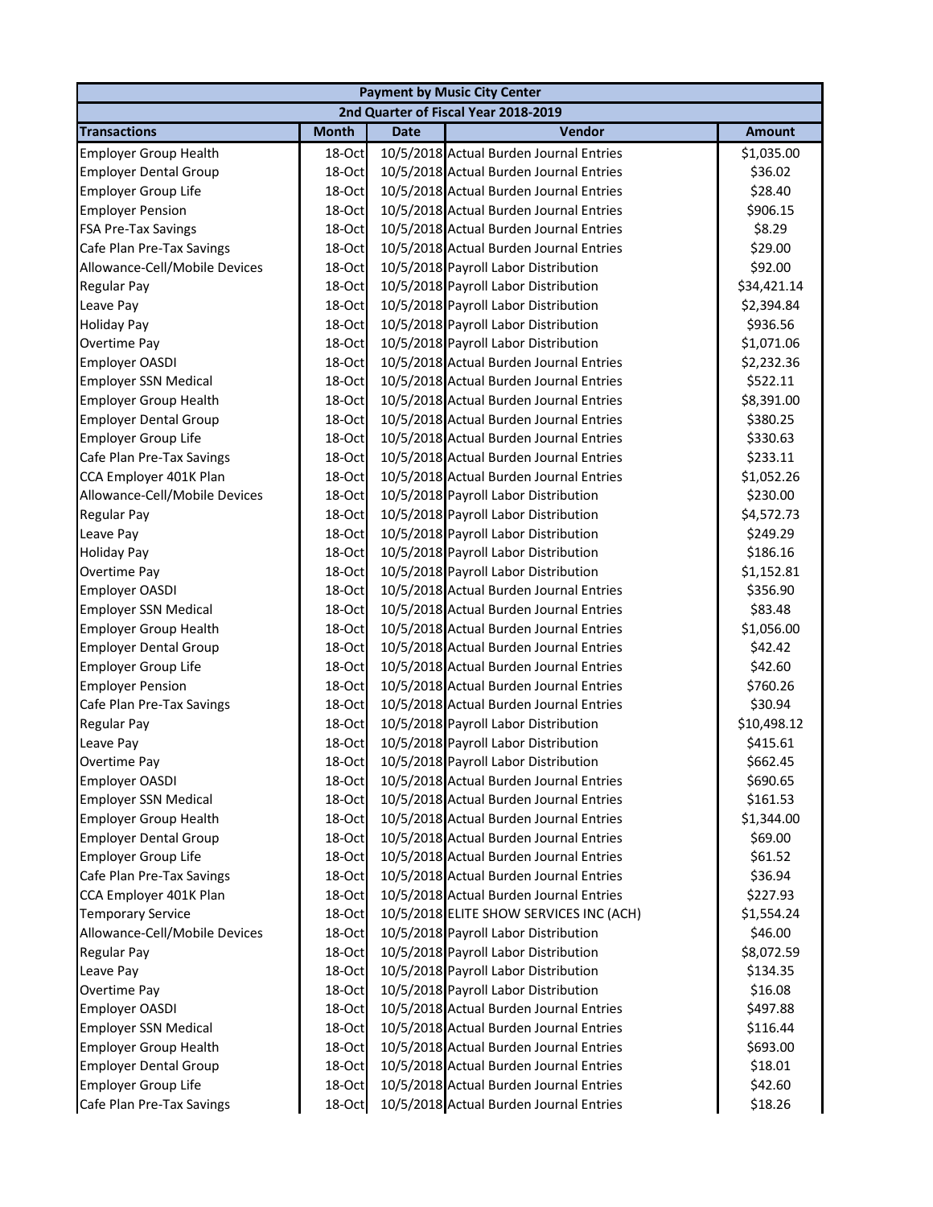| Payment by Music City Center | | | | |
|---|---|---|---|---|
| 2nd Quarter of Fiscal Year 2018-2019 | | | | |
| **Transactions** | **Month** | **Date** | **Vendor** | **Amount** |
| Employer Group Health | 18-Oct | 10/5/2018 | Actual Burden Journal Entries | $1,035.00 |
| Employer Dental Group | 18-Oct | 10/5/2018 | Actual Burden Journal Entries | $36.02 |
| Employer Group Life | 18-Oct | 10/5/2018 | Actual Burden Journal Entries | $28.40 |
| Employer Pension | 18-Oct | 10/5/2018 | Actual Burden Journal Entries | $906.15 |
| FSA Pre-Tax Savings | 18-Oct | 10/5/2018 | Actual Burden Journal Entries | $8.29 |
| Cafe Plan Pre-Tax Savings | 18-Oct | 10/5/2018 | Actual Burden Journal Entries | $29.00 |
| Allowance-Cell/Mobile Devices | 18-Oct | 10/5/2018 | Payroll Labor Distribution | $92.00 |
| Regular Pay | 18-Oct | 10/5/2018 | Payroll Labor Distribution | $34,421.14 |
| Leave Pay | 18-Oct | 10/5/2018 | Payroll Labor Distribution | $2,394.84 |
| Holiday Pay | 18-Oct | 10/5/2018 | Payroll Labor Distribution | $936.56 |
| Overtime Pay | 18-Oct | 10/5/2018 | Payroll Labor Distribution | $1,071.06 |
| Employer OASDI | 18-Oct | 10/5/2018 | Actual Burden Journal Entries | $2,232.36 |
| Employer SSN Medical | 18-Oct | 10/5/2018 | Actual Burden Journal Entries | $522.11 |
| Employer Group Health | 18-Oct | 10/5/2018 | Actual Burden Journal Entries | $8,391.00 |
| Employer Dental Group | 18-Oct | 10/5/2018 | Actual Burden Journal Entries | $380.25 |
| Employer Group Life | 18-Oct | 10/5/2018 | Actual Burden Journal Entries | $330.63 |
| Cafe Plan Pre-Tax Savings | 18-Oct | 10/5/2018 | Actual Burden Journal Entries | $233.11 |
| CCA Employer 401K Plan | 18-Oct | 10/5/2018 | Actual Burden Journal Entries | $1,052.26 |
| Allowance-Cell/Mobile Devices | 18-Oct | 10/5/2018 | Payroll Labor Distribution | $230.00 |
| Regular Pay | 18-Oct | 10/5/2018 | Payroll Labor Distribution | $4,572.73 |
| Leave Pay | 18-Oct | 10/5/2018 | Payroll Labor Distribution | $249.29 |
| Holiday Pay | 18-Oct | 10/5/2018 | Payroll Labor Distribution | $186.16 |
| Overtime Pay | 18-Oct | 10/5/2018 | Payroll Labor Distribution | $1,152.81 |
| Employer OASDI | 18-Oct | 10/5/2018 | Actual Burden Journal Entries | $356.90 |
| Employer SSN Medical | 18-Oct | 10/5/2018 | Actual Burden Journal Entries | $83.48 |
| Employer Group Health | 18-Oct | 10/5/2018 | Actual Burden Journal Entries | $1,056.00 |
| Employer Dental Group | 18-Oct | 10/5/2018 | Actual Burden Journal Entries | $42.42 |
| Employer Group Life | 18-Oct | 10/5/2018 | Actual Burden Journal Entries | $42.60 |
| Employer Pension | 18-Oct | 10/5/2018 | Actual Burden Journal Entries | $760.26 |
| Cafe Plan Pre-Tax Savings | 18-Oct | 10/5/2018 | Actual Burden Journal Entries | $30.94 |
| Regular Pay | 18-Oct | 10/5/2018 | Payroll Labor Distribution | $10,498.12 |
| Leave Pay | 18-Oct | 10/5/2018 | Payroll Labor Distribution | $415.61 |
| Overtime Pay | 18-Oct | 10/5/2018 | Payroll Labor Distribution | $662.45 |
| Employer OASDI | 18-Oct | 10/5/2018 | Actual Burden Journal Entries | $690.65 |
| Employer SSN Medical | 18-Oct | 10/5/2018 | Actual Burden Journal Entries | $161.53 |
| Employer Group Health | 18-Oct | 10/5/2018 | Actual Burden Journal Entries | $1,344.00 |
| Employer Dental Group | 18-Oct | 10/5/2018 | Actual Burden Journal Entries | $69.00 |
| Employer Group Life | 18-Oct | 10/5/2018 | Actual Burden Journal Entries | $61.52 |
| Cafe Plan Pre-Tax Savings | 18-Oct | 10/5/2018 | Actual Burden Journal Entries | $36.94 |
| CCA Employer 401K Plan | 18-Oct | 10/5/2018 | Actual Burden Journal Entries | $227.93 |
| Temporary Service | 18-Oct | 10/5/2018 | ELITE SHOW SERVICES INC (ACH) | $1,554.24 |
| Allowance-Cell/Mobile Devices | 18-Oct | 10/5/2018 | Payroll Labor Distribution | $46.00 |
| Regular Pay | 18-Oct | 10/5/2018 | Payroll Labor Distribution | $8,072.59 |
| Leave Pay | 18-Oct | 10/5/2018 | Payroll Labor Distribution | $134.35 |
| Overtime Pay | 18-Oct | 10/5/2018 | Payroll Labor Distribution | $16.08 |
| Employer OASDI | 18-Oct | 10/5/2018 | Actual Burden Journal Entries | $497.88 |
| Employer SSN Medical | 18-Oct | 10/5/2018 | Actual Burden Journal Entries | $116.44 |
| Employer Group Health | 18-Oct | 10/5/2018 | Actual Burden Journal Entries | $693.00 |
| Employer Dental Group | 18-Oct | 10/5/2018 | Actual Burden Journal Entries | $18.01 |
| Employer Group Life | 18-Oct | 10/5/2018 | Actual Burden Journal Entries | $42.60 |
| Cafe Plan Pre-Tax Savings | 18-Oct | 10/5/2018 | Actual Burden Journal Entries | $18.26 |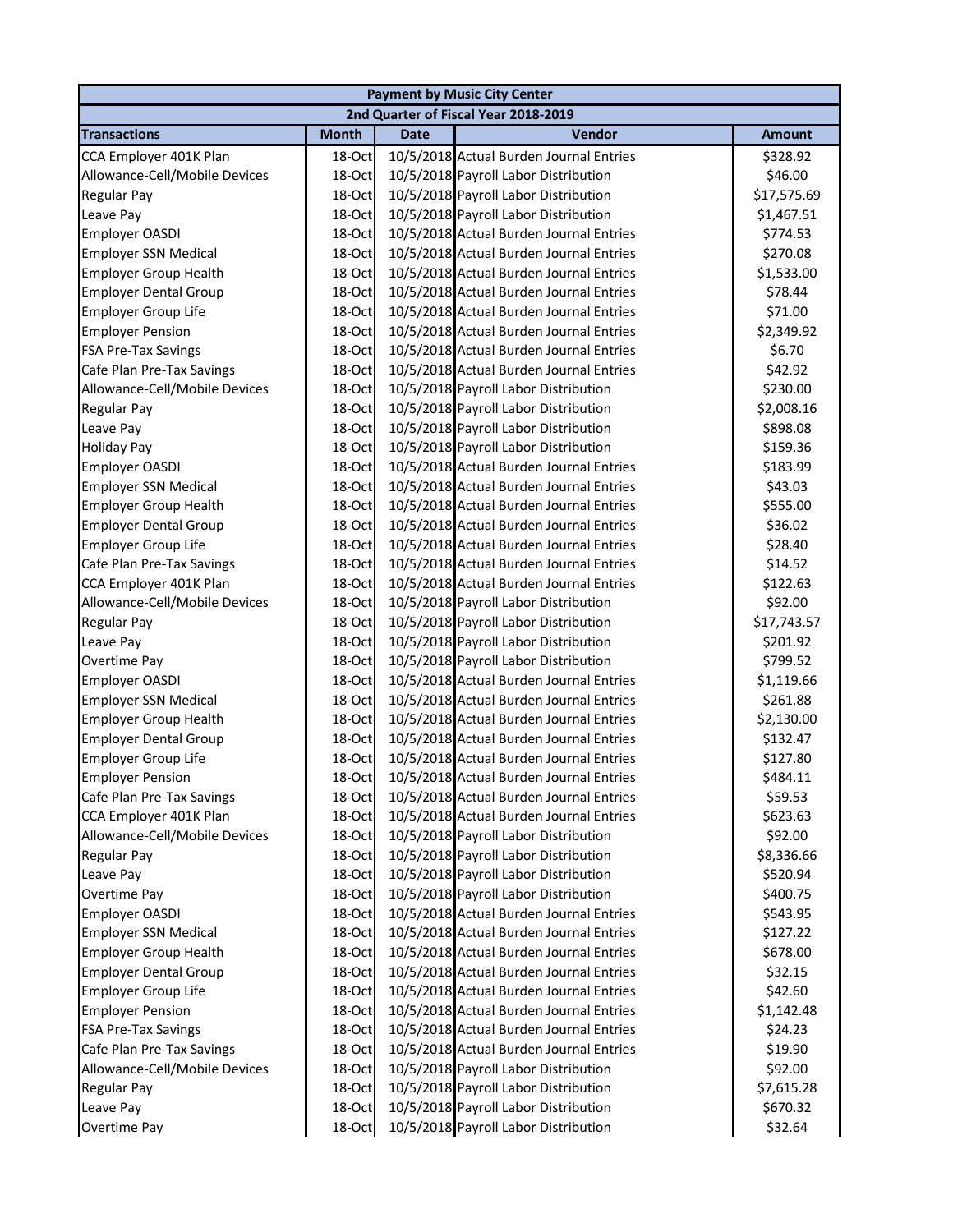| Payment by Music City Center | | | | |
|---|---|---|---|---|
| 2nd Quarter of Fiscal Year 2018-2019 | | | | |
| **Transactions** | **Month** | **Date** | **Vendor** | **Amount** |
| CCA Employer 401K Plan | 18-Oct | 10/5/2018 | Actual Burden Journal Entries | $328.92 |
| Allowance-Cell/Mobile Devices | 18-Oct | 10/5/2018 | Payroll Labor Distribution | $46.00 |
| Regular Pay | 18-Oct | 10/5/2018 | Payroll Labor Distribution | $17,575.69 |
| Leave Pay | 18-Oct | 10/5/2018 | Payroll Labor Distribution | $1,467.51 |
| Employer OASDI | 18-Oct | 10/5/2018 | Actual Burden Journal Entries | $774.53 |
| Employer SSN Medical | 18-Oct | 10/5/2018 | Actual Burden Journal Entries | $270.08 |
| Employer Group Health | 18-Oct | 10/5/2018 | Actual Burden Journal Entries | $1,533.00 |
| Employer Dental Group | 18-Oct | 10/5/2018 | Actual Burden Journal Entries | $78.44 |
| Employer Group Life | 18-Oct | 10/5/2018 | Actual Burden Journal Entries | $71.00 |
| Employer Pension | 18-Oct | 10/5/2018 | Actual Burden Journal Entries | $2,349.92 |
| FSA Pre-Tax Savings | 18-Oct | 10/5/2018 | Actual Burden Journal Entries | $6.70 |
| Cafe Plan Pre-Tax Savings | 18-Oct | 10/5/2018 | Actual Burden Journal Entries | $42.92 |
| Allowance-Cell/Mobile Devices | 18-Oct | 10/5/2018 | Payroll Labor Distribution | $230.00 |
| Regular Pay | 18-Oct | 10/5/2018 | Payroll Labor Distribution | $2,008.16 |
| Leave Pay | 18-Oct | 10/5/2018 | Payroll Labor Distribution | $898.08 |
| Holiday Pay | 18-Oct | 10/5/2018 | Payroll Labor Distribution | $159.36 |
| Employer OASDI | 18-Oct | 10/5/2018 | Actual Burden Journal Entries | $183.99 |
| Employer SSN Medical | 18-Oct | 10/5/2018 | Actual Burden Journal Entries | $43.03 |
| Employer Group Health | 18-Oct | 10/5/2018 | Actual Burden Journal Entries | $555.00 |
| Employer Dental Group | 18-Oct | 10/5/2018 | Actual Burden Journal Entries | $36.02 |
| Employer Group Life | 18-Oct | 10/5/2018 | Actual Burden Journal Entries | $28.40 |
| Cafe Plan Pre-Tax Savings | 18-Oct | 10/5/2018 | Actual Burden Journal Entries | $14.52 |
| CCA Employer 401K Plan | 18-Oct | 10/5/2018 | Actual Burden Journal Entries | $122.63 |
| Allowance-Cell/Mobile Devices | 18-Oct | 10/5/2018 | Payroll Labor Distribution | $92.00 |
| Regular Pay | 18-Oct | 10/5/2018 | Payroll Labor Distribution | $17,743.57 |
| Leave Pay | 18-Oct | 10/5/2018 | Payroll Labor Distribution | $201.92 |
| Overtime Pay | 18-Oct | 10/5/2018 | Payroll Labor Distribution | $799.52 |
| Employer OASDI | 18-Oct | 10/5/2018 | Actual Burden Journal Entries | $1,119.66 |
| Employer SSN Medical | 18-Oct | 10/5/2018 | Actual Burden Journal Entries | $261.88 |
| Employer Group Health | 18-Oct | 10/5/2018 | Actual Burden Journal Entries | $2,130.00 |
| Employer Dental Group | 18-Oct | 10/5/2018 | Actual Burden Journal Entries | $132.47 |
| Employer Group Life | 18-Oct | 10/5/2018 | Actual Burden Journal Entries | $127.80 |
| Employer Pension | 18-Oct | 10/5/2018 | Actual Burden Journal Entries | $484.11 |
| Cafe Plan Pre-Tax Savings | 18-Oct | 10/5/2018 | Actual Burden Journal Entries | $59.53 |
| CCA Employer 401K Plan | 18-Oct | 10/5/2018 | Actual Burden Journal Entries | $623.63 |
| Allowance-Cell/Mobile Devices | 18-Oct | 10/5/2018 | Payroll Labor Distribution | $92.00 |
| Regular Pay | 18-Oct | 10/5/2018 | Payroll Labor Distribution | $8,336.66 |
| Leave Pay | 18-Oct | 10/5/2018 | Payroll Labor Distribution | $520.94 |
| Overtime Pay | 18-Oct | 10/5/2018 | Payroll Labor Distribution | $400.75 |
| Employer OASDI | 18-Oct | 10/5/2018 | Actual Burden Journal Entries | $543.95 |
| Employer SSN Medical | 18-Oct | 10/5/2018 | Actual Burden Journal Entries | $127.22 |
| Employer Group Health | 18-Oct | 10/5/2018 | Actual Burden Journal Entries | $678.00 |
| Employer Dental Group | 18-Oct | 10/5/2018 | Actual Burden Journal Entries | $32.15 |
| Employer Group Life | 18-Oct | 10/5/2018 | Actual Burden Journal Entries | $42.60 |
| Employer Pension | 18-Oct | 10/5/2018 | Actual Burden Journal Entries | $1,142.48 |
| FSA Pre-Tax Savings | 18-Oct | 10/5/2018 | Actual Burden Journal Entries | $24.23 |
| Cafe Plan Pre-Tax Savings | 18-Oct | 10/5/2018 | Actual Burden Journal Entries | $19.90 |
| Allowance-Cell/Mobile Devices | 18-Oct | 10/5/2018 | Payroll Labor Distribution | $92.00 |
| Regular Pay | 18-Oct | 10/5/2018 | Payroll Labor Distribution | $7,615.28 |
| Leave Pay | 18-Oct | 10/5/2018 | Payroll Labor Distribution | $670.32 |
| Overtime Pay | 18-Oct | 10/5/2018 | Payroll Labor Distribution | $32.64 |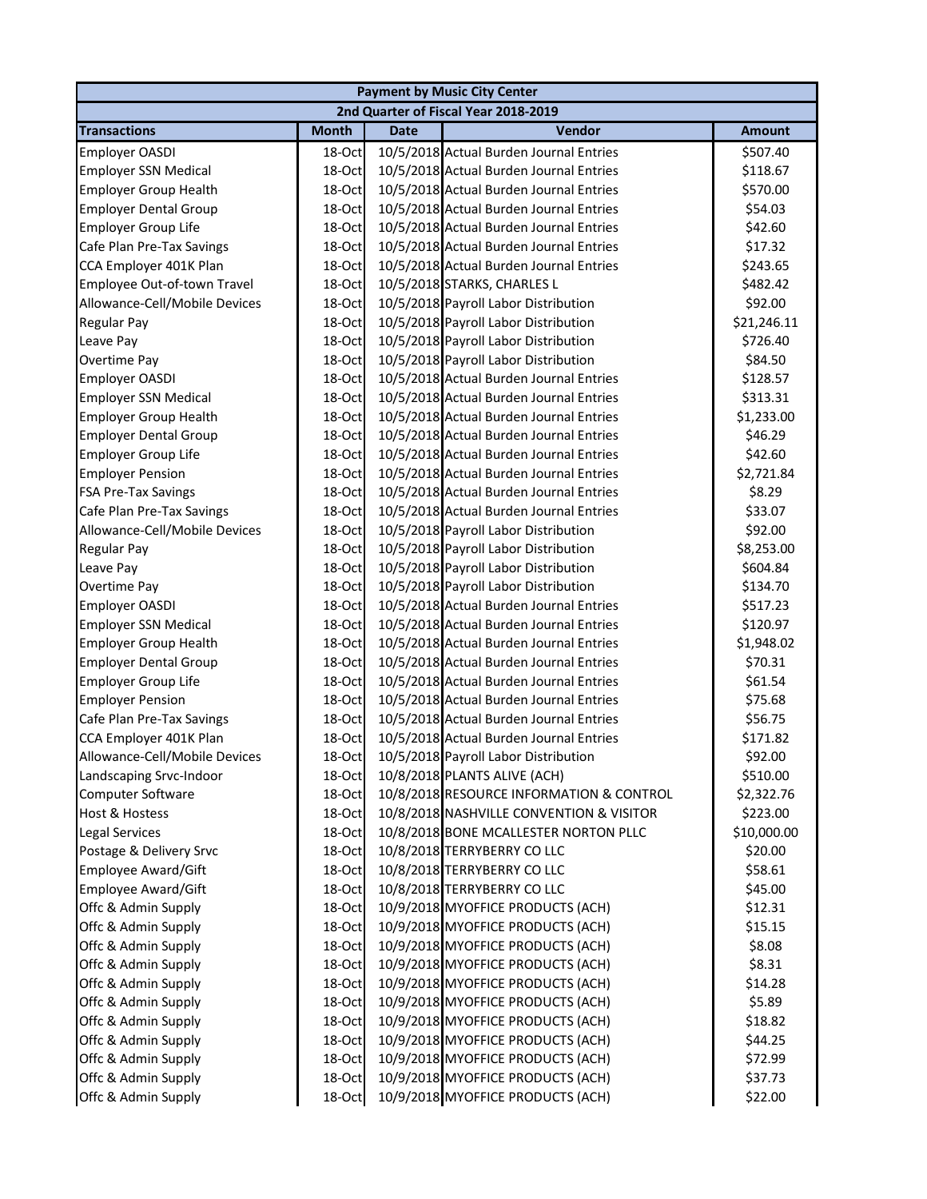| Payment by Music City Center | | | | |
|---|---|---|---|---|
| 2nd Quarter of Fiscal Year 2018-2019 | | | | |
| **Transactions** | **Month** | **Date** | **Vendor** | **Amount** |
| Employer OASDI | 18-Oct | 10/5/2018 | Actual Burden Journal Entries | $507.40 |
| Employer SSN Medical | 18-Oct | 10/5/2018 | Actual Burden Journal Entries | $118.67 |
| Employer Group Health | 18-Oct | 10/5/2018 | Actual Burden Journal Entries | $570.00 |
| Employer Dental Group | 18-Oct | 10/5/2018 | Actual Burden Journal Entries | $54.03 |
| Employer Group Life | 18-Oct | 10/5/2018 | Actual Burden Journal Entries | $42.60 |
| Cafe Plan Pre-Tax Savings | 18-Oct | 10/5/2018 | Actual Burden Journal Entries | $17.32 |
| CCA Employer 401K Plan | 18-Oct | 10/5/2018 | Actual Burden Journal Entries | $243.65 |
| Employee Out-of-town Travel | 18-Oct | 10/5/2018 | STARKS, CHARLES L | $482.42 |
| Allowance-Cell/Mobile Devices | 18-Oct | 10/5/2018 | Payroll Labor Distribution | $92.00 |
| Regular Pay | 18-Oct | 10/5/2018 | Payroll Labor Distribution | $21,246.11 |
| Leave Pay | 18-Oct | 10/5/2018 | Payroll Labor Distribution | $726.40 |
| Overtime Pay | 18-Oct | 10/5/2018 | Payroll Labor Distribution | $84.50 |
| Employer OASDI | 18-Oct | 10/5/2018 | Actual Burden Journal Entries | $128.57 |
| Employer SSN Medical | 18-Oct | 10/5/2018 | Actual Burden Journal Entries | $313.31 |
| Employer Group Health | 18-Oct | 10/5/2018 | Actual Burden Journal Entries | $1,233.00 |
| Employer Dental Group | 18-Oct | 10/5/2018 | Actual Burden Journal Entries | $46.29 |
| Employer Group Life | 18-Oct | 10/5/2018 | Actual Burden Journal Entries | $42.60 |
| Employer Pension | 18-Oct | 10/5/2018 | Actual Burden Journal Entries | $2,721.84 |
| FSA Pre-Tax Savings | 18-Oct | 10/5/2018 | Actual Burden Journal Entries | $8.29 |
| Cafe Plan Pre-Tax Savings | 18-Oct | 10/5/2018 | Actual Burden Journal Entries | $33.07 |
| Allowance-Cell/Mobile Devices | 18-Oct | 10/5/2018 | Payroll Labor Distribution | $92.00 |
| Regular Pay | 18-Oct | 10/5/2018 | Payroll Labor Distribution | $8,253.00 |
| Leave Pay | 18-Oct | 10/5/2018 | Payroll Labor Distribution | $604.84 |
| Overtime Pay | 18-Oct | 10/5/2018 | Payroll Labor Distribution | $134.70 |
| Employer OASDI | 18-Oct | 10/5/2018 | Actual Burden Journal Entries | $517.23 |
| Employer SSN Medical | 18-Oct | 10/5/2018 | Actual Burden Journal Entries | $120.97 |
| Employer Group Health | 18-Oct | 10/5/2018 | Actual Burden Journal Entries | $1,948.02 |
| Employer Dental Group | 18-Oct | 10/5/2018 | Actual Burden Journal Entries | $70.31 |
| Employer Group Life | 18-Oct | 10/5/2018 | Actual Burden Journal Entries | $61.54 |
| Employer Pension | 18-Oct | 10/5/2018 | Actual Burden Journal Entries | $75.68 |
| Cafe Plan Pre-Tax Savings | 18-Oct | 10/5/2018 | Actual Burden Journal Entries | $56.75 |
| CCA Employer 401K Plan | 18-Oct | 10/5/2018 | Actual Burden Journal Entries | $171.82 |
| Allowance-Cell/Mobile Devices | 18-Oct | 10/5/2018 | Payroll Labor Distribution | $92.00 |
| Landscaping Srvc-Indoor | 18-Oct | 10/8/2018 | PLANTS ALIVE (ACH) | $510.00 |
| Computer Software | 18-Oct | 10/8/2018 | RESOURCE INFORMATION & CONTROL | $2,322.76 |
| Host & Hostess | 18-Oct | 10/8/2018 | NASHVILLE CONVENTION & VISITOR | $223.00 |
| Legal Services | 18-Oct | 10/8/2018 | BONE MCALLESTER NORTON PLLC | $10,000.00 |
| Postage & Delivery Srvc | 18-Oct | 10/8/2018 | TERRYBERRY CO LLC | $20.00 |
| Employee Award/Gift | 18-Oct | 10/8/2018 | TERRYBERRY CO LLC | $58.61 |
| Employee Award/Gift | 18-Oct | 10/8/2018 | TERRYBERRY CO LLC | $45.00 |
| Offc & Admin Supply | 18-Oct | 10/9/2018 | MYOFFICE PRODUCTS (ACH) | $12.31 |
| Offc & Admin Supply | 18-Oct | 10/9/2018 | MYOFFICE PRODUCTS (ACH) | $15.15 |
| Offc & Admin Supply | 18-Oct | 10/9/2018 | MYOFFICE PRODUCTS (ACH) | $8.08 |
| Offc & Admin Supply | 18-Oct | 10/9/2018 | MYOFFICE PRODUCTS (ACH) | $8.31 |
| Offc & Admin Supply | 18-Oct | 10/9/2018 | MYOFFICE PRODUCTS (ACH) | $14.28 |
| Offc & Admin Supply | 18-Oct | 10/9/2018 | MYOFFICE PRODUCTS (ACH) | $5.89 |
| Offc & Admin Supply | 18-Oct | 10/9/2018 | MYOFFICE PRODUCTS (ACH) | $18.82 |
| Offc & Admin Supply | 18-Oct | 10/9/2018 | MYOFFICE PRODUCTS (ACH) | $44.25 |
| Offc & Admin Supply | 18-Oct | 10/9/2018 | MYOFFICE PRODUCTS (ACH) | $72.99 |
| Offc & Admin Supply | 18-Oct | 10/9/2018 | MYOFFICE PRODUCTS (ACH) | $37.73 |
| Offc & Admin Supply | 18-Oct | 10/9/2018 | MYOFFICE PRODUCTS (ACH) | $22.00 |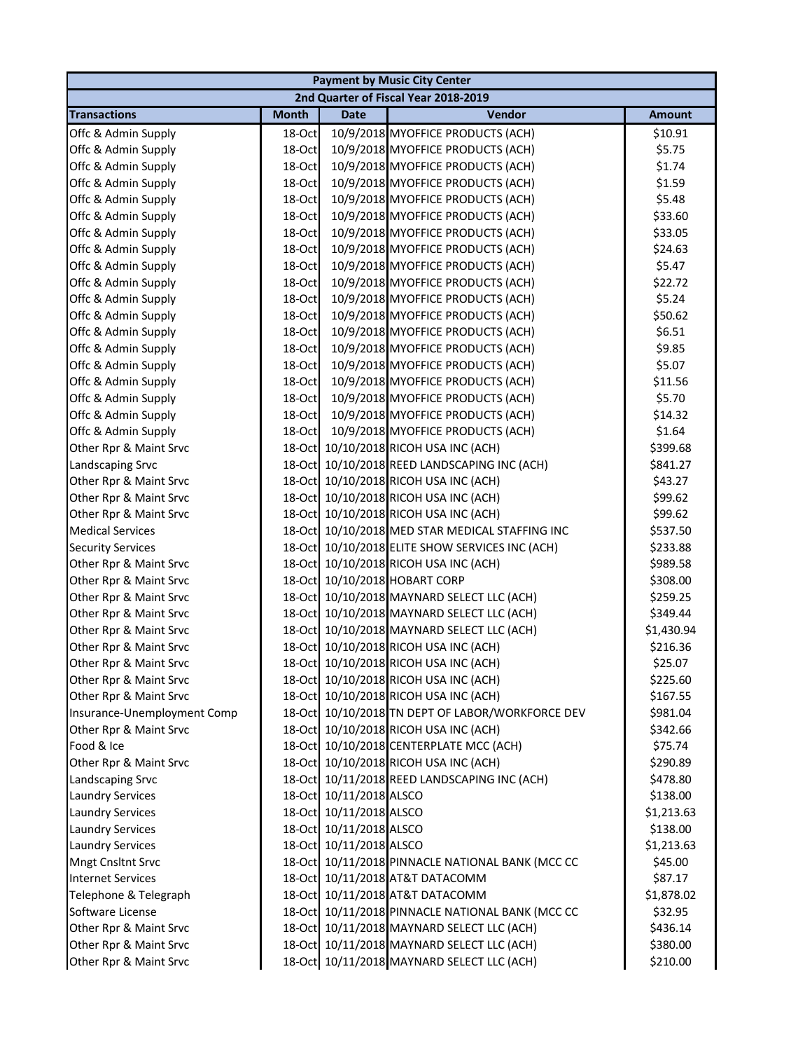| Payment by Music City Center | | | | |
|---|---|---|---|---|
| 2nd Quarter of Fiscal Year 2018-2019 | | | | |
| **Transactions** | **Month** | **Date** | **Vendor** | **Amount** |
| Offc & Admin Supply | 18-Oct | 10/9/2018 | MYOFFICE PRODUCTS (ACH) | $10.91 |
| Offc & Admin Supply | 18-Oct | 10/9/2018 | MYOFFICE PRODUCTS (ACH) | $5.75 |
| Offc & Admin Supply | 18-Oct | 10/9/2018 | MYOFFICE PRODUCTS (ACH) | $1.74 |
| Offc & Admin Supply | 18-Oct | 10/9/2018 | MYOFFICE PRODUCTS (ACH) | $1.59 |
| Offc & Admin Supply | 18-Oct | 10/9/2018 | MYOFFICE PRODUCTS (ACH) | $5.48 |
| Offc & Admin Supply | 18-Oct | 10/9/2018 | MYOFFICE PRODUCTS (ACH) | $33.60 |
| Offc & Admin Supply | 18-Oct | 10/9/2018 | MYOFFICE PRODUCTS (ACH) | $33.05 |
| Offc & Admin Supply | 18-Oct | 10/9/2018 | MYOFFICE PRODUCTS (ACH) | $24.63 |
| Offc & Admin Supply | 18-Oct | 10/9/2018 | MYOFFICE PRODUCTS (ACH) | $5.47 |
| Offc & Admin Supply | 18-Oct | 10/9/2018 | MYOFFICE PRODUCTS (ACH) | $22.72 |
| Offc & Admin Supply | 18-Oct | 10/9/2018 | MYOFFICE PRODUCTS (ACH) | $5.24 |
| Offc & Admin Supply | 18-Oct | 10/9/2018 | MYOFFICE PRODUCTS (ACH) | $50.62 |
| Offc & Admin Supply | 18-Oct | 10/9/2018 | MYOFFICE PRODUCTS (ACH) | $6.51 |
| Offc & Admin Supply | 18-Oct | 10/9/2018 | MYOFFICE PRODUCTS (ACH) | $9.85 |
| Offc & Admin Supply | 18-Oct | 10/9/2018 | MYOFFICE PRODUCTS (ACH) | $5.07 |
| Offc & Admin Supply | 18-Oct | 10/9/2018 | MYOFFICE PRODUCTS (ACH) | $11.56 |
| Offc & Admin Supply | 18-Oct | 10/9/2018 | MYOFFICE PRODUCTS (ACH) | $5.70 |
| Offc & Admin Supply | 18-Oct | 10/9/2018 | MYOFFICE PRODUCTS (ACH) | $14.32 |
| Offc & Admin Supply | 18-Oct | 10/9/2018 | MYOFFICE PRODUCTS (ACH) | $1.64 |
| Other Rpr & Maint Srvc | 18-Oct | 10/10/2018 | RICOH USA INC (ACH) | $399.68 |
| Landscaping Srvc | 18-Oct | 10/10/2018 | REED LANDSCAPING INC (ACH) | $841.27 |
| Other Rpr & Maint Srvc | 18-Oct | 10/10/2018 | RICOH USA INC (ACH) | $43.27 |
| Other Rpr & Maint Srvc | 18-Oct | 10/10/2018 | RICOH USA INC (ACH) | $99.62 |
| Other Rpr & Maint Srvc | 18-Oct | 10/10/2018 | RICOH USA INC (ACH) | $99.62 |
| Medical Services | 18-Oct | 10/10/2018 | MED STAR MEDICAL STAFFING INC | $537.50 |
| Security Services | 18-Oct | 10/10/2018 | ELITE SHOW SERVICES INC (ACH) | $233.88 |
| Other Rpr & Maint Srvc | 18-Oct | 10/10/2018 | RICOH USA INC (ACH) | $989.58 |
| Other Rpr & Maint Srvc | 18-Oct | 10/10/2018 | HOBART CORP | $308.00 |
| Other Rpr & Maint Srvc | 18-Oct | 10/10/2018 | MAYNARD SELECT LLC (ACH) | $259.25 |
| Other Rpr & Maint Srvc | 18-Oct | 10/10/2018 | MAYNARD SELECT LLC (ACH) | $349.44 |
| Other Rpr & Maint Srvc | 18-Oct | 10/10/2018 | MAYNARD SELECT LLC (ACH) | $1,430.94 |
| Other Rpr & Maint Srvc | 18-Oct | 10/10/2018 | RICOH USA INC (ACH) | $216.36 |
| Other Rpr & Maint Srvc | 18-Oct | 10/10/2018 | RICOH USA INC (ACH) | $25.07 |
| Other Rpr & Maint Srvc | 18-Oct | 10/10/2018 | RICOH USA INC (ACH) | $225.60 |
| Other Rpr & Maint Srvc | 18-Oct | 10/10/2018 | RICOH USA INC (ACH) | $167.55 |
| Insurance-Unemployment Comp | 18-Oct | 10/10/2018 | TN DEPT OF LABOR/WORKFORCE DEV | $981.04 |
| Other Rpr & Maint Srvc | 18-Oct | 10/10/2018 | RICOH USA INC (ACH) | $342.66 |
| Food & Ice | 18-Oct | 10/10/2018 | CENTERPLATE MCC (ACH) | $75.74 |
| Other Rpr & Maint Srvc | 18-Oct | 10/10/2018 | RICOH USA INC (ACH) | $290.89 |
| Landscaping Srvc | 18-Oct | 10/11/2018 | REED LANDSCAPING INC (ACH) | $478.80 |
| Laundry Services | 18-Oct | 10/11/2018 | ALSCO | $138.00 |
| Laundry Services | 18-Oct | 10/11/2018 | ALSCO | $1,213.63 |
| Laundry Services | 18-Oct | 10/11/2018 | ALSCO | $138.00 |
| Laundry Services | 18-Oct | 10/11/2018 | ALSCO | $1,213.63 |
| Mngt Cnsltnt Srvc | 18-Oct | 10/11/2018 | PINNACLE NATIONAL BANK (MCC CC | $45.00 |
| Internet Services | 18-Oct | 10/11/2018 | AT&T DATACOMM | $87.17 |
| Telephone & Telegraph | 18-Oct | 10/11/2018 | AT&T DATACOMM | $1,878.02 |
| Software License | 18-Oct | 10/11/2018 | PINNACLE NATIONAL BANK (MCC CC | $32.95 |
| Other Rpr & Maint Srvc | 18-Oct | 10/11/2018 | MAYNARD SELECT LLC (ACH) | $436.14 |
| Other Rpr & Maint Srvc | 18-Oct | 10/11/2018 | MAYNARD SELECT LLC (ACH) | $380.00 |
| Other Rpr & Maint Srvc | 18-Oct | 10/11/2018 | MAYNARD SELECT LLC (ACH) | $210.00 |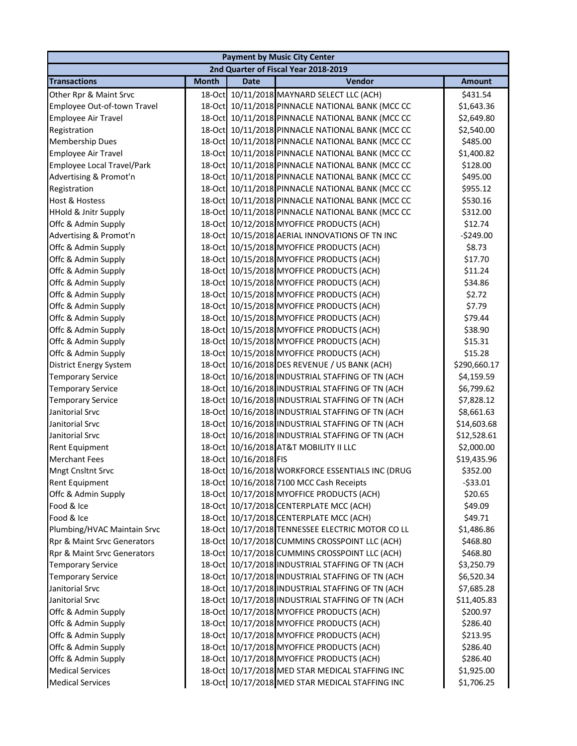| Payment by Music City Center | | | | |
|---|---|---|---|---|
| 2nd Quarter of Fiscal Year 2018-2019 | | | | |
| **Transactions** | **Month** | **Date** | **Vendor** | **Amount** |
| Other Rpr & Maint Srvc | 18-Oct | 10/11/2018 | MAYNARD SELECT LLC (ACH) | $431.54 |
| Employee Out-of-town Travel | 18-Oct | 10/11/2018 | PINNACLE NATIONAL BANK (MCC CC | $1,643.36 |
| Employee Air Travel | 18-Oct | 10/11/2018 | PINNACLE NATIONAL BANK (MCC CC | $2,649.80 |
| Registration | 18-Oct | 10/11/2018 | PINNACLE NATIONAL BANK (MCC CC | $2,540.00 |
| Membership Dues | 18-Oct | 10/11/2018 | PINNACLE NATIONAL BANK (MCC CC | $485.00 |
| Employee Air Travel | 18-Oct | 10/11/2018 | PINNACLE NATIONAL BANK (MCC CC | $1,400.82 |
| Employee Local Travel/Park | 18-Oct | 10/11/2018 | PINNACLE NATIONAL BANK (MCC CC | $128.00 |
| Advertising & Promot'n | 18-Oct | 10/11/2018 | PINNACLE NATIONAL BANK (MCC CC | $495.00 |
| Registration | 18-Oct | 10/11/2018 | PINNACLE NATIONAL BANK (MCC CC | $955.12 |
| Host & Hostess | 18-Oct | 10/11/2018 | PINNACLE NATIONAL BANK (MCC CC | $530.16 |
| HHold & Jnitr Supply | 18-Oct | 10/11/2018 | PINNACLE NATIONAL BANK (MCC CC | $312.00 |
| Offc & Admin Supply | 18-Oct | 10/12/2018 | MYOFFICE PRODUCTS (ACH) | $12.74 |
| Advertising & Promot'n | 18-Oct | 10/15/2018 | AERIAL INNOVATIONS OF TN INC | -$249.00 |
| Offc & Admin Supply | 18-Oct | 10/15/2018 | MYOFFICE PRODUCTS (ACH) | $8.73 |
| Offc & Admin Supply | 18-Oct | 10/15/2018 | MYOFFICE PRODUCTS (ACH) | $17.70 |
| Offc & Admin Supply | 18-Oct | 10/15/2018 | MYOFFICE PRODUCTS (ACH) | $11.24 |
| Offc & Admin Supply | 18-Oct | 10/15/2018 | MYOFFICE PRODUCTS (ACH) | $34.86 |
| Offc & Admin Supply | 18-Oct | 10/15/2018 | MYOFFICE PRODUCTS (ACH) | $2.72 |
| Offc & Admin Supply | 18-Oct | 10/15/2018 | MYOFFICE PRODUCTS (ACH) | $7.79 |
| Offc & Admin Supply | 18-Oct | 10/15/2018 | MYOFFICE PRODUCTS (ACH) | $79.44 |
| Offc & Admin Supply | 18-Oct | 10/15/2018 | MYOFFICE PRODUCTS (ACH) | $38.90 |
| Offc & Admin Supply | 18-Oct | 10/15/2018 | MYOFFICE PRODUCTS (ACH) | $15.31 |
| Offc & Admin Supply | 18-Oct | 10/15/2018 | MYOFFICE PRODUCTS (ACH) | $15.28 |
| District Energy System | 18-Oct | 10/16/2018 | DES REVENUE / US BANK (ACH) | $290,660.17 |
| Temporary Service | 18-Oct | 10/16/2018 | INDUSTRIAL STAFFING OF TN (ACH | $4,159.59 |
| Temporary Service | 18-Oct | 10/16/2018 | INDUSTRIAL STAFFING OF TN (ACH | $6,799.62 |
| Temporary Service | 18-Oct | 10/16/2018 | INDUSTRIAL STAFFING OF TN (ACH | $7,828.12 |
| Janitorial Srvc | 18-Oct | 10/16/2018 | INDUSTRIAL STAFFING OF TN (ACH | $8,661.63 |
| Janitorial Srvc | 18-Oct | 10/16/2018 | INDUSTRIAL STAFFING OF TN (ACH | $14,603.68 |
| Janitorial Srvc | 18-Oct | 10/16/2018 | INDUSTRIAL STAFFING OF TN (ACH | $12,528.61 |
| Rent Equipment | 18-Oct | 10/16/2018 | AT&T MOBILITY II LLC | $2,000.00 |
| Merchant Fees | 18-Oct | 10/16/2018 | FIS | $19,435.96 |
| Mngt Cnsltnt Srvc | 18-Oct | 10/16/2018 | WORKFORCE ESSENTIALS INC (DRUG | $352.00 |
| Rent Equipment | 18-Oct | 10/16/2018 | 7100 MCC Cash Receipts | -$33.01 |
| Offc & Admin Supply | 18-Oct | 10/17/2018 | MYOFFICE PRODUCTS (ACH) | $20.65 |
| Food & Ice | 18-Oct | 10/17/2018 | CENTERPLATE MCC (ACH) | $49.09 |
| Food & Ice | 18-Oct | 10/17/2018 | CENTERPLATE MCC (ACH) | $49.71 |
| Plumbing/HVAC Maintain Srvc | 18-Oct | 10/17/2018 | TENNESSEE ELECTRIC MOTOR CO LL | $1,486.86 |
| Rpr & Maint Srvc Generators | 18-Oct | 10/17/2018 | CUMMINS CROSSPOINT LLC (ACH) | $468.80 |
| Rpr & Maint Srvc Generators | 18-Oct | 10/17/2018 | CUMMINS CROSSPOINT LLC (ACH) | $468.80 |
| Temporary Service | 18-Oct | 10/17/2018 | INDUSTRIAL STAFFING OF TN (ACH | $3,250.79 |
| Temporary Service | 18-Oct | 10/17/2018 | INDUSTRIAL STAFFING OF TN (ACH | $6,520.34 |
| Janitorial Srvc | 18-Oct | 10/17/2018 | INDUSTRIAL STAFFING OF TN (ACH | $7,685.28 |
| Janitorial Srvc | 18-Oct | 10/17/2018 | INDUSTRIAL STAFFING OF TN (ACH | $11,405.83 |
| Offc & Admin Supply | 18-Oct | 10/17/2018 | MYOFFICE PRODUCTS (ACH) | $200.97 |
| Offc & Admin Supply | 18-Oct | 10/17/2018 | MYOFFICE PRODUCTS (ACH) | $286.40 |
| Offc & Admin Supply | 18-Oct | 10/17/2018 | MYOFFICE PRODUCTS (ACH) | $213.95 |
| Offc & Admin Supply | 18-Oct | 10/17/2018 | MYOFFICE PRODUCTS (ACH) | $286.40 |
| Offc & Admin Supply | 18-Oct | 10/17/2018 | MYOFFICE PRODUCTS (ACH) | $286.40 |
| Medical Services | 18-Oct | 10/17/2018 | MED STAR MEDICAL STAFFING INC | $1,925.00 |
| Medical Services | 18-Oct | 10/17/2018 | MED STAR MEDICAL STAFFING INC | $1,706.25 |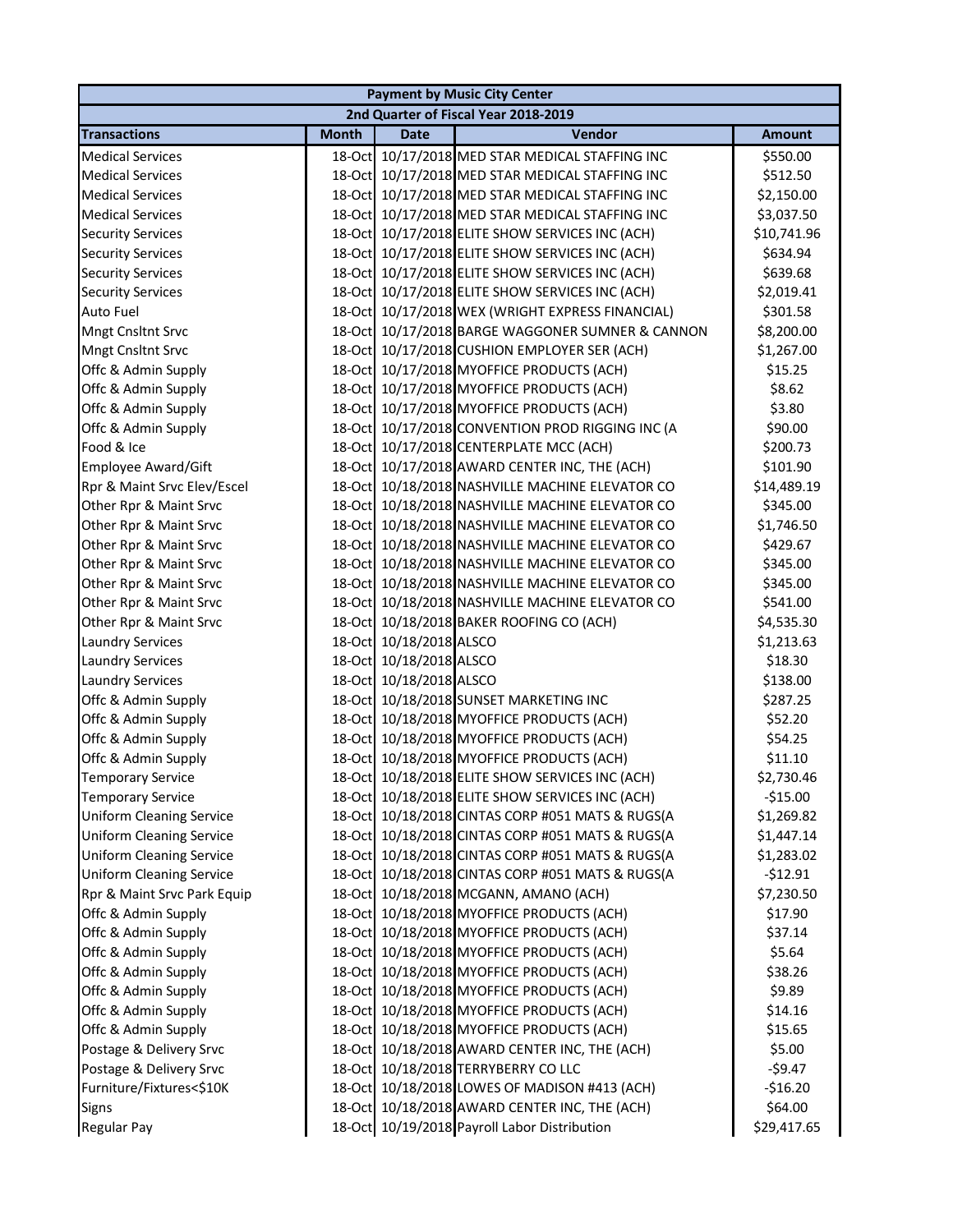| Payment by Music City Center | | | | |
|---|---|---|---|---|
| 2nd Quarter of Fiscal Year 2018-2019 | | | | |
| **Transactions** | **Month** | **Date** | **Vendor** | **Amount** |
| Medical Services | 18-Oct | 10/17/2018 | MED STAR MEDICAL STAFFING INC | $550.00 |
| Medical Services | 18-Oct | 10/17/2018 | MED STAR MEDICAL STAFFING INC | $512.50 |
| Medical Services | 18-Oct | 10/17/2018 | MED STAR MEDICAL STAFFING INC | $2,150.00 |
| Medical Services | 18-Oct | 10/17/2018 | MED STAR MEDICAL STAFFING INC | $3,037.50 |
| Security Services | 18-Oct | 10/17/2018 | ELITE SHOW SERVICES INC (ACH) | $10,741.96 |
| Security Services | 18-Oct | 10/17/2018 | ELITE SHOW SERVICES INC (ACH) | $634.94 |
| Security Services | 18-Oct | 10/17/2018 | ELITE SHOW SERVICES INC (ACH) | $639.68 |
| Security Services | 18-Oct | 10/17/2018 | ELITE SHOW SERVICES INC (ACH) | $2,019.41 |
| Auto Fuel | 18-Oct | 10/17/2018 | WEX (WRIGHT EXPRESS FINANCIAL) | $301.58 |
| Mngt Cnsltnt Srvc | 18-Oct | 10/17/2018 | BARGE WAGGONER SUMNER & CANNON | $8,200.00 |
| Mngt Cnsltnt Srvc | 18-Oct | 10/17/2018 | CUSHION EMPLOYER SER (ACH) | $1,267.00 |
| Offc & Admin Supply | 18-Oct | 10/17/2018 | MYOFFICE PRODUCTS (ACH) | $15.25 |
| Offc & Admin Supply | 18-Oct | 10/17/2018 | MYOFFICE PRODUCTS (ACH) | $8.62 |
| Offc & Admin Supply | 18-Oct | 10/17/2018 | MYOFFICE PRODUCTS (ACH) | $3.80 |
| Offc & Admin Supply | 18-Oct | 10/17/2018 | CONVENTION PROD RIGGING INC (A | $90.00 |
| Food & Ice | 18-Oct | 10/17/2018 | CENTERPLATE MCC (ACH) | $200.73 |
| Employee Award/Gift | 18-Oct | 10/17/2018 | AWARD CENTER INC, THE (ACH) | $101.90 |
| Rpr & Maint Srvc Elev/Escel | 18-Oct | 10/18/2018 | NASHVILLE MACHINE ELEVATOR CO | $14,489.19 |
| Other Rpr & Maint Srvc | 18-Oct | 10/18/2018 | NASHVILLE MACHINE ELEVATOR CO | $345.00 |
| Other Rpr & Maint Srvc | 18-Oct | 10/18/2018 | NASHVILLE MACHINE ELEVATOR CO | $1,746.50 |
| Other Rpr & Maint Srvc | 18-Oct | 10/18/2018 | NASHVILLE MACHINE ELEVATOR CO | $429.67 |
| Other Rpr & Maint Srvc | 18-Oct | 10/18/2018 | NASHVILLE MACHINE ELEVATOR CO | $345.00 |
| Other Rpr & Maint Srvc | 18-Oct | 10/18/2018 | NASHVILLE MACHINE ELEVATOR CO | $345.00 |
| Other Rpr & Maint Srvc | 18-Oct | 10/18/2018 | NASHVILLE MACHINE ELEVATOR CO | $541.00 |
| Other Rpr & Maint Srvc | 18-Oct | 10/18/2018 | BAKER ROOFING CO (ACH) | $4,535.30 |
| Laundry Services | 18-Oct | 10/18/2018 | ALSCO | $1,213.63 |
| Laundry Services | 18-Oct | 10/18/2018 | ALSCO | $18.30 |
| Laundry Services | 18-Oct | 10/18/2018 | ALSCO | $138.00 |
| Offc & Admin Supply | 18-Oct | 10/18/2018 | SUNSET MARKETING INC | $287.25 |
| Offc & Admin Supply | 18-Oct | 10/18/2018 | MYOFFICE PRODUCTS (ACH) | $52.20 |
| Offc & Admin Supply | 18-Oct | 10/18/2018 | MYOFFICE PRODUCTS (ACH) | $54.25 |
| Offc & Admin Supply | 18-Oct | 10/18/2018 | MYOFFICE PRODUCTS (ACH) | $11.10 |
| Temporary Service | 18-Oct | 10/18/2018 | ELITE SHOW SERVICES INC (ACH) | $2,730.46 |
| Temporary Service | 18-Oct | 10/18/2018 | ELITE SHOW SERVICES INC (ACH) | -$15.00 |
| Uniform Cleaning Service | 18-Oct | 10/18/2018 | CINTAS CORP #051 MATS & RUGS(A | $1,269.82 |
| Uniform Cleaning Service | 18-Oct | 10/18/2018 | CINTAS CORP #051 MATS & RUGS(A | $1,447.14 |
| Uniform Cleaning Service | 18-Oct | 10/18/2018 | CINTAS CORP #051 MATS & RUGS(A | $1,283.02 |
| Uniform Cleaning Service | 18-Oct | 10/18/2018 | CINTAS CORP #051 MATS & RUGS(A | -$12.91 |
| Rpr & Maint Srvc Park Equip | 18-Oct | 10/18/2018 | MCGANN, AMANO (ACH) | $7,230.50 |
| Offc & Admin Supply | 18-Oct | 10/18/2018 | MYOFFICE PRODUCTS (ACH) | $17.90 |
| Offc & Admin Supply | 18-Oct | 10/18/2018 | MYOFFICE PRODUCTS (ACH) | $37.14 |
| Offc & Admin Supply | 18-Oct | 10/18/2018 | MYOFFICE PRODUCTS (ACH) | $5.64 |
| Offc & Admin Supply | 18-Oct | 10/18/2018 | MYOFFICE PRODUCTS (ACH) | $38.26 |
| Offc & Admin Supply | 18-Oct | 10/18/2018 | MYOFFICE PRODUCTS (ACH) | $9.89 |
| Offc & Admin Supply | 18-Oct | 10/18/2018 | MYOFFICE PRODUCTS (ACH) | $14.16 |
| Offc & Admin Supply | 18-Oct | 10/18/2018 | MYOFFICE PRODUCTS (ACH) | $15.65 |
| Postage & Delivery Srvc | 18-Oct | 10/18/2018 | AWARD CENTER INC, THE (ACH) | $5.00 |
| Postage & Delivery Srvc | 18-Oct | 10/18/2018 | TERRYBERRY CO LLC | -$9.47 |
| Furniture/Fixtures<$10K | 18-Oct | 10/18/2018 | LOWES OF MADISON #413 (ACH) | -$16.20 |
| Signs | 18-Oct | 10/18/2018 | AWARD CENTER INC, THE (ACH) | $64.00 |
| Regular Pay | 18-Oct | 10/19/2018 | Payroll Labor Distribution | $29,417.65 |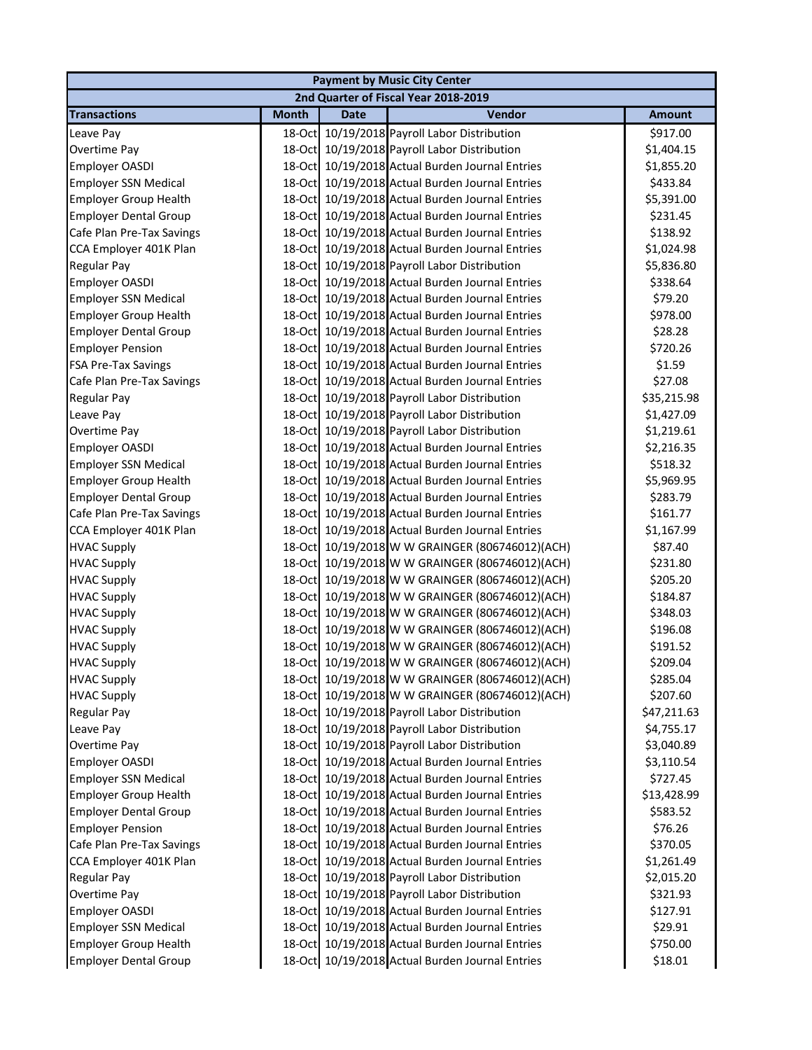| Payment by Music City Center | | | | |
|---|---|---|---|---|
| 2nd Quarter of Fiscal Year 2018-2019 | | | | |
| **Transactions** | **Month** | **Date** | **Vendor** | **Amount** |
| Leave Pay | 18-Oct | 10/19/2018 | Payroll Labor Distribution | $917.00 |
| Overtime Pay | 18-Oct | 10/19/2018 | Payroll Labor Distribution | $1,404.15 |
| Employer OASDI | 18-Oct | 10/19/2018 | Actual Burden Journal Entries | $1,855.20 |
| Employer SSN Medical | 18-Oct | 10/19/2018 | Actual Burden Journal Entries | $433.84 |
| Employer Group Health | 18-Oct | 10/19/2018 | Actual Burden Journal Entries | $5,391.00 |
| Employer Dental Group | 18-Oct | 10/19/2018 | Actual Burden Journal Entries | $231.45 |
| Cafe Plan Pre-Tax Savings | 18-Oct | 10/19/2018 | Actual Burden Journal Entries | $138.92 |
| CCA Employer 401K Plan | 18-Oct | 10/19/2018 | Actual Burden Journal Entries | $1,024.98 |
| Regular Pay | 18-Oct | 10/19/2018 | Payroll Labor Distribution | $5,836.80 |
| Employer OASDI | 18-Oct | 10/19/2018 | Actual Burden Journal Entries | $338.64 |
| Employer SSN Medical | 18-Oct | 10/19/2018 | Actual Burden Journal Entries | $79.20 |
| Employer Group Health | 18-Oct | 10/19/2018 | Actual Burden Journal Entries | $978.00 |
| Employer Dental Group | 18-Oct | 10/19/2018 | Actual Burden Journal Entries | $28.28 |
| Employer Pension | 18-Oct | 10/19/2018 | Actual Burden Journal Entries | $720.26 |
| FSA Pre-Tax Savings | 18-Oct | 10/19/2018 | Actual Burden Journal Entries | $1.59 |
| Cafe Plan Pre-Tax Savings | 18-Oct | 10/19/2018 | Actual Burden Journal Entries | $27.08 |
| Regular Pay | 18-Oct | 10/19/2018 | Payroll Labor Distribution | $35,215.98 |
| Leave Pay | 18-Oct | 10/19/2018 | Payroll Labor Distribution | $1,427.09 |
| Overtime Pay | 18-Oct | 10/19/2018 | Payroll Labor Distribution | $1,219.61 |
| Employer OASDI | 18-Oct | 10/19/2018 | Actual Burden Journal Entries | $2,216.35 |
| Employer SSN Medical | 18-Oct | 10/19/2018 | Actual Burden Journal Entries | $518.32 |
| Employer Group Health | 18-Oct | 10/19/2018 | Actual Burden Journal Entries | $5,969.95 |
| Employer Dental Group | 18-Oct | 10/19/2018 | Actual Burden Journal Entries | $283.79 |
| Cafe Plan Pre-Tax Savings | 18-Oct | 10/19/2018 | Actual Burden Journal Entries | $161.77 |
| CCA Employer 401K Plan | 18-Oct | 10/19/2018 | Actual Burden Journal Entries | $1,167.99 |
| HVAC Supply | 18-Oct | 10/19/2018 | W W GRAINGER (806746012)(ACH) | $87.40 |
| HVAC Supply | 18-Oct | 10/19/2018 | W W GRAINGER (806746012)(ACH) | $231.80 |
| HVAC Supply | 18-Oct | 10/19/2018 | W W GRAINGER (806746012)(ACH) | $205.20 |
| HVAC Supply | 18-Oct | 10/19/2018 | W W GRAINGER (806746012)(ACH) | $184.87 |
| HVAC Supply | 18-Oct | 10/19/2018 | W W GRAINGER (806746012)(ACH) | $348.03 |
| HVAC Supply | 18-Oct | 10/19/2018 | W W GRAINGER (806746012)(ACH) | $196.08 |
| HVAC Supply | 18-Oct | 10/19/2018 | W W GRAINGER (806746012)(ACH) | $191.52 |
| HVAC Supply | 18-Oct | 10/19/2018 | W W GRAINGER (806746012)(ACH) | $209.04 |
| HVAC Supply | 18-Oct | 10/19/2018 | W W GRAINGER (806746012)(ACH) | $285.04 |
| HVAC Supply | 18-Oct | 10/19/2018 | W W GRAINGER (806746012)(ACH) | $207.60 |
| Regular Pay | 18-Oct | 10/19/2018 | Payroll Labor Distribution | $47,211.63 |
| Leave Pay | 18-Oct | 10/19/2018 | Payroll Labor Distribution | $4,755.17 |
| Overtime Pay | 18-Oct | 10/19/2018 | Payroll Labor Distribution | $3,040.89 |
| Employer OASDI | 18-Oct | 10/19/2018 | Actual Burden Journal Entries | $3,110.54 |
| Employer SSN Medical | 18-Oct | 10/19/2018 | Actual Burden Journal Entries | $727.45 |
| Employer Group Health | 18-Oct | 10/19/2018 | Actual Burden Journal Entries | $13,428.99 |
| Employer Dental Group | 18-Oct | 10/19/2018 | Actual Burden Journal Entries | $583.52 |
| Employer Pension | 18-Oct | 10/19/2018 | Actual Burden Journal Entries | $76.26 |
| Cafe Plan Pre-Tax Savings | 18-Oct | 10/19/2018 | Actual Burden Journal Entries | $370.05 |
| CCA Employer 401K Plan | 18-Oct | 10/19/2018 | Actual Burden Journal Entries | $1,261.49 |
| Regular Pay | 18-Oct | 10/19/2018 | Payroll Labor Distribution | $2,015.20 |
| Overtime Pay | 18-Oct | 10/19/2018 | Payroll Labor Distribution | $321.93 |
| Employer OASDI | 18-Oct | 10/19/2018 | Actual Burden Journal Entries | $127.91 |
| Employer SSN Medical | 18-Oct | 10/19/2018 | Actual Burden Journal Entries | $29.91 |
| Employer Group Health | 18-Oct | 10/19/2018 | Actual Burden Journal Entries | $750.00 |
| Employer Dental Group | 18-Oct | 10/19/2018 | Actual Burden Journal Entries | $18.01 |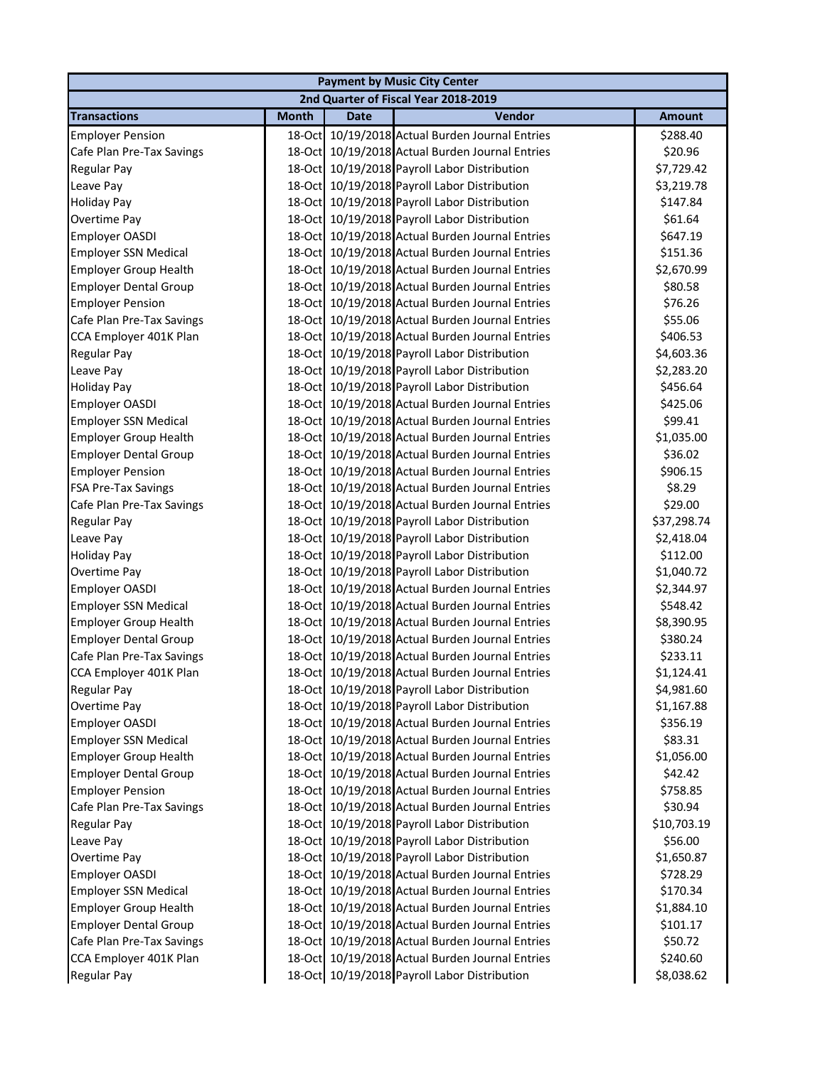| Payment by Music City Center | | | | |
|---|---|---|---|---|
| 2nd Quarter of Fiscal Year 2018-2019 | | | | |
| **Transactions** | **Month** | **Date** | **Vendor** | **Amount** |
| Employer Pension | 18-Oct | 10/19/2018 | Actual Burden Journal Entries | $288.40 |
| Cafe Plan Pre-Tax Savings | 18-Oct | 10/19/2018 | Actual Burden Journal Entries | $20.96 |
| Regular Pay | 18-Oct | 10/19/2018 | Payroll Labor Distribution | $7,729.42 |
| Leave Pay | 18-Oct | 10/19/2018 | Payroll Labor Distribution | $3,219.78 |
| Holiday Pay | 18-Oct | 10/19/2018 | Payroll Labor Distribution | $147.84 |
| Overtime Pay | 18-Oct | 10/19/2018 | Payroll Labor Distribution | $61.64 |
| Employer OASDI | 18-Oct | 10/19/2018 | Actual Burden Journal Entries | $647.19 |
| Employer SSN Medical | 18-Oct | 10/19/2018 | Actual Burden Journal Entries | $151.36 |
| Employer Group Health | 18-Oct | 10/19/2018 | Actual Burden Journal Entries | $2,670.99 |
| Employer Dental Group | 18-Oct | 10/19/2018 | Actual Burden Journal Entries | $80.58 |
| Employer Pension | 18-Oct | 10/19/2018 | Actual Burden Journal Entries | $76.26 |
| Cafe Plan Pre-Tax Savings | 18-Oct | 10/19/2018 | Actual Burden Journal Entries | $55.06 |
| CCA Employer 401K Plan | 18-Oct | 10/19/2018 | Actual Burden Journal Entries | $406.53 |
| Regular Pay | 18-Oct | 10/19/2018 | Payroll Labor Distribution | $4,603.36 |
| Leave Pay | 18-Oct | 10/19/2018 | Payroll Labor Distribution | $2,283.20 |
| Holiday Pay | 18-Oct | 10/19/2018 | Payroll Labor Distribution | $456.64 |
| Employer OASDI | 18-Oct | 10/19/2018 | Actual Burden Journal Entries | $425.06 |
| Employer SSN Medical | 18-Oct | 10/19/2018 | Actual Burden Journal Entries | $99.41 |
| Employer Group Health | 18-Oct | 10/19/2018 | Actual Burden Journal Entries | $1,035.00 |
| Employer Dental Group | 18-Oct | 10/19/2018 | Actual Burden Journal Entries | $36.02 |
| Employer Pension | 18-Oct | 10/19/2018 | Actual Burden Journal Entries | $906.15 |
| FSA Pre-Tax Savings | 18-Oct | 10/19/2018 | Actual Burden Journal Entries | $8.29 |
| Cafe Plan Pre-Tax Savings | 18-Oct | 10/19/2018 | Actual Burden Journal Entries | $29.00 |
| Regular Pay | 18-Oct | 10/19/2018 | Payroll Labor Distribution | $37,298.74 |
| Leave Pay | 18-Oct | 10/19/2018 | Payroll Labor Distribution | $2,418.04 |
| Holiday Pay | 18-Oct | 10/19/2018 | Payroll Labor Distribution | $112.00 |
| Overtime Pay | 18-Oct | 10/19/2018 | Payroll Labor Distribution | $1,040.72 |
| Employer OASDI | 18-Oct | 10/19/2018 | Actual Burden Journal Entries | $2,344.97 |
| Employer SSN Medical | 18-Oct | 10/19/2018 | Actual Burden Journal Entries | $548.42 |
| Employer Group Health | 18-Oct | 10/19/2018 | Actual Burden Journal Entries | $8,390.95 |
| Employer Dental Group | 18-Oct | 10/19/2018 | Actual Burden Journal Entries | $380.24 |
| Cafe Plan Pre-Tax Savings | 18-Oct | 10/19/2018 | Actual Burden Journal Entries | $233.11 |
| CCA Employer 401K Plan | 18-Oct | 10/19/2018 | Actual Burden Journal Entries | $1,124.41 |
| Regular Pay | 18-Oct | 10/19/2018 | Payroll Labor Distribution | $4,981.60 |
| Overtime Pay | 18-Oct | 10/19/2018 | Payroll Labor Distribution | $1,167.88 |
| Employer OASDI | 18-Oct | 10/19/2018 | Actual Burden Journal Entries | $356.19 |
| Employer SSN Medical | 18-Oct | 10/19/2018 | Actual Burden Journal Entries | $83.31 |
| Employer Group Health | 18-Oct | 10/19/2018 | Actual Burden Journal Entries | $1,056.00 |
| Employer Dental Group | 18-Oct | 10/19/2018 | Actual Burden Journal Entries | $42.42 |
| Employer Pension | 18-Oct | 10/19/2018 | Actual Burden Journal Entries | $758.85 |
| Cafe Plan Pre-Tax Savings | 18-Oct | 10/19/2018 | Actual Burden Journal Entries | $30.94 |
| Regular Pay | 18-Oct | 10/19/2018 | Payroll Labor Distribution | $10,703.19 |
| Leave Pay | 18-Oct | 10/19/2018 | Payroll Labor Distribution | $56.00 |
| Overtime Pay | 18-Oct | 10/19/2018 | Payroll Labor Distribution | $1,650.87 |
| Employer OASDI | 18-Oct | 10/19/2018 | Actual Burden Journal Entries | $728.29 |
| Employer SSN Medical | 18-Oct | 10/19/2018 | Actual Burden Journal Entries | $170.34 |
| Employer Group Health | 18-Oct | 10/19/2018 | Actual Burden Journal Entries | $1,884.10 |
| Employer Dental Group | 18-Oct | 10/19/2018 | Actual Burden Journal Entries | $101.17 |
| Cafe Plan Pre-Tax Savings | 18-Oct | 10/19/2018 | Actual Burden Journal Entries | $50.72 |
| CCA Employer 401K Plan | 18-Oct | 10/19/2018 | Actual Burden Journal Entries | $240.60 |
| Regular Pay | 18-Oct | 10/19/2018 | Payroll Labor Distribution | $8,038.62 |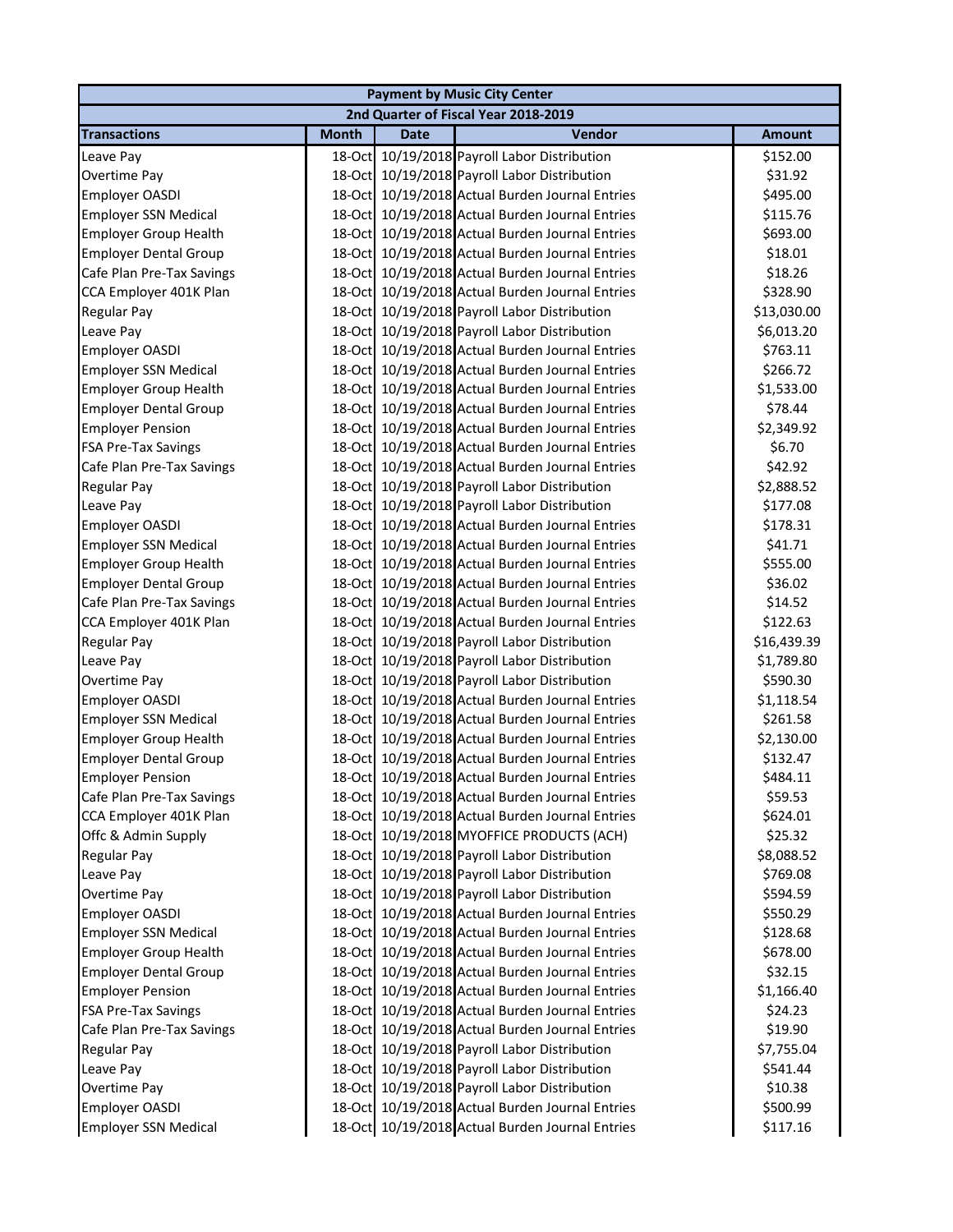| Payment by Music City Center | | | | |
|---|---|---|---|---|
| 2nd Quarter of Fiscal Year 2018-2019 | | | | |
| **Transactions** | **Month** | **Date** | **Vendor** | **Amount** |
| Leave Pay | 18-Oct | 10/19/2018 | Payroll Labor Distribution | $152.00 |
| Overtime Pay | 18-Oct | 10/19/2018 | Payroll Labor Distribution | $31.92 |
| Employer OASDI | 18-Oct | 10/19/2018 | Actual Burden Journal Entries | $495.00 |
| Employer SSN Medical | 18-Oct | 10/19/2018 | Actual Burden Journal Entries | $115.76 |
| Employer Group Health | 18-Oct | 10/19/2018 | Actual Burden Journal Entries | $693.00 |
| Employer Dental Group | 18-Oct | 10/19/2018 | Actual Burden Journal Entries | $18.01 |
| Cafe Plan Pre-Tax Savings | 18-Oct | 10/19/2018 | Actual Burden Journal Entries | $18.26 |
| CCA Employer 401K Plan | 18-Oct | 10/19/2018 | Actual Burden Journal Entries | $328.90 |
| Regular Pay | 18-Oct | 10/19/2018 | Payroll Labor Distribution | $13,030.00 |
| Leave Pay | 18-Oct | 10/19/2018 | Payroll Labor Distribution | $6,013.20 |
| Employer OASDI | 18-Oct | 10/19/2018 | Actual Burden Journal Entries | $763.11 |
| Employer SSN Medical | 18-Oct | 10/19/2018 | Actual Burden Journal Entries | $266.72 |
| Employer Group Health | 18-Oct | 10/19/2018 | Actual Burden Journal Entries | $1,533.00 |
| Employer Dental Group | 18-Oct | 10/19/2018 | Actual Burden Journal Entries | $78.44 |
| Employer Pension | 18-Oct | 10/19/2018 | Actual Burden Journal Entries | $2,349.92 |
| FSA Pre-Tax Savings | 18-Oct | 10/19/2018 | Actual Burden Journal Entries | $6.70 |
| Cafe Plan Pre-Tax Savings | 18-Oct | 10/19/2018 | Actual Burden Journal Entries | $42.92 |
| Regular Pay | 18-Oct | 10/19/2018 | Payroll Labor Distribution | $2,888.52 |
| Leave Pay | 18-Oct | 10/19/2018 | Payroll Labor Distribution | $177.08 |
| Employer OASDI | 18-Oct | 10/19/2018 | Actual Burden Journal Entries | $178.31 |
| Employer SSN Medical | 18-Oct | 10/19/2018 | Actual Burden Journal Entries | $41.71 |
| Employer Group Health | 18-Oct | 10/19/2018 | Actual Burden Journal Entries | $555.00 |
| Employer Dental Group | 18-Oct | 10/19/2018 | Actual Burden Journal Entries | $36.02 |
| Cafe Plan Pre-Tax Savings | 18-Oct | 10/19/2018 | Actual Burden Journal Entries | $14.52 |
| CCA Employer 401K Plan | 18-Oct | 10/19/2018 | Actual Burden Journal Entries | $122.63 |
| Regular Pay | 18-Oct | 10/19/2018 | Payroll Labor Distribution | $16,439.39 |
| Leave Pay | 18-Oct | 10/19/2018 | Payroll Labor Distribution | $1,789.80 |
| Overtime Pay | 18-Oct | 10/19/2018 | Payroll Labor Distribution | $590.30 |
| Employer OASDI | 18-Oct | 10/19/2018 | Actual Burden Journal Entries | $1,118.54 |
| Employer SSN Medical | 18-Oct | 10/19/2018 | Actual Burden Journal Entries | $261.58 |
| Employer Group Health | 18-Oct | 10/19/2018 | Actual Burden Journal Entries | $2,130.00 |
| Employer Dental Group | 18-Oct | 10/19/2018 | Actual Burden Journal Entries | $132.47 |
| Employer Pension | 18-Oct | 10/19/2018 | Actual Burden Journal Entries | $484.11 |
| Cafe Plan Pre-Tax Savings | 18-Oct | 10/19/2018 | Actual Burden Journal Entries | $59.53 |
| CCA Employer 401K Plan | 18-Oct | 10/19/2018 | Actual Burden Journal Entries | $624.01 |
| Offc & Admin Supply | 18-Oct | 10/19/2018 | MYOFFICE PRODUCTS (ACH) | $25.32 |
| Regular Pay | 18-Oct | 10/19/2018 | Payroll Labor Distribution | $8,088.52 |
| Leave Pay | 18-Oct | 10/19/2018 | Payroll Labor Distribution | $769.08 |
| Overtime Pay | 18-Oct | 10/19/2018 | Payroll Labor Distribution | $594.59 |
| Employer OASDI | 18-Oct | 10/19/2018 | Actual Burden Journal Entries | $550.29 |
| Employer SSN Medical | 18-Oct | 10/19/2018 | Actual Burden Journal Entries | $128.68 |
| Employer Group Health | 18-Oct | 10/19/2018 | Actual Burden Journal Entries | $678.00 |
| Employer Dental Group | 18-Oct | 10/19/2018 | Actual Burden Journal Entries | $32.15 |
| Employer Pension | 18-Oct | 10/19/2018 | Actual Burden Journal Entries | $1,166.40 |
| FSA Pre-Tax Savings | 18-Oct | 10/19/2018 | Actual Burden Journal Entries | $24.23 |
| Cafe Plan Pre-Tax Savings | 18-Oct | 10/19/2018 | Actual Burden Journal Entries | $19.90 |
| Regular Pay | 18-Oct | 10/19/2018 | Payroll Labor Distribution | $7,755.04 |
| Leave Pay | 18-Oct | 10/19/2018 | Payroll Labor Distribution | $541.44 |
| Overtime Pay | 18-Oct | 10/19/2018 | Payroll Labor Distribution | $10.38 |
| Employer OASDI | 18-Oct | 10/19/2018 | Actual Burden Journal Entries | $500.99 |
| Employer SSN Medical | 18-Oct | 10/19/2018 | Actual Burden Journal Entries | $117.16 |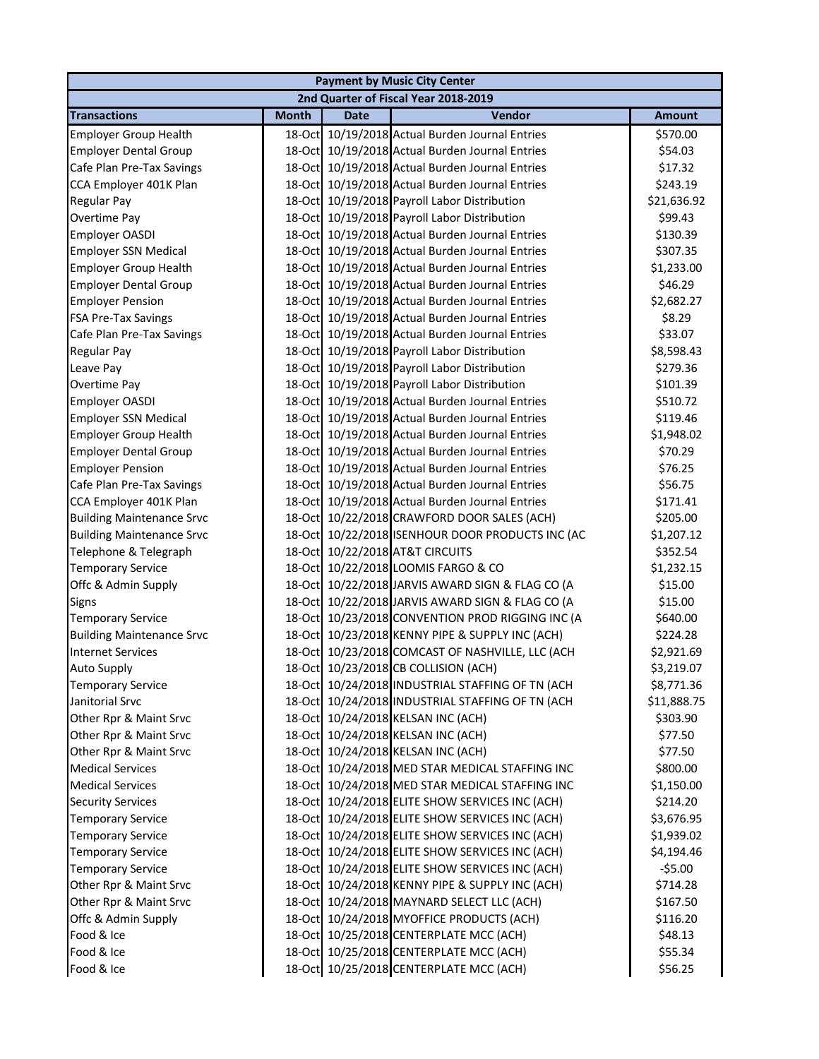| Payment by Music City Center | | | | |
|---|---|---|---|---|
| 2nd Quarter of Fiscal Year 2018-2019 | | | | |
| **Transactions** | **Month** | **Date** | **Vendor** | **Amount** |
| Employer Group Health | 18-Oct | 10/19/2018 | Actual Burden Journal Entries | $570.00 |
| Employer Dental Group | 18-Oct | 10/19/2018 | Actual Burden Journal Entries | $54.03 |
| Cafe Plan Pre-Tax Savings | 18-Oct | 10/19/2018 | Actual Burden Journal Entries | $17.32 |
| CCA Employer 401K Plan | 18-Oct | 10/19/2018 | Actual Burden Journal Entries | $243.19 |
| Regular Pay | 18-Oct | 10/19/2018 | Payroll Labor Distribution | $21,636.92 |
| Overtime Pay | 18-Oct | 10/19/2018 | Payroll Labor Distribution | $99.43 |
| Employer OASDI | 18-Oct | 10/19/2018 | Actual Burden Journal Entries | $130.39 |
| Employer SSN Medical | 18-Oct | 10/19/2018 | Actual Burden Journal Entries | $307.35 |
| Employer Group Health | 18-Oct | 10/19/2018 | Actual Burden Journal Entries | $1,233.00 |
| Employer Dental Group | 18-Oct | 10/19/2018 | Actual Burden Journal Entries | $46.29 |
| Employer Pension | 18-Oct | 10/19/2018 | Actual Burden Journal Entries | $2,682.27 |
| FSA Pre-Tax Savings | 18-Oct | 10/19/2018 | Actual Burden Journal Entries | $8.29 |
| Cafe Plan Pre-Tax Savings | 18-Oct | 10/19/2018 | Actual Burden Journal Entries | $33.07 |
| Regular Pay | 18-Oct | 10/19/2018 | Payroll Labor Distribution | $8,598.43 |
| Leave Pay | 18-Oct | 10/19/2018 | Payroll Labor Distribution | $279.36 |
| Overtime Pay | 18-Oct | 10/19/2018 | Payroll Labor Distribution | $101.39 |
| Employer OASDI | 18-Oct | 10/19/2018 | Actual Burden Journal Entries | $510.72 |
| Employer SSN Medical | 18-Oct | 10/19/2018 | Actual Burden Journal Entries | $119.46 |
| Employer Group Health | 18-Oct | 10/19/2018 | Actual Burden Journal Entries | $1,948.02 |
| Employer Dental Group | 18-Oct | 10/19/2018 | Actual Burden Journal Entries | $70.29 |
| Employer Pension | 18-Oct | 10/19/2018 | Actual Burden Journal Entries | $76.25 |
| Cafe Plan Pre-Tax Savings | 18-Oct | 10/19/2018 | Actual Burden Journal Entries | $56.75 |
| CCA Employer 401K Plan | 18-Oct | 10/19/2018 | Actual Burden Journal Entries | $171.41 |
| Building Maintenance Srvc | 18-Oct | 10/22/2018 | CRAWFORD DOOR SALES (ACH) | $205.00 |
| Building Maintenance Srvc | 18-Oct | 10/22/2018 | ISENHOUR DOOR PRODUCTS INC (AC | $1,207.12 |
| Telephone & Telegraph | 18-Oct | 10/22/2018 | AT&T CIRCUITS | $352.54 |
| Temporary Service | 18-Oct | 10/22/2018 | LOOMIS FARGO & CO | $1,232.15 |
| Offc & Admin Supply | 18-Oct | 10/22/2018 | JARVIS AWARD SIGN & FLAG CO (A | $15.00 |
| Signs | 18-Oct | 10/22/2018 | JARVIS AWARD SIGN & FLAG CO (A | $15.00 |
| Temporary Service | 18-Oct | 10/23/2018 | CONVENTION PROD RIGGING INC (A | $640.00 |
| Building Maintenance Srvc | 18-Oct | 10/23/2018 | KENNY PIPE & SUPPLY INC (ACH) | $224.28 |
| Internet Services | 18-Oct | 10/23/2018 | COMCAST OF NASHVILLE, LLC (ACH | $2,921.69 |
| Auto Supply | 18-Oct | 10/23/2018 | CB COLLISION (ACH) | $3,219.07 |
| Temporary Service | 18-Oct | 10/24/2018 | INDUSTRIAL STAFFING OF TN (ACH | $8,771.36 |
| Janitorial Srvc | 18-Oct | 10/24/2018 | INDUSTRIAL STAFFING OF TN (ACH | $11,888.75 |
| Other Rpr & Maint Srvc | 18-Oct | 10/24/2018 | KELSAN INC (ACH) | $303.90 |
| Other Rpr & Maint Srvc | 18-Oct | 10/24/2018 | KELSAN INC (ACH) | $77.50 |
| Other Rpr & Maint Srvc | 18-Oct | 10/24/2018 | KELSAN INC (ACH) | $77.50 |
| Medical Services | 18-Oct | 10/24/2018 | MED STAR MEDICAL STAFFING INC | $800.00 |
| Medical Services | 18-Oct | 10/24/2018 | MED STAR MEDICAL STAFFING INC | $1,150.00 |
| Security Services | 18-Oct | 10/24/2018 | ELITE SHOW SERVICES INC (ACH) | $214.20 |
| Temporary Service | 18-Oct | 10/24/2018 | ELITE SHOW SERVICES INC (ACH) | $3,676.95 |
| Temporary Service | 18-Oct | 10/24/2018 | ELITE SHOW SERVICES INC (ACH) | $1,939.02 |
| Temporary Service | 18-Oct | 10/24/2018 | ELITE SHOW SERVICES INC (ACH) | $4,194.46 |
| Temporary Service | 18-Oct | 10/24/2018 | ELITE SHOW SERVICES INC (ACH) | -$5.00 |
| Other Rpr & Maint Srvc | 18-Oct | 10/24/2018 | KENNY PIPE & SUPPLY INC (ACH) | $714.28 |
| Other Rpr & Maint Srvc | 18-Oct | 10/24/2018 | MAYNARD SELECT LLC (ACH) | $167.50 |
| Offc & Admin Supply | 18-Oct | 10/24/2018 | MYOFFICE PRODUCTS (ACH) | $116.20 |
| Food & Ice | 18-Oct | 10/25/2018 | CENTERPLATE MCC (ACH) | $48.13 |
| Food & Ice | 18-Oct | 10/25/2018 | CENTERPLATE MCC (ACH) | $55.34 |
| Food & Ice | 18-Oct | 10/25/2018 | CENTERPLATE MCC (ACH) | $56.25 |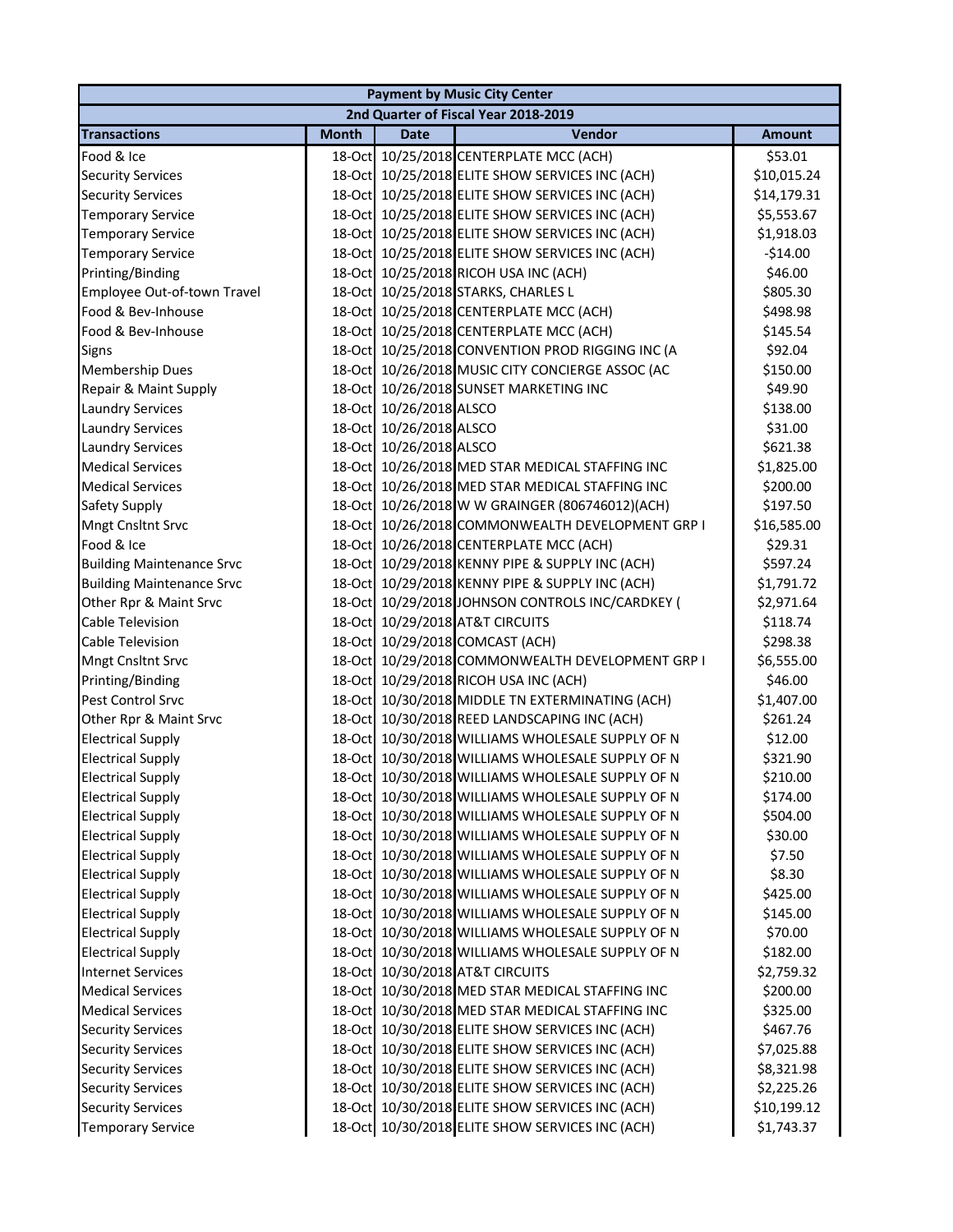| Payment by Music City Center | | | | |
|---|---|---|---|---|
| 2nd Quarter of Fiscal Year 2018-2019 | | | | |
| **Transactions** | **Month** | **Date** | **Vendor** | **Amount** |
| Food & Ice | 18-Oct | 10/25/2018 | CENTERPLATE MCC (ACH) | $53.01 |
| Security Services | 18-Oct | 10/25/2018 | ELITE SHOW SERVICES INC (ACH) | $10,015.24 |
| Security Services | 18-Oct | 10/25/2018 | ELITE SHOW SERVICES INC (ACH) | $14,179.31 |
| Temporary Service | 18-Oct | 10/25/2018 | ELITE SHOW SERVICES INC (ACH) | $5,553.67 |
| Temporary Service | 18-Oct | 10/25/2018 | ELITE SHOW SERVICES INC (ACH) | $1,918.03 |
| Temporary Service | 18-Oct | 10/25/2018 | ELITE SHOW SERVICES INC (ACH) | -$14.00 |
| Printing/Binding | 18-Oct | 10/25/2018 | RICOH USA INC (ACH) | $46.00 |
| Employee Out-of-town Travel | 18-Oct | 10/25/2018 | STARKS, CHARLES L | $805.30 |
| Food & Bev-Inhouse | 18-Oct | 10/25/2018 | CENTERPLATE MCC (ACH) | $498.98 |
| Food & Bev-Inhouse | 18-Oct | 10/25/2018 | CENTERPLATE MCC (ACH) | $145.54 |
| Signs | 18-Oct | 10/25/2018 | CONVENTION PROD RIGGING INC (A | $92.04 |
| Membership Dues | 18-Oct | 10/26/2018 | MUSIC CITY CONCIERGE ASSOC (AC | $150.00 |
| Repair & Maint Supply | 18-Oct | 10/26/2018 | SUNSET MARKETING INC | $49.90 |
| Laundry Services | 18-Oct | 10/26/2018 | ALSCO | $138.00 |
| Laundry Services | 18-Oct | 10/26/2018 | ALSCO | $31.00 |
| Laundry Services | 18-Oct | 10/26/2018 | ALSCO | $621.38 |
| Medical Services | 18-Oct | 10/26/2018 | MED STAR MEDICAL STAFFING INC | $1,825.00 |
| Medical Services | 18-Oct | 10/26/2018 | MED STAR MEDICAL STAFFING INC | $200.00 |
| Safety Supply | 18-Oct | 10/26/2018 | W W GRAINGER (806746012)(ACH) | $197.50 |
| Mngt Cnsltnt Srvc | 18-Oct | 10/26/2018 | COMMONWEALTH DEVELOPMENT GRP I | $16,585.00 |
| Food & Ice | 18-Oct | 10/26/2018 | CENTERPLATE MCC (ACH) | $29.31 |
| Building Maintenance Srvc | 18-Oct | 10/29/2018 | KENNY PIPE & SUPPLY INC (ACH) | $597.24 |
| Building Maintenance Srvc | 18-Oct | 10/29/2018 | KENNY PIPE & SUPPLY INC (ACH) | $1,791.72 |
| Other Rpr & Maint Srvc | 18-Oct | 10/29/2018 | JOHNSON CONTROLS INC/CARDKEY ( | $2,971.64 |
| Cable Television | 18-Oct | 10/29/2018 | AT&T CIRCUITS | $118.74 |
| Cable Television | 18-Oct | 10/29/2018 | COMCAST (ACH) | $298.38 |
| Mngt Cnsltnt Srvc | 18-Oct | 10/29/2018 | COMMONWEALTH DEVELOPMENT GRP I | $6,555.00 |
| Printing/Binding | 18-Oct | 10/29/2018 | RICOH USA INC (ACH) | $46.00 |
| Pest Control Srvc | 18-Oct | 10/30/2018 | MIDDLE TN EXTERMINATING (ACH) | $1,407.00 |
| Other Rpr & Maint Srvc | 18-Oct | 10/30/2018 | REED LANDSCAPING INC (ACH) | $261.24 |
| Electrical Supply | 18-Oct | 10/30/2018 | WILLIAMS WHOLESALE SUPPLY OF N | $12.00 |
| Electrical Supply | 18-Oct | 10/30/2018 | WILLIAMS WHOLESALE SUPPLY OF N | $321.90 |
| Electrical Supply | 18-Oct | 10/30/2018 | WILLIAMS WHOLESALE SUPPLY OF N | $210.00 |
| Electrical Supply | 18-Oct | 10/30/2018 | WILLIAMS WHOLESALE SUPPLY OF N | $174.00 |
| Electrical Supply | 18-Oct | 10/30/2018 | WILLIAMS WHOLESALE SUPPLY OF N | $504.00 |
| Electrical Supply | 18-Oct | 10/30/2018 | WILLIAMS WHOLESALE SUPPLY OF N | $30.00 |
| Electrical Supply | 18-Oct | 10/30/2018 | WILLIAMS WHOLESALE SUPPLY OF N | $7.50 |
| Electrical Supply | 18-Oct | 10/30/2018 | WILLIAMS WHOLESALE SUPPLY OF N | $8.30 |
| Electrical Supply | 18-Oct | 10/30/2018 | WILLIAMS WHOLESALE SUPPLY OF N | $425.00 |
| Electrical Supply | 18-Oct | 10/30/2018 | WILLIAMS WHOLESALE SUPPLY OF N | $145.00 |
| Electrical Supply | 18-Oct | 10/30/2018 | WILLIAMS WHOLESALE SUPPLY OF N | $70.00 |
| Electrical Supply | 18-Oct | 10/30/2018 | WILLIAMS WHOLESALE SUPPLY OF N | $182.00 |
| Internet Services | 18-Oct | 10/30/2018 | AT&T CIRCUITS | $2,759.32 |
| Medical Services | 18-Oct | 10/30/2018 | MED STAR MEDICAL STAFFING INC | $200.00 |
| Medical Services | 18-Oct | 10/30/2018 | MED STAR MEDICAL STAFFING INC | $325.00 |
| Security Services | 18-Oct | 10/30/2018 | ELITE SHOW SERVICES INC (ACH) | $467.76 |
| Security Services | 18-Oct | 10/30/2018 | ELITE SHOW SERVICES INC (ACH) | $7,025.88 |
| Security Services | 18-Oct | 10/30/2018 | ELITE SHOW SERVICES INC (ACH) | $8,321.98 |
| Security Services | 18-Oct | 10/30/2018 | ELITE SHOW SERVICES INC (ACH) | $2,225.26 |
| Security Services | 18-Oct | 10/30/2018 | ELITE SHOW SERVICES INC (ACH) | $10,199.12 |
| Temporary Service | 18-Oct | 10/30/2018 | ELITE SHOW SERVICES INC (ACH) | $1,743.37 |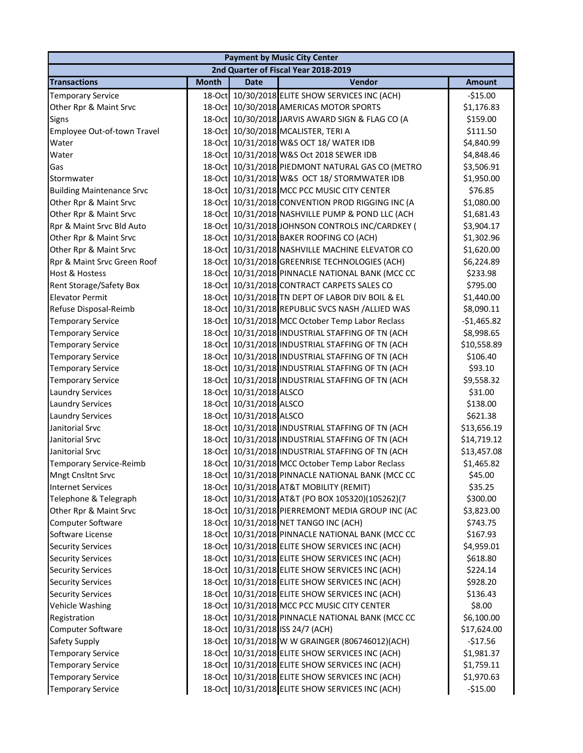| Payment by Music City Center | | | | |
|---|---|---|---|---|
| 2nd Quarter of Fiscal Year 2018-2019 | | | | |
| **Transactions** | **Month** | **Date** | **Vendor** | **Amount** |
| Temporary Service | 18-Oct | 10/30/2018 | ELITE SHOW SERVICES INC (ACH) | -$15.00 |
| Other Rpr & Maint Srvc | 18-Oct | 10/30/2018 | AMERICAS MOTOR SPORTS | $1,176.83 |
| Signs | 18-Oct | 10/30/2018 | JARVIS AWARD SIGN & FLAG CO (A | $159.00 |
| Employee Out-of-town Travel | 18-Oct | 10/30/2018 | MCALISTER, TERI A | $111.50 |
| Water | 18-Oct | 10/31/2018 | W&S OCT 18/ WATER IDB | $4,840.99 |
| Water | 18-Oct | 10/31/2018 | W&S Oct 2018 SEWER IDB | $4,848.46 |
| Gas | 18-Oct | 10/31/2018 | PIEDMONT NATURAL GAS CO (METRO | $3,506.91 |
| Stormwater | 18-Oct | 10/31/2018 | W&S OCT 18/ STORMWATER IDB | $1,950.00 |
| Building Maintenance Srvc | 18-Oct | 10/31/2018 | MCC PCC MUSIC CITY CENTER | $76.85 |
| Other Rpr & Maint Srvc | 18-Oct | 10/31/2018 | CONVENTION PROD RIGGING INC (A | $1,080.00 |
| Other Rpr & Maint Srvc | 18-Oct | 10/31/2018 | NASHVILLE PUMP & POND LLC (ACH | $1,681.43 |
| Rpr & Maint Srvc Bld Auto | 18-Oct | 10/31/2018 | JOHNSON CONTROLS INC/CARDKEY ( | $3,904.17 |
| Other Rpr & Maint Srvc | 18-Oct | 10/31/2018 | BAKER ROOFING CO (ACH) | $1,302.96 |
| Other Rpr & Maint Srvc | 18-Oct | 10/31/2018 | NASHVILLE MACHINE ELEVATOR CO | $1,620.00 |
| Rpr & Maint Srvc Green Roof | 18-Oct | 10/31/2018 | GREENRISE TECHNOLOGIES (ACH) | $6,224.89 |
| Host & Hostess | 18-Oct | 10/31/2018 | PINNACLE NATIONAL BANK (MCC CC | $233.98 |
| Rent Storage/Safety Box | 18-Oct | 10/31/2018 | CONTRACT CARPETS SALES CO | $795.00 |
| Elevator Permit | 18-Oct | 10/31/2018 | TN DEPT OF LABOR DIV BOIL & EL | $1,440.00 |
| Refuse Disposal-Reimb | 18-Oct | 10/31/2018 | REPUBLIC SVCS NASH /ALLIED WAS | $8,090.11 |
| Temporary Service | 18-Oct | 10/31/2018 | MCC October Temp Labor Reclass | -$1,465.82 |
| Temporary Service | 18-Oct | 10/31/2018 | INDUSTRIAL STAFFING OF TN (ACH | $8,998.65 |
| Temporary Service | 18-Oct | 10/31/2018 | INDUSTRIAL STAFFING OF TN (ACH | $10,558.89 |
| Temporary Service | 18-Oct | 10/31/2018 | INDUSTRIAL STAFFING OF TN (ACH | $106.40 |
| Temporary Service | 18-Oct | 10/31/2018 | INDUSTRIAL STAFFING OF TN (ACH | $93.10 |
| Temporary Service | 18-Oct | 10/31/2018 | INDUSTRIAL STAFFING OF TN (ACH | $9,558.32 |
| Laundry Services | 18-Oct | 10/31/2018 | ALSCO | $31.00 |
| Laundry Services | 18-Oct | 10/31/2018 | ALSCO | $138.00 |
| Laundry Services | 18-Oct | 10/31/2018 | ALSCO | $621.38 |
| Janitorial Srvc | 18-Oct | 10/31/2018 | INDUSTRIAL STAFFING OF TN (ACH | $13,656.19 |
| Janitorial Srvc | 18-Oct | 10/31/2018 | INDUSTRIAL STAFFING OF TN (ACH | $14,719.12 |
| Janitorial Srvc | 18-Oct | 10/31/2018 | INDUSTRIAL STAFFING OF TN (ACH | $13,457.08 |
| Temporary Service-Reimb | 18-Oct | 10/31/2018 | MCC October Temp Labor Reclass | $1,465.82 |
| Mngt Cnsltnt Srvc | 18-Oct | 10/31/2018 | PINNACLE NATIONAL BANK (MCC CC | $45.00 |
| Internet Services | 18-Oct | 10/31/2018 | AT&T MOBILITY (REMIT) | $35.25 |
| Telephone & Telegraph | 18-Oct | 10/31/2018 | AT&T (PO BOX 105320)(105262)(7 | $300.00 |
| Other Rpr & Maint Srvc | 18-Oct | 10/31/2018 | PIERREMONT MEDIA GROUP INC (AC | $3,823.00 |
| Computer Software | 18-Oct | 10/31/2018 | NET TANGO INC (ACH) | $743.75 |
| Software License | 18-Oct | 10/31/2018 | PINNACLE NATIONAL BANK (MCC CC | $167.93 |
| Security Services | 18-Oct | 10/31/2018 | ELITE SHOW SERVICES INC (ACH) | $4,959.01 |
| Security Services | 18-Oct | 10/31/2018 | ELITE SHOW SERVICES INC (ACH) | $618.80 |
| Security Services | 18-Oct | 10/31/2018 | ELITE SHOW SERVICES INC (ACH) | $224.14 |
| Security Services | 18-Oct | 10/31/2018 | ELITE SHOW SERVICES INC (ACH) | $928.20 |
| Security Services | 18-Oct | 10/31/2018 | ELITE SHOW SERVICES INC (ACH) | $136.43 |
| Vehicle Washing | 18-Oct | 10/31/2018 | MCC PCC MUSIC CITY CENTER | $8.00 |
| Registration | 18-Oct | 10/31/2018 | PINNACLE NATIONAL BANK (MCC CC | $6,100.00 |
| Computer Software | 18-Oct | 10/31/2018 | ISS 24/7 (ACH) | $17,624.00 |
| Safety Supply | 18-Oct | 10/31/2018 | W W GRAINGER (806746012)(ACH) | -$17.56 |
| Temporary Service | 18-Oct | 10/31/2018 | ELITE SHOW SERVICES INC (ACH) | $1,981.37 |
| Temporary Service | 18-Oct | 10/31/2018 | ELITE SHOW SERVICES INC (ACH) | $1,759.11 |
| Temporary Service | 18-Oct | 10/31/2018 | ELITE SHOW SERVICES INC (ACH) | $1,970.63 |
| Temporary Service | 18-Oct | 10/31/2018 | ELITE SHOW SERVICES INC (ACH) | -$15.00 |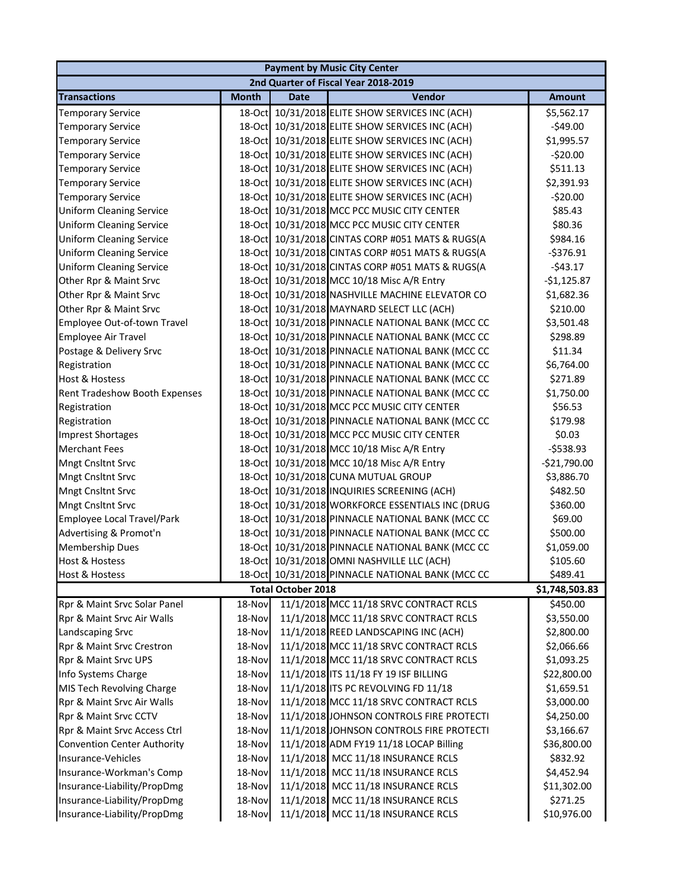| Payment by Music City Center | | | | |
|---|---|---|---|---|
| 2nd Quarter of Fiscal Year 2018-2019 | | | | |
| **Transactions** | **Month** | **Date** | **Vendor** | **Amount** |
| Temporary Service | 18-Oct | 10/31/2018 | ELITE SHOW SERVICES INC (ACH) | $5,562.17 |
| Temporary Service | 18-Oct | 10/31/2018 | ELITE SHOW SERVICES INC (ACH) | -$49.00 |
| Temporary Service | 18-Oct | 10/31/2018 | ELITE SHOW SERVICES INC (ACH) | $1,995.57 |
| Temporary Service | 18-Oct | 10/31/2018 | ELITE SHOW SERVICES INC (ACH) | -$20.00 |
| Temporary Service | 18-Oct | 10/31/2018 | ELITE SHOW SERVICES INC (ACH) | $511.13 |
| Temporary Service | 18-Oct | 10/31/2018 | ELITE SHOW SERVICES INC (ACH) | $2,391.93 |
| Temporary Service | 18-Oct | 10/31/2018 | ELITE SHOW SERVICES INC (ACH) | -$20.00 |
| Uniform Cleaning Service | 18-Oct | 10/31/2018 | MCC PCC MUSIC CITY CENTER | $85.43 |
| Uniform Cleaning Service | 18-Oct | 10/31/2018 | MCC PCC MUSIC CITY CENTER | $80.36 |
| Uniform Cleaning Service | 18-Oct | 10/31/2018 | CINTAS CORP #051 MATS & RUGS(A | $984.16 |
| Uniform Cleaning Service | 18-Oct | 10/31/2018 | CINTAS CORP #051 MATS & RUGS(A | -$376.91 |
| Uniform Cleaning Service | 18-Oct | 10/31/2018 | CINTAS CORP #051 MATS & RUGS(A | -$43.17 |
| Other Rpr & Maint Srvc | 18-Oct | 10/31/2018 | MCC 10/18 Misc A/R Entry | -$1,125.87 |
| Other Rpr & Maint Srvc | 18-Oct | 10/31/2018 | NASHVILLE MACHINE ELEVATOR CO | $1,682.36 |
| Other Rpr & Maint Srvc | 18-Oct | 10/31/2018 | MAYNARD SELECT LLC (ACH) | $210.00 |
| Employee Out-of-town Travel | 18-Oct | 10/31/2018 | PINNACLE NATIONAL BANK (MCC CC | $3,501.48 |
| Employee Air Travel | 18-Oct | 10/31/2018 | PINNACLE NATIONAL BANK (MCC CC | $298.89 |
| Postage & Delivery Srvc | 18-Oct | 10/31/2018 | PINNACLE NATIONAL BANK (MCC CC | $11.34 |
| Registration | 18-Oct | 10/31/2018 | PINNACLE NATIONAL BANK (MCC CC | $6,764.00 |
| Host & Hostess | 18-Oct | 10/31/2018 | PINNACLE NATIONAL BANK (MCC CC | $271.89 |
| Rent Tradeshow Booth Expenses | 18-Oct | 10/31/2018 | PINNACLE NATIONAL BANK (MCC CC | $1,750.00 |
| Registration | 18-Oct | 10/31/2018 | MCC PCC MUSIC CITY CENTER | $56.53 |
| Registration | 18-Oct | 10/31/2018 | PINNACLE NATIONAL BANK (MCC CC | $179.98 |
| Imprest Shortages | 18-Oct | 10/31/2018 | MCC PCC MUSIC CITY CENTER | $0.03 |
| Merchant Fees | 18-Oct | 10/31/2018 | MCC 10/18 Misc A/R Entry | -$538.93 |
| Mngt Cnsltnt Srvc | 18-Oct | 10/31/2018 | MCC 10/18 Misc A/R Entry | -$21,790.00 |
| Mngt Cnsltnt Srvc | 18-Oct | 10/31/2018 | CUNA MUTUAL GROUP | $3,886.70 |
| Mngt Cnsltnt Srvc | 18-Oct | 10/31/2018 | INQUIRIES SCREENING (ACH) | $482.50 |
| Mngt Cnsltnt Srvc | 18-Oct | 10/31/2018 | WORKFORCE ESSENTIALS INC (DRUG | $360.00 |
| Employee Local Travel/Park | 18-Oct | 10/31/2018 | PINNACLE NATIONAL BANK (MCC CC | $69.00 |
| Advertising & Promot'n | 18-Oct | 10/31/2018 | PINNACLE NATIONAL BANK (MCC CC | $500.00 |
| Membership Dues | 18-Oct | 10/31/2018 | PINNACLE NATIONAL BANK (MCC CC | $1,059.00 |
| Host & Hostess | 18-Oct | 10/31/2018 | OMNI NASHVILLE LLC (ACH) | $105.60 |
| Host & Hostess | 18-Oct | 10/31/2018 | PINNACLE NATIONAL BANK (MCC CC | $489.41 |
| | **Total October 2018** | | | **$1,748,503.83** |
| Rpr & Maint Srvc Solar Panel | 18-Nov | 11/1/2018 | MCC 11/18 SRVC CONTRACT RCLS | $450.00 |
| Rpr & Maint Srvc Air Walls | 18-Nov | 11/1/2018 | MCC 11/18 SRVC CONTRACT RCLS | $3,550.00 |
| Landscaping Srvc | 18-Nov | 11/1/2018 | REED LANDSCAPING INC (ACH) | $2,800.00 |
| Rpr & Maint Srvc Crestron | 18-Nov | 11/1/2018 | MCC 11/18 SRVC CONTRACT RCLS | $2,066.66 |
| Rpr & Maint Srvc UPS | 18-Nov | 11/1/2018 | MCC 11/18 SRVC CONTRACT RCLS | $1,093.25 |
| Info Systems Charge | 18-Nov | 11/1/2018 | ITS 11/18 FY 19 ISF BILLING | $22,800.00 |
| MIS Tech Revolving Charge | 18-Nov | 11/1/2018 | ITS PC REVOLVING FD 11/18 | $1,659.51 |
| Rpr & Maint Srvc Air Walls | 18-Nov | 11/1/2018 | MCC 11/18 SRVC CONTRACT RCLS | $3,000.00 |
| Rpr & Maint Srvc CCTV | 18-Nov | 11/1/2018 | JOHNSON CONTROLS FIRE PROTECTI | $4,250.00 |
| Rpr & Maint Srvc Access Ctrl | 18-Nov | 11/1/2018 | JOHNSON CONTROLS FIRE PROTECTI | $3,166.67 |
| Convention Center Authority | 18-Nov | 11/1/2018 | ADM FY19 11/18 LOCAP Billing | $36,800.00 |
| Insurance-Vehicles | 18-Nov | 11/1/2018 | MCC 11/18 INSURANCE RCLS | $832.92 |
| Insurance-Workman's Comp | 18-Nov | 11/1/2018 | MCC 11/18 INSURANCE RCLS | $4,452.94 |
| Insurance-Liability/PropDmg | 18-Nov | 11/1/2018 | MCC 11/18 INSURANCE RCLS | $11,302.00 |
| Insurance-Liability/PropDmg | 18-Nov | 11/1/2018 | MCC 11/18 INSURANCE RCLS | $271.25 |
| Insurance-Liability/PropDmg | 18-Nov | 11/1/2018 | MCC 11/18 INSURANCE RCLS | $10,976.00 |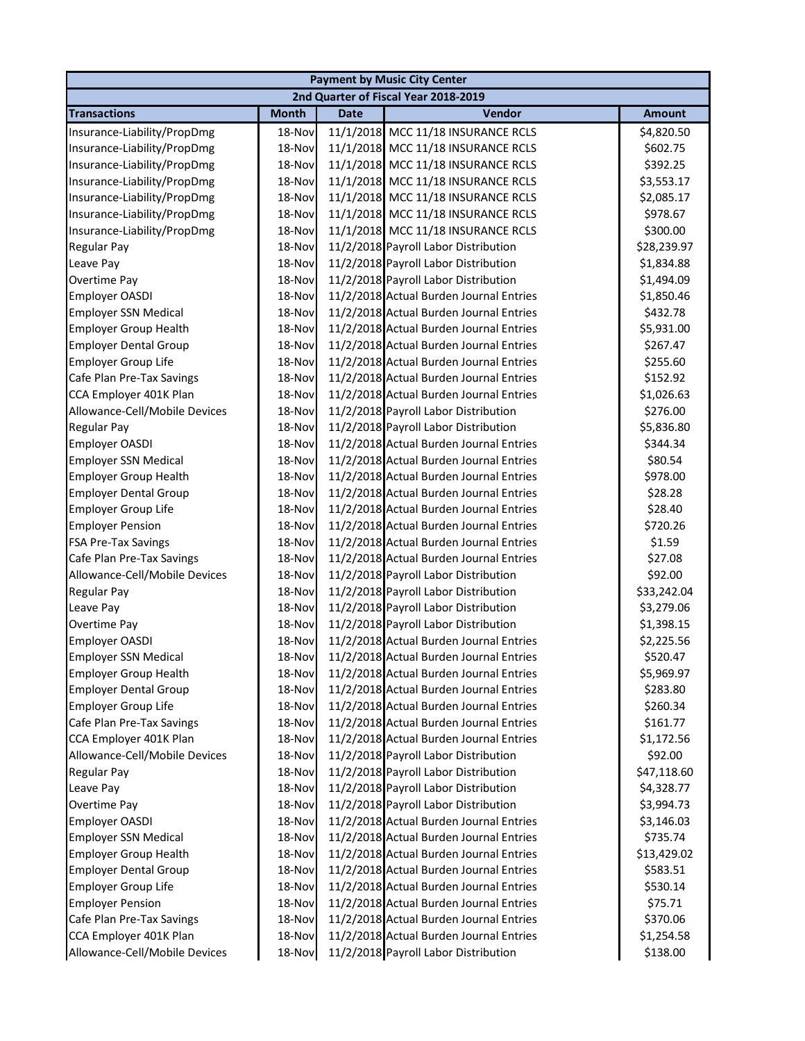| Payment by Music City Center | | | | |
|---|---|---|---|---|
| 2nd Quarter of Fiscal Year 2018-2019 | | | | |
| **Transactions** | **Month** | **Date** | **Vendor** | **Amount** |
| Insurance-Liability/PropDmg | 18-Nov | 11/1/2018 | MCC 11/18 INSURANCE RCLS | $4,820.50 |
| Insurance-Liability/PropDmg | 18-Nov | 11/1/2018 | MCC 11/18 INSURANCE RCLS | $602.75 |
| Insurance-Liability/PropDmg | 18-Nov | 11/1/2018 | MCC 11/18 INSURANCE RCLS | $392.25 |
| Insurance-Liability/PropDmg | 18-Nov | 11/1/2018 | MCC 11/18 INSURANCE RCLS | $3,553.17 |
| Insurance-Liability/PropDmg | 18-Nov | 11/1/2018 | MCC 11/18 INSURANCE RCLS | $2,085.17 |
| Insurance-Liability/PropDmg | 18-Nov | 11/1/2018 | MCC 11/18 INSURANCE RCLS | $978.67 |
| Insurance-Liability/PropDmg | 18-Nov | 11/1/2018 | MCC 11/18 INSURANCE RCLS | $300.00 |
| Regular Pay | 18-Nov | 11/2/2018 | Payroll Labor Distribution | $28,239.97 |
| Leave Pay | 18-Nov | 11/2/2018 | Payroll Labor Distribution | $1,834.88 |
| Overtime Pay | 18-Nov | 11/2/2018 | Payroll Labor Distribution | $1,494.09 |
| Employer OASDI | 18-Nov | 11/2/2018 | Actual Burden Journal Entries | $1,850.46 |
| Employer SSN Medical | 18-Nov | 11/2/2018 | Actual Burden Journal Entries | $432.78 |
| Employer Group Health | 18-Nov | 11/2/2018 | Actual Burden Journal Entries | $5,931.00 |
| Employer Dental Group | 18-Nov | 11/2/2018 | Actual Burden Journal Entries | $267.47 |
| Employer Group Life | 18-Nov | 11/2/2018 | Actual Burden Journal Entries | $255.60 |
| Cafe Plan Pre-Tax Savings | 18-Nov | 11/2/2018 | Actual Burden Journal Entries | $152.92 |
| CCA Employer 401K Plan | 18-Nov | 11/2/2018 | Actual Burden Journal Entries | $1,026.63 |
| Allowance-Cell/Mobile Devices | 18-Nov | 11/2/2018 | Payroll Labor Distribution | $276.00 |
| Regular Pay | 18-Nov | 11/2/2018 | Payroll Labor Distribution | $5,836.80 |
| Employer OASDI | 18-Nov | 11/2/2018 | Actual Burden Journal Entries | $344.34 |
| Employer SSN Medical | 18-Nov | 11/2/2018 | Actual Burden Journal Entries | $80.54 |
| Employer Group Health | 18-Nov | 11/2/2018 | Actual Burden Journal Entries | $978.00 |
| Employer Dental Group | 18-Nov | 11/2/2018 | Actual Burden Journal Entries | $28.28 |
| Employer Group Life | 18-Nov | 11/2/2018 | Actual Burden Journal Entries | $28.40 |
| Employer Pension | 18-Nov | 11/2/2018 | Actual Burden Journal Entries | $720.26 |
| FSA Pre-Tax Savings | 18-Nov | 11/2/2018 | Actual Burden Journal Entries | $1.59 |
| Cafe Plan Pre-Tax Savings | 18-Nov | 11/2/2018 | Actual Burden Journal Entries | $27.08 |
| Allowance-Cell/Mobile Devices | 18-Nov | 11/2/2018 | Payroll Labor Distribution | $92.00 |
| Regular Pay | 18-Nov | 11/2/2018 | Payroll Labor Distribution | $33,242.04 |
| Leave Pay | 18-Nov | 11/2/2018 | Payroll Labor Distribution | $3,279.06 |
| Overtime Pay | 18-Nov | 11/2/2018 | Payroll Labor Distribution | $1,398.15 |
| Employer OASDI | 18-Nov | 11/2/2018 | Actual Burden Journal Entries | $2,225.56 |
| Employer SSN Medical | 18-Nov | 11/2/2018 | Actual Burden Journal Entries | $520.47 |
| Employer Group Health | 18-Nov | 11/2/2018 | Actual Burden Journal Entries | $5,969.97 |
| Employer Dental Group | 18-Nov | 11/2/2018 | Actual Burden Journal Entries | $283.80 |
| Employer Group Life | 18-Nov | 11/2/2018 | Actual Burden Journal Entries | $260.34 |
| Cafe Plan Pre-Tax Savings | 18-Nov | 11/2/2018 | Actual Burden Journal Entries | $161.77 |
| CCA Employer 401K Plan | 18-Nov | 11/2/2018 | Actual Burden Journal Entries | $1,172.56 |
| Allowance-Cell/Mobile Devices | 18-Nov | 11/2/2018 | Payroll Labor Distribution | $92.00 |
| Regular Pay | 18-Nov | 11/2/2018 | Payroll Labor Distribution | $47,118.60 |
| Leave Pay | 18-Nov | 11/2/2018 | Payroll Labor Distribution | $4,328.77 |
| Overtime Pay | 18-Nov | 11/2/2018 | Payroll Labor Distribution | $3,994.73 |
| Employer OASDI | 18-Nov | 11/2/2018 | Actual Burden Journal Entries | $3,146.03 |
| Employer SSN Medical | 18-Nov | 11/2/2018 | Actual Burden Journal Entries | $735.74 |
| Employer Group Health | 18-Nov | 11/2/2018 | Actual Burden Journal Entries | $13,429.02 |
| Employer Dental Group | 18-Nov | 11/2/2018 | Actual Burden Journal Entries | $583.51 |
| Employer Group Life | 18-Nov | 11/2/2018 | Actual Burden Journal Entries | $530.14 |
| Employer Pension | 18-Nov | 11/2/2018 | Actual Burden Journal Entries | $75.71 |
| Cafe Plan Pre-Tax Savings | 18-Nov | 11/2/2018 | Actual Burden Journal Entries | $370.06 |
| CCA Employer 401K Plan | 18-Nov | 11/2/2018 | Actual Burden Journal Entries | $1,254.58 |
| Allowance-Cell/Mobile Devices | 18-Nov | 11/2/2018 | Payroll Labor Distribution | $138.00 |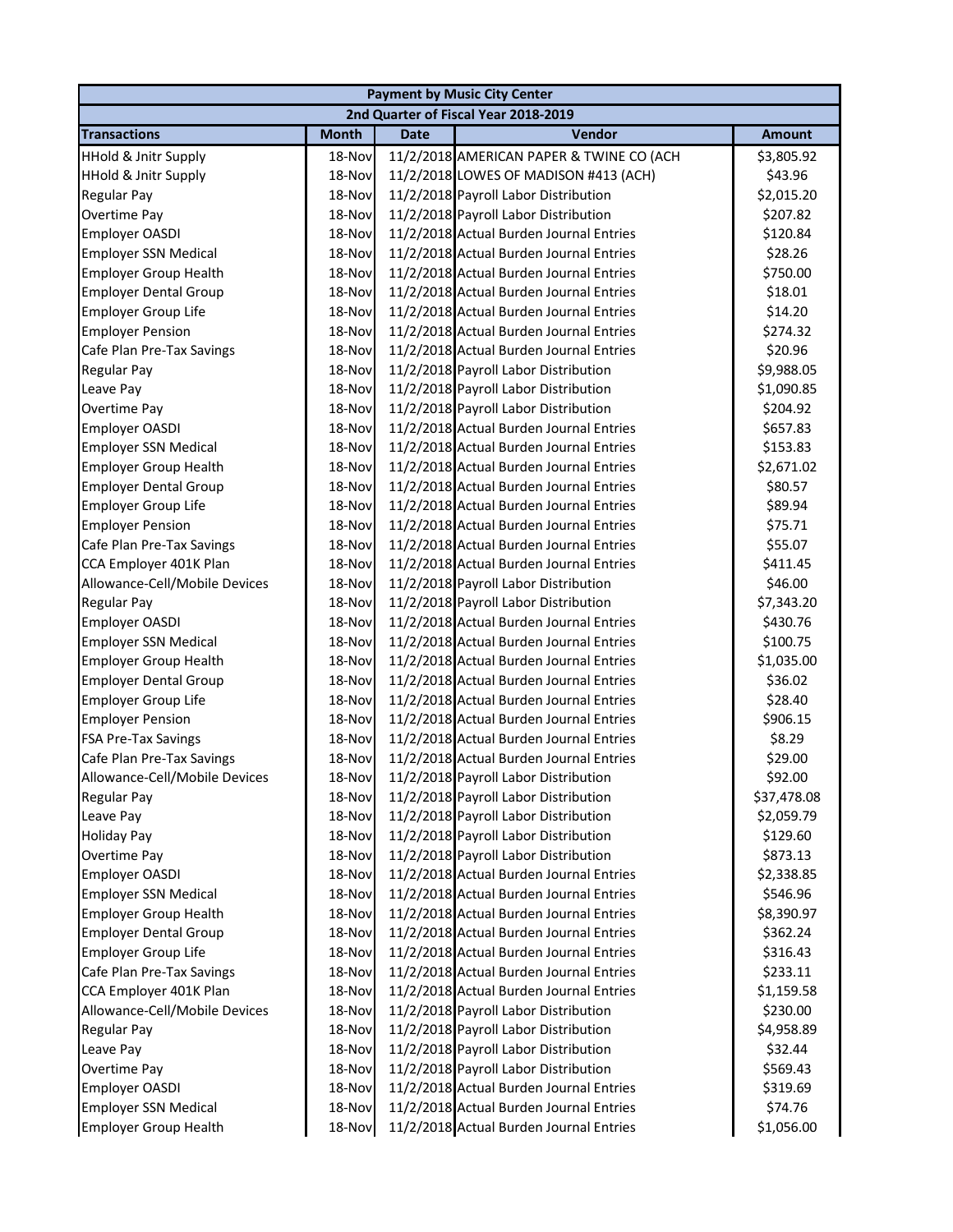| Payment by Music City Center | | | | |
|---|---|---|---|---|
| 2nd Quarter of Fiscal Year 2018-2019 | | | | |
| **Transactions** | **Month** | **Date** | **Vendor** | **Amount** |
| HHold & Jnitr Supply | 18-Nov | 11/2/2018 | AMERICAN PAPER & TWINE CO (ACH | $3,805.92 |
| HHold & Jnitr Supply | 18-Nov | 11/2/2018 | LOWES OF MADISON #413 (ACH) | $43.96 |
| Regular Pay | 18-Nov | 11/2/2018 | Payroll Labor Distribution | $2,015.20 |
| Overtime Pay | 18-Nov | 11/2/2018 | Payroll Labor Distribution | $207.82 |
| Employer OASDI | 18-Nov | 11/2/2018 | Actual Burden Journal Entries | $120.84 |
| Employer SSN Medical | 18-Nov | 11/2/2018 | Actual Burden Journal Entries | $28.26 |
| Employer Group Health | 18-Nov | 11/2/2018 | Actual Burden Journal Entries | $750.00 |
| Employer Dental Group | 18-Nov | 11/2/2018 | Actual Burden Journal Entries | $18.01 |
| Employer Group Life | 18-Nov | 11/2/2018 | Actual Burden Journal Entries | $14.20 |
| Employer Pension | 18-Nov | 11/2/2018 | Actual Burden Journal Entries | $274.32 |
| Cafe Plan Pre-Tax Savings | 18-Nov | 11/2/2018 | Actual Burden Journal Entries | $20.96 |
| Regular Pay | 18-Nov | 11/2/2018 | Payroll Labor Distribution | $9,988.05 |
| Leave Pay | 18-Nov | 11/2/2018 | Payroll Labor Distribution | $1,090.85 |
| Overtime Pay | 18-Nov | 11/2/2018 | Payroll Labor Distribution | $204.92 |
| Employer OASDI | 18-Nov | 11/2/2018 | Actual Burden Journal Entries | $657.83 |
| Employer SSN Medical | 18-Nov | 11/2/2018 | Actual Burden Journal Entries | $153.83 |
| Employer Group Health | 18-Nov | 11/2/2018 | Actual Burden Journal Entries | $2,671.02 |
| Employer Dental Group | 18-Nov | 11/2/2018 | Actual Burden Journal Entries | $80.57 |
| Employer Group Life | 18-Nov | 11/2/2018 | Actual Burden Journal Entries | $89.94 |
| Employer Pension | 18-Nov | 11/2/2018 | Actual Burden Journal Entries | $75.71 |
| Cafe Plan Pre-Tax Savings | 18-Nov | 11/2/2018 | Actual Burden Journal Entries | $55.07 |
| CCA Employer 401K Plan | 18-Nov | 11/2/2018 | Actual Burden Journal Entries | $411.45 |
| Allowance-Cell/Mobile Devices | 18-Nov | 11/2/2018 | Payroll Labor Distribution | $46.00 |
| Regular Pay | 18-Nov | 11/2/2018 | Payroll Labor Distribution | $7,343.20 |
| Employer OASDI | 18-Nov | 11/2/2018 | Actual Burden Journal Entries | $430.76 |
| Employer SSN Medical | 18-Nov | 11/2/2018 | Actual Burden Journal Entries | $100.75 |
| Employer Group Health | 18-Nov | 11/2/2018 | Actual Burden Journal Entries | $1,035.00 |
| Employer Dental Group | 18-Nov | 11/2/2018 | Actual Burden Journal Entries | $36.02 |
| Employer Group Life | 18-Nov | 11/2/2018 | Actual Burden Journal Entries | $28.40 |
| Employer Pension | 18-Nov | 11/2/2018 | Actual Burden Journal Entries | $906.15 |
| FSA Pre-Tax Savings | 18-Nov | 11/2/2018 | Actual Burden Journal Entries | $8.29 |
| Cafe Plan Pre-Tax Savings | 18-Nov | 11/2/2018 | Actual Burden Journal Entries | $29.00 |
| Allowance-Cell/Mobile Devices | 18-Nov | 11/2/2018 | Payroll Labor Distribution | $92.00 |
| Regular Pay | 18-Nov | 11/2/2018 | Payroll Labor Distribution | $37,478.08 |
| Leave Pay | 18-Nov | 11/2/2018 | Payroll Labor Distribution | $2,059.79 |
| Holiday Pay | 18-Nov | 11/2/2018 | Payroll Labor Distribution | $129.60 |
| Overtime Pay | 18-Nov | 11/2/2018 | Payroll Labor Distribution | $873.13 |
| Employer OASDI | 18-Nov | 11/2/2018 | Actual Burden Journal Entries | $2,338.85 |
| Employer SSN Medical | 18-Nov | 11/2/2018 | Actual Burden Journal Entries | $546.96 |
| Employer Group Health | 18-Nov | 11/2/2018 | Actual Burden Journal Entries | $8,390.97 |
| Employer Dental Group | 18-Nov | 11/2/2018 | Actual Burden Journal Entries | $362.24 |
| Employer Group Life | 18-Nov | 11/2/2018 | Actual Burden Journal Entries | $316.43 |
| Cafe Plan Pre-Tax Savings | 18-Nov | 11/2/2018 | Actual Burden Journal Entries | $233.11 |
| CCA Employer 401K Plan | 18-Nov | 11/2/2018 | Actual Burden Journal Entries | $1,159.58 |
| Allowance-Cell/Mobile Devices | 18-Nov | 11/2/2018 | Payroll Labor Distribution | $230.00 |
| Regular Pay | 18-Nov | 11/2/2018 | Payroll Labor Distribution | $4,958.89 |
| Leave Pay | 18-Nov | 11/2/2018 | Payroll Labor Distribution | $32.44 |
| Overtime Pay | 18-Nov | 11/2/2018 | Payroll Labor Distribution | $569.43 |
| Employer OASDI | 18-Nov | 11/2/2018 | Actual Burden Journal Entries | $319.69 |
| Employer SSN Medical | 18-Nov | 11/2/2018 | Actual Burden Journal Entries | $74.76 |
| Employer Group Health | 18-Nov | 11/2/2018 | Actual Burden Journal Entries | $1,056.00 |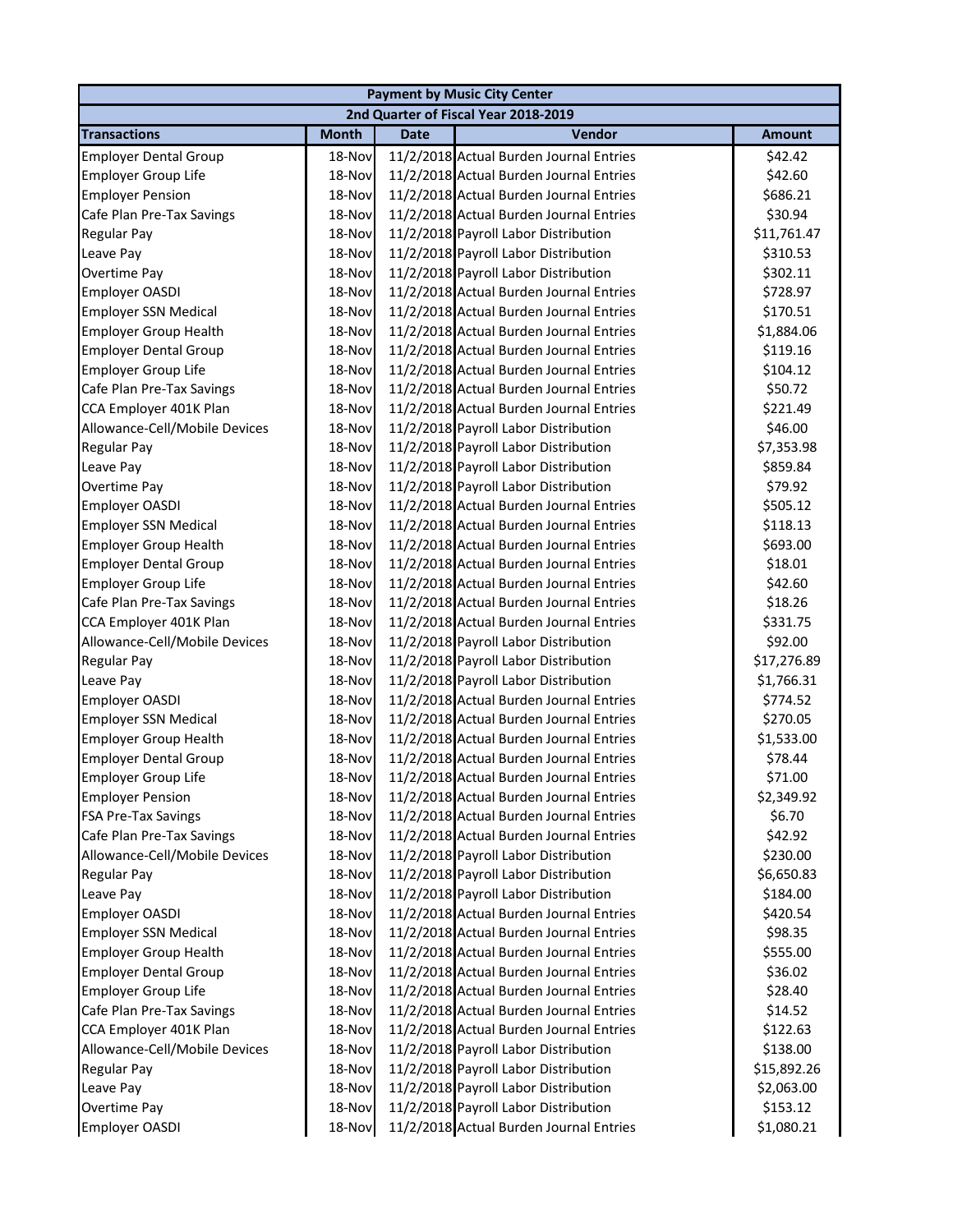| Payment by Music City Center | | | | |
|---|---|---|---|---|
| 2nd Quarter of Fiscal Year 2018-2019 | | | | |
| **Transactions** | **Month** | **Date** | **Vendor** | **Amount** |
| Employer Dental Group | 18-Nov | 11/2/2018 | Actual Burden Journal Entries | $42.42 |
| Employer Group Life | 18-Nov | 11/2/2018 | Actual Burden Journal Entries | $42.60 |
| Employer Pension | 18-Nov | 11/2/2018 | Actual Burden Journal Entries | $686.21 |
| Cafe Plan Pre-Tax Savings | 18-Nov | 11/2/2018 | Actual Burden Journal Entries | $30.94 |
| Regular Pay | 18-Nov | 11/2/2018 | Payroll Labor Distribution | $11,761.47 |
| Leave Pay | 18-Nov | 11/2/2018 | Payroll Labor Distribution | $310.53 |
| Overtime Pay | 18-Nov | 11/2/2018 | Payroll Labor Distribution | $302.11 |
| Employer OASDI | 18-Nov | 11/2/2018 | Actual Burden Journal Entries | $728.97 |
| Employer SSN Medical | 18-Nov | 11/2/2018 | Actual Burden Journal Entries | $170.51 |
| Employer Group Health | 18-Nov | 11/2/2018 | Actual Burden Journal Entries | $1,884.06 |
| Employer Dental Group | 18-Nov | 11/2/2018 | Actual Burden Journal Entries | $119.16 |
| Employer Group Life | 18-Nov | 11/2/2018 | Actual Burden Journal Entries | $104.12 |
| Cafe Plan Pre-Tax Savings | 18-Nov | 11/2/2018 | Actual Burden Journal Entries | $50.72 |
| CCA Employer 401K Plan | 18-Nov | 11/2/2018 | Actual Burden Journal Entries | $221.49 |
| Allowance-Cell/Mobile Devices | 18-Nov | 11/2/2018 | Payroll Labor Distribution | $46.00 |
| Regular Pay | 18-Nov | 11/2/2018 | Payroll Labor Distribution | $7,353.98 |
| Leave Pay | 18-Nov | 11/2/2018 | Payroll Labor Distribution | $859.84 |
| Overtime Pay | 18-Nov | 11/2/2018 | Payroll Labor Distribution | $79.92 |
| Employer OASDI | 18-Nov | 11/2/2018 | Actual Burden Journal Entries | $505.12 |
| Employer SSN Medical | 18-Nov | 11/2/2018 | Actual Burden Journal Entries | $118.13 |
| Employer Group Health | 18-Nov | 11/2/2018 | Actual Burden Journal Entries | $693.00 |
| Employer Dental Group | 18-Nov | 11/2/2018 | Actual Burden Journal Entries | $18.01 |
| Employer Group Life | 18-Nov | 11/2/2018 | Actual Burden Journal Entries | $42.60 |
| Cafe Plan Pre-Tax Savings | 18-Nov | 11/2/2018 | Actual Burden Journal Entries | $18.26 |
| CCA Employer 401K Plan | 18-Nov | 11/2/2018 | Actual Burden Journal Entries | $331.75 |
| Allowance-Cell/Mobile Devices | 18-Nov | 11/2/2018 | Payroll Labor Distribution | $92.00 |
| Regular Pay | 18-Nov | 11/2/2018 | Payroll Labor Distribution | $17,276.89 |
| Leave Pay | 18-Nov | 11/2/2018 | Payroll Labor Distribution | $1,766.31 |
| Employer OASDI | 18-Nov | 11/2/2018 | Actual Burden Journal Entries | $774.52 |
| Employer SSN Medical | 18-Nov | 11/2/2018 | Actual Burden Journal Entries | $270.05 |
| Employer Group Health | 18-Nov | 11/2/2018 | Actual Burden Journal Entries | $1,533.00 |
| Employer Dental Group | 18-Nov | 11/2/2018 | Actual Burden Journal Entries | $78.44 |
| Employer Group Life | 18-Nov | 11/2/2018 | Actual Burden Journal Entries | $71.00 |
| Employer Pension | 18-Nov | 11/2/2018 | Actual Burden Journal Entries | $2,349.92 |
| FSA Pre-Tax Savings | 18-Nov | 11/2/2018 | Actual Burden Journal Entries | $6.70 |
| Cafe Plan Pre-Tax Savings | 18-Nov | 11/2/2018 | Actual Burden Journal Entries | $42.92 |
| Allowance-Cell/Mobile Devices | 18-Nov | 11/2/2018 | Payroll Labor Distribution | $230.00 |
| Regular Pay | 18-Nov | 11/2/2018 | Payroll Labor Distribution | $6,650.83 |
| Leave Pay | 18-Nov | 11/2/2018 | Payroll Labor Distribution | $184.00 |
| Employer OASDI | 18-Nov | 11/2/2018 | Actual Burden Journal Entries | $420.54 |
| Employer SSN Medical | 18-Nov | 11/2/2018 | Actual Burden Journal Entries | $98.35 |
| Employer Group Health | 18-Nov | 11/2/2018 | Actual Burden Journal Entries | $555.00 |
| Employer Dental Group | 18-Nov | 11/2/2018 | Actual Burden Journal Entries | $36.02 |
| Employer Group Life | 18-Nov | 11/2/2018 | Actual Burden Journal Entries | $28.40 |
| Cafe Plan Pre-Tax Savings | 18-Nov | 11/2/2018 | Actual Burden Journal Entries | $14.52 |
| CCA Employer 401K Plan | 18-Nov | 11/2/2018 | Actual Burden Journal Entries | $122.63 |
| Allowance-Cell/Mobile Devices | 18-Nov | 11/2/2018 | Payroll Labor Distribution | $138.00 |
| Regular Pay | 18-Nov | 11/2/2018 | Payroll Labor Distribution | $15,892.26 |
| Leave Pay | 18-Nov | 11/2/2018 | Payroll Labor Distribution | $2,063.00 |
| Overtime Pay | 18-Nov | 11/2/2018 | Payroll Labor Distribution | $153.12 |
| Employer OASDI | 18-Nov | 11/2/2018 | Actual Burden Journal Entries | $1,080.21 |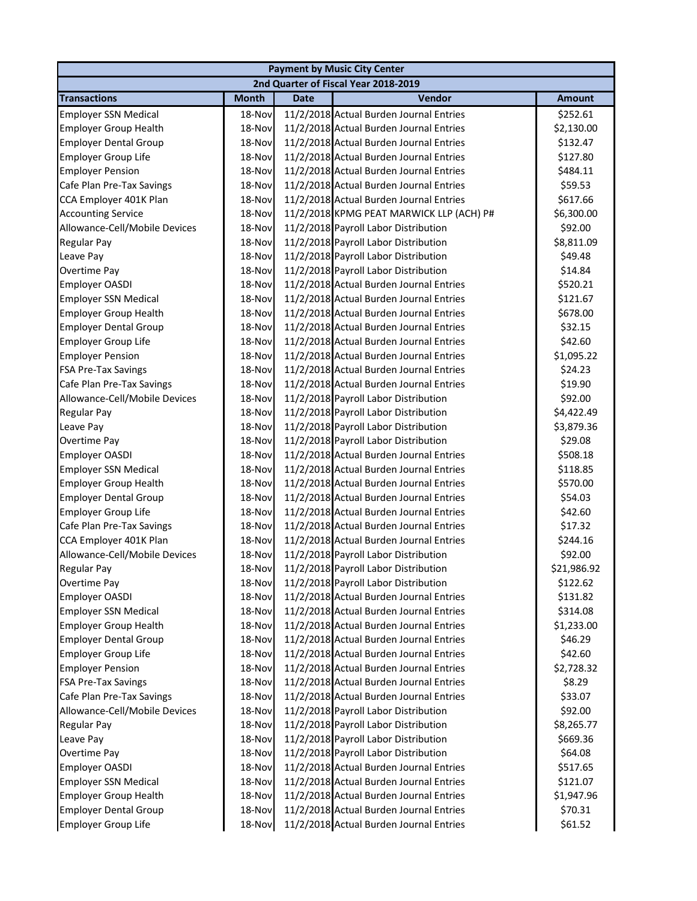| Payment by Music City Center | | | | |
|---|---|---|---|---|
| 2nd Quarter of Fiscal Year 2018-2019 | | | | |
| **Transactions** | **Month** | **Date** | **Vendor** | **Amount** |
| Employer SSN Medical | 18-Nov | 11/2/2018 | Actual Burden Journal Entries | $252.61 |
| Employer Group Health | 18-Nov | 11/2/2018 | Actual Burden Journal Entries | $2,130.00 |
| Employer Dental Group | 18-Nov | 11/2/2018 | Actual Burden Journal Entries | $132.47 |
| Employer Group Life | 18-Nov | 11/2/2018 | Actual Burden Journal Entries | $127.80 |
| Employer Pension | 18-Nov | 11/2/2018 | Actual Burden Journal Entries | $484.11 |
| Cafe Plan Pre-Tax Savings | 18-Nov | 11/2/2018 | Actual Burden Journal Entries | $59.53 |
| CCA Employer 401K Plan | 18-Nov | 11/2/2018 | Actual Burden Journal Entries | $617.66 |
| Accounting Service | 18-Nov | 11/2/2018 | KPMG PEAT MARWICK LLP (ACH) P# | $6,300.00 |
| Allowance-Cell/Mobile Devices | 18-Nov | 11/2/2018 | Payroll Labor Distribution | $92.00 |
| Regular Pay | 18-Nov | 11/2/2018 | Payroll Labor Distribution | $8,811.09 |
| Leave Pay | 18-Nov | 11/2/2018 | Payroll Labor Distribution | $49.48 |
| Overtime Pay | 18-Nov | 11/2/2018 | Payroll Labor Distribution | $14.84 |
| Employer OASDI | 18-Nov | 11/2/2018 | Actual Burden Journal Entries | $520.21 |
| Employer SSN Medical | 18-Nov | 11/2/2018 | Actual Burden Journal Entries | $121.67 |
| Employer Group Health | 18-Nov | 11/2/2018 | Actual Burden Journal Entries | $678.00 |
| Employer Dental Group | 18-Nov | 11/2/2018 | Actual Burden Journal Entries | $32.15 |
| Employer Group Life | 18-Nov | 11/2/2018 | Actual Burden Journal Entries | $42.60 |
| Employer Pension | 18-Nov | 11/2/2018 | Actual Burden Journal Entries | $1,095.22 |
| FSA Pre-Tax Savings | 18-Nov | 11/2/2018 | Actual Burden Journal Entries | $24.23 |
| Cafe Plan Pre-Tax Savings | 18-Nov | 11/2/2018 | Actual Burden Journal Entries | $19.90 |
| Allowance-Cell/Mobile Devices | 18-Nov | 11/2/2018 | Payroll Labor Distribution | $92.00 |
| Regular Pay | 18-Nov | 11/2/2018 | Payroll Labor Distribution | $4,422.49 |
| Leave Pay | 18-Nov | 11/2/2018 | Payroll Labor Distribution | $3,879.36 |
| Overtime Pay | 18-Nov | 11/2/2018 | Payroll Labor Distribution | $29.08 |
| Employer OASDI | 18-Nov | 11/2/2018 | Actual Burden Journal Entries | $508.18 |
| Employer SSN Medical | 18-Nov | 11/2/2018 | Actual Burden Journal Entries | $118.85 |
| Employer Group Health | 18-Nov | 11/2/2018 | Actual Burden Journal Entries | $570.00 |
| Employer Dental Group | 18-Nov | 11/2/2018 | Actual Burden Journal Entries | $54.03 |
| Employer Group Life | 18-Nov | 11/2/2018 | Actual Burden Journal Entries | $42.60 |
| Cafe Plan Pre-Tax Savings | 18-Nov | 11/2/2018 | Actual Burden Journal Entries | $17.32 |
| CCA Employer 401K Plan | 18-Nov | 11/2/2018 | Actual Burden Journal Entries | $244.16 |
| Allowance-Cell/Mobile Devices | 18-Nov | 11/2/2018 | Payroll Labor Distribution | $92.00 |
| Regular Pay | 18-Nov | 11/2/2018 | Payroll Labor Distribution | $21,986.92 |
| Overtime Pay | 18-Nov | 11/2/2018 | Payroll Labor Distribution | $122.62 |
| Employer OASDI | 18-Nov | 11/2/2018 | Actual Burden Journal Entries | $131.82 |
| Employer SSN Medical | 18-Nov | 11/2/2018 | Actual Burden Journal Entries | $314.08 |
| Employer Group Health | 18-Nov | 11/2/2018 | Actual Burden Journal Entries | $1,233.00 |
| Employer Dental Group | 18-Nov | 11/2/2018 | Actual Burden Journal Entries | $46.29 |
| Employer Group Life | 18-Nov | 11/2/2018 | Actual Burden Journal Entries | $42.60 |
| Employer Pension | 18-Nov | 11/2/2018 | Actual Burden Journal Entries | $2,728.32 |
| FSA Pre-Tax Savings | 18-Nov | 11/2/2018 | Actual Burden Journal Entries | $8.29 |
| Cafe Plan Pre-Tax Savings | 18-Nov | 11/2/2018 | Actual Burden Journal Entries | $33.07 |
| Allowance-Cell/Mobile Devices | 18-Nov | 11/2/2018 | Payroll Labor Distribution | $92.00 |
| Regular Pay | 18-Nov | 11/2/2018 | Payroll Labor Distribution | $8,265.77 |
| Leave Pay | 18-Nov | 11/2/2018 | Payroll Labor Distribution | $669.36 |
| Overtime Pay | 18-Nov | 11/2/2018 | Payroll Labor Distribution | $64.08 |
| Employer OASDI | 18-Nov | 11/2/2018 | Actual Burden Journal Entries | $517.65 |
| Employer SSN Medical | 18-Nov | 11/2/2018 | Actual Burden Journal Entries | $121.07 |
| Employer Group Health | 18-Nov | 11/2/2018 | Actual Burden Journal Entries | $1,947.96 |
| Employer Dental Group | 18-Nov | 11/2/2018 | Actual Burden Journal Entries | $70.31 |
| Employer Group Life | 18-Nov | 11/2/2018 | Actual Burden Journal Entries | $61.52 |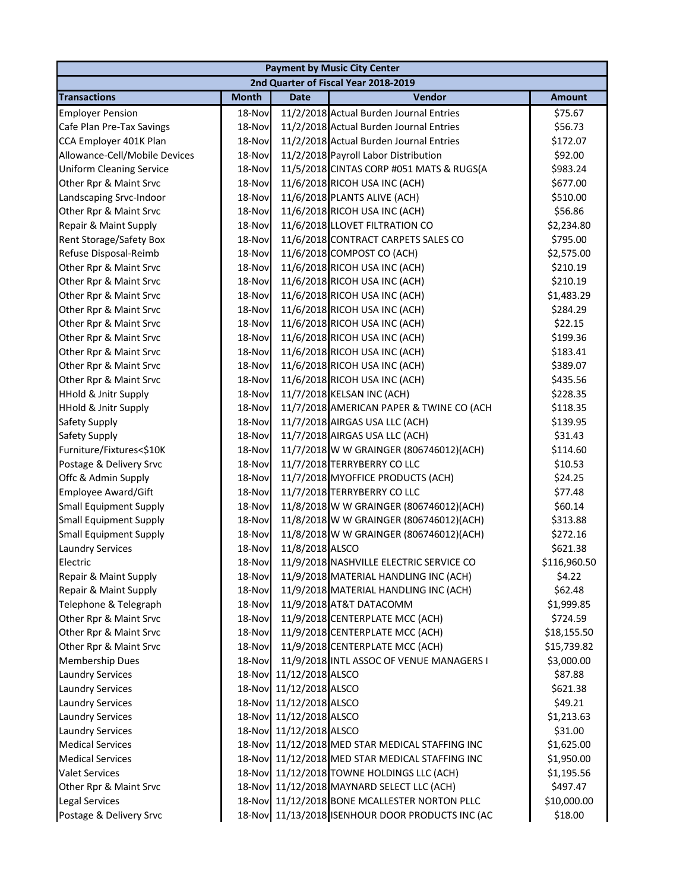| Payment by Music City Center | | | | |
|---|---|---|---|---|
| 2nd Quarter of Fiscal Year 2018-2019 | | | | |
| **Transactions** | **Month** | **Date** | **Vendor** | **Amount** |
| Employer Pension | 18-Nov | 11/2/2018 | Actual Burden Journal Entries | $75.67 |
| Cafe Plan Pre-Tax Savings | 18-Nov | 11/2/2018 | Actual Burden Journal Entries | $56.73 |
| CCA Employer 401K Plan | 18-Nov | 11/2/2018 | Actual Burden Journal Entries | $172.07 |
| Allowance-Cell/Mobile Devices | 18-Nov | 11/2/2018 | Payroll Labor Distribution | $92.00 |
| Uniform Cleaning Service | 18-Nov | 11/5/2018 | CINTAS CORP #051 MATS & RUGS(A | $983.24 |
| Other Rpr & Maint Srvc | 18-Nov | 11/6/2018 | RICOH USA INC (ACH) | $677.00 |
| Landscaping Srvc-Indoor | 18-Nov | 11/6/2018 | PLANTS ALIVE (ACH) | $510.00 |
| Other Rpr & Maint Srvc | 18-Nov | 11/6/2018 | RICOH USA INC (ACH) | $56.86 |
| Repair & Maint Supply | 18-Nov | 11/6/2018 | LLOVET FILTRATION CO | $2,234.80 |
| Rent Storage/Safety Box | 18-Nov | 11/6/2018 | CONTRACT CARPETS SALES CO | $795.00 |
| Refuse Disposal-Reimb | 18-Nov | 11/6/2018 | COMPOST CO (ACH) | $2,575.00 |
| Other Rpr & Maint Srvc | 18-Nov | 11/6/2018 | RICOH USA INC (ACH) | $210.19 |
| Other Rpr & Maint Srvc | 18-Nov | 11/6/2018 | RICOH USA INC (ACH) | $210.19 |
| Other Rpr & Maint Srvc | 18-Nov | 11/6/2018 | RICOH USA INC (ACH) | $1,483.29 |
| Other Rpr & Maint Srvc | 18-Nov | 11/6/2018 | RICOH USA INC (ACH) | $284.29 |
| Other Rpr & Maint Srvc | 18-Nov | 11/6/2018 | RICOH USA INC (ACH) | $22.15 |
| Other Rpr & Maint Srvc | 18-Nov | 11/6/2018 | RICOH USA INC (ACH) | $199.36 |
| Other Rpr & Maint Srvc | 18-Nov | 11/6/2018 | RICOH USA INC (ACH) | $183.41 |
| Other Rpr & Maint Srvc | 18-Nov | 11/6/2018 | RICOH USA INC (ACH) | $389.07 |
| Other Rpr & Maint Srvc | 18-Nov | 11/6/2018 | RICOH USA INC (ACH) | $435.56 |
| HHold & Jnitr Supply | 18-Nov | 11/7/2018 | KELSAN INC (ACH) | $228.35 |
| HHold & Jnitr Supply | 18-Nov | 11/7/2018 | AMERICAN PAPER & TWINE CO (ACH | $118.35 |
| Safety Supply | 18-Nov | 11/7/2018 | AIRGAS USA LLC (ACH) | $139.95 |
| Safety Supply | 18-Nov | 11/7/2018 | AIRGAS USA LLC (ACH) | $31.43 |
| Furniture/Fixtures<$10K | 18-Nov | 11/7/2018 | W W GRAINGER (806746012)(ACH) | $114.60 |
| Postage & Delivery Srvc | 18-Nov | 11/7/2018 | TERRYBERRY CO LLC | $10.53 |
| Offc & Admin Supply | 18-Nov | 11/7/2018 | MYOFFICE PRODUCTS (ACH) | $24.25 |
| Employee Award/Gift | 18-Nov | 11/7/2018 | TERRYBERRY CO LLC | $77.48 |
| Small Equipment Supply | 18-Nov | 11/8/2018 | W W GRAINGER (806746012)(ACH) | $60.14 |
| Small Equipment Supply | 18-Nov | 11/8/2018 | W W GRAINGER (806746012)(ACH) | $313.88 |
| Small Equipment Supply | 18-Nov | 11/8/2018 | W W GRAINGER (806746012)(ACH) | $272.16 |
| Laundry Services | 18-Nov | 11/8/2018 | ALSCO | $621.38 |
| Electric | 18-Nov | 11/9/2018 | NASHVILLE ELECTRIC SERVICE CO | $116,960.50 |
| Repair & Maint Supply | 18-Nov | 11/9/2018 | MATERIAL HANDLING INC (ACH) | $4.22 |
| Repair & Maint Supply | 18-Nov | 11/9/2018 | MATERIAL HANDLING INC (ACH) | $62.48 |
| Telephone & Telegraph | 18-Nov | 11/9/2018 | AT&T DATACOMM | $1,999.85 |
| Other Rpr & Maint Srvc | 18-Nov | 11/9/2018 | CENTERPLATE MCC (ACH) | $724.59 |
| Other Rpr & Maint Srvc | 18-Nov | 11/9/2018 | CENTERPLATE MCC (ACH) | $18,155.50 |
| Other Rpr & Maint Srvc | 18-Nov | 11/9/2018 | CENTERPLATE MCC (ACH) | $15,739.82 |
| Membership Dues | 18-Nov | 11/9/2018 | INTL ASSOC OF VENUE MANAGERS I | $3,000.00 |
| Laundry Services | 18-Nov | 11/12/2018 | ALSCO | $87.88 |
| Laundry Services | 18-Nov | 11/12/2018 | ALSCO | $621.38 |
| Laundry Services | 18-Nov | 11/12/2018 | ALSCO | $49.21 |
| Laundry Services | 18-Nov | 11/12/2018 | ALSCO | $1,213.63 |
| Laundry Services | 18-Nov | 11/12/2018 | ALSCO | $31.00 |
| Medical Services | 18-Nov | 11/12/2018 | MED STAR MEDICAL STAFFING INC | $1,625.00 |
| Medical Services | 18-Nov | 11/12/2018 | MED STAR MEDICAL STAFFING INC | $1,950.00 |
| Valet Services | 18-Nov | 11/12/2018 | TOWNE HOLDINGS LLC (ACH) | $1,195.56 |
| Other Rpr & Maint Srvc | 18-Nov | 11/12/2018 | MAYNARD SELECT LLC (ACH) | $497.47 |
| Legal Services | 18-Nov | 11/12/2018 | BONE MCALLESTER NORTON PLLC | $10,000.00 |
| Postage & Delivery Srvc | 18-Nov | 11/13/2018 | ISENHOUR DOOR PRODUCTS INC (AC | $18.00 |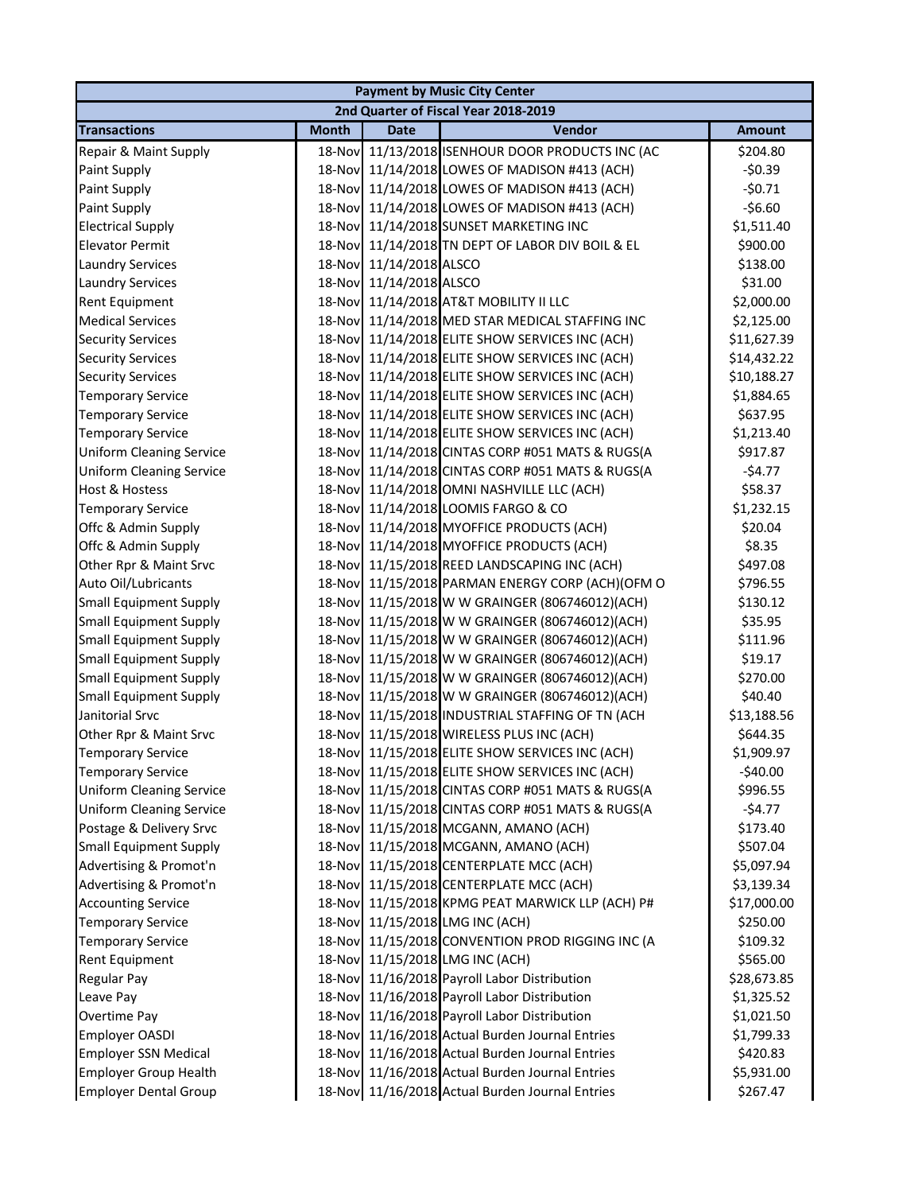| Payment by Music City Center | | | | |
|---|---|---|---|---|
| 2nd Quarter of Fiscal Year 2018-2019 | | | | |
| **Transactions** | **Month** | **Date** | **Vendor** | **Amount** |
| Repair & Maint Supply | 18-Nov | 11/13/2018 | ISENHOUR DOOR PRODUCTS INC (AC | $204.80 |
| Paint Supply | 18-Nov | 11/14/2018 | LOWES OF MADISON #413 (ACH) | -$0.39 |
| Paint Supply | 18-Nov | 11/14/2018 | LOWES OF MADISON #413 (ACH) | -$0.71 |
| Paint Supply | 18-Nov | 11/14/2018 | LOWES OF MADISON #413 (ACH) | -$6.60 |
| Electrical Supply | 18-Nov | 11/14/2018 | SUNSET MARKETING INC | $1,511.40 |
| Elevator Permit | 18-Nov | 11/14/2018 | TN DEPT OF LABOR DIV BOIL & EL | $900.00 |
| Laundry Services | 18-Nov | 11/14/2018 | ALSCO | $138.00 |
| Laundry Services | 18-Nov | 11/14/2018 | ALSCO | $31.00 |
| Rent Equipment | 18-Nov | 11/14/2018 | AT&T MOBILITY II LLC | $2,000.00 |
| Medical Services | 18-Nov | 11/14/2018 | MED STAR MEDICAL STAFFING INC | $2,125.00 |
| Security Services | 18-Nov | 11/14/2018 | ELITE SHOW SERVICES INC (ACH) | $11,627.39 |
| Security Services | 18-Nov | 11/14/2018 | ELITE SHOW SERVICES INC (ACH) | $14,432.22 |
| Security Services | 18-Nov | 11/14/2018 | ELITE SHOW SERVICES INC (ACH) | $10,188.27 |
| Temporary Service | 18-Nov | 11/14/2018 | ELITE SHOW SERVICES INC (ACH) | $1,884.65 |
| Temporary Service | 18-Nov | 11/14/2018 | ELITE SHOW SERVICES INC (ACH) | $637.95 |
| Temporary Service | 18-Nov | 11/14/2018 | ELITE SHOW SERVICES INC (ACH) | $1,213.40 |
| Uniform Cleaning Service | 18-Nov | 11/14/2018 | CINTAS CORP #051 MATS & RUGS(A | $917.87 |
| Uniform Cleaning Service | 18-Nov | 11/14/2018 | CINTAS CORP #051 MATS & RUGS(A | -$4.77 |
| Host & Hostess | 18-Nov | 11/14/2018 | OMNI NASHVILLE LLC (ACH) | $58.37 |
| Temporary Service | 18-Nov | 11/14/2018 | LOOMIS FARGO & CO | $1,232.15 |
| Offc & Admin Supply | 18-Nov | 11/14/2018 | MYOFFICE PRODUCTS (ACH) | $20.04 |
| Offc & Admin Supply | 18-Nov | 11/14/2018 | MYOFFICE PRODUCTS (ACH) | $8.35 |
| Other Rpr & Maint Srvc | 18-Nov | 11/15/2018 | REED LANDSCAPING INC (ACH) | $497.08 |
| Auto Oil/Lubricants | 18-Nov | 11/15/2018 | PARMAN ENERGY CORP (ACH)(OFM O | $796.55 |
| Small Equipment Supply | 18-Nov | 11/15/2018 | W W GRAINGER (806746012)(ACH) | $130.12 |
| Small Equipment Supply | 18-Nov | 11/15/2018 | W W GRAINGER (806746012)(ACH) | $35.95 |
| Small Equipment Supply | 18-Nov | 11/15/2018 | W W GRAINGER (806746012)(ACH) | $111.96 |
| Small Equipment Supply | 18-Nov | 11/15/2018 | W W GRAINGER (806746012)(ACH) | $19.17 |
| Small Equipment Supply | 18-Nov | 11/15/2018 | W W GRAINGER (806746012)(ACH) | $270.00 |
| Small Equipment Supply | 18-Nov | 11/15/2018 | W W GRAINGER (806746012)(ACH) | $40.40 |
| Janitorial Srvc | 18-Nov | 11/15/2018 | INDUSTRIAL STAFFING OF TN (ACH | $13,188.56 |
| Other Rpr & Maint Srvc | 18-Nov | 11/15/2018 | WIRELESS PLUS INC (ACH) | $644.35 |
| Temporary Service | 18-Nov | 11/15/2018 | ELITE SHOW SERVICES INC (ACH) | $1,909.97 |
| Temporary Service | 18-Nov | 11/15/2018 | ELITE SHOW SERVICES INC (ACH) | -$40.00 |
| Uniform Cleaning Service | 18-Nov | 11/15/2018 | CINTAS CORP #051 MATS & RUGS(A | $996.55 |
| Uniform Cleaning Service | 18-Nov | 11/15/2018 | CINTAS CORP #051 MATS & RUGS(A | -$4.77 |
| Postage & Delivery Srvc | 18-Nov | 11/15/2018 | MCGANN, AMANO (ACH) | $173.40 |
| Small Equipment Supply | 18-Nov | 11/15/2018 | MCGANN, AMANO (ACH) | $507.04 |
| Advertising & Promot'n | 18-Nov | 11/15/2018 | CENTERPLATE MCC (ACH) | $5,097.94 |
| Advertising & Promot'n | 18-Nov | 11/15/2018 | CENTERPLATE MCC (ACH) | $3,139.34 |
| Accounting Service | 18-Nov | 11/15/2018 | KPMG PEAT MARWICK LLP (ACH) P# | $17,000.00 |
| Temporary Service | 18-Nov | 11/15/2018 | LMG INC (ACH) | $250.00 |
| Temporary Service | 18-Nov | 11/15/2018 | CONVENTION PROD RIGGING INC (A | $109.32 |
| Rent Equipment | 18-Nov | 11/15/2018 | LMG INC (ACH) | $565.00 |
| Regular Pay | 18-Nov | 11/16/2018 | Payroll Labor Distribution | $28,673.85 |
| Leave Pay | 18-Nov | 11/16/2018 | Payroll Labor Distribution | $1,325.52 |
| Overtime Pay | 18-Nov | 11/16/2018 | Payroll Labor Distribution | $1,021.50 |
| Employer OASDI | 18-Nov | 11/16/2018 | Actual Burden Journal Entries | $1,799.33 |
| Employer SSN Medical | 18-Nov | 11/16/2018 | Actual Burden Journal Entries | $420.83 |
| Employer Group Health | 18-Nov | 11/16/2018 | Actual Burden Journal Entries | $5,931.00 |
| Employer Dental Group | 18-Nov | 11/16/2018 | Actual Burden Journal Entries | $267.47 |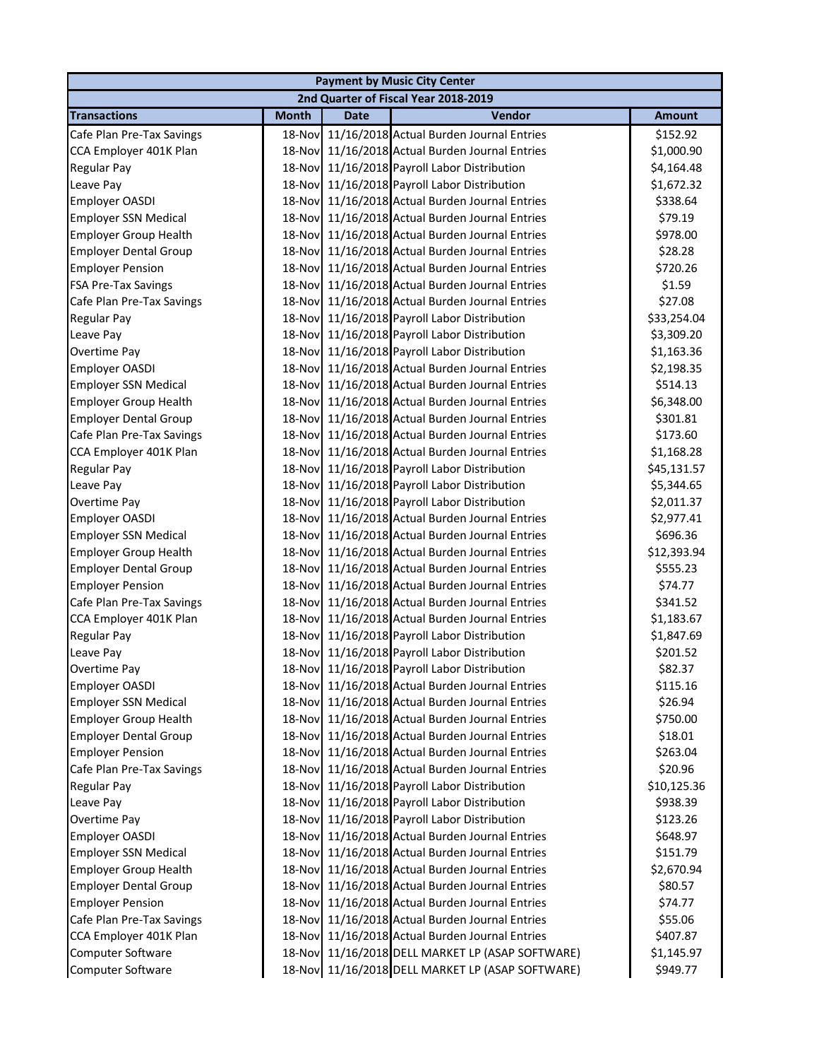| Payment by Music City Center | | | | |
|---|---|---|---|---|
| 2nd Quarter of Fiscal Year 2018-2019 | | | | |
| **Transactions** | **Month** | **Date** | **Vendor** | **Amount** |
| Cafe Plan Pre-Tax Savings | 18-Nov | 11/16/2018 | Actual Burden Journal Entries | $152.92 |
| CCA Employer 401K Plan | 18-Nov | 11/16/2018 | Actual Burden Journal Entries | $1,000.90 |
| Regular Pay | 18-Nov | 11/16/2018 | Payroll Labor Distribution | $4,164.48 |
| Leave Pay | 18-Nov | 11/16/2018 | Payroll Labor Distribution | $1,672.32 |
| Employer OASDI | 18-Nov | 11/16/2018 | Actual Burden Journal Entries | $338.64 |
| Employer SSN Medical | 18-Nov | 11/16/2018 | Actual Burden Journal Entries | $79.19 |
| Employer Group Health | 18-Nov | 11/16/2018 | Actual Burden Journal Entries | $978.00 |
| Employer Dental Group | 18-Nov | 11/16/2018 | Actual Burden Journal Entries | $28.28 |
| Employer Pension | 18-Nov | 11/16/2018 | Actual Burden Journal Entries | $720.26 |
| FSA Pre-Tax Savings | 18-Nov | 11/16/2018 | Actual Burden Journal Entries | $1.59 |
| Cafe Plan Pre-Tax Savings | 18-Nov | 11/16/2018 | Actual Burden Journal Entries | $27.08 |
| Regular Pay | 18-Nov | 11/16/2018 | Payroll Labor Distribution | $33,254.04 |
| Leave Pay | 18-Nov | 11/16/2018 | Payroll Labor Distribution | $3,309.20 |
| Overtime Pay | 18-Nov | 11/16/2018 | Payroll Labor Distribution | $1,163.36 |
| Employer OASDI | 18-Nov | 11/16/2018 | Actual Burden Journal Entries | $2,198.35 |
| Employer SSN Medical | 18-Nov | 11/16/2018 | Actual Burden Journal Entries | $514.13 |
| Employer Group Health | 18-Nov | 11/16/2018 | Actual Burden Journal Entries | $6,348.00 |
| Employer Dental Group | 18-Nov | 11/16/2018 | Actual Burden Journal Entries | $301.81 |
| Cafe Plan Pre-Tax Savings | 18-Nov | 11/16/2018 | Actual Burden Journal Entries | $173.60 |
| CCA Employer 401K Plan | 18-Nov | 11/16/2018 | Actual Burden Journal Entries | $1,168.28 |
| Regular Pay | 18-Nov | 11/16/2018 | Payroll Labor Distribution | $45,131.57 |
| Leave Pay | 18-Nov | 11/16/2018 | Payroll Labor Distribution | $5,344.65 |
| Overtime Pay | 18-Nov | 11/16/2018 | Payroll Labor Distribution | $2,011.37 |
| Employer OASDI | 18-Nov | 11/16/2018 | Actual Burden Journal Entries | $2,977.41 |
| Employer SSN Medical | 18-Nov | 11/16/2018 | Actual Burden Journal Entries | $696.36 |
| Employer Group Health | 18-Nov | 11/16/2018 | Actual Burden Journal Entries | $12,393.94 |
| Employer Dental Group | 18-Nov | 11/16/2018 | Actual Burden Journal Entries | $555.23 |
| Employer Pension | 18-Nov | 11/16/2018 | Actual Burden Journal Entries | $74.77 |
| Cafe Plan Pre-Tax Savings | 18-Nov | 11/16/2018 | Actual Burden Journal Entries | $341.52 |
| CCA Employer 401K Plan | 18-Nov | 11/16/2018 | Actual Burden Journal Entries | $1,183.67 |
| Regular Pay | 18-Nov | 11/16/2018 | Payroll Labor Distribution | $1,847.69 |
| Leave Pay | 18-Nov | 11/16/2018 | Payroll Labor Distribution | $201.52 |
| Overtime Pay | 18-Nov | 11/16/2018 | Payroll Labor Distribution | $82.37 |
| Employer OASDI | 18-Nov | 11/16/2018 | Actual Burden Journal Entries | $115.16 |
| Employer SSN Medical | 18-Nov | 11/16/2018 | Actual Burden Journal Entries | $26.94 |
| Employer Group Health | 18-Nov | 11/16/2018 | Actual Burden Journal Entries | $750.00 |
| Employer Dental Group | 18-Nov | 11/16/2018 | Actual Burden Journal Entries | $18.01 |
| Employer Pension | 18-Nov | 11/16/2018 | Actual Burden Journal Entries | $263.04 |
| Cafe Plan Pre-Tax Savings | 18-Nov | 11/16/2018 | Actual Burden Journal Entries | $20.96 |
| Regular Pay | 18-Nov | 11/16/2018 | Payroll Labor Distribution | $10,125.36 |
| Leave Pay | 18-Nov | 11/16/2018 | Payroll Labor Distribution | $938.39 |
| Overtime Pay | 18-Nov | 11/16/2018 | Payroll Labor Distribution | $123.26 |
| Employer OASDI | 18-Nov | 11/16/2018 | Actual Burden Journal Entries | $648.97 |
| Employer SSN Medical | 18-Nov | 11/16/2018 | Actual Burden Journal Entries | $151.79 |
| Employer Group Health | 18-Nov | 11/16/2018 | Actual Burden Journal Entries | $2,670.94 |
| Employer Dental Group | 18-Nov | 11/16/2018 | Actual Burden Journal Entries | $80.57 |
| Employer Pension | 18-Nov | 11/16/2018 | Actual Burden Journal Entries | $74.77 |
| Cafe Plan Pre-Tax Savings | 18-Nov | 11/16/2018 | Actual Burden Journal Entries | $55.06 |
| CCA Employer 401K Plan | 18-Nov | 11/16/2018 | Actual Burden Journal Entries | $407.87 |
| Computer Software | 18-Nov | 11/16/2018 | DELL MARKET LP (ASAP SOFTWARE) | $1,145.97 |
| Computer Software | 18-Nov | 11/16/2018 | DELL MARKET LP (ASAP SOFTWARE) | $949.77 |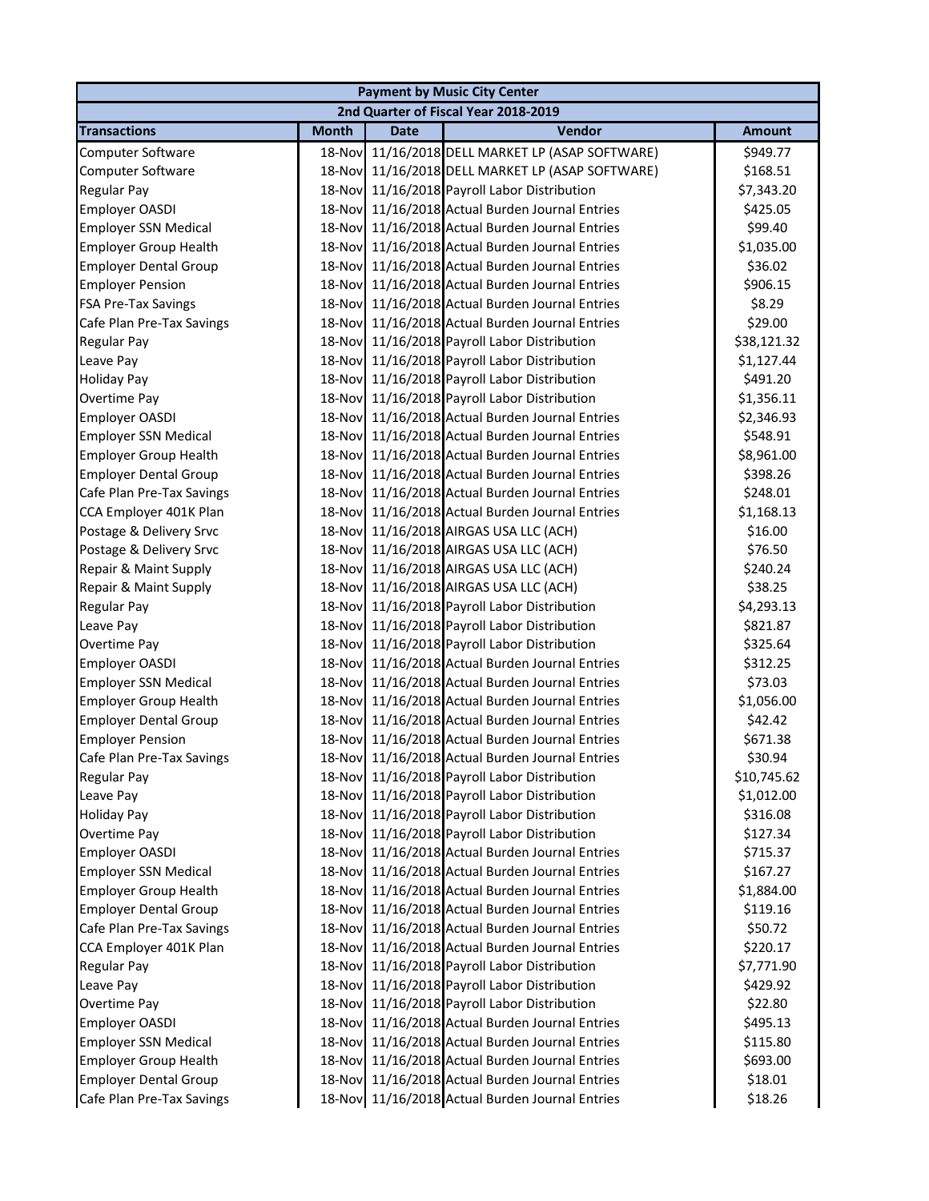| Payment by Music City Center | | | | |
|---|---|---|---|---|
| 2nd Quarter of Fiscal Year 2018-2019 | | | | |
| **Transactions** | **Month** | **Date** | **Vendor** | **Amount** |
| Computer Software | 18-Nov | 11/16/2018 | DELL MARKET LP (ASAP SOFTWARE) | $949.77 |
| Computer Software | 18-Nov | 11/16/2018 | DELL MARKET LP (ASAP SOFTWARE) | $168.51 |
| Regular Pay | 18-Nov | 11/16/2018 | Payroll Labor Distribution | $7,343.20 |
| Employer OASDI | 18-Nov | 11/16/2018 | Actual Burden Journal Entries | $425.05 |
| Employer SSN Medical | 18-Nov | 11/16/2018 | Actual Burden Journal Entries | $99.40 |
| Employer Group Health | 18-Nov | 11/16/2018 | Actual Burden Journal Entries | $1,035.00 |
| Employer Dental Group | 18-Nov | 11/16/2018 | Actual Burden Journal Entries | $36.02 |
| Employer Pension | 18-Nov | 11/16/2018 | Actual Burden Journal Entries | $906.15 |
| FSA Pre-Tax Savings | 18-Nov | 11/16/2018 | Actual Burden Journal Entries | $8.29 |
| Cafe Plan Pre-Tax Savings | 18-Nov | 11/16/2018 | Actual Burden Journal Entries | $29.00 |
| Regular Pay | 18-Nov | 11/16/2018 | Payroll Labor Distribution | $38,121.32 |
| Leave Pay | 18-Nov | 11/16/2018 | Payroll Labor Distribution | $1,127.44 |
| Holiday Pay | 18-Nov | 11/16/2018 | Payroll Labor Distribution | $491.20 |
| Overtime Pay | 18-Nov | 11/16/2018 | Payroll Labor Distribution | $1,356.11 |
| Employer OASDI | 18-Nov | 11/16/2018 | Actual Burden Journal Entries | $2,346.93 |
| Employer SSN Medical | 18-Nov | 11/16/2018 | Actual Burden Journal Entries | $548.91 |
| Employer Group Health | 18-Nov | 11/16/2018 | Actual Burden Journal Entries | $8,961.00 |
| Employer Dental Group | 18-Nov | 11/16/2018 | Actual Burden Journal Entries | $398.26 |
| Cafe Plan Pre-Tax Savings | 18-Nov | 11/16/2018 | Actual Burden Journal Entries | $248.01 |
| CCA Employer 401K Plan | 18-Nov | 11/16/2018 | Actual Burden Journal Entries | $1,168.13 |
| Postage & Delivery Srvc | 18-Nov | 11/16/2018 | AIRGAS USA LLC (ACH) | $16.00 |
| Postage & Delivery Srvc | 18-Nov | 11/16/2018 | AIRGAS USA LLC (ACH) | $76.50 |
| Repair & Maint Supply | 18-Nov | 11/16/2018 | AIRGAS USA LLC (ACH) | $240.24 |
| Repair & Maint Supply | 18-Nov | 11/16/2018 | AIRGAS USA LLC (ACH) | $38.25 |
| Regular Pay | 18-Nov | 11/16/2018 | Payroll Labor Distribution | $4,293.13 |
| Leave Pay | 18-Nov | 11/16/2018 | Payroll Labor Distribution | $821.87 |
| Overtime Pay | 18-Nov | 11/16/2018 | Payroll Labor Distribution | $325.64 |
| Employer OASDI | 18-Nov | 11/16/2018 | Actual Burden Journal Entries | $312.25 |
| Employer SSN Medical | 18-Nov | 11/16/2018 | Actual Burden Journal Entries | $73.03 |
| Employer Group Health | 18-Nov | 11/16/2018 | Actual Burden Journal Entries | $1,056.00 |
| Employer Dental Group | 18-Nov | 11/16/2018 | Actual Burden Journal Entries | $42.42 |
| Employer Pension | 18-Nov | 11/16/2018 | Actual Burden Journal Entries | $671.38 |
| Cafe Plan Pre-Tax Savings | 18-Nov | 11/16/2018 | Actual Burden Journal Entries | $30.94 |
| Regular Pay | 18-Nov | 11/16/2018 | Payroll Labor Distribution | $10,745.62 |
| Leave Pay | 18-Nov | 11/16/2018 | Payroll Labor Distribution | $1,012.00 |
| Holiday Pay | 18-Nov | 11/16/2018 | Payroll Labor Distribution | $316.08 |
| Overtime Pay | 18-Nov | 11/16/2018 | Payroll Labor Distribution | $127.34 |
| Employer OASDI | 18-Nov | 11/16/2018 | Actual Burden Journal Entries | $715.37 |
| Employer SSN Medical | 18-Nov | 11/16/2018 | Actual Burden Journal Entries | $167.27 |
| Employer Group Health | 18-Nov | 11/16/2018 | Actual Burden Journal Entries | $1,884.00 |
| Employer Dental Group | 18-Nov | 11/16/2018 | Actual Burden Journal Entries | $119.16 |
| Cafe Plan Pre-Tax Savings | 18-Nov | 11/16/2018 | Actual Burden Journal Entries | $50.72 |
| CCA Employer 401K Plan | 18-Nov | 11/16/2018 | Actual Burden Journal Entries | $220.17 |
| Regular Pay | 18-Nov | 11/16/2018 | Payroll Labor Distribution | $7,771.90 |
| Leave Pay | 18-Nov | 11/16/2018 | Payroll Labor Distribution | $429.92 |
| Overtime Pay | 18-Nov | 11/16/2018 | Payroll Labor Distribution | $22.80 |
| Employer OASDI | 18-Nov | 11/16/2018 | Actual Burden Journal Entries | $495.13 |
| Employer SSN Medical | 18-Nov | 11/16/2018 | Actual Burden Journal Entries | $115.80 |
| Employer Group Health | 18-Nov | 11/16/2018 | Actual Burden Journal Entries | $693.00 |
| Employer Dental Group | 18-Nov | 11/16/2018 | Actual Burden Journal Entries | $18.01 |
| Cafe Plan Pre-Tax Savings | 18-Nov | 11/16/2018 | Actual Burden Journal Entries | $18.26 |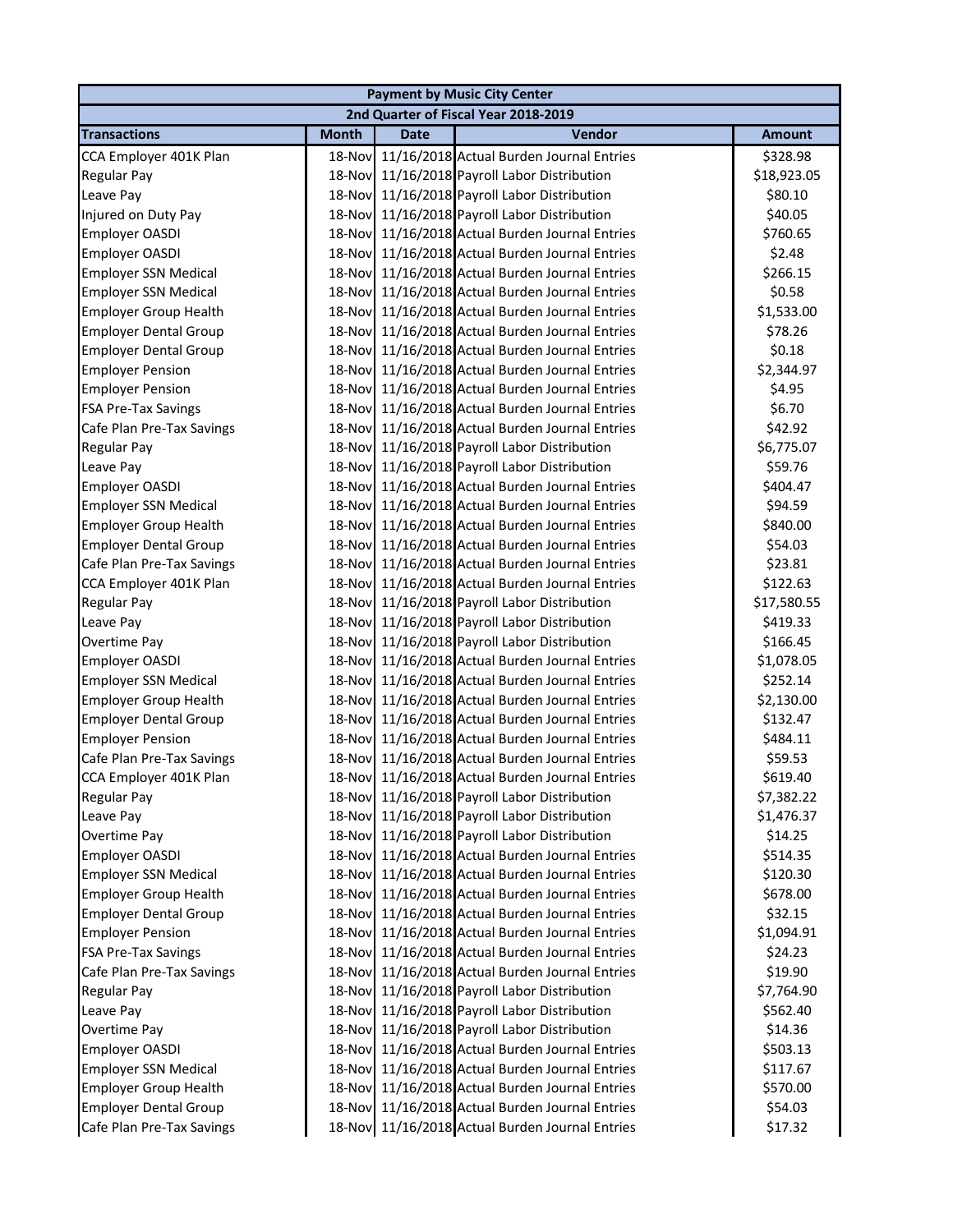| Payment by Music City Center | | | | |
|---|---|---|---|---|
| 2nd Quarter of Fiscal Year 2018-2019 | | | | |
| **Transactions** | **Month** | **Date** | **Vendor** | **Amount** |
| CCA Employer 401K Plan | 18-Nov | 11/16/2018 | Actual Burden Journal Entries | $328.98 |
| Regular Pay | 18-Nov | 11/16/2018 | Payroll Labor Distribution | $18,923.05 |
| Leave Pay | 18-Nov | 11/16/2018 | Payroll Labor Distribution | $80.10 |
| Injured on Duty Pay | 18-Nov | 11/16/2018 | Payroll Labor Distribution | $40.05 |
| Employer OASDI | 18-Nov | 11/16/2018 | Actual Burden Journal Entries | $760.65 |
| Employer OASDI | 18-Nov | 11/16/2018 | Actual Burden Journal Entries | $2.48 |
| Employer SSN Medical | 18-Nov | 11/16/2018 | Actual Burden Journal Entries | $266.15 |
| Employer SSN Medical | 18-Nov | 11/16/2018 | Actual Burden Journal Entries | $0.58 |
| Employer Group Health | 18-Nov | 11/16/2018 | Actual Burden Journal Entries | $1,533.00 |
| Employer Dental Group | 18-Nov | 11/16/2018 | Actual Burden Journal Entries | $78.26 |
| Employer Dental Group | 18-Nov | 11/16/2018 | Actual Burden Journal Entries | $0.18 |
| Employer Pension | 18-Nov | 11/16/2018 | Actual Burden Journal Entries | $2,344.97 |
| Employer Pension | 18-Nov | 11/16/2018 | Actual Burden Journal Entries | $4.95 |
| FSA Pre-Tax Savings | 18-Nov | 11/16/2018 | Actual Burden Journal Entries | $6.70 |
| Cafe Plan Pre-Tax Savings | 18-Nov | 11/16/2018 | Actual Burden Journal Entries | $42.92 |
| Regular Pay | 18-Nov | 11/16/2018 | Payroll Labor Distribution | $6,775.07 |
| Leave Pay | 18-Nov | 11/16/2018 | Payroll Labor Distribution | $59.76 |
| Employer OASDI | 18-Nov | 11/16/2018 | Actual Burden Journal Entries | $404.47 |
| Employer SSN Medical | 18-Nov | 11/16/2018 | Actual Burden Journal Entries | $94.59 |
| Employer Group Health | 18-Nov | 11/16/2018 | Actual Burden Journal Entries | $840.00 |
| Employer Dental Group | 18-Nov | 11/16/2018 | Actual Burden Journal Entries | $54.03 |
| Cafe Plan Pre-Tax Savings | 18-Nov | 11/16/2018 | Actual Burden Journal Entries | $23.81 |
| CCA Employer 401K Plan | 18-Nov | 11/16/2018 | Actual Burden Journal Entries | $122.63 |
| Regular Pay | 18-Nov | 11/16/2018 | Payroll Labor Distribution | $17,580.55 |
| Leave Pay | 18-Nov | 11/16/2018 | Payroll Labor Distribution | $419.33 |
| Overtime Pay | 18-Nov | 11/16/2018 | Payroll Labor Distribution | $166.45 |
| Employer OASDI | 18-Nov | 11/16/2018 | Actual Burden Journal Entries | $1,078.05 |
| Employer SSN Medical | 18-Nov | 11/16/2018 | Actual Burden Journal Entries | $252.14 |
| Employer Group Health | 18-Nov | 11/16/2018 | Actual Burden Journal Entries | $2,130.00 |
| Employer Dental Group | 18-Nov | 11/16/2018 | Actual Burden Journal Entries | $132.47 |
| Employer Pension | 18-Nov | 11/16/2018 | Actual Burden Journal Entries | $484.11 |
| Cafe Plan Pre-Tax Savings | 18-Nov | 11/16/2018 | Actual Burden Journal Entries | $59.53 |
| CCA Employer 401K Plan | 18-Nov | 11/16/2018 | Actual Burden Journal Entries | $619.40 |
| Regular Pay | 18-Nov | 11/16/2018 | Payroll Labor Distribution | $7,382.22 |
| Leave Pay | 18-Nov | 11/16/2018 | Payroll Labor Distribution | $1,476.37 |
| Overtime Pay | 18-Nov | 11/16/2018 | Payroll Labor Distribution | $14.25 |
| Employer OASDI | 18-Nov | 11/16/2018 | Actual Burden Journal Entries | $514.35 |
| Employer SSN Medical | 18-Nov | 11/16/2018 | Actual Burden Journal Entries | $120.30 |
| Employer Group Health | 18-Nov | 11/16/2018 | Actual Burden Journal Entries | $678.00 |
| Employer Dental Group | 18-Nov | 11/16/2018 | Actual Burden Journal Entries | $32.15 |
| Employer Pension | 18-Nov | 11/16/2018 | Actual Burden Journal Entries | $1,094.91 |
| FSA Pre-Tax Savings | 18-Nov | 11/16/2018 | Actual Burden Journal Entries | $24.23 |
| Cafe Plan Pre-Tax Savings | 18-Nov | 11/16/2018 | Actual Burden Journal Entries | $19.90 |
| Regular Pay | 18-Nov | 11/16/2018 | Payroll Labor Distribution | $7,764.90 |
| Leave Pay | 18-Nov | 11/16/2018 | Payroll Labor Distribution | $562.40 |
| Overtime Pay | 18-Nov | 11/16/2018 | Payroll Labor Distribution | $14.36 |
| Employer OASDI | 18-Nov | 11/16/2018 | Actual Burden Journal Entries | $503.13 |
| Employer SSN Medical | 18-Nov | 11/16/2018 | Actual Burden Journal Entries | $117.67 |
| Employer Group Health | 18-Nov | 11/16/2018 | Actual Burden Journal Entries | $570.00 |
| Employer Dental Group | 18-Nov | 11/16/2018 | Actual Burden Journal Entries | $54.03 |
| Cafe Plan Pre-Tax Savings | 18-Nov | 11/16/2018 | Actual Burden Journal Entries | $17.32 |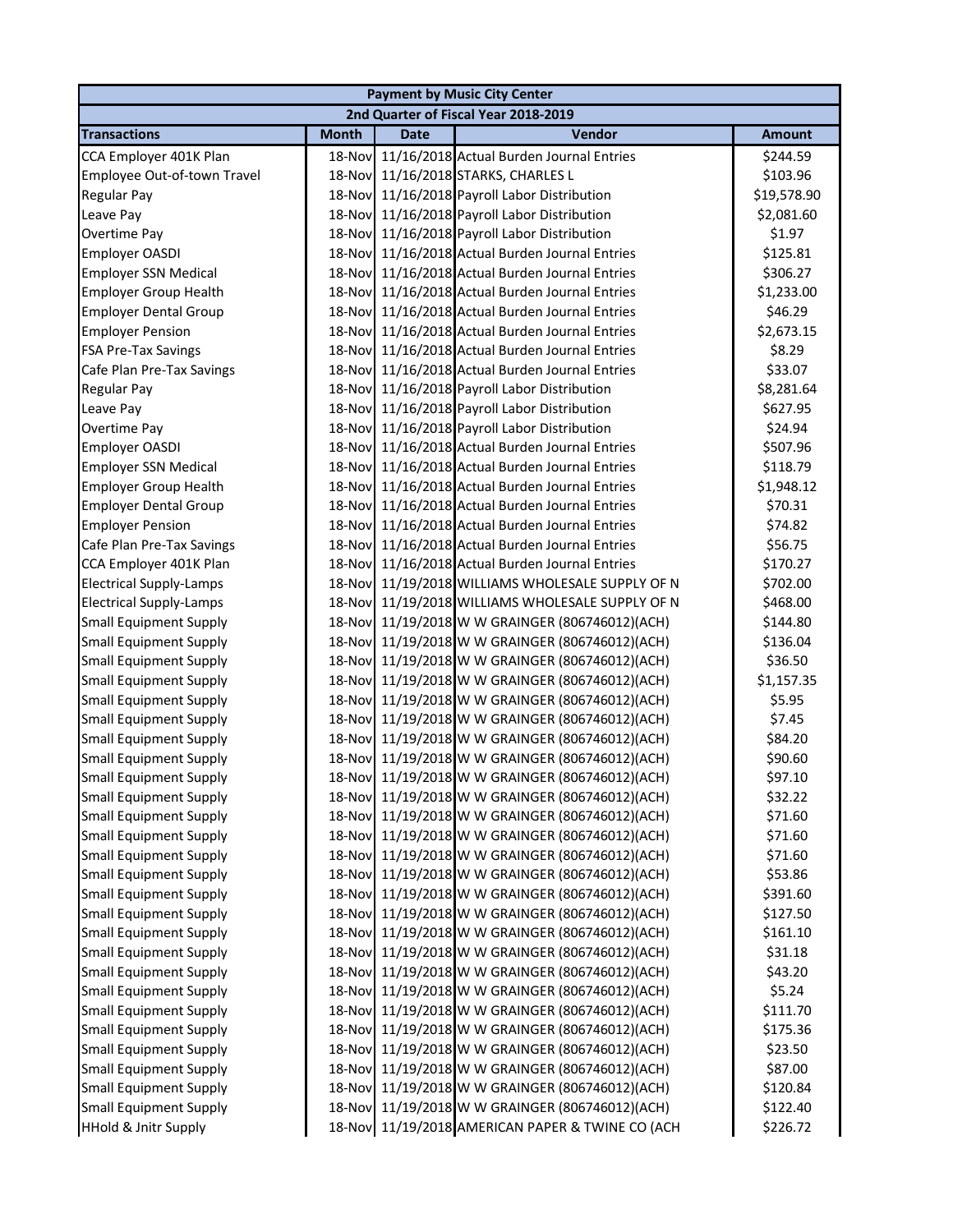| Payment by Music City Center | | | | |
|---|---|---|---|---|
| 2nd Quarter of Fiscal Year 2018-2019 | | | | |
| **Transactions** | **Month** | **Date** | **Vendor** | **Amount** |
| CCA Employer 401K Plan | 18-Nov | 11/16/2018 | Actual Burden Journal Entries | $244.59 |
| Employee Out-of-town Travel | 18-Nov | 11/16/2018 | STARKS, CHARLES L | $103.96 |
| Regular Pay | 18-Nov | 11/16/2018 | Payroll Labor Distribution | $19,578.90 |
| Leave Pay | 18-Nov | 11/16/2018 | Payroll Labor Distribution | $2,081.60 |
| Overtime Pay | 18-Nov | 11/16/2018 | Payroll Labor Distribution | $1.97 |
| Employer OASDI | 18-Nov | 11/16/2018 | Actual Burden Journal Entries | $125.81 |
| Employer SSN Medical | 18-Nov | 11/16/2018 | Actual Burden Journal Entries | $306.27 |
| Employer Group Health | 18-Nov | 11/16/2018 | Actual Burden Journal Entries | $1,233.00 |
| Employer Dental Group | 18-Nov | 11/16/2018 | Actual Burden Journal Entries | $46.29 |
| Employer Pension | 18-Nov | 11/16/2018 | Actual Burden Journal Entries | $2,673.15 |
| FSA Pre-Tax Savings | 18-Nov | 11/16/2018 | Actual Burden Journal Entries | $8.29 |
| Cafe Plan Pre-Tax Savings | 18-Nov | 11/16/2018 | Actual Burden Journal Entries | $33.07 |
| Regular Pay | 18-Nov | 11/16/2018 | Payroll Labor Distribution | $8,281.64 |
| Leave Pay | 18-Nov | 11/16/2018 | Payroll Labor Distribution | $627.95 |
| Overtime Pay | 18-Nov | 11/16/2018 | Payroll Labor Distribution | $24.94 |
| Employer OASDI | 18-Nov | 11/16/2018 | Actual Burden Journal Entries | $507.96 |
| Employer SSN Medical | 18-Nov | 11/16/2018 | Actual Burden Journal Entries | $118.79 |
| Employer Group Health | 18-Nov | 11/16/2018 | Actual Burden Journal Entries | $1,948.12 |
| Employer Dental Group | 18-Nov | 11/16/2018 | Actual Burden Journal Entries | $70.31 |
| Employer Pension | 18-Nov | 11/16/2018 | Actual Burden Journal Entries | $74.82 |
| Cafe Plan Pre-Tax Savings | 18-Nov | 11/16/2018 | Actual Burden Journal Entries | $56.75 |
| CCA Employer 401K Plan | 18-Nov | 11/16/2018 | Actual Burden Journal Entries | $170.27 |
| Electrical Supply-Lamps | 18-Nov | 11/19/2018 | WILLIAMS WHOLESALE SUPPLY OF N | $702.00 |
| Electrical Supply-Lamps | 18-Nov | 11/19/2018 | WILLIAMS WHOLESALE SUPPLY OF N | $468.00 |
| Small Equipment Supply | 18-Nov | 11/19/2018 | W W GRAINGER (806746012)(ACH) | $144.80 |
| Small Equipment Supply | 18-Nov | 11/19/2018 | W W GRAINGER (806746012)(ACH) | $136.04 |
| Small Equipment Supply | 18-Nov | 11/19/2018 | W W GRAINGER (806746012)(ACH) | $36.50 |
| Small Equipment Supply | 18-Nov | 11/19/2018 | W W GRAINGER (806746012)(ACH) | $1,157.35 |
| Small Equipment Supply | 18-Nov | 11/19/2018 | W W GRAINGER (806746012)(ACH) | $5.95 |
| Small Equipment Supply | 18-Nov | 11/19/2018 | W W GRAINGER (806746012)(ACH) | $7.45 |
| Small Equipment Supply | 18-Nov | 11/19/2018 | W W GRAINGER (806746012)(ACH) | $84.20 |
| Small Equipment Supply | 18-Nov | 11/19/2018 | W W GRAINGER (806746012)(ACH) | $90.60 |
| Small Equipment Supply | 18-Nov | 11/19/2018 | W W GRAINGER (806746012)(ACH) | $97.10 |
| Small Equipment Supply | 18-Nov | 11/19/2018 | W W GRAINGER (806746012)(ACH) | $32.22 |
| Small Equipment Supply | 18-Nov | 11/19/2018 | W W GRAINGER (806746012)(ACH) | $71.60 |
| Small Equipment Supply | 18-Nov | 11/19/2018 | W W GRAINGER (806746012)(ACH) | $71.60 |
| Small Equipment Supply | 18-Nov | 11/19/2018 | W W GRAINGER (806746012)(ACH) | $71.60 |
| Small Equipment Supply | 18-Nov | 11/19/2018 | W W GRAINGER (806746012)(ACH) | $53.86 |
| Small Equipment Supply | 18-Nov | 11/19/2018 | W W GRAINGER (806746012)(ACH) | $391.60 |
| Small Equipment Supply | 18-Nov | 11/19/2018 | W W GRAINGER (806746012)(ACH) | $127.50 |
| Small Equipment Supply | 18-Nov | 11/19/2018 | W W GRAINGER (806746012)(ACH) | $161.10 |
| Small Equipment Supply | 18-Nov | 11/19/2018 | W W GRAINGER (806746012)(ACH) | $31.18 |
| Small Equipment Supply | 18-Nov | 11/19/2018 | W W GRAINGER (806746012)(ACH) | $43.20 |
| Small Equipment Supply | 18-Nov | 11/19/2018 | W W GRAINGER (806746012)(ACH) | $5.24 |
| Small Equipment Supply | 18-Nov | 11/19/2018 | W W GRAINGER (806746012)(ACH) | $111.70 |
| Small Equipment Supply | 18-Nov | 11/19/2018 | W W GRAINGER (806746012)(ACH) | $175.36 |
| Small Equipment Supply | 18-Nov | 11/19/2018 | W W GRAINGER (806746012)(ACH) | $23.50 |
| Small Equipment Supply | 18-Nov | 11/19/2018 | W W GRAINGER (806746012)(ACH) | $87.00 |
| Small Equipment Supply | 18-Nov | 11/19/2018 | W W GRAINGER (806746012)(ACH) | $120.84 |
| Small Equipment Supply | 18-Nov | 11/19/2018 | W W GRAINGER (806746012)(ACH) | $122.40 |
| HHold & Jnitr Supply | 18-Nov | 11/19/2018 | AMERICAN PAPER & TWINE CO (ACH | $226.72 |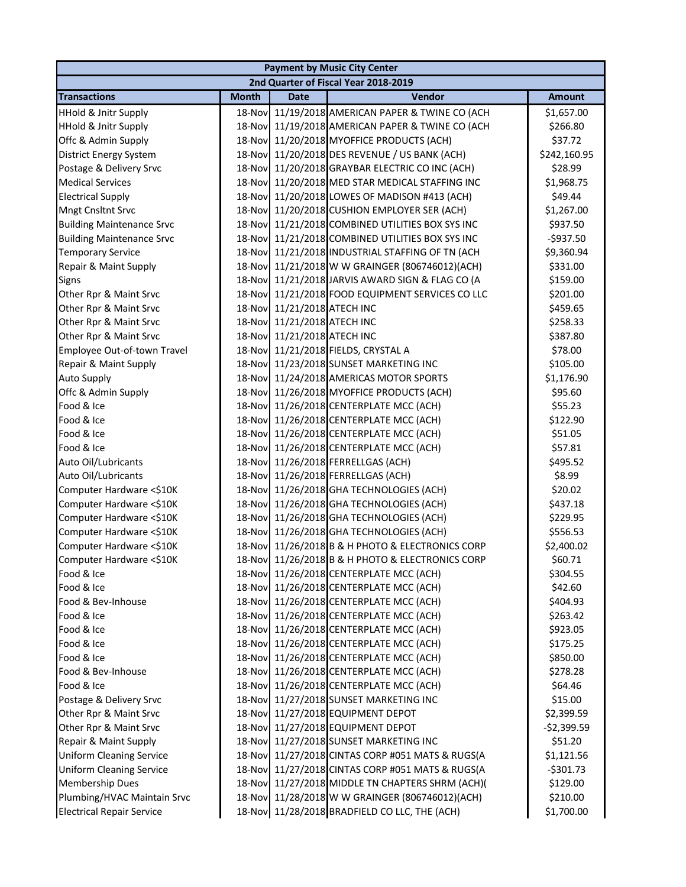| Payment by Music City Center | | | | |
|---|---|---|---|---|
| 2nd Quarter of Fiscal Year 2018-2019 | | | | |
| **Transactions** | **Month** | **Date** | **Vendor** | **Amount** |
| HHold & Jnitr Supply | 18-Nov | 11/19/2018 | AMERICAN PAPER & TWINE CO (ACH | $1,657.00 |
| HHold & Jnitr Supply | 18-Nov | 11/19/2018 | AMERICAN PAPER & TWINE CO (ACH | $266.80 |
| Offc & Admin Supply | 18-Nov | 11/20/2018 | MYOFFICE PRODUCTS (ACH) | $37.72 |
| District Energy System | 18-Nov | 11/20/2018 | DES REVENUE / US BANK (ACH) | $242,160.95 |
| Postage & Delivery Srvc | 18-Nov | 11/20/2018 | GRAYBAR ELECTRIC CO INC (ACH) | $28.99 |
| Medical Services | 18-Nov | 11/20/2018 | MED STAR MEDICAL STAFFING INC | $1,968.75 |
| Electrical Supply | 18-Nov | 11/20/2018 | LOWES OF MADISON #413 (ACH) | $49.44 |
| Mngt Cnsltnt Srvc | 18-Nov | 11/20/2018 | CUSHION EMPLOYER SER (ACH) | $1,267.00 |
| Building Maintenance Srvc | 18-Nov | 11/21/2018 | COMBINED UTILITIES BOX SYS INC | $937.50 |
| Building Maintenance Srvc | 18-Nov | 11/21/2018 | COMBINED UTILITIES BOX SYS INC | -$937.50 |
| Temporary Service | 18-Nov | 11/21/2018 | INDUSTRIAL STAFFING OF TN (ACH | $9,360.94 |
| Repair & Maint Supply | 18-Nov | 11/21/2018 | W W GRAINGER (806746012)(ACH) | $331.00 |
| Signs | 18-Nov | 11/21/2018 | JARVIS AWARD SIGN & FLAG CO (A | $159.00 |
| Other Rpr & Maint Srvc | 18-Nov | 11/21/2018 | FOOD EQUIPMENT SERVICES CO LLC | $201.00 |
| Other Rpr & Maint Srvc | 18-Nov | 11/21/2018 | ATECH INC | $459.65 |
| Other Rpr & Maint Srvc | 18-Nov | 11/21/2018 | ATECH INC | $258.33 |
| Other Rpr & Maint Srvc | 18-Nov | 11/21/2018 | ATECH INC | $387.80 |
| Employee Out-of-town Travel | 18-Nov | 11/21/2018 | FIELDS, CRYSTAL A | $78.00 |
| Repair & Maint Supply | 18-Nov | 11/23/2018 | SUNSET MARKETING INC | $105.00 |
| Auto Supply | 18-Nov | 11/24/2018 | AMERICAS MOTOR SPORTS | $1,176.90 |
| Offc & Admin Supply | 18-Nov | 11/26/2018 | MYOFFICE PRODUCTS (ACH) | $95.60 |
| Food & Ice | 18-Nov | 11/26/2018 | CENTERPLATE MCC (ACH) | $55.23 |
| Food & Ice | 18-Nov | 11/26/2018 | CENTERPLATE MCC (ACH) | $122.90 |
| Food & Ice | 18-Nov | 11/26/2018 | CENTERPLATE MCC (ACH) | $51.05 |
| Food & Ice | 18-Nov | 11/26/2018 | CENTERPLATE MCC (ACH) | $57.81 |
| Auto Oil/Lubricants | 18-Nov | 11/26/2018 | FERRELLGAS (ACH) | $495.52 |
| Auto Oil/Lubricants | 18-Nov | 11/26/2018 | FERRELLGAS (ACH) | $8.99 |
| Computer Hardware <$10K | 18-Nov | 11/26/2018 | GHA TECHNOLOGIES (ACH) | $20.02 |
| Computer Hardware <$10K | 18-Nov | 11/26/2018 | GHA TECHNOLOGIES (ACH) | $437.18 |
| Computer Hardware <$10K | 18-Nov | 11/26/2018 | GHA TECHNOLOGIES (ACH) | $229.95 |
| Computer Hardware <$10K | 18-Nov | 11/26/2018 | GHA TECHNOLOGIES (ACH) | $556.53 |
| Computer Hardware <$10K | 18-Nov | 11/26/2018 | B & H PHOTO & ELECTRONICS CORP | $2,400.02 |
| Computer Hardware <$10K | 18-Nov | 11/26/2018 | B & H PHOTO & ELECTRONICS CORP | $60.71 |
| Food & Ice | 18-Nov | 11/26/2018 | CENTERPLATE MCC (ACH) | $304.55 |
| Food & Ice | 18-Nov | 11/26/2018 | CENTERPLATE MCC (ACH) | $42.60 |
| Food & Bev-Inhouse | 18-Nov | 11/26/2018 | CENTERPLATE MCC (ACH) | $404.93 |
| Food & Ice | 18-Nov | 11/26/2018 | CENTERPLATE MCC (ACH) | $263.42 |
| Food & Ice | 18-Nov | 11/26/2018 | CENTERPLATE MCC (ACH) | $923.05 |
| Food & Ice | 18-Nov | 11/26/2018 | CENTERPLATE MCC (ACH) | $175.25 |
| Food & Ice | 18-Nov | 11/26/2018 | CENTERPLATE MCC (ACH) | $850.00 |
| Food & Bev-Inhouse | 18-Nov | 11/26/2018 | CENTERPLATE MCC (ACH) | $278.28 |
| Food & Ice | 18-Nov | 11/26/2018 | CENTERPLATE MCC (ACH) | $64.46 |
| Postage & Delivery Srvc | 18-Nov | 11/27/2018 | SUNSET MARKETING INC | $15.00 |
| Other Rpr & Maint Srvc | 18-Nov | 11/27/2018 | EQUIPMENT DEPOT | $2,399.59 |
| Other Rpr & Maint Srvc | 18-Nov | 11/27/2018 | EQUIPMENT DEPOT | -$2,399.59 |
| Repair & Maint Supply | 18-Nov | 11/27/2018 | SUNSET MARKETING INC | $51.20 |
| Uniform Cleaning Service | 18-Nov | 11/27/2018 | CINTAS CORP #051 MATS & RUGS(A | $1,121.56 |
| Uniform Cleaning Service | 18-Nov | 11/27/2018 | CINTAS CORP #051 MATS & RUGS(A | -$301.73 |
| Membership Dues | 18-Nov | 11/27/2018 | MIDDLE TN CHAPTERS SHRM (ACH)( | $129.00 |
| Plumbing/HVAC Maintain Srvc | 18-Nov | 11/28/2018 | W W GRAINGER (806746012)(ACH) | $210.00 |
| Electrical Repair Service | 18-Nov | 11/28/2018 | BRADFIELD CO LLC, THE (ACH) | $1,700.00 |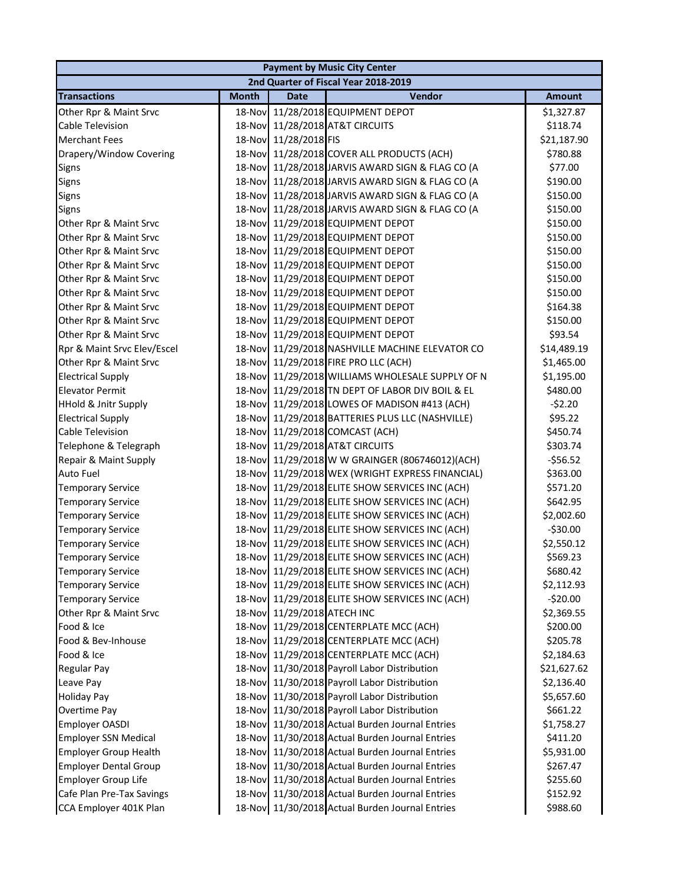| Payment by Music City Center | | | | |
|---|---|---|---|---|
| 2nd Quarter of Fiscal Year 2018-2019 | | | | |
| **Transactions** | **Month** | **Date** | **Vendor** | **Amount** |
| Other Rpr & Maint Srvc | 18-Nov | 11/28/2018 | EQUIPMENT DEPOT | $1,327.87 |
| Cable Television | 18-Nov | 11/28/2018 | AT&T CIRCUITS | $118.74 |
| Merchant Fees | 18-Nov | 11/28/2018 | FIS | $21,187.90 |
| Drapery/Window Covering | 18-Nov | 11/28/2018 | COVER ALL PRODUCTS (ACH) | $780.88 |
| Signs | 18-Nov | 11/28/2018 | JARVIS AWARD SIGN & FLAG CO (A | $77.00 |
| Signs | 18-Nov | 11/28/2018 | JARVIS AWARD SIGN & FLAG CO (A | $190.00 |
| Signs | 18-Nov | 11/28/2018 | JARVIS AWARD SIGN & FLAG CO (A | $150.00 |
| Signs | 18-Nov | 11/28/2018 | JARVIS AWARD SIGN & FLAG CO (A | $150.00 |
| Other Rpr & Maint Srvc | 18-Nov | 11/29/2018 | EQUIPMENT DEPOT | $150.00 |
| Other Rpr & Maint Srvc | 18-Nov | 11/29/2018 | EQUIPMENT DEPOT | $150.00 |
| Other Rpr & Maint Srvc | 18-Nov | 11/29/2018 | EQUIPMENT DEPOT | $150.00 |
| Other Rpr & Maint Srvc | 18-Nov | 11/29/2018 | EQUIPMENT DEPOT | $150.00 |
| Other Rpr & Maint Srvc | 18-Nov | 11/29/2018 | EQUIPMENT DEPOT | $150.00 |
| Other Rpr & Maint Srvc | 18-Nov | 11/29/2018 | EQUIPMENT DEPOT | $150.00 |
| Other Rpr & Maint Srvc | 18-Nov | 11/29/2018 | EQUIPMENT DEPOT | $164.38 |
| Other Rpr & Maint Srvc | 18-Nov | 11/29/2018 | EQUIPMENT DEPOT | $150.00 |
| Other Rpr & Maint Srvc | 18-Nov | 11/29/2018 | EQUIPMENT DEPOT | $93.54 |
| Rpr & Maint Srvc Elev/Escel | 18-Nov | 11/29/2018 | NASHVILLE MACHINE ELEVATOR CO | $14,489.19 |
| Other Rpr & Maint Srvc | 18-Nov | 11/29/2018 | FIRE PRO LLC (ACH) | $1,465.00 |
| Electrical Supply | 18-Nov | 11/29/2018 | WILLIAMS WHOLESALE SUPPLY OF N | $1,195.00 |
| Elevator Permit | 18-Nov | 11/29/2018 | TN DEPT OF LABOR DIV BOIL & EL | $480.00 |
| HHold & Jnitr Supply | 18-Nov | 11/29/2018 | LOWES OF MADISON #413 (ACH) | -$2.20 |
| Electrical Supply | 18-Nov | 11/29/2018 | BATTERIES PLUS LLC (NASHVILLE) | $95.22 |
| Cable Television | 18-Nov | 11/29/2018 | COMCAST (ACH) | $450.74 |
| Telephone & Telegraph | 18-Nov | 11/29/2018 | AT&T CIRCUITS | $303.74 |
| Repair & Maint Supply | 18-Nov | 11/29/2018 | W W GRAINGER (806746012)(ACH) | -$56.52 |
| Auto Fuel | 18-Nov | 11/29/2018 | WEX (WRIGHT EXPRESS FINANCIAL) | $363.00 |
| Temporary Service | 18-Nov | 11/29/2018 | ELITE SHOW SERVICES INC (ACH) | $571.20 |
| Temporary Service | 18-Nov | 11/29/2018 | ELITE SHOW SERVICES INC (ACH) | $642.95 |
| Temporary Service | 18-Nov | 11/29/2018 | ELITE SHOW SERVICES INC (ACH) | $2,002.60 |
| Temporary Service | 18-Nov | 11/29/2018 | ELITE SHOW SERVICES INC (ACH) | -$30.00 |
| Temporary Service | 18-Nov | 11/29/2018 | ELITE SHOW SERVICES INC (ACH) | $2,550.12 |
| Temporary Service | 18-Nov | 11/29/2018 | ELITE SHOW SERVICES INC (ACH) | $569.23 |
| Temporary Service | 18-Nov | 11/29/2018 | ELITE SHOW SERVICES INC (ACH) | $680.42 |
| Temporary Service | 18-Nov | 11/29/2018 | ELITE SHOW SERVICES INC (ACH) | $2,112.93 |
| Temporary Service | 18-Nov | 11/29/2018 | ELITE SHOW SERVICES INC (ACH) | -$20.00 |
| Other Rpr & Maint Srvc | 18-Nov | 11/29/2018 | ATECH INC | $2,369.55 |
| Food & Ice | 18-Nov | 11/29/2018 | CENTERPLATE MCC (ACH) | $200.00 |
| Food & Bev-Inhouse | 18-Nov | 11/29/2018 | CENTERPLATE MCC (ACH) | $205.78 |
| Food & Ice | 18-Nov | 11/29/2018 | CENTERPLATE MCC (ACH) | $2,184.63 |
| Regular Pay | 18-Nov | 11/30/2018 | Payroll Labor Distribution | $21,627.62 |
| Leave Pay | 18-Nov | 11/30/2018 | Payroll Labor Distribution | $2,136.40 |
| Holiday Pay | 18-Nov | 11/30/2018 | Payroll Labor Distribution | $5,657.60 |
| Overtime Pay | 18-Nov | 11/30/2018 | Payroll Labor Distribution | $661.22 |
| Employer OASDI | 18-Nov | 11/30/2018 | Actual Burden Journal Entries | $1,758.27 |
| Employer SSN Medical | 18-Nov | 11/30/2018 | Actual Burden Journal Entries | $411.20 |
| Employer Group Health | 18-Nov | 11/30/2018 | Actual Burden Journal Entries | $5,931.00 |
| Employer Dental Group | 18-Nov | 11/30/2018 | Actual Burden Journal Entries | $267.47 |
| Employer Group Life | 18-Nov | 11/30/2018 | Actual Burden Journal Entries | $255.60 |
| Cafe Plan Pre-Tax Savings | 18-Nov | 11/30/2018 | Actual Burden Journal Entries | $152.92 |
| CCA Employer 401K Plan | 18-Nov | 11/30/2018 | Actual Burden Journal Entries | $988.60 |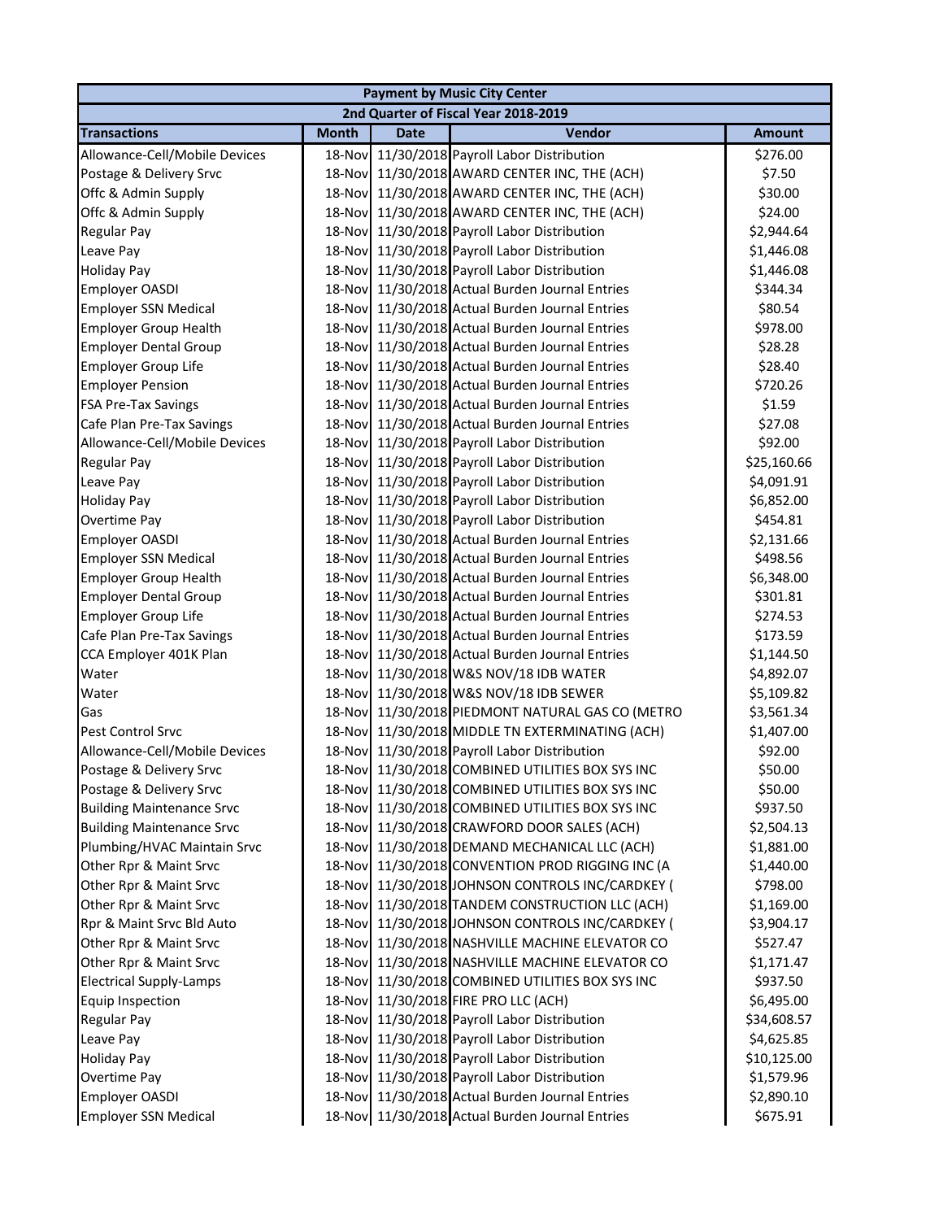| Payment by Music City Center | | | | |
|---|---|---|---|---|
| 2nd Quarter of Fiscal Year 2018-2019 | | | | |
| **Transactions** | **Month** | **Date** | **Vendor** | **Amount** |
| Allowance-Cell/Mobile Devices | 18-Nov | 11/30/2018 | Payroll Labor Distribution | $276.00 |
| Postage & Delivery Srvc | 18-Nov | 11/30/2018 | AWARD CENTER INC, THE (ACH) | $7.50 |
| Offc & Admin Supply | 18-Nov | 11/30/2018 | AWARD CENTER INC, THE (ACH) | $30.00 |
| Offc & Admin Supply | 18-Nov | 11/30/2018 | AWARD CENTER INC, THE (ACH) | $24.00 |
| Regular Pay | 18-Nov | 11/30/2018 | Payroll Labor Distribution | $2,944.64 |
| Leave Pay | 18-Nov | 11/30/2018 | Payroll Labor Distribution | $1,446.08 |
| Holiday Pay | 18-Nov | 11/30/2018 | Payroll Labor Distribution | $1,446.08 |
| Employer OASDI | 18-Nov | 11/30/2018 | Actual Burden Journal Entries | $344.34 |
| Employer SSN Medical | 18-Nov | 11/30/2018 | Actual Burden Journal Entries | $80.54 |
| Employer Group Health | 18-Nov | 11/30/2018 | Actual Burden Journal Entries | $978.00 |
| Employer Dental Group | 18-Nov | 11/30/2018 | Actual Burden Journal Entries | $28.28 |
| Employer Group Life | 18-Nov | 11/30/2018 | Actual Burden Journal Entries | $28.40 |
| Employer Pension | 18-Nov | 11/30/2018 | Actual Burden Journal Entries | $720.26 |
| FSA Pre-Tax Savings | 18-Nov | 11/30/2018 | Actual Burden Journal Entries | $1.59 |
| Cafe Plan Pre-Tax Savings | 18-Nov | 11/30/2018 | Actual Burden Journal Entries | $27.08 |
| Allowance-Cell/Mobile Devices | 18-Nov | 11/30/2018 | Payroll Labor Distribution | $92.00 |
| Regular Pay | 18-Nov | 11/30/2018 | Payroll Labor Distribution | $25,160.66 |
| Leave Pay | 18-Nov | 11/30/2018 | Payroll Labor Distribution | $4,091.91 |
| Holiday Pay | 18-Nov | 11/30/2018 | Payroll Labor Distribution | $6,852.00 |
| Overtime Pay | 18-Nov | 11/30/2018 | Payroll Labor Distribution | $454.81 |
| Employer OASDI | 18-Nov | 11/30/2018 | Actual Burden Journal Entries | $2,131.66 |
| Employer SSN Medical | 18-Nov | 11/30/2018 | Actual Burden Journal Entries | $498.56 |
| Employer Group Health | 18-Nov | 11/30/2018 | Actual Burden Journal Entries | $6,348.00 |
| Employer Dental Group | 18-Nov | 11/30/2018 | Actual Burden Journal Entries | $301.81 |
| Employer Group Life | 18-Nov | 11/30/2018 | Actual Burden Journal Entries | $274.53 |
| Cafe Plan Pre-Tax Savings | 18-Nov | 11/30/2018 | Actual Burden Journal Entries | $173.59 |
| CCA Employer 401K Plan | 18-Nov | 11/30/2018 | Actual Burden Journal Entries | $1,144.50 |
| Water | 18-Nov | 11/30/2018 | W&S NOV/18 IDB WATER | $4,892.07 |
| Water | 18-Nov | 11/30/2018 | W&S NOV/18 IDB SEWER | $5,109.82 |
| Gas | 18-Nov | 11/30/2018 | PIEDMONT NATURAL GAS CO (METRO | $3,561.34 |
| Pest Control Srvc | 18-Nov | 11/30/2018 | MIDDLE TN EXTERMINATING (ACH) | $1,407.00 |
| Allowance-Cell/Mobile Devices | 18-Nov | 11/30/2018 | Payroll Labor Distribution | $92.00 |
| Postage & Delivery Srvc | 18-Nov | 11/30/2018 | COMBINED UTILITIES BOX SYS INC | $50.00 |
| Postage & Delivery Srvc | 18-Nov | 11/30/2018 | COMBINED UTILITIES BOX SYS INC | $50.00 |
| Building Maintenance Srvc | 18-Nov | 11/30/2018 | COMBINED UTILITIES BOX SYS INC | $937.50 |
| Building Maintenance Srvc | 18-Nov | 11/30/2018 | CRAWFORD DOOR SALES (ACH) | $2,504.13 |
| Plumbing/HVAC Maintain Srvc | 18-Nov | 11/30/2018 | DEMAND MECHANICAL LLC (ACH) | $1,881.00 |
| Other Rpr & Maint Srvc | 18-Nov | 11/30/2018 | CONVENTION PROD RIGGING INC (A | $1,440.00 |
| Other Rpr & Maint Srvc | 18-Nov | 11/30/2018 | JOHNSON CONTROLS INC/CARDKEY ( | $798.00 |
| Other Rpr & Maint Srvc | 18-Nov | 11/30/2018 | TANDEM CONSTRUCTION LLC (ACH) | $1,169.00 |
| Rpr & Maint Srvc Bld Auto | 18-Nov | 11/30/2018 | JOHNSON CONTROLS INC/CARDKEY ( | $3,904.17 |
| Other Rpr & Maint Srvc | 18-Nov | 11/30/2018 | NASHVILLE MACHINE ELEVATOR CO | $527.47 |
| Other Rpr & Maint Srvc | 18-Nov | 11/30/2018 | NASHVILLE MACHINE ELEVATOR CO | $1,171.47 |
| Electrical Supply-Lamps | 18-Nov | 11/30/2018 | COMBINED UTILITIES BOX SYS INC | $937.50 |
| Equip Inspection | 18-Nov | 11/30/2018 | FIRE PRO LLC (ACH) | $6,495.00 |
| Regular Pay | 18-Nov | 11/30/2018 | Payroll Labor Distribution | $34,608.57 |
| Leave Pay | 18-Nov | 11/30/2018 | Payroll Labor Distribution | $4,625.85 |
| Holiday Pay | 18-Nov | 11/30/2018 | Payroll Labor Distribution | $10,125.00 |
| Overtime Pay | 18-Nov | 11/30/2018 | Payroll Labor Distribution | $1,579.96 |
| Employer OASDI | 18-Nov | 11/30/2018 | Actual Burden Journal Entries | $2,890.10 |
| Employer SSN Medical | 18-Nov | 11/30/2018 | Actual Burden Journal Entries | $675.91 |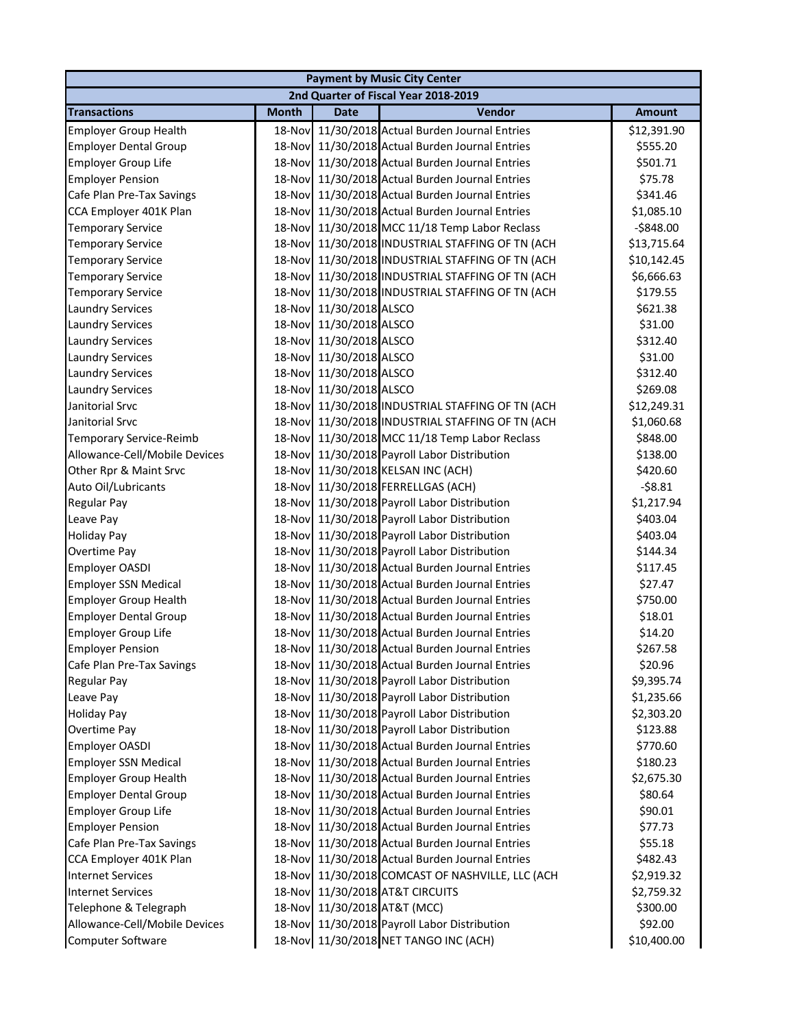| Payment by Music City Center | | | | |
|---|---|---|---|---|
| 2nd Quarter of Fiscal Year 2018-2019 | | | | |
| **Transactions** | **Month** | **Date** | **Vendor** | **Amount** |
| Employer Group Health | 18-Nov | 11/30/2018 | Actual Burden Journal Entries | $12,391.90 |
| Employer Dental Group | 18-Nov | 11/30/2018 | Actual Burden Journal Entries | $555.20 |
| Employer Group Life | 18-Nov | 11/30/2018 | Actual Burden Journal Entries | $501.71 |
| Employer Pension | 18-Nov | 11/30/2018 | Actual Burden Journal Entries | $75.78 |
| Cafe Plan Pre-Tax Savings | 18-Nov | 11/30/2018 | Actual Burden Journal Entries | $341.46 |
| CCA Employer 401K Plan | 18-Nov | 11/30/2018 | Actual Burden Journal Entries | $1,085.10 |
| Temporary Service | 18-Nov | 11/30/2018 | MCC 11/18 Temp Labor Reclass | -$848.00 |
| Temporary Service | 18-Nov | 11/30/2018 | INDUSTRIAL STAFFING OF TN (ACH | $13,715.64 |
| Temporary Service | 18-Nov | 11/30/2018 | INDUSTRIAL STAFFING OF TN (ACH | $10,142.45 |
| Temporary Service | 18-Nov | 11/30/2018 | INDUSTRIAL STAFFING OF TN (ACH | $6,666.63 |
| Temporary Service | 18-Nov | 11/30/2018 | INDUSTRIAL STAFFING OF TN (ACH | $179.55 |
| Laundry Services | 18-Nov | 11/30/2018 | ALSCO | $621.38 |
| Laundry Services | 18-Nov | 11/30/2018 | ALSCO | $31.00 |
| Laundry Services | 18-Nov | 11/30/2018 | ALSCO | $312.40 |
| Laundry Services | 18-Nov | 11/30/2018 | ALSCO | $31.00 |
| Laundry Services | 18-Nov | 11/30/2018 | ALSCO | $312.40 |
| Laundry Services | 18-Nov | 11/30/2018 | ALSCO | $269.08 |
| Janitorial Srvc | 18-Nov | 11/30/2018 | INDUSTRIAL STAFFING OF TN (ACH | $12,249.31 |
| Janitorial Srvc | 18-Nov | 11/30/2018 | INDUSTRIAL STAFFING OF TN (ACH | $1,060.68 |
| Temporary Service-Reimb | 18-Nov | 11/30/2018 | MCC 11/18 Temp Labor Reclass | $848.00 |
| Allowance-Cell/Mobile Devices | 18-Nov | 11/30/2018 | Payroll Labor Distribution | $138.00 |
| Other Rpr & Maint Srvc | 18-Nov | 11/30/2018 | KELSAN INC (ACH) | $420.60 |
| Auto Oil/Lubricants | 18-Nov | 11/30/2018 | FERRELLGAS (ACH) | -$8.81 |
| Regular Pay | 18-Nov | 11/30/2018 | Payroll Labor Distribution | $1,217.94 |
| Leave Pay | 18-Nov | 11/30/2018 | Payroll Labor Distribution | $403.04 |
| Holiday Pay | 18-Nov | 11/30/2018 | Payroll Labor Distribution | $403.04 |
| Overtime Pay | 18-Nov | 11/30/2018 | Payroll Labor Distribution | $144.34 |
| Employer OASDI | 18-Nov | 11/30/2018 | Actual Burden Journal Entries | $117.45 |
| Employer SSN Medical | 18-Nov | 11/30/2018 | Actual Burden Journal Entries | $27.47 |
| Employer Group Health | 18-Nov | 11/30/2018 | Actual Burden Journal Entries | $750.00 |
| Employer Dental Group | 18-Nov | 11/30/2018 | Actual Burden Journal Entries | $18.01 |
| Employer Group Life | 18-Nov | 11/30/2018 | Actual Burden Journal Entries | $14.20 |
| Employer Pension | 18-Nov | 11/30/2018 | Actual Burden Journal Entries | $267.58 |
| Cafe Plan Pre-Tax Savings | 18-Nov | 11/30/2018 | Actual Burden Journal Entries | $20.96 |
| Regular Pay | 18-Nov | 11/30/2018 | Payroll Labor Distribution | $9,395.74 |
| Leave Pay | 18-Nov | 11/30/2018 | Payroll Labor Distribution | $1,235.66 |
| Holiday Pay | 18-Nov | 11/30/2018 | Payroll Labor Distribution | $2,303.20 |
| Overtime Pay | 18-Nov | 11/30/2018 | Payroll Labor Distribution | $123.88 |
| Employer OASDI | 18-Nov | 11/30/2018 | Actual Burden Journal Entries | $770.60 |
| Employer SSN Medical | 18-Nov | 11/30/2018 | Actual Burden Journal Entries | $180.23 |
| Employer Group Health | 18-Nov | 11/30/2018 | Actual Burden Journal Entries | $2,675.30 |
| Employer Dental Group | 18-Nov | 11/30/2018 | Actual Burden Journal Entries | $80.64 |
| Employer Group Life | 18-Nov | 11/30/2018 | Actual Burden Journal Entries | $90.01 |
| Employer Pension | 18-Nov | 11/30/2018 | Actual Burden Journal Entries | $77.73 |
| Cafe Plan Pre-Tax Savings | 18-Nov | 11/30/2018 | Actual Burden Journal Entries | $55.18 |
| CCA Employer 401K Plan | 18-Nov | 11/30/2018 | Actual Burden Journal Entries | $482.43 |
| Internet Services | 18-Nov | 11/30/2018 | COMCAST OF NASHVILLE, LLC (ACH | $2,919.32 |
| Internet Services | 18-Nov | 11/30/2018 | AT&T CIRCUITS | $2,759.32 |
| Telephone & Telegraph | 18-Nov | 11/30/2018 | AT&T (MCC) | $300.00 |
| Allowance-Cell/Mobile Devices | 18-Nov | 11/30/2018 | Payroll Labor Distribution | $92.00 |
| Computer Software | 18-Nov | 11/30/2018 | NET TANGO INC (ACH) | $10,400.00 |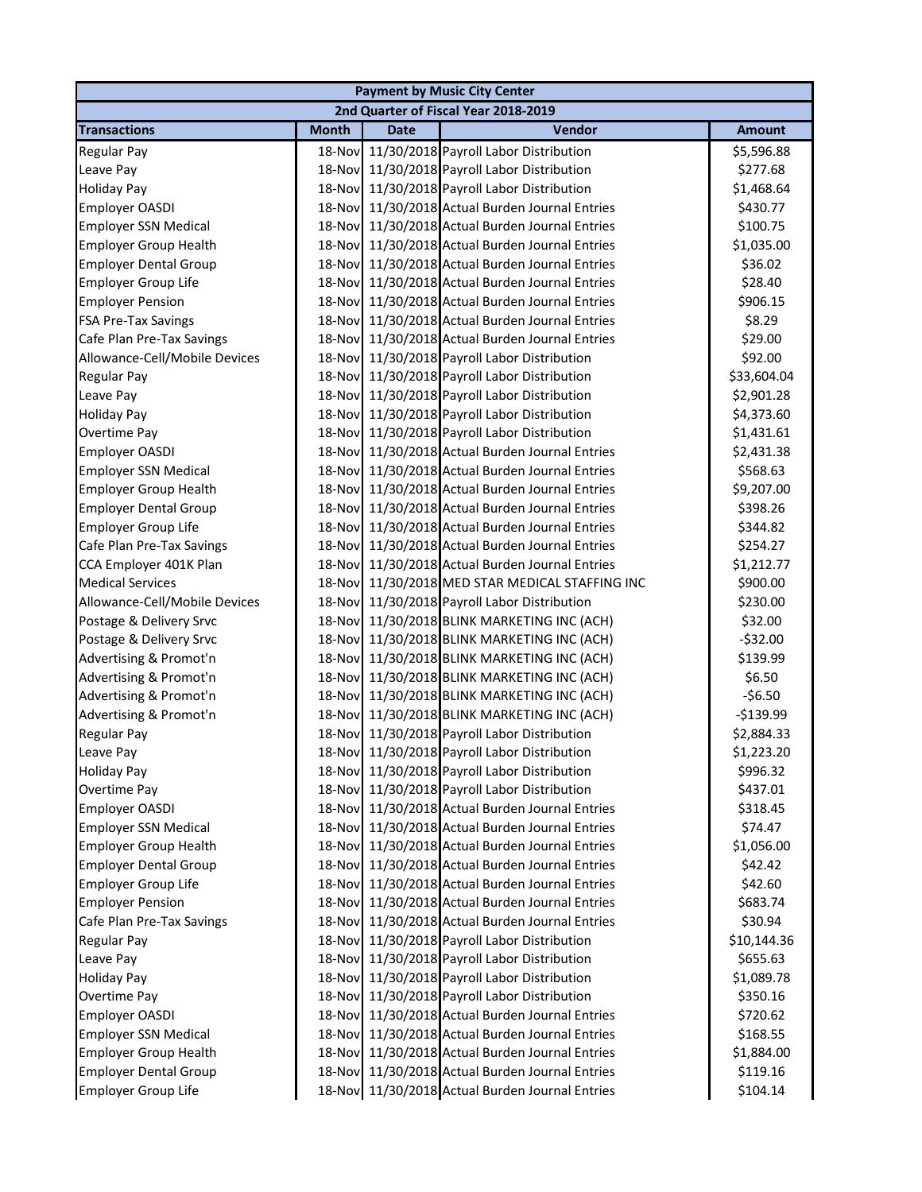| Payment by Music City Center | | | | |
|---|---|---|---|---|
| 2nd Quarter of Fiscal Year 2018-2019 | | | | |
| **Transactions** | **Month** | **Date** | **Vendor** | **Amount** |
| Regular Pay | 18-Nov | 11/30/2018 | Payroll Labor Distribution | $5,596.88 |
| Leave Pay | 18-Nov | 11/30/2018 | Payroll Labor Distribution | $277.68 |
| Holiday Pay | 18-Nov | 11/30/2018 | Payroll Labor Distribution | $1,468.64 |
| Employer OASDI | 18-Nov | 11/30/2018 | Actual Burden Journal Entries | $430.77 |
| Employer SSN Medical | 18-Nov | 11/30/2018 | Actual Burden Journal Entries | $100.75 |
| Employer Group Health | 18-Nov | 11/30/2018 | Actual Burden Journal Entries | $1,035.00 |
| Employer Dental Group | 18-Nov | 11/30/2018 | Actual Burden Journal Entries | $36.02 |
| Employer Group Life | 18-Nov | 11/30/2018 | Actual Burden Journal Entries | $28.40 |
| Employer Pension | 18-Nov | 11/30/2018 | Actual Burden Journal Entries | $906.15 |
| FSA Pre-Tax Savings | 18-Nov | 11/30/2018 | Actual Burden Journal Entries | $8.29 |
| Cafe Plan Pre-Tax Savings | 18-Nov | 11/30/2018 | Actual Burden Journal Entries | $29.00 |
| Allowance-Cell/Mobile Devices | 18-Nov | 11/30/2018 | Payroll Labor Distribution | $92.00 |
| Regular Pay | 18-Nov | 11/30/2018 | Payroll Labor Distribution | $33,604.04 |
| Leave Pay | 18-Nov | 11/30/2018 | Payroll Labor Distribution | $2,901.28 |
| Holiday Pay | 18-Nov | 11/30/2018 | Payroll Labor Distribution | $4,373.60 |
| Overtime Pay | 18-Nov | 11/30/2018 | Payroll Labor Distribution | $1,431.61 |
| Employer OASDI | 18-Nov | 11/30/2018 | Actual Burden Journal Entries | $2,431.38 |
| Employer SSN Medical | 18-Nov | 11/30/2018 | Actual Burden Journal Entries | $568.63 |
| Employer Group Health | 18-Nov | 11/30/2018 | Actual Burden Journal Entries | $9,207.00 |
| Employer Dental Group | 18-Nov | 11/30/2018 | Actual Burden Journal Entries | $398.26 |
| Employer Group Life | 18-Nov | 11/30/2018 | Actual Burden Journal Entries | $344.82 |
| Cafe Plan Pre-Tax Savings | 18-Nov | 11/30/2018 | Actual Burden Journal Entries | $254.27 |
| CCA Employer 401K Plan | 18-Nov | 11/30/2018 | Actual Burden Journal Entries | $1,212.77 |
| Medical Services | 18-Nov | 11/30/2018 | MED STAR MEDICAL STAFFING INC | $900.00 |
| Allowance-Cell/Mobile Devices | 18-Nov | 11/30/2018 | Payroll Labor Distribution | $230.00 |
| Postage & Delivery Srvc | 18-Nov | 11/30/2018 | BLINK MARKETING INC (ACH) | $32.00 |
| Postage & Delivery Srvc | 18-Nov | 11/30/2018 | BLINK MARKETING INC (ACH) | -$32.00 |
| Advertising & Promot'n | 18-Nov | 11/30/2018 | BLINK MARKETING INC (ACH) | $139.99 |
| Advertising & Promot'n | 18-Nov | 11/30/2018 | BLINK MARKETING INC (ACH) | $6.50 |
| Advertising & Promot'n | 18-Nov | 11/30/2018 | BLINK MARKETING INC (ACH) | -$6.50 |
| Advertising & Promot'n | 18-Nov | 11/30/2018 | BLINK MARKETING INC (ACH) | -$139.99 |
| Regular Pay | 18-Nov | 11/30/2018 | Payroll Labor Distribution | $2,884.33 |
| Leave Pay | 18-Nov | 11/30/2018 | Payroll Labor Distribution | $1,223.20 |
| Holiday Pay | 18-Nov | 11/30/2018 | Payroll Labor Distribution | $996.32 |
| Overtime Pay | 18-Nov | 11/30/2018 | Payroll Labor Distribution | $437.01 |
| Employer OASDI | 18-Nov | 11/30/2018 | Actual Burden Journal Entries | $318.45 |
| Employer SSN Medical | 18-Nov | 11/30/2018 | Actual Burden Journal Entries | $74.47 |
| Employer Group Health | 18-Nov | 11/30/2018 | Actual Burden Journal Entries | $1,056.00 |
| Employer Dental Group | 18-Nov | 11/30/2018 | Actual Burden Journal Entries | $42.42 |
| Employer Group Life | 18-Nov | 11/30/2018 | Actual Burden Journal Entries | $42.60 |
| Employer Pension | 18-Nov | 11/30/2018 | Actual Burden Journal Entries | $683.74 |
| Cafe Plan Pre-Tax Savings | 18-Nov | 11/30/2018 | Actual Burden Journal Entries | $30.94 |
| Regular Pay | 18-Nov | 11/30/2018 | Payroll Labor Distribution | $10,144.36 |
| Leave Pay | 18-Nov | 11/30/2018 | Payroll Labor Distribution | $655.63 |
| Holiday Pay | 18-Nov | 11/30/2018 | Payroll Labor Distribution | $1,089.78 |
| Overtime Pay | 18-Nov | 11/30/2018 | Payroll Labor Distribution | $350.16 |
| Employer OASDI | 18-Nov | 11/30/2018 | Actual Burden Journal Entries | $720.62 |
| Employer SSN Medical | 18-Nov | 11/30/2018 | Actual Burden Journal Entries | $168.55 |
| Employer Group Health | 18-Nov | 11/30/2018 | Actual Burden Journal Entries | $1,884.00 |
| Employer Dental Group | 18-Nov | 11/30/2018 | Actual Burden Journal Entries | $119.16 |
| Employer Group Life | 18-Nov | 11/30/2018 | Actual Burden Journal Entries | $104.14 |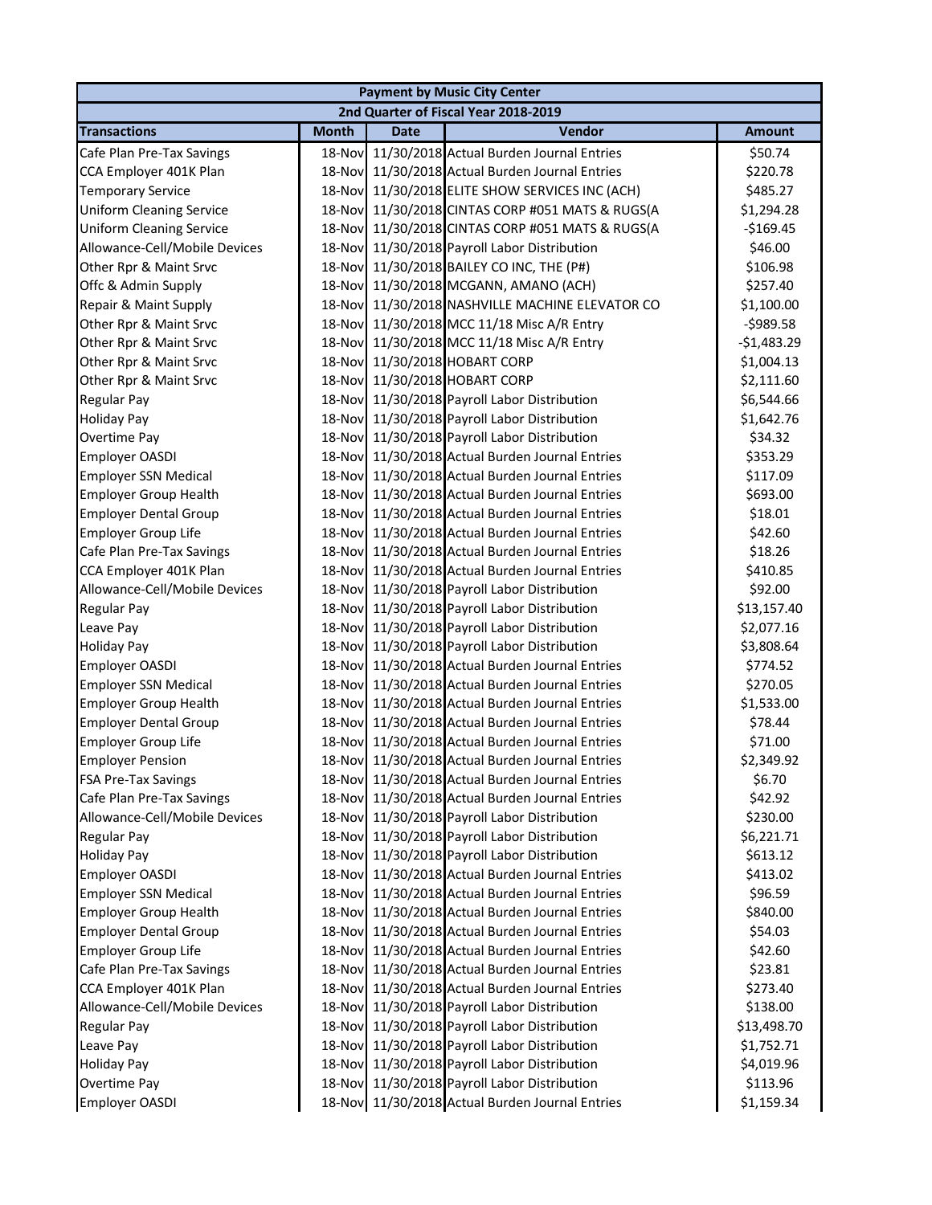| Payment by Music City Center | | | | |
|---|---|---|---|---|
| 2nd Quarter of Fiscal Year 2018-2019 | | | | |
| **Transactions** | **Month** | **Date** | **Vendor** | **Amount** |
| Cafe Plan Pre-Tax Savings | 18-Nov | 11/30/2018 | Actual Burden Journal Entries | $50.74 |
| CCA Employer 401K Plan | 18-Nov | 11/30/2018 | Actual Burden Journal Entries | $220.78 |
| Temporary Service | 18-Nov | 11/30/2018 | ELITE SHOW SERVICES INC (ACH) | $485.27 |
| Uniform Cleaning Service | 18-Nov | 11/30/2018 | CINTAS CORP #051 MATS & RUGS(A | $1,294.28 |
| Uniform Cleaning Service | 18-Nov | 11/30/2018 | CINTAS CORP #051 MATS & RUGS(A | -$169.45 |
| Allowance-Cell/Mobile Devices | 18-Nov | 11/30/2018 | Payroll Labor Distribution | $46.00 |
| Other Rpr & Maint Srvc | 18-Nov | 11/30/2018 | BAILEY CO INC, THE (P#) | $106.98 |
| Offc & Admin Supply | 18-Nov | 11/30/2018 | MCGANN, AMANO (ACH) | $257.40 |
| Repair & Maint Supply | 18-Nov | 11/30/2018 | NASHVILLE MACHINE ELEVATOR CO | $1,100.00 |
| Other Rpr & Maint Srvc | 18-Nov | 11/30/2018 | MCC 11/18 Misc A/R Entry | -$989.58 |
| Other Rpr & Maint Srvc | 18-Nov | 11/30/2018 | MCC 11/18 Misc A/R Entry | -$1,483.29 |
| Other Rpr & Maint Srvc | 18-Nov | 11/30/2018 | HOBART CORP | $1,004.13 |
| Other Rpr & Maint Srvc | 18-Nov | 11/30/2018 | HOBART CORP | $2,111.60 |
| Regular Pay | 18-Nov | 11/30/2018 | Payroll Labor Distribution | $6,544.66 |
| Holiday Pay | 18-Nov | 11/30/2018 | Payroll Labor Distribution | $1,642.76 |
| Overtime Pay | 18-Nov | 11/30/2018 | Payroll Labor Distribution | $34.32 |
| Employer OASDI | 18-Nov | 11/30/2018 | Actual Burden Journal Entries | $353.29 |
| Employer SSN Medical | 18-Nov | 11/30/2018 | Actual Burden Journal Entries | $117.09 |
| Employer Group Health | 18-Nov | 11/30/2018 | Actual Burden Journal Entries | $693.00 |
| Employer Dental Group | 18-Nov | 11/30/2018 | Actual Burden Journal Entries | $18.01 |
| Employer Group Life | 18-Nov | 11/30/2018 | Actual Burden Journal Entries | $42.60 |
| Cafe Plan Pre-Tax Savings | 18-Nov | 11/30/2018 | Actual Burden Journal Entries | $18.26 |
| CCA Employer 401K Plan | 18-Nov | 11/30/2018 | Actual Burden Journal Entries | $410.85 |
| Allowance-Cell/Mobile Devices | 18-Nov | 11/30/2018 | Payroll Labor Distribution | $92.00 |
| Regular Pay | 18-Nov | 11/30/2018 | Payroll Labor Distribution | $13,157.40 |
| Leave Pay | 18-Nov | 11/30/2018 | Payroll Labor Distribution | $2,077.16 |
| Holiday Pay | 18-Nov | 11/30/2018 | Payroll Labor Distribution | $3,808.64 |
| Employer OASDI | 18-Nov | 11/30/2018 | Actual Burden Journal Entries | $774.52 |
| Employer SSN Medical | 18-Nov | 11/30/2018 | Actual Burden Journal Entries | $270.05 |
| Employer Group Health | 18-Nov | 11/30/2018 | Actual Burden Journal Entries | $1,533.00 |
| Employer Dental Group | 18-Nov | 11/30/2018 | Actual Burden Journal Entries | $78.44 |
| Employer Group Life | 18-Nov | 11/30/2018 | Actual Burden Journal Entries | $71.00 |
| Employer Pension | 18-Nov | 11/30/2018 | Actual Burden Journal Entries | $2,349.92 |
| FSA Pre-Tax Savings | 18-Nov | 11/30/2018 | Actual Burden Journal Entries | $6.70 |
| Cafe Plan Pre-Tax Savings | 18-Nov | 11/30/2018 | Actual Burden Journal Entries | $42.92 |
| Allowance-Cell/Mobile Devices | 18-Nov | 11/30/2018 | Payroll Labor Distribution | $230.00 |
| Regular Pay | 18-Nov | 11/30/2018 | Payroll Labor Distribution | $6,221.71 |
| Holiday Pay | 18-Nov | 11/30/2018 | Payroll Labor Distribution | $613.12 |
| Employer OASDI | 18-Nov | 11/30/2018 | Actual Burden Journal Entries | $413.02 |
| Employer SSN Medical | 18-Nov | 11/30/2018 | Actual Burden Journal Entries | $96.59 |
| Employer Group Health | 18-Nov | 11/30/2018 | Actual Burden Journal Entries | $840.00 |
| Employer Dental Group | 18-Nov | 11/30/2018 | Actual Burden Journal Entries | $54.03 |
| Employer Group Life | 18-Nov | 11/30/2018 | Actual Burden Journal Entries | $42.60 |
| Cafe Plan Pre-Tax Savings | 18-Nov | 11/30/2018 | Actual Burden Journal Entries | $23.81 |
| CCA Employer 401K Plan | 18-Nov | 11/30/2018 | Actual Burden Journal Entries | $273.40 |
| Allowance-Cell/Mobile Devices | 18-Nov | 11/30/2018 | Payroll Labor Distribution | $138.00 |
| Regular Pay | 18-Nov | 11/30/2018 | Payroll Labor Distribution | $13,498.70 |
| Leave Pay | 18-Nov | 11/30/2018 | Payroll Labor Distribution | $1,752.71 |
| Holiday Pay | 18-Nov | 11/30/2018 | Payroll Labor Distribution | $4,019.96 |
| Overtime Pay | 18-Nov | 11/30/2018 | Payroll Labor Distribution | $113.96 |
| Employer OASDI | 18-Nov | 11/30/2018 | Actual Burden Journal Entries | $1,159.34 |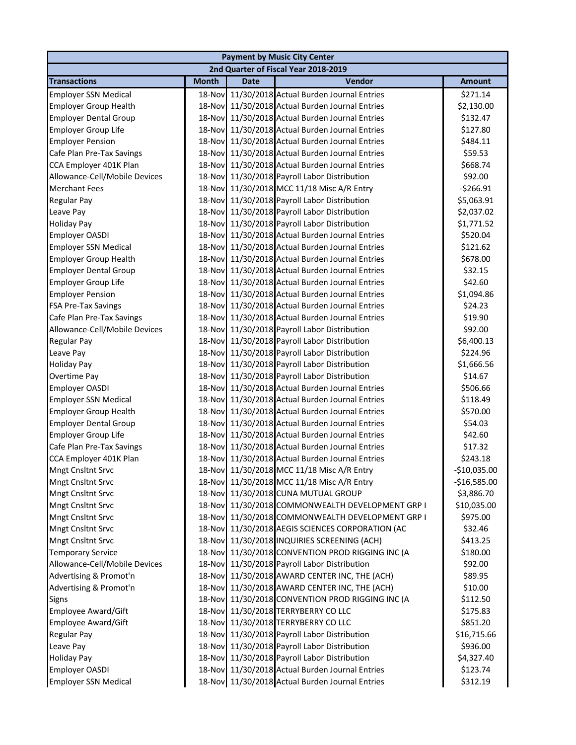| Payment by Music City Center | | | | |
|---|---|---|---|---|
| 2nd Quarter of Fiscal Year 2018-2019 | | | | |
| **Transactions** | **Month** | **Date** | **Vendor** | **Amount** |
| Employer SSN Medical | 18-Nov | 11/30/2018 | Actual Burden Journal Entries | $271.14 |
| Employer Group Health | 18-Nov | 11/30/2018 | Actual Burden Journal Entries | $2,130.00 |
| Employer Dental Group | 18-Nov | 11/30/2018 | Actual Burden Journal Entries | $132.47 |
| Employer Group Life | 18-Nov | 11/30/2018 | Actual Burden Journal Entries | $127.80 |
| Employer Pension | 18-Nov | 11/30/2018 | Actual Burden Journal Entries | $484.11 |
| Cafe Plan Pre-Tax Savings | 18-Nov | 11/30/2018 | Actual Burden Journal Entries | $59.53 |
| CCA Employer 401K Plan | 18-Nov | 11/30/2018 | Actual Burden Journal Entries | $668.74 |
| Allowance-Cell/Mobile Devices | 18-Nov | 11/30/2018 | Payroll Labor Distribution | $92.00 |
| Merchant Fees | 18-Nov | 11/30/2018 | MCC 11/18 Misc A/R Entry | -$266.91 |
| Regular Pay | 18-Nov | 11/30/2018 | Payroll Labor Distribution | $5,063.91 |
| Leave Pay | 18-Nov | 11/30/2018 | Payroll Labor Distribution | $2,037.02 |
| Holiday Pay | 18-Nov | 11/30/2018 | Payroll Labor Distribution | $1,771.52 |
| Employer OASDI | 18-Nov | 11/30/2018 | Actual Burden Journal Entries | $520.04 |
| Employer SSN Medical | 18-Nov | 11/30/2018 | Actual Burden Journal Entries | $121.62 |
| Employer Group Health | 18-Nov | 11/30/2018 | Actual Burden Journal Entries | $678.00 |
| Employer Dental Group | 18-Nov | 11/30/2018 | Actual Burden Journal Entries | $32.15 |
| Employer Group Life | 18-Nov | 11/30/2018 | Actual Burden Journal Entries | $42.60 |
| Employer Pension | 18-Nov | 11/30/2018 | Actual Burden Journal Entries | $1,094.86 |
| FSA Pre-Tax Savings | 18-Nov | 11/30/2018 | Actual Burden Journal Entries | $24.23 |
| Cafe Plan Pre-Tax Savings | 18-Nov | 11/30/2018 | Actual Burden Journal Entries | $19.90 |
| Allowance-Cell/Mobile Devices | 18-Nov | 11/30/2018 | Payroll Labor Distribution | $92.00 |
| Regular Pay | 18-Nov | 11/30/2018 | Payroll Labor Distribution | $6,400.13 |
| Leave Pay | 18-Nov | 11/30/2018 | Payroll Labor Distribution | $224.96 |
| Holiday Pay | 18-Nov | 11/30/2018 | Payroll Labor Distribution | $1,666.56 |
| Overtime Pay | 18-Nov | 11/30/2018 | Payroll Labor Distribution | $14.67 |
| Employer OASDI | 18-Nov | 11/30/2018 | Actual Burden Journal Entries | $506.66 |
| Employer SSN Medical | 18-Nov | 11/30/2018 | Actual Burden Journal Entries | $118.49 |
| Employer Group Health | 18-Nov | 11/30/2018 | Actual Burden Journal Entries | $570.00 |
| Employer Dental Group | 18-Nov | 11/30/2018 | Actual Burden Journal Entries | $54.03 |
| Employer Group Life | 18-Nov | 11/30/2018 | Actual Burden Journal Entries | $42.60 |
| Cafe Plan Pre-Tax Savings | 18-Nov | 11/30/2018 | Actual Burden Journal Entries | $17.32 |
| CCA Employer 401K Plan | 18-Nov | 11/30/2018 | Actual Burden Journal Entries | $243.18 |
| Mngt Cnsltnt Srvc | 18-Nov | 11/30/2018 | MCC 11/18 Misc A/R Entry | -$10,035.00 |
| Mngt Cnsltnt Srvc | 18-Nov | 11/30/2018 | MCC 11/18 Misc A/R Entry | -$16,585.00 |
| Mngt Cnsltnt Srvc | 18-Nov | 11/30/2018 | CUNA MUTUAL GROUP | $3,886.70 |
| Mngt Cnsltnt Srvc | 18-Nov | 11/30/2018 | COMMONWEALTH DEVELOPMENT GRP I | $10,035.00 |
| Mngt Cnsltnt Srvc | 18-Nov | 11/30/2018 | COMMONWEALTH DEVELOPMENT GRP I | $975.00 |
| Mngt Cnsltnt Srvc | 18-Nov | 11/30/2018 | AEGIS SCIENCES CORPORATION (AC | $32.46 |
| Mngt Cnsltnt Srvc | 18-Nov | 11/30/2018 | INQUIRIES SCREENING (ACH) | $413.25 |
| Temporary Service | 18-Nov | 11/30/2018 | CONVENTION PROD RIGGING INC (A | $180.00 |
| Allowance-Cell/Mobile Devices | 18-Nov | 11/30/2018 | Payroll Labor Distribution | $92.00 |
| Advertising & Promot'n | 18-Nov | 11/30/2018 | AWARD CENTER INC, THE (ACH) | $89.95 |
| Advertising & Promot'n | 18-Nov | 11/30/2018 | AWARD CENTER INC, THE (ACH) | $10.00 |
| Signs | 18-Nov | 11/30/2018 | CONVENTION PROD RIGGING INC (A | $112.50 |
| Employee Award/Gift | 18-Nov | 11/30/2018 | TERRYBERRY CO LLC | $175.83 |
| Employee Award/Gift | 18-Nov | 11/30/2018 | TERRYBERRY CO LLC | $851.20 |
| Regular Pay | 18-Nov | 11/30/2018 | Payroll Labor Distribution | $16,715.66 |
| Leave Pay | 18-Nov | 11/30/2018 | Payroll Labor Distribution | $936.00 |
| Holiday Pay | 18-Nov | 11/30/2018 | Payroll Labor Distribution | $4,327.40 |
| Employer OASDI | 18-Nov | 11/30/2018 | Actual Burden Journal Entries | $123.74 |
| Employer SSN Medical | 18-Nov | 11/30/2018 | Actual Burden Journal Entries | $312.19 |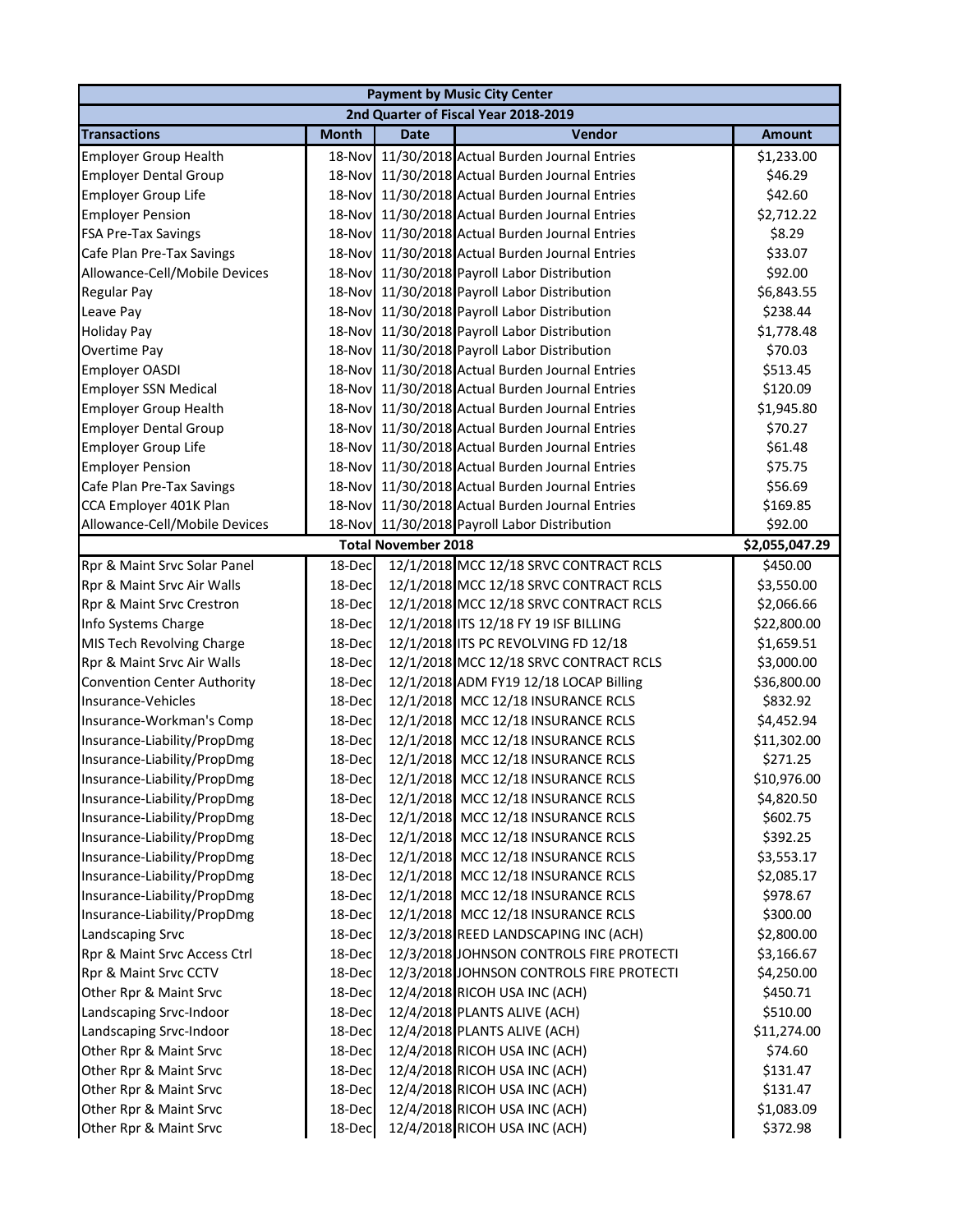| Payment by Music City Center | | | | |
|---|---|---|---|---|
| 2nd Quarter of Fiscal Year 2018-2019 | | | | |
| **Transactions** | **Month** | **Date** | **Vendor** | **Amount** |
| Employer Group Health | 18-Nov | 11/30/2018 | Actual Burden Journal Entries | $1,233.00 |
| Employer Dental Group | 18-Nov | 11/30/2018 | Actual Burden Journal Entries | $46.29 |
| Employer Group Life | 18-Nov | 11/30/2018 | Actual Burden Journal Entries | $42.60 |
| Employer Pension | 18-Nov | 11/30/2018 | Actual Burden Journal Entries | $2,712.22 |
| FSA Pre-Tax Savings | 18-Nov | 11/30/2018 | Actual Burden Journal Entries | $8.29 |
| Cafe Plan Pre-Tax Savings | 18-Nov | 11/30/2018 | Actual Burden Journal Entries | $33.07 |
| Allowance-Cell/Mobile Devices | 18-Nov | 11/30/2018 | Payroll Labor Distribution | $92.00 |
| Regular Pay | 18-Nov | 11/30/2018 | Payroll Labor Distribution | $6,843.55 |
| Leave Pay | 18-Nov | 11/30/2018 | Payroll Labor Distribution | $238.44 |
| Holiday Pay | 18-Nov | 11/30/2018 | Payroll Labor Distribution | $1,778.48 |
| Overtime Pay | 18-Nov | 11/30/2018 | Payroll Labor Distribution | $70.03 |
| Employer OASDI | 18-Nov | 11/30/2018 | Actual Burden Journal Entries | $513.45 |
| Employer SSN Medical | 18-Nov | 11/30/2018 | Actual Burden Journal Entries | $120.09 |
| Employer Group Health | 18-Nov | 11/30/2018 | Actual Burden Journal Entries | $1,945.80 |
| Employer Dental Group | 18-Nov | 11/30/2018 | Actual Burden Journal Entries | $70.27 |
| Employer Group Life | 18-Nov | 11/30/2018 | Actual Burden Journal Entries | $61.48 |
| Employer Pension | 18-Nov | 11/30/2018 | Actual Burden Journal Entries | $75.75 |
| Cafe Plan Pre-Tax Savings | 18-Nov | 11/30/2018 | Actual Burden Journal Entries | $56.69 |
| CCA Employer 401K Plan | 18-Nov | 11/30/2018 | Actual Burden Journal Entries | $169.85 |
| Allowance-Cell/Mobile Devices | 18-Nov | 11/30/2018 | Payroll Labor Distribution | $92.00 |
| | | **Total November 2018** | | **$2,055,047.29** |
| Rpr & Maint Srvc Solar Panel | 18-Dec | 12/1/2018 | MCC 12/18 SRVC CONTRACT RCLS | $450.00 |
| Rpr & Maint Srvc Air Walls | 18-Dec | 12/1/2018 | MCC 12/18 SRVC CONTRACT RCLS | $3,550.00 |
| Rpr & Maint Srvc Crestron | 18-Dec | 12/1/2018 | MCC 12/18 SRVC CONTRACT RCLS | $2,066.66 |
| Info Systems Charge | 18-Dec | 12/1/2018 | ITS 12/18 FY 19 ISF BILLING | $22,800.00 |
| MIS Tech Revolving Charge | 18-Dec | 12/1/2018 | ITS PC REVOLVING FD 12/18 | $1,659.51 |
| Rpr & Maint Srvc Air Walls | 18-Dec | 12/1/2018 | MCC 12/18 SRVC CONTRACT RCLS | $3,000.00 |
| Convention Center Authority | 18-Dec | 12/1/2018 | ADM FY19 12/18 LOCAP Billing | $36,800.00 |
| Insurance-Vehicles | 18-Dec | 12/1/2018 | MCC 12/18 INSURANCE RCLS | $832.92 |
| Insurance-Workman's Comp | 18-Dec | 12/1/2018 | MCC 12/18 INSURANCE RCLS | $4,452.94 |
| Insurance-Liability/PropDmg | 18-Dec | 12/1/2018 | MCC 12/18 INSURANCE RCLS | $11,302.00 |
| Insurance-Liability/PropDmg | 18-Dec | 12/1/2018 | MCC 12/18 INSURANCE RCLS | $271.25 |
| Insurance-Liability/PropDmg | 18-Dec | 12/1/2018 | MCC 12/18 INSURANCE RCLS | $10,976.00 |
| Insurance-Liability/PropDmg | 18-Dec | 12/1/2018 | MCC 12/18 INSURANCE RCLS | $4,820.50 |
| Insurance-Liability/PropDmg | 18-Dec | 12/1/2018 | MCC 12/18 INSURANCE RCLS | $602.75 |
| Insurance-Liability/PropDmg | 18-Dec | 12/1/2018 | MCC 12/18 INSURANCE RCLS | $392.25 |
| Insurance-Liability/PropDmg | 18-Dec | 12/1/2018 | MCC 12/18 INSURANCE RCLS | $3,553.17 |
| Insurance-Liability/PropDmg | 18-Dec | 12/1/2018 | MCC 12/18 INSURANCE RCLS | $2,085.17 |
| Insurance-Liability/PropDmg | 18-Dec | 12/1/2018 | MCC 12/18 INSURANCE RCLS | $978.67 |
| Insurance-Liability/PropDmg | 18-Dec | 12/1/2018 | MCC 12/18 INSURANCE RCLS | $300.00 |
| Landscaping Srvc | 18-Dec | 12/3/2018 | REED LANDSCAPING INC (ACH) | $2,800.00 |
| Rpr & Maint Srvc Access Ctrl | 18-Dec | 12/3/2018 | JOHNSON CONTROLS FIRE PROTECTI | $3,166.67 |
| Rpr & Maint Srvc CCTV | 18-Dec | 12/3/2018 | JOHNSON CONTROLS FIRE PROTECTI | $4,250.00 |
| Other Rpr & Maint Srvc | 18-Dec | 12/4/2018 | RICOH USA INC (ACH) | $450.71 |
| Landscaping Srvc-Indoor | 18-Dec | 12/4/2018 | PLANTS ALIVE (ACH) | $510.00 |
| Landscaping Srvc-Indoor | 18-Dec | 12/4/2018 | PLANTS ALIVE (ACH) | $11,274.00 |
| Other Rpr & Maint Srvc | 18-Dec | 12/4/2018 | RICOH USA INC (ACH) | $74.60 |
| Other Rpr & Maint Srvc | 18-Dec | 12/4/2018 | RICOH USA INC (ACH) | $131.47 |
| Other Rpr & Maint Srvc | 18-Dec | 12/4/2018 | RICOH USA INC (ACH) | $131.47 |
| Other Rpr & Maint Srvc | 18-Dec | 12/4/2018 | RICOH USA INC (ACH) | $1,083.09 |
| Other Rpr & Maint Srvc | 18-Dec | 12/4/2018 | RICOH USA INC (ACH) | $372.98 |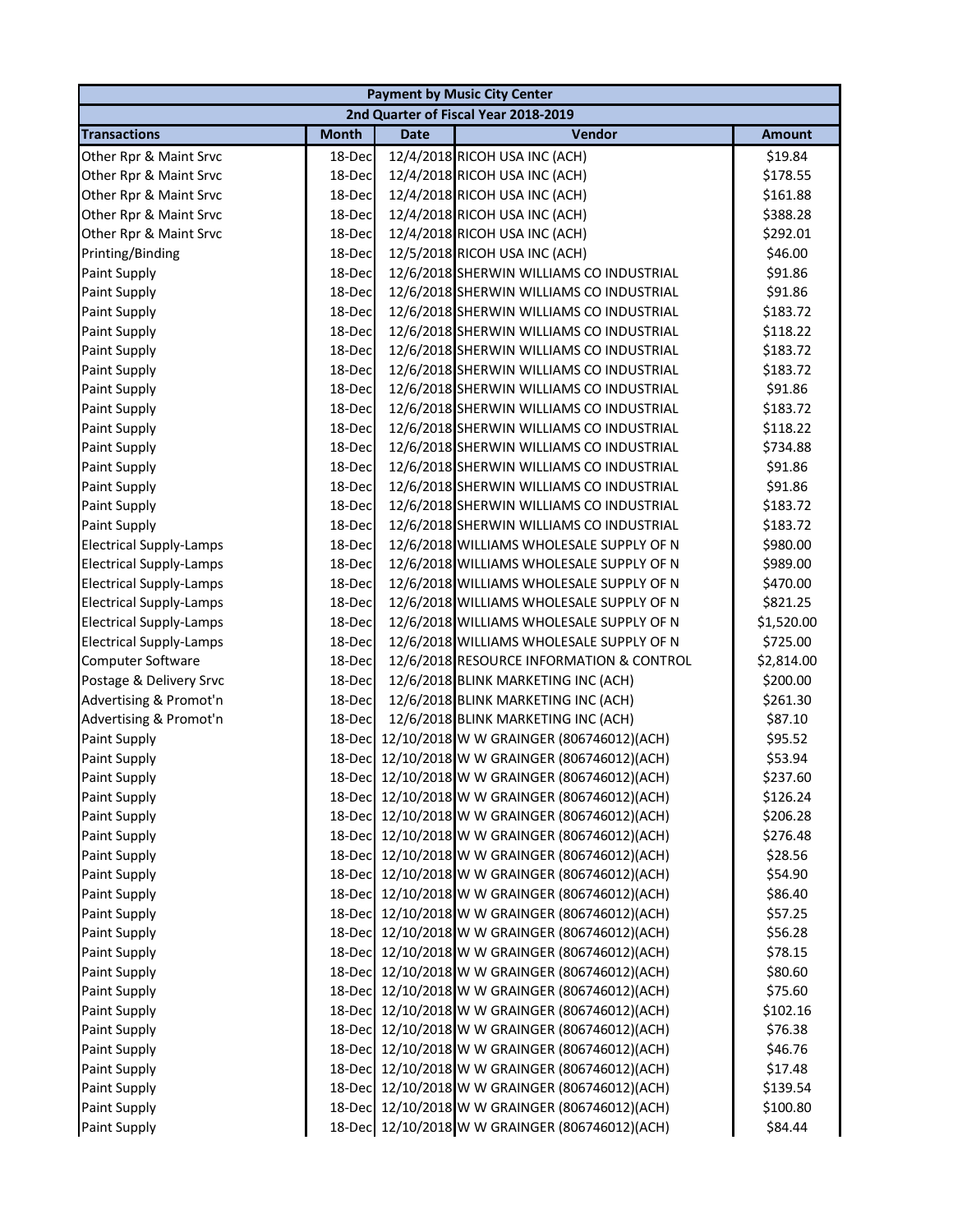| Payment by Music City Center | | | | |
|---|---|---|---|---|
| 2nd Quarter of Fiscal Year 2018-2019 | | | | |
| **Transactions** | **Month** | **Date** | **Vendor** | **Amount** |
| Other Rpr & Maint Srvc | 18-Dec | 12/4/2018 | RICOH USA INC (ACH) | $19.84 |
| Other Rpr & Maint Srvc | 18-Dec | 12/4/2018 | RICOH USA INC (ACH) | $178.55 |
| Other Rpr & Maint Srvc | 18-Dec | 12/4/2018 | RICOH USA INC (ACH) | $161.88 |
| Other Rpr & Maint Srvc | 18-Dec | 12/4/2018 | RICOH USA INC (ACH) | $388.28 |
| Other Rpr & Maint Srvc | 18-Dec | 12/4/2018 | RICOH USA INC (ACH) | $292.01 |
| Printing/Binding | 18-Dec | 12/5/2018 | RICOH USA INC (ACH) | $46.00 |
| Paint Supply | 18-Dec | 12/6/2018 | SHERWIN WILLIAMS CO INDUSTRIAL | $91.86 |
| Paint Supply | 18-Dec | 12/6/2018 | SHERWIN WILLIAMS CO INDUSTRIAL | $91.86 |
| Paint Supply | 18-Dec | 12/6/2018 | SHERWIN WILLIAMS CO INDUSTRIAL | $183.72 |
| Paint Supply | 18-Dec | 12/6/2018 | SHERWIN WILLIAMS CO INDUSTRIAL | $118.22 |
| Paint Supply | 18-Dec | 12/6/2018 | SHERWIN WILLIAMS CO INDUSTRIAL | $183.72 |
| Paint Supply | 18-Dec | 12/6/2018 | SHERWIN WILLIAMS CO INDUSTRIAL | $183.72 |
| Paint Supply | 18-Dec | 12/6/2018 | SHERWIN WILLIAMS CO INDUSTRIAL | $91.86 |
| Paint Supply | 18-Dec | 12/6/2018 | SHERWIN WILLIAMS CO INDUSTRIAL | $183.72 |
| Paint Supply | 18-Dec | 12/6/2018 | SHERWIN WILLIAMS CO INDUSTRIAL | $118.22 |
| Paint Supply | 18-Dec | 12/6/2018 | SHERWIN WILLIAMS CO INDUSTRIAL | $734.88 |
| Paint Supply | 18-Dec | 12/6/2018 | SHERWIN WILLIAMS CO INDUSTRIAL | $91.86 |
| Paint Supply | 18-Dec | 12/6/2018 | SHERWIN WILLIAMS CO INDUSTRIAL | $91.86 |
| Paint Supply | 18-Dec | 12/6/2018 | SHERWIN WILLIAMS CO INDUSTRIAL | $183.72 |
| Paint Supply | 18-Dec | 12/6/2018 | SHERWIN WILLIAMS CO INDUSTRIAL | $183.72 |
| Electrical Supply-Lamps | 18-Dec | 12/6/2018 | WILLIAMS WHOLESALE SUPPLY OF N | $980.00 |
| Electrical Supply-Lamps | 18-Dec | 12/6/2018 | WILLIAMS WHOLESALE SUPPLY OF N | $989.00 |
| Electrical Supply-Lamps | 18-Dec | 12/6/2018 | WILLIAMS WHOLESALE SUPPLY OF N | $470.00 |
| Electrical Supply-Lamps | 18-Dec | 12/6/2018 | WILLIAMS WHOLESALE SUPPLY OF N | $821.25 |
| Electrical Supply-Lamps | 18-Dec | 12/6/2018 | WILLIAMS WHOLESALE SUPPLY OF N | $1,520.00 |
| Electrical Supply-Lamps | 18-Dec | 12/6/2018 | WILLIAMS WHOLESALE SUPPLY OF N | $725.00 |
| Computer Software | 18-Dec | 12/6/2018 | RESOURCE INFORMATION & CONTROL | $2,814.00 |
| Postage & Delivery Srvc | 18-Dec | 12/6/2018 | BLINK MARKETING INC (ACH) | $200.00 |
| Advertising & Promot'n | 18-Dec | 12/6/2018 | BLINK MARKETING INC (ACH) | $261.30 |
| Advertising & Promot'n | 18-Dec | 12/6/2018 | BLINK MARKETING INC (ACH) | $87.10 |
| Paint Supply | 18-Dec | 12/10/2018 | W W GRAINGER (806746012)(ACH) | $95.52 |
| Paint Supply | 18-Dec | 12/10/2018 | W W GRAINGER (806746012)(ACH) | $53.94 |
| Paint Supply | 18-Dec | 12/10/2018 | W W GRAINGER (806746012)(ACH) | $237.60 |
| Paint Supply | 18-Dec | 12/10/2018 | W W GRAINGER (806746012)(ACH) | $126.24 |
| Paint Supply | 18-Dec | 12/10/2018 | W W GRAINGER (806746012)(ACH) | $206.28 |
| Paint Supply | 18-Dec | 12/10/2018 | W W GRAINGER (806746012)(ACH) | $276.48 |
| Paint Supply | 18-Dec | 12/10/2018 | W W GRAINGER (806746012)(ACH) | $28.56 |
| Paint Supply | 18-Dec | 12/10/2018 | W W GRAINGER (806746012)(ACH) | $54.90 |
| Paint Supply | 18-Dec | 12/10/2018 | W W GRAINGER (806746012)(ACH) | $86.40 |
| Paint Supply | 18-Dec | 12/10/2018 | W W GRAINGER (806746012)(ACH) | $57.25 |
| Paint Supply | 18-Dec | 12/10/2018 | W W GRAINGER (806746012)(ACH) | $56.28 |
| Paint Supply | 18-Dec | 12/10/2018 | W W GRAINGER (806746012)(ACH) | $78.15 |
| Paint Supply | 18-Dec | 12/10/2018 | W W GRAINGER (806746012)(ACH) | $80.60 |
| Paint Supply | 18-Dec | 12/10/2018 | W W GRAINGER (806746012)(ACH) | $75.60 |
| Paint Supply | 18-Dec | 12/10/2018 | W W GRAINGER (806746012)(ACH) | $102.16 |
| Paint Supply | 18-Dec | 12/10/2018 | W W GRAINGER (806746012)(ACH) | $76.38 |
| Paint Supply | 18-Dec | 12/10/2018 | W W GRAINGER (806746012)(ACH) | $46.76 |
| Paint Supply | 18-Dec | 12/10/2018 | W W GRAINGER (806746012)(ACH) | $17.48 |
| Paint Supply | 18-Dec | 12/10/2018 | W W GRAINGER (806746012)(ACH) | $139.54 |
| Paint Supply | 18-Dec | 12/10/2018 | W W GRAINGER (806746012)(ACH) | $100.80 |
| Paint Supply | 18-Dec | 12/10/2018 | W W GRAINGER (806746012)(ACH) | $84.44 |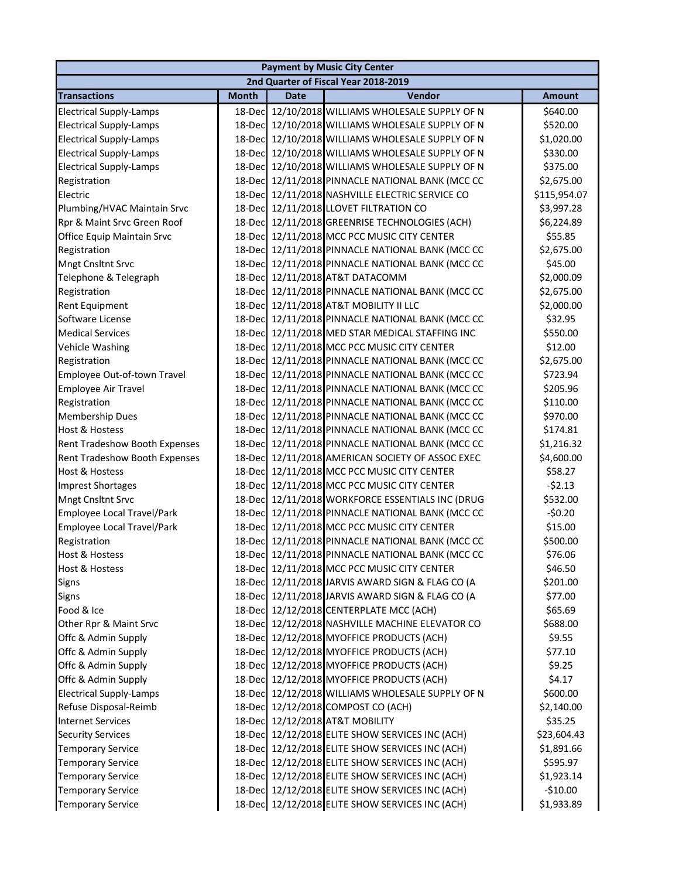| Payment by Music City Center | | | | |
|---|---|---|---|---|
| 2nd Quarter of Fiscal Year 2018-2019 | | | | |
| **Transactions** | **Month** | **Date** | **Vendor** | **Amount** |
| Electrical Supply-Lamps | 18-Dec | 12/10/2018 | WILLIAMS WHOLESALE SUPPLY OF N | $640.00 |
| Electrical Supply-Lamps | 18-Dec | 12/10/2018 | WILLIAMS WHOLESALE SUPPLY OF N | $520.00 |
| Electrical Supply-Lamps | 18-Dec | 12/10/2018 | WILLIAMS WHOLESALE SUPPLY OF N | $1,020.00 |
| Electrical Supply-Lamps | 18-Dec | 12/10/2018 | WILLIAMS WHOLESALE SUPPLY OF N | $330.00 |
| Electrical Supply-Lamps | 18-Dec | 12/10/2018 | WILLIAMS WHOLESALE SUPPLY OF N | $375.00 |
| Registration | 18-Dec | 12/11/2018 | PINNACLE NATIONAL BANK (MCC CC | $2,675.00 |
| Electric | 18-Dec | 12/11/2018 | NASHVILLE ELECTRIC SERVICE CO | $115,954.07 |
| Plumbing/HVAC Maintain Srvc | 18-Dec | 12/11/2018 | LLOVET FILTRATION CO | $3,997.28 |
| Rpr & Maint Srvc Green Roof | 18-Dec | 12/11/2018 | GREENRISE TECHNOLOGIES (ACH) | $6,224.89 |
| Office Equip Maintain Srvc | 18-Dec | 12/11/2018 | MCC PCC MUSIC CITY CENTER | $55.85 |
| Registration | 18-Dec | 12/11/2018 | PINNACLE NATIONAL BANK (MCC CC | $2,675.00 |
| Mngt Cnsltnt Srvc | 18-Dec | 12/11/2018 | PINNACLE NATIONAL BANK (MCC CC | $45.00 |
| Telephone & Telegraph | 18-Dec | 12/11/2018 | AT&T DATACOMM | $2,000.09 |
| Registration | 18-Dec | 12/11/2018 | PINNACLE NATIONAL BANK (MCC CC | $2,675.00 |
| Rent Equipment | 18-Dec | 12/11/2018 | AT&T MOBILITY II LLC | $2,000.00 |
| Software License | 18-Dec | 12/11/2018 | PINNACLE NATIONAL BANK (MCC CC | $32.95 |
| Medical Services | 18-Dec | 12/11/2018 | MED STAR MEDICAL STAFFING INC | $550.00 |
| Vehicle Washing | 18-Dec | 12/11/2018 | MCC PCC MUSIC CITY CENTER | $12.00 |
| Registration | 18-Dec | 12/11/2018 | PINNACLE NATIONAL BANK (MCC CC | $2,675.00 |
| Employee Out-of-town Travel | 18-Dec | 12/11/2018 | PINNACLE NATIONAL BANK (MCC CC | $723.94 |
| Employee Air Travel | 18-Dec | 12/11/2018 | PINNACLE NATIONAL BANK (MCC CC | $205.96 |
| Registration | 18-Dec | 12/11/2018 | PINNACLE NATIONAL BANK (MCC CC | $110.00 |
| Membership Dues | 18-Dec | 12/11/2018 | PINNACLE NATIONAL BANK (MCC CC | $970.00 |
| Host & Hostess | 18-Dec | 12/11/2018 | PINNACLE NATIONAL BANK (MCC CC | $174.81 |
| Rent Tradeshow Booth Expenses | 18-Dec | 12/11/2018 | PINNACLE NATIONAL BANK (MCC CC | $1,216.32 |
| Rent Tradeshow Booth Expenses | 18-Dec | 12/11/2018 | AMERICAN SOCIETY OF ASSOC EXEC | $4,600.00 |
| Host & Hostess | 18-Dec | 12/11/2018 | MCC PCC MUSIC CITY CENTER | $58.27 |
| Imprest Shortages | 18-Dec | 12/11/2018 | MCC PCC MUSIC CITY CENTER | -$2.13 |
| Mngt Cnsltnt Srvc | 18-Dec | 12/11/2018 | WORKFORCE ESSENTIALS INC (DRUG | $532.00 |
| Employee Local Travel/Park | 18-Dec | 12/11/2018 | PINNACLE NATIONAL BANK (MCC CC | -$0.20 |
| Employee Local Travel/Park | 18-Dec | 12/11/2018 | MCC PCC MUSIC CITY CENTER | $15.00 |
| Registration | 18-Dec | 12/11/2018 | PINNACLE NATIONAL BANK (MCC CC | $500.00 |
| Host & Hostess | 18-Dec | 12/11/2018 | PINNACLE NATIONAL BANK (MCC CC | $76.06 |
| Host & Hostess | 18-Dec | 12/11/2018 | MCC PCC MUSIC CITY CENTER | $46.50 |
| Signs | 18-Dec | 12/11/2018 | JARVIS AWARD SIGN & FLAG CO (A | $201.00 |
| Signs | 18-Dec | 12/11/2018 | JARVIS AWARD SIGN & FLAG CO (A | $77.00 |
| Food & Ice | 18-Dec | 12/12/2018 | CENTERPLATE MCC (ACH) | $65.69 |
| Other Rpr & Maint Srvc | 18-Dec | 12/12/2018 | NASHVILLE MACHINE ELEVATOR CO | $688.00 |
| Offc & Admin Supply | 18-Dec | 12/12/2018 | MYOFFICE PRODUCTS (ACH) | $9.55 |
| Offc & Admin Supply | 18-Dec | 12/12/2018 | MYOFFICE PRODUCTS (ACH) | $77.10 |
| Offc & Admin Supply | 18-Dec | 12/12/2018 | MYOFFICE PRODUCTS (ACH) | $9.25 |
| Offc & Admin Supply | 18-Dec | 12/12/2018 | MYOFFICE PRODUCTS (ACH) | $4.17 |
| Electrical Supply-Lamps | 18-Dec | 12/12/2018 | WILLIAMS WHOLESALE SUPPLY OF N | $600.00 |
| Refuse Disposal-Reimb | 18-Dec | 12/12/2018 | COMPOST CO (ACH) | $2,140.00 |
| Internet Services | 18-Dec | 12/12/2018 | AT&T MOBILITY | $35.25 |
| Security Services | 18-Dec | 12/12/2018 | ELITE SHOW SERVICES INC (ACH) | $23,604.43 |
| Temporary Service | 18-Dec | 12/12/2018 | ELITE SHOW SERVICES INC (ACH) | $1,891.66 |
| Temporary Service | 18-Dec | 12/12/2018 | ELITE SHOW SERVICES INC (ACH) | $595.97 |
| Temporary Service | 18-Dec | 12/12/2018 | ELITE SHOW SERVICES INC (ACH) | $1,923.14 |
| Temporary Service | 18-Dec | 12/12/2018 | ELITE SHOW SERVICES INC (ACH) | -$10.00 |
| Temporary Service | 18-Dec | 12/12/2018 | ELITE SHOW SERVICES INC (ACH) | $1,933.89 |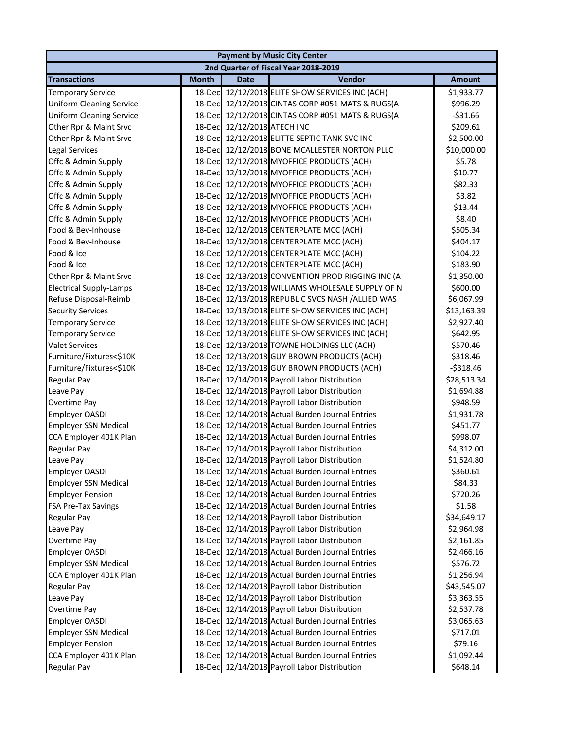| Payment by Music City Center | | | | |
|---|---|---|---|---|
| 2nd Quarter of Fiscal Year 2018-2019 | | | | |
| **Transactions** | **Month** | **Date** | **Vendor** | **Amount** |
| Temporary Service | 18-Dec | 12/12/2018 | ELITE SHOW SERVICES INC (ACH) | $1,933.77 |
| Uniform Cleaning Service | 18-Dec | 12/12/2018 | CINTAS CORP #051 MATS & RUGS(A | $996.29 |
| Uniform Cleaning Service | 18-Dec | 12/12/2018 | CINTAS CORP #051 MATS & RUGS(A | -$31.66 |
| Other Rpr & Maint Srvc | 18-Dec | 12/12/2018 | ATECH INC | $209.61 |
| Other Rpr & Maint Srvc | 18-Dec | 12/12/2018 | ELITTE SEPTIC TANK SVC INC | $2,500.00 |
| Legal Services | 18-Dec | 12/12/2018 | BONE MCALLESTER NORTON PLLC | $10,000.00 |
| Offc & Admin Supply | 18-Dec | 12/12/2018 | MYOFFICE PRODUCTS (ACH) | $5.78 |
| Offc & Admin Supply | 18-Dec | 12/12/2018 | MYOFFICE PRODUCTS (ACH) | $10.77 |
| Offc & Admin Supply | 18-Dec | 12/12/2018 | MYOFFICE PRODUCTS (ACH) | $82.33 |
| Offc & Admin Supply | 18-Dec | 12/12/2018 | MYOFFICE PRODUCTS (ACH) | $3.82 |
| Offc & Admin Supply | 18-Dec | 12/12/2018 | MYOFFICE PRODUCTS (ACH) | $13.44 |
| Offc & Admin Supply | 18-Dec | 12/12/2018 | MYOFFICE PRODUCTS (ACH) | $8.40 |
| Food & Bev-Inhouse | 18-Dec | 12/12/2018 | CENTERPLATE MCC (ACH) | $505.34 |
| Food & Bev-Inhouse | 18-Dec | 12/12/2018 | CENTERPLATE MCC (ACH) | $404.17 |
| Food & Ice | 18-Dec | 12/12/2018 | CENTERPLATE MCC (ACH) | $104.22 |
| Food & Ice | 18-Dec | 12/12/2018 | CENTERPLATE MCC (ACH) | $183.90 |
| Other Rpr & Maint Srvc | 18-Dec | 12/13/2018 | CONVENTION PROD RIGGING INC (A | $1,350.00 |
| Electrical Supply-Lamps | 18-Dec | 12/13/2018 | WILLIAMS WHOLESALE SUPPLY OF N | $600.00 |
| Refuse Disposal-Reimb | 18-Dec | 12/13/2018 | REPUBLIC SVCS NASH /ALLIED WAS | $6,067.99 |
| Security Services | 18-Dec | 12/13/2018 | ELITE SHOW SERVICES INC (ACH) | $13,163.39 |
| Temporary Service | 18-Dec | 12/13/2018 | ELITE SHOW SERVICES INC (ACH) | $2,927.40 |
| Temporary Service | 18-Dec | 12/13/2018 | ELITE SHOW SERVICES INC (ACH) | $642.95 |
| Valet Services | 18-Dec | 12/13/2018 | TOWNE HOLDINGS LLC (ACH) | $570.46 |
| Furniture/Fixtures<$10K | 18-Dec | 12/13/2018 | GUY BROWN PRODUCTS (ACH) | $318.46 |
| Furniture/Fixtures<$10K | 18-Dec | 12/13/2018 | GUY BROWN PRODUCTS (ACH) | -$318.46 |
| Regular Pay | 18-Dec | 12/14/2018 | Payroll Labor Distribution | $28,513.34 |
| Leave Pay | 18-Dec | 12/14/2018 | Payroll Labor Distribution | $1,694.88 |
| Overtime Pay | 18-Dec | 12/14/2018 | Payroll Labor Distribution | $948.59 |
| Employer OASDI | 18-Dec | 12/14/2018 | Actual Burden Journal Entries | $1,931.78 |
| Employer SSN Medical | 18-Dec | 12/14/2018 | Actual Burden Journal Entries | $451.77 |
| CCA Employer 401K Plan | 18-Dec | 12/14/2018 | Actual Burden Journal Entries | $998.07 |
| Regular Pay | 18-Dec | 12/14/2018 | Payroll Labor Distribution | $4,312.00 |
| Leave Pay | 18-Dec | 12/14/2018 | Payroll Labor Distribution | $1,524.80 |
| Employer OASDI | 18-Dec | 12/14/2018 | Actual Burden Journal Entries | $360.61 |
| Employer SSN Medical | 18-Dec | 12/14/2018 | Actual Burden Journal Entries | $84.33 |
| Employer Pension | 18-Dec | 12/14/2018 | Actual Burden Journal Entries | $720.26 |
| FSA Pre-Tax Savings | 18-Dec | 12/14/2018 | Actual Burden Journal Entries | $1.58 |
| Regular Pay | 18-Dec | 12/14/2018 | Payroll Labor Distribution | $34,649.17 |
| Leave Pay | 18-Dec | 12/14/2018 | Payroll Labor Distribution | $2,964.98 |
| Overtime Pay | 18-Dec | 12/14/2018 | Payroll Labor Distribution | $2,161.85 |
| Employer OASDI | 18-Dec | 12/14/2018 | Actual Burden Journal Entries | $2,466.16 |
| Employer SSN Medical | 18-Dec | 12/14/2018 | Actual Burden Journal Entries | $576.72 |
| CCA Employer 401K Plan | 18-Dec | 12/14/2018 | Actual Burden Journal Entries | $1,256.94 |
| Regular Pay | 18-Dec | 12/14/2018 | Payroll Labor Distribution | $43,545.07 |
| Leave Pay | 18-Dec | 12/14/2018 | Payroll Labor Distribution | $3,363.55 |
| Overtime Pay | 18-Dec | 12/14/2018 | Payroll Labor Distribution | $2,537.78 |
| Employer OASDI | 18-Dec | 12/14/2018 | Actual Burden Journal Entries | $3,065.63 |
| Employer SSN Medical | 18-Dec | 12/14/2018 | Actual Burden Journal Entries | $717.01 |
| Employer Pension | 18-Dec | 12/14/2018 | Actual Burden Journal Entries | $79.16 |
| CCA Employer 401K Plan | 18-Dec | 12/14/2018 | Actual Burden Journal Entries | $1,092.44 |
| Regular Pay | 18-Dec | 12/14/2018 | Payroll Labor Distribution | $648.14 |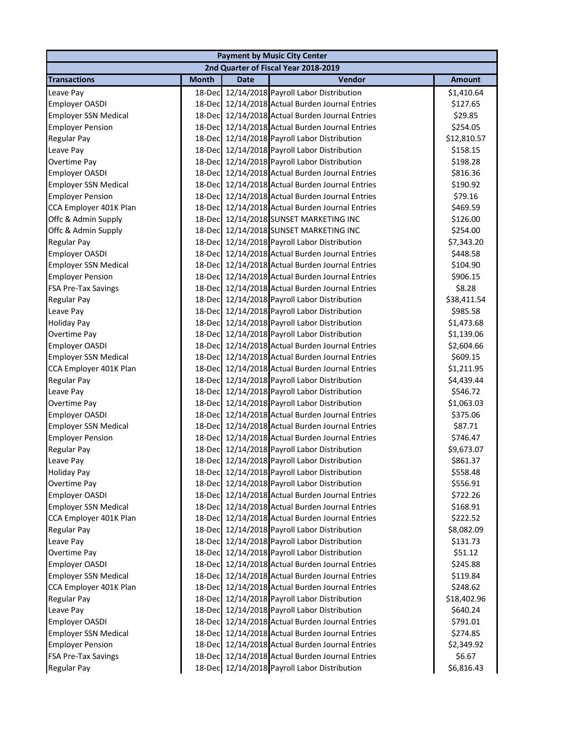| Payment by Music City Center | | | | |
|---|---|---|---|---|
| 2nd Quarter of Fiscal Year 2018-2019 | | | | |
| **Transactions** | **Month** | **Date** | **Vendor** | **Amount** |
| Leave Pay | 18-Dec | 12/14/2018 | Payroll Labor Distribution | $1,410.64 |
| Employer OASDI | 18-Dec | 12/14/2018 | Actual Burden Journal Entries | $127.65 |
| Employer SSN Medical | 18-Dec | 12/14/2018 | Actual Burden Journal Entries | $29.85 |
| Employer Pension | 18-Dec | 12/14/2018 | Actual Burden Journal Entries | $254.05 |
| Regular Pay | 18-Dec | 12/14/2018 | Payroll Labor Distribution | $12,810.57 |
| Leave Pay | 18-Dec | 12/14/2018 | Payroll Labor Distribution | $158.15 |
| Overtime Pay | 18-Dec | 12/14/2018 | Payroll Labor Distribution | $198.28 |
| Employer OASDI | 18-Dec | 12/14/2018 | Actual Burden Journal Entries | $816.36 |
| Employer SSN Medical | 18-Dec | 12/14/2018 | Actual Burden Journal Entries | $190.92 |
| Employer Pension | 18-Dec | 12/14/2018 | Actual Burden Journal Entries | $79.16 |
| CCA Employer 401K Plan | 18-Dec | 12/14/2018 | Actual Burden Journal Entries | $469.59 |
| Offc & Admin Supply | 18-Dec | 12/14/2018 | SUNSET MARKETING INC | $126.00 |
| Offc & Admin Supply | 18-Dec | 12/14/2018 | SUNSET MARKETING INC | $254.00 |
| Regular Pay | 18-Dec | 12/14/2018 | Payroll Labor Distribution | $7,343.20 |
| Employer OASDI | 18-Dec | 12/14/2018 | Actual Burden Journal Entries | $448.58 |
| Employer SSN Medical | 18-Dec | 12/14/2018 | Actual Burden Journal Entries | $104.90 |
| Employer Pension | 18-Dec | 12/14/2018 | Actual Burden Journal Entries | $906.15 |
| FSA Pre-Tax Savings | 18-Dec | 12/14/2018 | Actual Burden Journal Entries | $8.28 |
| Regular Pay | 18-Dec | 12/14/2018 | Payroll Labor Distribution | $38,411.54 |
| Leave Pay | 18-Dec | 12/14/2018 | Payroll Labor Distribution | $985.58 |
| Holiday Pay | 18-Dec | 12/14/2018 | Payroll Labor Distribution | $1,473.68 |
| Overtime Pay | 18-Dec | 12/14/2018 | Payroll Labor Distribution | $1,139.06 |
| Employer OASDI | 18-Dec | 12/14/2018 | Actual Burden Journal Entries | $2,604.66 |
| Employer SSN Medical | 18-Dec | 12/14/2018 | Actual Burden Journal Entries | $609.15 |
| CCA Employer 401K Plan | 18-Dec | 12/14/2018 | Actual Burden Journal Entries | $1,211.95 |
| Regular Pay | 18-Dec | 12/14/2018 | Payroll Labor Distribution | $4,439.44 |
| Leave Pay | 18-Dec | 12/14/2018 | Payroll Labor Distribution | $546.72 |
| Overtime Pay | 18-Dec | 12/14/2018 | Payroll Labor Distribution | $1,063.03 |
| Employer OASDI | 18-Dec | 12/14/2018 | Actual Burden Journal Entries | $375.06 |
| Employer SSN Medical | 18-Dec | 12/14/2018 | Actual Burden Journal Entries | $87.71 |
| Employer Pension | 18-Dec | 12/14/2018 | Actual Burden Journal Entries | $746.47 |
| Regular Pay | 18-Dec | 12/14/2018 | Payroll Labor Distribution | $9,673.07 |
| Leave Pay | 18-Dec | 12/14/2018 | Payroll Labor Distribution | $861.37 |
| Holiday Pay | 18-Dec | 12/14/2018 | Payroll Labor Distribution | $558.48 |
| Overtime Pay | 18-Dec | 12/14/2018 | Payroll Labor Distribution | $556.91 |
| Employer OASDI | 18-Dec | 12/14/2018 | Actual Burden Journal Entries | $722.26 |
| Employer SSN Medical | 18-Dec | 12/14/2018 | Actual Burden Journal Entries | $168.91 |
| CCA Employer 401K Plan | 18-Dec | 12/14/2018 | Actual Burden Journal Entries | $222.52 |
| Regular Pay | 18-Dec | 12/14/2018 | Payroll Labor Distribution | $8,082.09 |
| Leave Pay | 18-Dec | 12/14/2018 | Payroll Labor Distribution | $131.73 |
| Overtime Pay | 18-Dec | 12/14/2018 | Payroll Labor Distribution | $51.12 |
| Employer OASDI | 18-Dec | 12/14/2018 | Actual Burden Journal Entries | $245.88 |
| Employer SSN Medical | 18-Dec | 12/14/2018 | Actual Burden Journal Entries | $119.84 |
| CCA Employer 401K Plan | 18-Dec | 12/14/2018 | Actual Burden Journal Entries | $248.62 |
| Regular Pay | 18-Dec | 12/14/2018 | Payroll Labor Distribution | $18,402.96 |
| Leave Pay | 18-Dec | 12/14/2018 | Payroll Labor Distribution | $640.24 |
| Employer OASDI | 18-Dec | 12/14/2018 | Actual Burden Journal Entries | $791.01 |
| Employer SSN Medical | 18-Dec | 12/14/2018 | Actual Burden Journal Entries | $274.85 |
| Employer Pension | 18-Dec | 12/14/2018 | Actual Burden Journal Entries | $2,349.92 |
| FSA Pre-Tax Savings | 18-Dec | 12/14/2018 | Actual Burden Journal Entries | $6.67 |
| Regular Pay | 18-Dec | 12/14/2018 | Payroll Labor Distribution | $6,816.43 |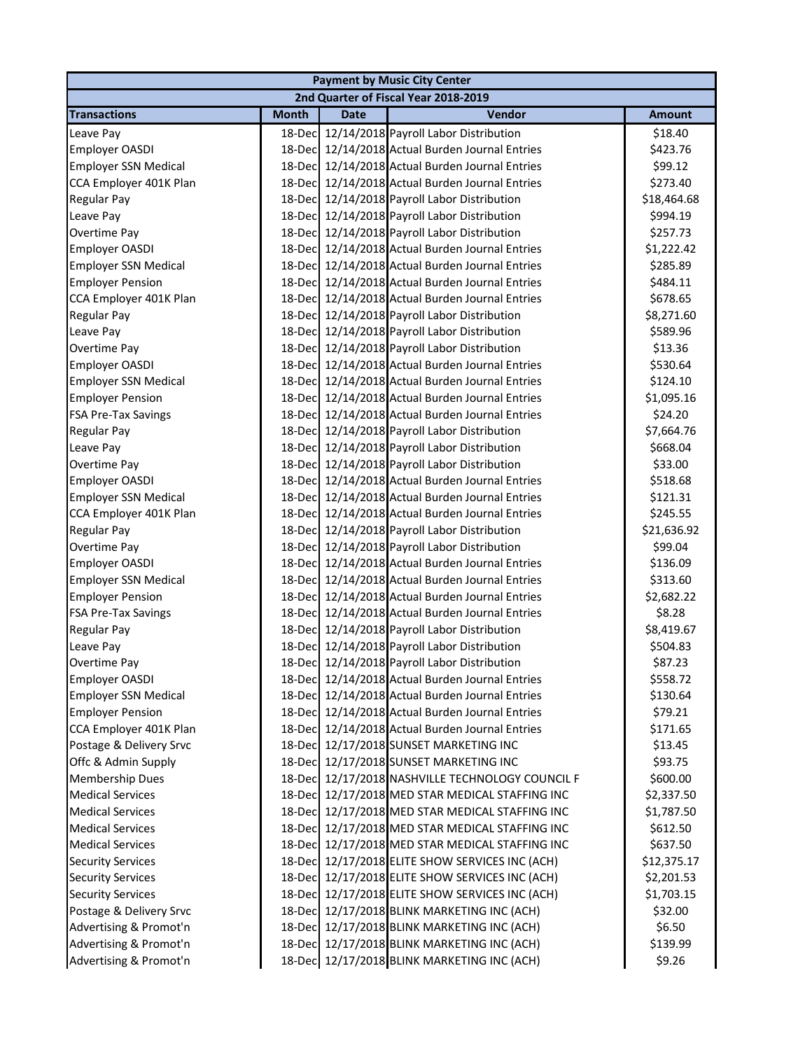| Payment by Music City Center | | | | |
|---|---|---|---|---|
| 2nd Quarter of Fiscal Year 2018-2019 | | | | |
| **Transactions** | **Month** | **Date** | **Vendor** | **Amount** |
| Leave Pay | 18-Dec | 12/14/2018 | Payroll Labor Distribution | $18.40 |
| Employer OASDI | 18-Dec | 12/14/2018 | Actual Burden Journal Entries | $423.76 |
| Employer SSN Medical | 18-Dec | 12/14/2018 | Actual Burden Journal Entries | $99.12 |
| CCA Employer 401K Plan | 18-Dec | 12/14/2018 | Actual Burden Journal Entries | $273.40 |
| Regular Pay | 18-Dec | 12/14/2018 | Payroll Labor Distribution | $18,464.68 |
| Leave Pay | 18-Dec | 12/14/2018 | Payroll Labor Distribution | $994.19 |
| Overtime Pay | 18-Dec | 12/14/2018 | Payroll Labor Distribution | $257.73 |
| Employer OASDI | 18-Dec | 12/14/2018 | Actual Burden Journal Entries | $1,222.42 |
| Employer SSN Medical | 18-Dec | 12/14/2018 | Actual Burden Journal Entries | $285.89 |
| Employer Pension | 18-Dec | 12/14/2018 | Actual Burden Journal Entries | $484.11 |
| CCA Employer 401K Plan | 18-Dec | 12/14/2018 | Actual Burden Journal Entries | $678.65 |
| Regular Pay | 18-Dec | 12/14/2018 | Payroll Labor Distribution | $8,271.60 |
| Leave Pay | 18-Dec | 12/14/2018 | Payroll Labor Distribution | $589.96 |
| Overtime Pay | 18-Dec | 12/14/2018 | Payroll Labor Distribution | $13.36 |
| Employer OASDI | 18-Dec | 12/14/2018 | Actual Burden Journal Entries | $530.64 |
| Employer SSN Medical | 18-Dec | 12/14/2018 | Actual Burden Journal Entries | $124.10 |
| Employer Pension | 18-Dec | 12/14/2018 | Actual Burden Journal Entries | $1,095.16 |
| FSA Pre-Tax Savings | 18-Dec | 12/14/2018 | Actual Burden Journal Entries | $24.20 |
| Regular Pay | 18-Dec | 12/14/2018 | Payroll Labor Distribution | $7,664.76 |
| Leave Pay | 18-Dec | 12/14/2018 | Payroll Labor Distribution | $668.04 |
| Overtime Pay | 18-Dec | 12/14/2018 | Payroll Labor Distribution | $33.00 |
| Employer OASDI | 18-Dec | 12/14/2018 | Actual Burden Journal Entries | $518.68 |
| Employer SSN Medical | 18-Dec | 12/14/2018 | Actual Burden Journal Entries | $121.31 |
| CCA Employer 401K Plan | 18-Dec | 12/14/2018 | Actual Burden Journal Entries | $245.55 |
| Regular Pay | 18-Dec | 12/14/2018 | Payroll Labor Distribution | $21,636.92 |
| Overtime Pay | 18-Dec | 12/14/2018 | Payroll Labor Distribution | $99.04 |
| Employer OASDI | 18-Dec | 12/14/2018 | Actual Burden Journal Entries | $136.09 |
| Employer SSN Medical | 18-Dec | 12/14/2018 | Actual Burden Journal Entries | $313.60 |
| Employer Pension | 18-Dec | 12/14/2018 | Actual Burden Journal Entries | $2,682.22 |
| FSA Pre-Tax Savings | 18-Dec | 12/14/2018 | Actual Burden Journal Entries | $8.28 |
| Regular Pay | 18-Dec | 12/14/2018 | Payroll Labor Distribution | $8,419.67 |
| Leave Pay | 18-Dec | 12/14/2018 | Payroll Labor Distribution | $504.83 |
| Overtime Pay | 18-Dec | 12/14/2018 | Payroll Labor Distribution | $87.23 |
| Employer OASDI | 18-Dec | 12/14/2018 | Actual Burden Journal Entries | $558.72 |
| Employer SSN Medical | 18-Dec | 12/14/2018 | Actual Burden Journal Entries | $130.64 |
| Employer Pension | 18-Dec | 12/14/2018 | Actual Burden Journal Entries | $79.21 |
| CCA Employer 401K Plan | 18-Dec | 12/14/2018 | Actual Burden Journal Entries | $171.65 |
| Postage & Delivery Srvc | 18-Dec | 12/17/2018 | SUNSET MARKETING INC | $13.45 |
| Offc & Admin Supply | 18-Dec | 12/17/2018 | SUNSET MARKETING INC | $93.75 |
| Membership Dues | 18-Dec | 12/17/2018 | NASHVILLE TECHNOLOGY COUNCIL F | $600.00 |
| Medical Services | 18-Dec | 12/17/2018 | MED STAR MEDICAL STAFFING INC | $2,337.50 |
| Medical Services | 18-Dec | 12/17/2018 | MED STAR MEDICAL STAFFING INC | $1,787.50 |
| Medical Services | 18-Dec | 12/17/2018 | MED STAR MEDICAL STAFFING INC | $612.50 |
| Medical Services | 18-Dec | 12/17/2018 | MED STAR MEDICAL STAFFING INC | $637.50 |
| Security Services | 18-Dec | 12/17/2018 | ELITE SHOW SERVICES INC (ACH) | $12,375.17 |
| Security Services | 18-Dec | 12/17/2018 | ELITE SHOW SERVICES INC (ACH) | $2,201.53 |
| Security Services | 18-Dec | 12/17/2018 | ELITE SHOW SERVICES INC (ACH) | $1,703.15 |
| Postage & Delivery Srvc | 18-Dec | 12/17/2018 | BLINK MARKETING INC (ACH) | $32.00 |
| Advertising & Promot'n | 18-Dec | 12/17/2018 | BLINK MARKETING INC (ACH) | $6.50 |
| Advertising & Promot'n | 18-Dec | 12/17/2018 | BLINK MARKETING INC (ACH) | $139.99 |
| Advertising & Promot'n | 18-Dec | 12/17/2018 | BLINK MARKETING INC (ACH) | $9.26 |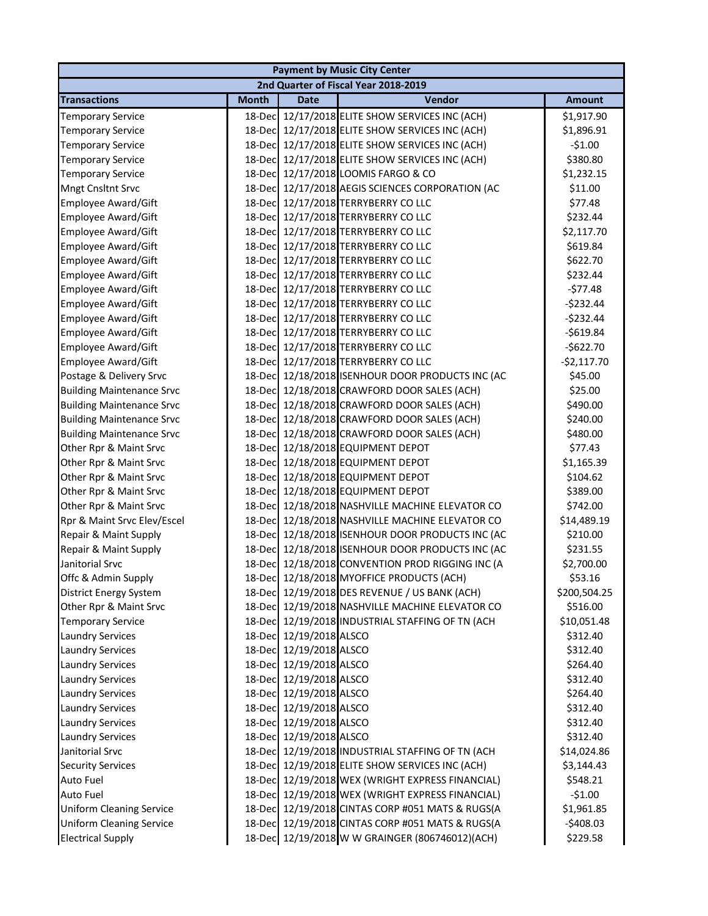| Payment by Music City Center | | | | |
|---|---|---|---|---|
| 2nd Quarter of Fiscal Year 2018-2019 | | | | |
| **Transactions** | **Month** | **Date** | **Vendor** | **Amount** |
| Temporary Service | 18-Dec | 12/17/2018 | ELITE SHOW SERVICES INC (ACH) | $1,917.90 |
| Temporary Service | 18-Dec | 12/17/2018 | ELITE SHOW SERVICES INC (ACH) | $1,896.91 |
| Temporary Service | 18-Dec | 12/17/2018 | ELITE SHOW SERVICES INC (ACH) | -$1.00 |
| Temporary Service | 18-Dec | 12/17/2018 | ELITE SHOW SERVICES INC (ACH) | $380.80 |
| Temporary Service | 18-Dec | 12/17/2018 | LOOMIS FARGO & CO | $1,232.15 |
| Mngt Cnsltnt Srvc | 18-Dec | 12/17/2018 | AEGIS SCIENCES CORPORATION (AC | $11.00 |
| Employee Award/Gift | 18-Dec | 12/17/2018 | TERRYBERRY CO LLC | $77.48 |
| Employee Award/Gift | 18-Dec | 12/17/2018 | TERRYBERRY CO LLC | $232.44 |
| Employee Award/Gift | 18-Dec | 12/17/2018 | TERRYBERRY CO LLC | $2,117.70 |
| Employee Award/Gift | 18-Dec | 12/17/2018 | TERRYBERRY CO LLC | $619.84 |
| Employee Award/Gift | 18-Dec | 12/17/2018 | TERRYBERRY CO LLC | $622.70 |
| Employee Award/Gift | 18-Dec | 12/17/2018 | TERRYBERRY CO LLC | $232.44 |
| Employee Award/Gift | 18-Dec | 12/17/2018 | TERRYBERRY CO LLC | -$77.48 |
| Employee Award/Gift | 18-Dec | 12/17/2018 | TERRYBERRY CO LLC | -$232.44 |
| Employee Award/Gift | 18-Dec | 12/17/2018 | TERRYBERRY CO LLC | -$232.44 |
| Employee Award/Gift | 18-Dec | 12/17/2018 | TERRYBERRY CO LLC | -$619.84 |
| Employee Award/Gift | 18-Dec | 12/17/2018 | TERRYBERRY CO LLC | -$622.70 |
| Employee Award/Gift | 18-Dec | 12/17/2018 | TERRYBERRY CO LLC | -$2,117.70 |
| Postage & Delivery Srvc | 18-Dec | 12/18/2018 | ISENHOUR DOOR PRODUCTS INC (AC | $45.00 |
| Building Maintenance Srvc | 18-Dec | 12/18/2018 | CRAWFORD DOOR SALES (ACH) | $25.00 |
| Building Maintenance Srvc | 18-Dec | 12/18/2018 | CRAWFORD DOOR SALES (ACH) | $490.00 |
| Building Maintenance Srvc | 18-Dec | 12/18/2018 | CRAWFORD DOOR SALES (ACH) | $240.00 |
| Building Maintenance Srvc | 18-Dec | 12/18/2018 | CRAWFORD DOOR SALES (ACH) | $480.00 |
| Other Rpr & Maint Srvc | 18-Dec | 12/18/2018 | EQUIPMENT DEPOT | $77.43 |
| Other Rpr & Maint Srvc | 18-Dec | 12/18/2018 | EQUIPMENT DEPOT | $1,165.39 |
| Other Rpr & Maint Srvc | 18-Dec | 12/18/2018 | EQUIPMENT DEPOT | $104.62 |
| Other Rpr & Maint Srvc | 18-Dec | 12/18/2018 | EQUIPMENT DEPOT | $389.00 |
| Other Rpr & Maint Srvc | 18-Dec | 12/18/2018 | NASHVILLE MACHINE ELEVATOR CO | $742.00 |
| Rpr & Maint Srvc Elev/Escel | 18-Dec | 12/18/2018 | NASHVILLE MACHINE ELEVATOR CO | $14,489.19 |
| Repair & Maint Supply | 18-Dec | 12/18/2018 | ISENHOUR DOOR PRODUCTS INC (AC | $210.00 |
| Repair & Maint Supply | 18-Dec | 12/18/2018 | ISENHOUR DOOR PRODUCTS INC (AC | $231.55 |
| Janitorial Srvc | 18-Dec | 12/18/2018 | CONVENTION PROD RIGGING INC (A | $2,700.00 |
| Offc & Admin Supply | 18-Dec | 12/18/2018 | MYOFFICE PRODUCTS (ACH) | $53.16 |
| District Energy System | 18-Dec | 12/19/2018 | DES REVENUE / US BANK (ACH) | $200,504.25 |
| Other Rpr & Maint Srvc | 18-Dec | 12/19/2018 | NASHVILLE MACHINE ELEVATOR CO | $516.00 |
| Temporary Service | 18-Dec | 12/19/2018 | INDUSTRIAL STAFFING OF TN (ACH | $10,051.48 |
| Laundry Services | 18-Dec | 12/19/2018 | ALSCO | $312.40 |
| Laundry Services | 18-Dec | 12/19/2018 | ALSCO | $312.40 |
| Laundry Services | 18-Dec | 12/19/2018 | ALSCO | $264.40 |
| Laundry Services | 18-Dec | 12/19/2018 | ALSCO | $312.40 |
| Laundry Services | 18-Dec | 12/19/2018 | ALSCO | $264.40 |
| Laundry Services | 18-Dec | 12/19/2018 | ALSCO | $312.40 |
| Laundry Services | 18-Dec | 12/19/2018 | ALSCO | $312.40 |
| Laundry Services | 18-Dec | 12/19/2018 | ALSCO | $312.40 |
| Janitorial Srvc | 18-Dec | 12/19/2018 | INDUSTRIAL STAFFING OF TN (ACH | $14,024.86 |
| Security Services | 18-Dec | 12/19/2018 | ELITE SHOW SERVICES INC (ACH) | $3,144.43 |
| Auto Fuel | 18-Dec | 12/19/2018 | WEX (WRIGHT EXPRESS FINANCIAL) | $548.21 |
| Auto Fuel | 18-Dec | 12/19/2018 | WEX (WRIGHT EXPRESS FINANCIAL) | -$1.00 |
| Uniform Cleaning Service | 18-Dec | 12/19/2018 | CINTAS CORP #051 MATS & RUGS(A | $1,961.85 |
| Uniform Cleaning Service | 18-Dec | 12/19/2018 | CINTAS CORP #051 MATS & RUGS(A | -$408.03 |
| Electrical Supply | 18-Dec | 12/19/2018 | W W GRAINGER (806746012)(ACH) | $229.58 |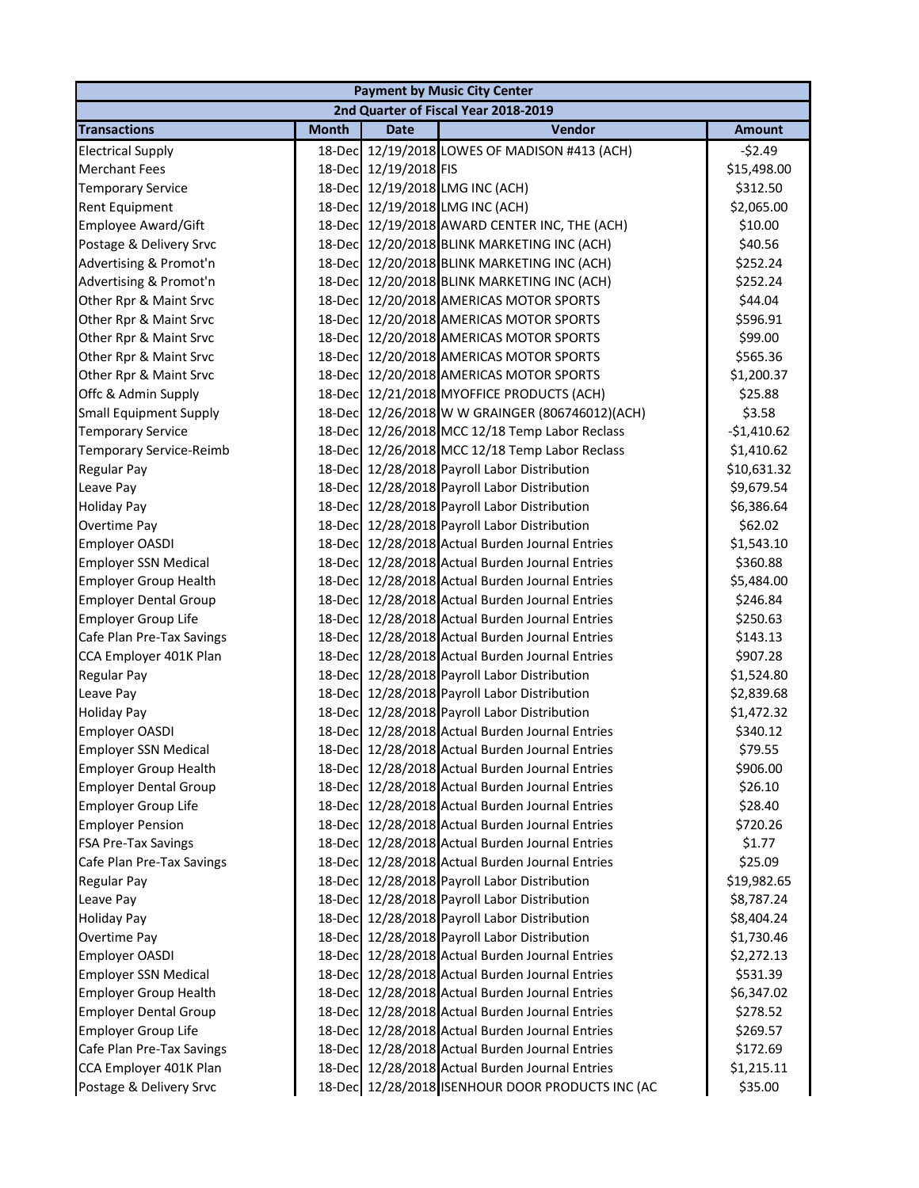| Payment by Music City Center | | | | |
|---|---|---|---|---|
| 2nd Quarter of Fiscal Year 2018-2019 | | | | |
| **Transactions** | **Month** | **Date** | **Vendor** | **Amount** |
| Electrical Supply | 18-Dec | 12/19/2018 | LOWES OF MADISON #413 (ACH) | -$2.49 |
| Merchant Fees | 18-Dec | 12/19/2018 | FIS | $15,498.00 |
| Temporary Service | 18-Dec | 12/19/2018 | LMG INC (ACH) | $312.50 |
| Rent Equipment | 18-Dec | 12/19/2018 | LMG INC (ACH) | $2,065.00 |
| Employee Award/Gift | 18-Dec | 12/19/2018 | AWARD CENTER INC, THE (ACH) | $10.00 |
| Postage & Delivery Srvc | 18-Dec | 12/20/2018 | BLINK MARKETING INC (ACH) | $40.56 |
| Advertising & Promot'n | 18-Dec | 12/20/2018 | BLINK MARKETING INC (ACH) | $252.24 |
| Advertising & Promot'n | 18-Dec | 12/20/2018 | BLINK MARKETING INC (ACH) | $252.24 |
| Other Rpr & Maint Srvc | 18-Dec | 12/20/2018 | AMERICAS MOTOR SPORTS | $44.04 |
| Other Rpr & Maint Srvc | 18-Dec | 12/20/2018 | AMERICAS MOTOR SPORTS | $596.91 |
| Other Rpr & Maint Srvc | 18-Dec | 12/20/2018 | AMERICAS MOTOR SPORTS | $99.00 |
| Other Rpr & Maint Srvc | 18-Dec | 12/20/2018 | AMERICAS MOTOR SPORTS | $565.36 |
| Other Rpr & Maint Srvc | 18-Dec | 12/20/2018 | AMERICAS MOTOR SPORTS | $1,200.37 |
| Offc & Admin Supply | 18-Dec | 12/21/2018 | MYOFFICE PRODUCTS (ACH) | $25.88 |
| Small Equipment Supply | 18-Dec | 12/26/2018 | W W GRAINGER (806746012)(ACH) | $3.58 |
| Temporary Service | 18-Dec | 12/26/2018 | MCC 12/18 Temp Labor Reclass | -$1,410.62 |
| Temporary Service-Reimb | 18-Dec | 12/26/2018 | MCC 12/18 Temp Labor Reclass | $1,410.62 |
| Regular Pay | 18-Dec | 12/28/2018 | Payroll Labor Distribution | $10,631.32 |
| Leave Pay | 18-Dec | 12/28/2018 | Payroll Labor Distribution | $9,679.54 |
| Holiday Pay | 18-Dec | 12/28/2018 | Payroll Labor Distribution | $6,386.64 |
| Overtime Pay | 18-Dec | 12/28/2018 | Payroll Labor Distribution | $62.02 |
| Employer OASDI | 18-Dec | 12/28/2018 | Actual Burden Journal Entries | $1,543.10 |
| Employer SSN Medical | 18-Dec | 12/28/2018 | Actual Burden Journal Entries | $360.88 |
| Employer Group Health | 18-Dec | 12/28/2018 | Actual Burden Journal Entries | $5,484.00 |
| Employer Dental Group | 18-Dec | 12/28/2018 | Actual Burden Journal Entries | $246.84 |
| Employer Group Life | 18-Dec | 12/28/2018 | Actual Burden Journal Entries | $250.63 |
| Cafe Plan Pre-Tax Savings | 18-Dec | 12/28/2018 | Actual Burden Journal Entries | $143.13 |
| CCA Employer 401K Plan | 18-Dec | 12/28/2018 | Actual Burden Journal Entries | $907.28 |
| Regular Pay | 18-Dec | 12/28/2018 | Payroll Labor Distribution | $1,524.80 |
| Leave Pay | 18-Dec | 12/28/2018 | Payroll Labor Distribution | $2,839.68 |
| Holiday Pay | 18-Dec | 12/28/2018 | Payroll Labor Distribution | $1,472.32 |
| Employer OASDI | 18-Dec | 12/28/2018 | Actual Burden Journal Entries | $340.12 |
| Employer SSN Medical | 18-Dec | 12/28/2018 | Actual Burden Journal Entries | $79.55 |
| Employer Group Health | 18-Dec | 12/28/2018 | Actual Burden Journal Entries | $906.00 |
| Employer Dental Group | 18-Dec | 12/28/2018 | Actual Burden Journal Entries | $26.10 |
| Employer Group Life | 18-Dec | 12/28/2018 | Actual Burden Journal Entries | $28.40 |
| Employer Pension | 18-Dec | 12/28/2018 | Actual Burden Journal Entries | $720.26 |
| FSA Pre-Tax Savings | 18-Dec | 12/28/2018 | Actual Burden Journal Entries | $1.77 |
| Cafe Plan Pre-Tax Savings | 18-Dec | 12/28/2018 | Actual Burden Journal Entries | $25.09 |
| Regular Pay | 18-Dec | 12/28/2018 | Payroll Labor Distribution | $19,982.65 |
| Leave Pay | 18-Dec | 12/28/2018 | Payroll Labor Distribution | $8,787.24 |
| Holiday Pay | 18-Dec | 12/28/2018 | Payroll Labor Distribution | $8,404.24 |
| Overtime Pay | 18-Dec | 12/28/2018 | Payroll Labor Distribution | $1,730.46 |
| Employer OASDI | 18-Dec | 12/28/2018 | Actual Burden Journal Entries | $2,272.13 |
| Employer SSN Medical | 18-Dec | 12/28/2018 | Actual Burden Journal Entries | $531.39 |
| Employer Group Health | 18-Dec | 12/28/2018 | Actual Burden Journal Entries | $6,347.02 |
| Employer Dental Group | 18-Dec | 12/28/2018 | Actual Burden Journal Entries | $278.52 |
| Employer Group Life | 18-Dec | 12/28/2018 | Actual Burden Journal Entries | $269.57 |
| Cafe Plan Pre-Tax Savings | 18-Dec | 12/28/2018 | Actual Burden Journal Entries | $172.69 |
| CCA Employer 401K Plan | 18-Dec | 12/28/2018 | Actual Burden Journal Entries | $1,215.11 |
| Postage & Delivery Srvc | 18-Dec | 12/28/2018 | ISENHOUR DOOR PRODUCTS INC (AC | $35.00 |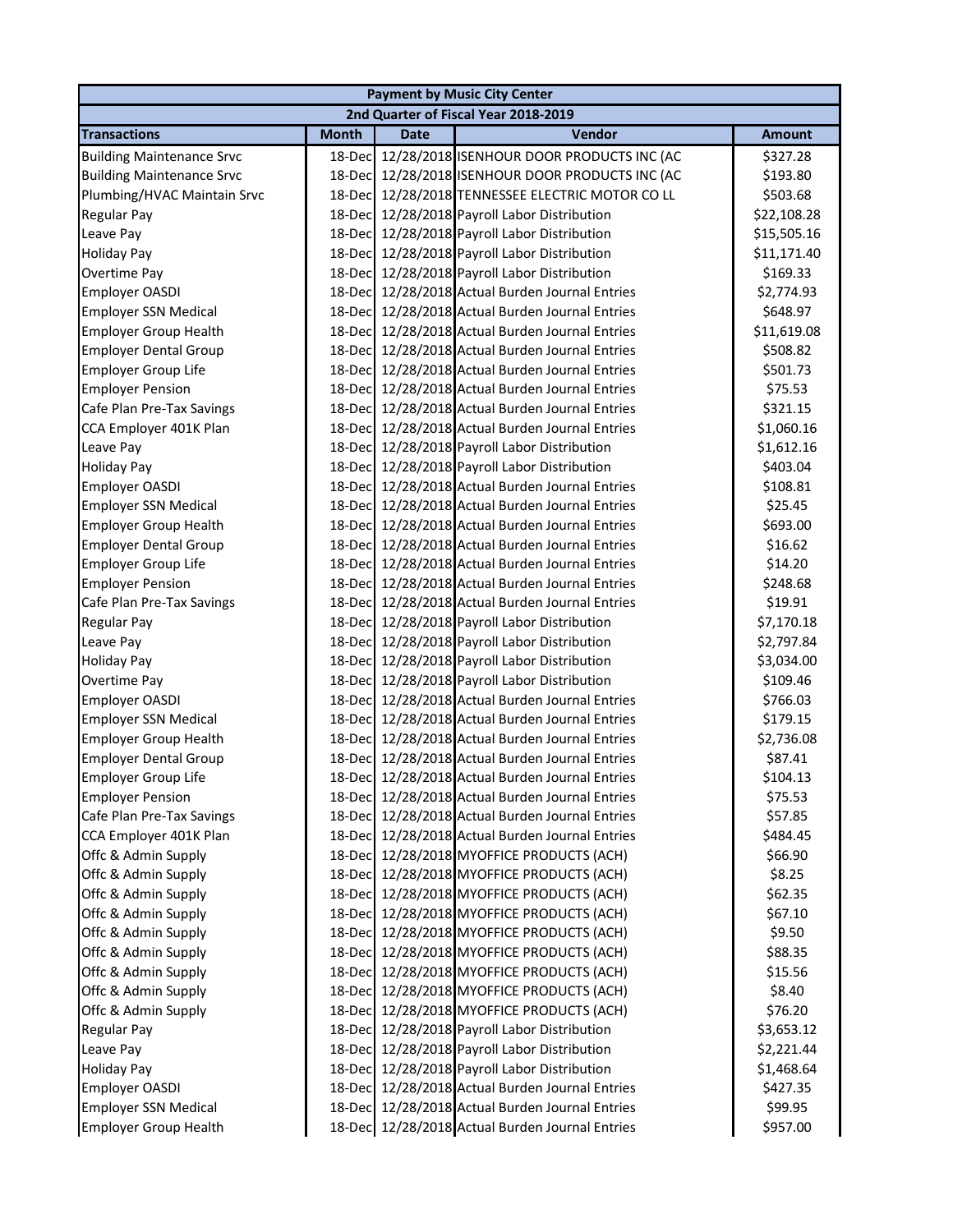| Payment by Music City Center | | | | |
|---|---|---|---|---|
| 2nd Quarter of Fiscal Year 2018-2019 | | | | |
| **Transactions** | **Month** | **Date** | **Vendor** | **Amount** |
| Building Maintenance Srvc | 18-Dec | 12/28/2018 | ISENHOUR DOOR PRODUCTS INC (AC | $327.28 |
| Building Maintenance Srvc | 18-Dec | 12/28/2018 | ISENHOUR DOOR PRODUCTS INC (AC | $193.80 |
| Plumbing/HVAC Maintain Srvc | 18-Dec | 12/28/2018 | TENNESSEE ELECTRIC MOTOR CO LL | $503.68 |
| Regular Pay | 18-Dec | 12/28/2018 | Payroll Labor Distribution | $22,108.28 |
| Leave Pay | 18-Dec | 12/28/2018 | Payroll Labor Distribution | $15,505.16 |
| Holiday Pay | 18-Dec | 12/28/2018 | Payroll Labor Distribution | $11,171.40 |
| Overtime Pay | 18-Dec | 12/28/2018 | Payroll Labor Distribution | $169.33 |
| Employer OASDI | 18-Dec | 12/28/2018 | Actual Burden Journal Entries | $2,774.93 |
| Employer SSN Medical | 18-Dec | 12/28/2018 | Actual Burden Journal Entries | $648.97 |
| Employer Group Health | 18-Dec | 12/28/2018 | Actual Burden Journal Entries | $11,619.08 |
| Employer Dental Group | 18-Dec | 12/28/2018 | Actual Burden Journal Entries | $508.82 |
| Employer Group Life | 18-Dec | 12/28/2018 | Actual Burden Journal Entries | $501.73 |
| Employer Pension | 18-Dec | 12/28/2018 | Actual Burden Journal Entries | $75.53 |
| Cafe Plan Pre-Tax Savings | 18-Dec | 12/28/2018 | Actual Burden Journal Entries | $321.15 |
| CCA Employer 401K Plan | 18-Dec | 12/28/2018 | Actual Burden Journal Entries | $1,060.16 |
| Leave Pay | 18-Dec | 12/28/2018 | Payroll Labor Distribution | $1,612.16 |
| Holiday Pay | 18-Dec | 12/28/2018 | Payroll Labor Distribution | $403.04 |
| Employer OASDI | 18-Dec | 12/28/2018 | Actual Burden Journal Entries | $108.81 |
| Employer SSN Medical | 18-Dec | 12/28/2018 | Actual Burden Journal Entries | $25.45 |
| Employer Group Health | 18-Dec | 12/28/2018 | Actual Burden Journal Entries | $693.00 |
| Employer Dental Group | 18-Dec | 12/28/2018 | Actual Burden Journal Entries | $16.62 |
| Employer Group Life | 18-Dec | 12/28/2018 | Actual Burden Journal Entries | $14.20 |
| Employer Pension | 18-Dec | 12/28/2018 | Actual Burden Journal Entries | $248.68 |
| Cafe Plan Pre-Tax Savings | 18-Dec | 12/28/2018 | Actual Burden Journal Entries | $19.91 |
| Regular Pay | 18-Dec | 12/28/2018 | Payroll Labor Distribution | $7,170.18 |
| Leave Pay | 18-Dec | 12/28/2018 | Payroll Labor Distribution | $2,797.84 |
| Holiday Pay | 18-Dec | 12/28/2018 | Payroll Labor Distribution | $3,034.00 |
| Overtime Pay | 18-Dec | 12/28/2018 | Payroll Labor Distribution | $109.46 |
| Employer OASDI | 18-Dec | 12/28/2018 | Actual Burden Journal Entries | $766.03 |
| Employer SSN Medical | 18-Dec | 12/28/2018 | Actual Burden Journal Entries | $179.15 |
| Employer Group Health | 18-Dec | 12/28/2018 | Actual Burden Journal Entries | $2,736.08 |
| Employer Dental Group | 18-Dec | 12/28/2018 | Actual Burden Journal Entries | $87.41 |
| Employer Group Life | 18-Dec | 12/28/2018 | Actual Burden Journal Entries | $104.13 |
| Employer Pension | 18-Dec | 12/28/2018 | Actual Burden Journal Entries | $75.53 |
| Cafe Plan Pre-Tax Savings | 18-Dec | 12/28/2018 | Actual Burden Journal Entries | $57.85 |
| CCA Employer 401K Plan | 18-Dec | 12/28/2018 | Actual Burden Journal Entries | $484.45 |
| Offc & Admin Supply | 18-Dec | 12/28/2018 | MYOFFICE PRODUCTS (ACH) | $66.90 |
| Offc & Admin Supply | 18-Dec | 12/28/2018 | MYOFFICE PRODUCTS (ACH) | $8.25 |
| Offc & Admin Supply | 18-Dec | 12/28/2018 | MYOFFICE PRODUCTS (ACH) | $62.35 |
| Offc & Admin Supply | 18-Dec | 12/28/2018 | MYOFFICE PRODUCTS (ACH) | $67.10 |
| Offc & Admin Supply | 18-Dec | 12/28/2018 | MYOFFICE PRODUCTS (ACH) | $9.50 |
| Offc & Admin Supply | 18-Dec | 12/28/2018 | MYOFFICE PRODUCTS (ACH) | $88.35 |
| Offc & Admin Supply | 18-Dec | 12/28/2018 | MYOFFICE PRODUCTS (ACH) | $15.56 |
| Offc & Admin Supply | 18-Dec | 12/28/2018 | MYOFFICE PRODUCTS (ACH) | $8.40 |
| Offc & Admin Supply | 18-Dec | 12/28/2018 | MYOFFICE PRODUCTS (ACH) | $76.20 |
| Regular Pay | 18-Dec | 12/28/2018 | Payroll Labor Distribution | $3,653.12 |
| Leave Pay | 18-Dec | 12/28/2018 | Payroll Labor Distribution | $2,221.44 |
| Holiday Pay | 18-Dec | 12/28/2018 | Payroll Labor Distribution | $1,468.64 |
| Employer OASDI | 18-Dec | 12/28/2018 | Actual Burden Journal Entries | $427.35 |
| Employer SSN Medical | 18-Dec | 12/28/2018 | Actual Burden Journal Entries | $99.95 |
| Employer Group Health | 18-Dec | 12/28/2018 | Actual Burden Journal Entries | $957.00 |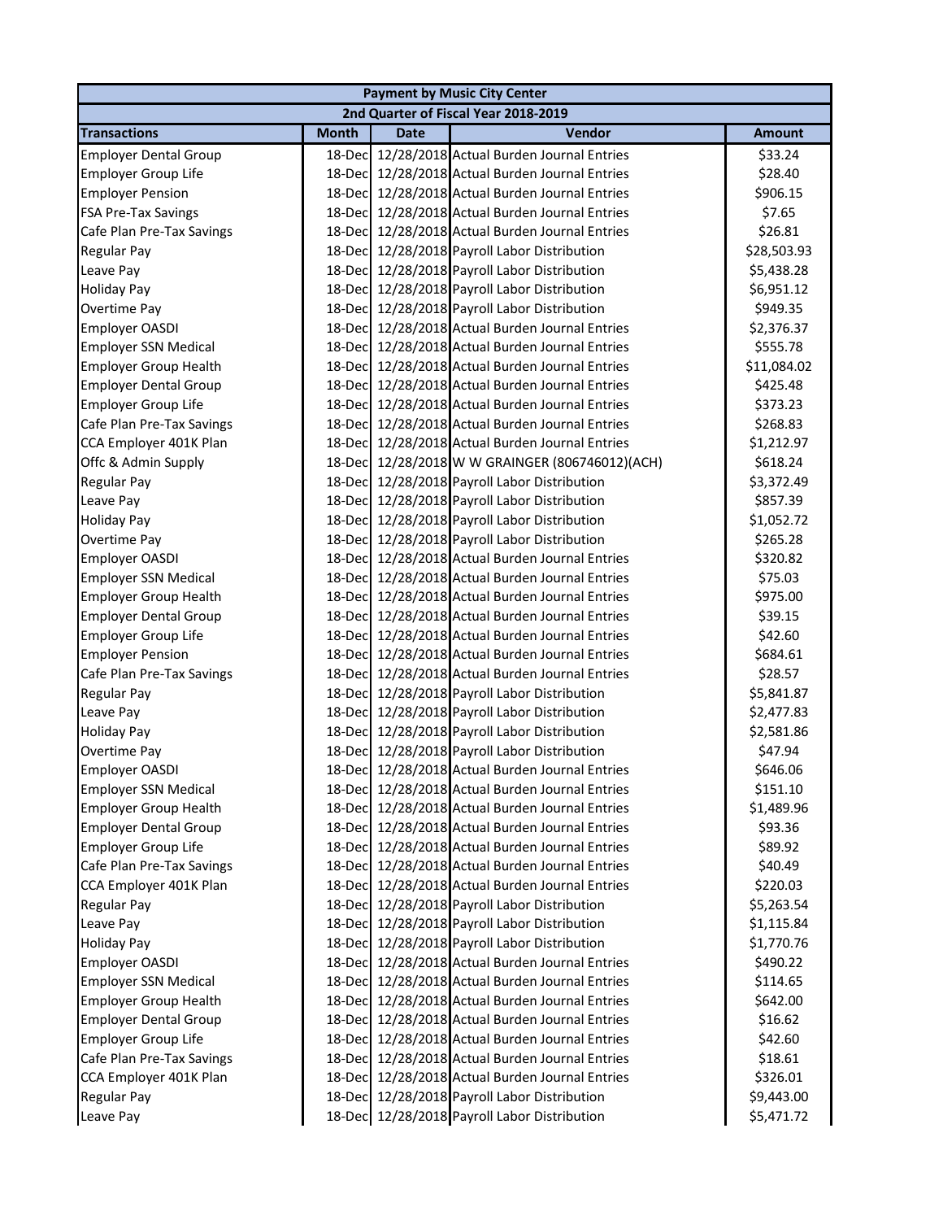| Payment by Music City Center | | | | |
|---|---|---|---|---|
| 2nd Quarter of Fiscal Year 2018-2019 | | | | |
| Transactions | Month | Date | Vendor | Amount |
| Employer Dental Group | 18-Dec | 12/28/2018 | Actual Burden Journal Entries | $33.24 |
| Employer Group Life | 18-Dec | 12/28/2018 | Actual Burden Journal Entries | $28.40 |
| Employer Pension | 18-Dec | 12/28/2018 | Actual Burden Journal Entries | $906.15 |
| FSA Pre-Tax Savings | 18-Dec | 12/28/2018 | Actual Burden Journal Entries | $7.65 |
| Cafe Plan Pre-Tax Savings | 18-Dec | 12/28/2018 | Actual Burden Journal Entries | $26.81 |
| Regular Pay | 18-Dec | 12/28/2018 | Payroll Labor Distribution | $28,503.93 |
| Leave Pay | 18-Dec | 12/28/2018 | Payroll Labor Distribution | $5,438.28 |
| Holiday Pay | 18-Dec | 12/28/2018 | Payroll Labor Distribution | $6,951.12 |
| Overtime Pay | 18-Dec | 12/28/2018 | Payroll Labor Distribution | $949.35 |
| Employer OASDI | 18-Dec | 12/28/2018 | Actual Burden Journal Entries | $2,376.37 |
| Employer SSN Medical | 18-Dec | 12/28/2018 | Actual Burden Journal Entries | $555.78 |
| Employer Group Health | 18-Dec | 12/28/2018 | Actual Burden Journal Entries | $11,084.02 |
| Employer Dental Group | 18-Dec | 12/28/2018 | Actual Burden Journal Entries | $425.48 |
| Employer Group Life | 18-Dec | 12/28/2018 | Actual Burden Journal Entries | $373.23 |
| Cafe Plan Pre-Tax Savings | 18-Dec | 12/28/2018 | Actual Burden Journal Entries | $268.83 |
| CCA Employer 401K Plan | 18-Dec | 12/28/2018 | Actual Burden Journal Entries | $1,212.97 |
| Offc & Admin Supply | 18-Dec | 12/28/2018 | W W GRAINGER (806746012)(ACH) | $618.24 |
| Regular Pay | 18-Dec | 12/28/2018 | Payroll Labor Distribution | $3,372.49 |
| Leave Pay | 18-Dec | 12/28/2018 | Payroll Labor Distribution | $857.39 |
| Holiday Pay | 18-Dec | 12/28/2018 | Payroll Labor Distribution | $1,052.72 |
| Overtime Pay | 18-Dec | 12/28/2018 | Payroll Labor Distribution | $265.28 |
| Employer OASDI | 18-Dec | 12/28/2018 | Actual Burden Journal Entries | $320.82 |
| Employer SSN Medical | 18-Dec | 12/28/2018 | Actual Burden Journal Entries | $75.03 |
| Employer Group Health | 18-Dec | 12/28/2018 | Actual Burden Journal Entries | $975.00 |
| Employer Dental Group | 18-Dec | 12/28/2018 | Actual Burden Journal Entries | $39.15 |
| Employer Group Life | 18-Dec | 12/28/2018 | Actual Burden Journal Entries | $42.60 |
| Employer Pension | 18-Dec | 12/28/2018 | Actual Burden Journal Entries | $684.61 |
| Cafe Plan Pre-Tax Savings | 18-Dec | 12/28/2018 | Actual Burden Journal Entries | $28.57 |
| Regular Pay | 18-Dec | 12/28/2018 | Payroll Labor Distribution | $5,841.87 |
| Leave Pay | 18-Dec | 12/28/2018 | Payroll Labor Distribution | $2,477.83 |
| Holiday Pay | 18-Dec | 12/28/2018 | Payroll Labor Distribution | $2,581.86 |
| Overtime Pay | 18-Dec | 12/28/2018 | Payroll Labor Distribution | $47.94 |
| Employer OASDI | 18-Dec | 12/28/2018 | Actual Burden Journal Entries | $646.06 |
| Employer SSN Medical | 18-Dec | 12/28/2018 | Actual Burden Journal Entries | $151.10 |
| Employer Group Health | 18-Dec | 12/28/2018 | Actual Burden Journal Entries | $1,489.96 |
| Employer Dental Group | 18-Dec | 12/28/2018 | Actual Burden Journal Entries | $93.36 |
| Employer Group Life | 18-Dec | 12/28/2018 | Actual Burden Journal Entries | $89.92 |
| Cafe Plan Pre-Tax Savings | 18-Dec | 12/28/2018 | Actual Burden Journal Entries | $40.49 |
| CCA Employer 401K Plan | 18-Dec | 12/28/2018 | Actual Burden Journal Entries | $220.03 |
| Regular Pay | 18-Dec | 12/28/2018 | Payroll Labor Distribution | $5,263.54 |
| Leave Pay | 18-Dec | 12/28/2018 | Payroll Labor Distribution | $1,115.84 |
| Holiday Pay | 18-Dec | 12/28/2018 | Payroll Labor Distribution | $1,770.76 |
| Employer OASDI | 18-Dec | 12/28/2018 | Actual Burden Journal Entries | $490.22 |
| Employer SSN Medical | 18-Dec | 12/28/2018 | Actual Burden Journal Entries | $114.65 |
| Employer Group Health | 18-Dec | 12/28/2018 | Actual Burden Journal Entries | $642.00 |
| Employer Dental Group | 18-Dec | 12/28/2018 | Actual Burden Journal Entries | $16.62 |
| Employer Group Life | 18-Dec | 12/28/2018 | Actual Burden Journal Entries | $42.60 |
| Cafe Plan Pre-Tax Savings | 18-Dec | 12/28/2018 | Actual Burden Journal Entries | $18.61 |
| CCA Employer 401K Plan | 18-Dec | 12/28/2018 | Actual Burden Journal Entries | $326.01 |
| Regular Pay | 18-Dec | 12/28/2018 | Payroll Labor Distribution | $9,443.00 |
| Leave Pay | 18-Dec | 12/28/2018 | Payroll Labor Distribution | $5,471.72 |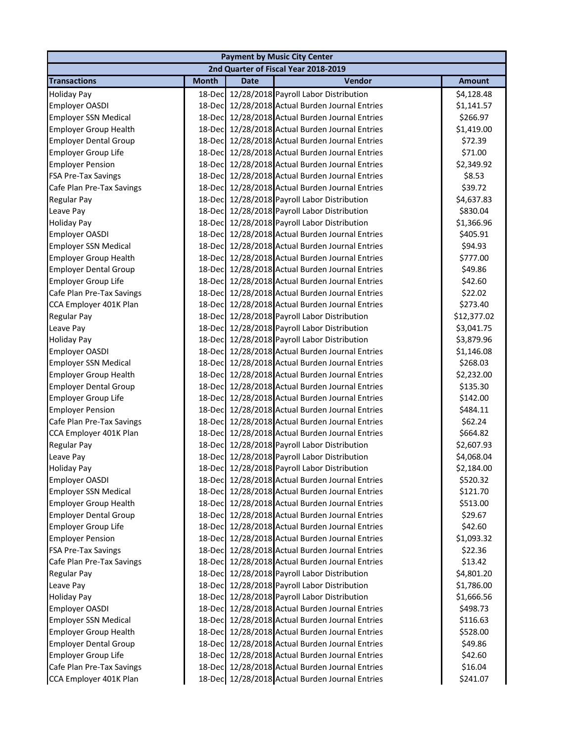| Payment by Music City Center | | | | |
|---|---|---|---|---|
| 2nd Quarter of Fiscal Year 2018-2019 | | | | |
| **Transactions** | **Month** | **Date** | **Vendor** | **Amount** |
| Holiday Pay | 18-Dec | 12/28/2018 | Payroll Labor Distribution | $4,128.48 |
| Employer OASDI | 18-Dec | 12/28/2018 | Actual Burden Journal Entries | $1,141.57 |
| Employer SSN Medical | 18-Dec | 12/28/2018 | Actual Burden Journal Entries | $266.97 |
| Employer Group Health | 18-Dec | 12/28/2018 | Actual Burden Journal Entries | $1,419.00 |
| Employer Dental Group | 18-Dec | 12/28/2018 | Actual Burden Journal Entries | $72.39 |
| Employer Group Life | 18-Dec | 12/28/2018 | Actual Burden Journal Entries | $71.00 |
| Employer Pension | 18-Dec | 12/28/2018 | Actual Burden Journal Entries | $2,349.92 |
| FSA Pre-Tax Savings | 18-Dec | 12/28/2018 | Actual Burden Journal Entries | $8.53 |
| Cafe Plan Pre-Tax Savings | 18-Dec | 12/28/2018 | Actual Burden Journal Entries | $39.72 |
| Regular Pay | 18-Dec | 12/28/2018 | Payroll Labor Distribution | $4,637.83 |
| Leave Pay | 18-Dec | 12/28/2018 | Payroll Labor Distribution | $830.04 |
| Holiday Pay | 18-Dec | 12/28/2018 | Payroll Labor Distribution | $1,366.96 |
| Employer OASDI | 18-Dec | 12/28/2018 | Actual Burden Journal Entries | $405.91 |
| Employer SSN Medical | 18-Dec | 12/28/2018 | Actual Burden Journal Entries | $94.93 |
| Employer Group Health | 18-Dec | 12/28/2018 | Actual Burden Journal Entries | $777.00 |
| Employer Dental Group | 18-Dec | 12/28/2018 | Actual Burden Journal Entries | $49.86 |
| Employer Group Life | 18-Dec | 12/28/2018 | Actual Burden Journal Entries | $42.60 |
| Cafe Plan Pre-Tax Savings | 18-Dec | 12/28/2018 | Actual Burden Journal Entries | $22.02 |
| CCA Employer 401K Plan | 18-Dec | 12/28/2018 | Actual Burden Journal Entries | $273.40 |
| Regular Pay | 18-Dec | 12/28/2018 | Payroll Labor Distribution | $12,377.02 |
| Leave Pay | 18-Dec | 12/28/2018 | Payroll Labor Distribution | $3,041.75 |
| Holiday Pay | 18-Dec | 12/28/2018 | Payroll Labor Distribution | $3,879.96 |
| Employer OASDI | 18-Dec | 12/28/2018 | Actual Burden Journal Entries | $1,146.08 |
| Employer SSN Medical | 18-Dec | 12/28/2018 | Actual Burden Journal Entries | $268.03 |
| Employer Group Health | 18-Dec | 12/28/2018 | Actual Burden Journal Entries | $2,232.00 |
| Employer Dental Group | 18-Dec | 12/28/2018 | Actual Burden Journal Entries | $135.30 |
| Employer Group Life | 18-Dec | 12/28/2018 | Actual Burden Journal Entries | $142.00 |
| Employer Pension | 18-Dec | 12/28/2018 | Actual Burden Journal Entries | $484.11 |
| Cafe Plan Pre-Tax Savings | 18-Dec | 12/28/2018 | Actual Burden Journal Entries | $62.24 |
| CCA Employer 401K Plan | 18-Dec | 12/28/2018 | Actual Burden Journal Entries | $664.82 |
| Regular Pay | 18-Dec | 12/28/2018 | Payroll Labor Distribution | $2,607.93 |
| Leave Pay | 18-Dec | 12/28/2018 | Payroll Labor Distribution | $4,068.04 |
| Holiday Pay | 18-Dec | 12/28/2018 | Payroll Labor Distribution | $2,184.00 |
| Employer OASDI | 18-Dec | 12/28/2018 | Actual Burden Journal Entries | $520.32 |
| Employer SSN Medical | 18-Dec | 12/28/2018 | Actual Burden Journal Entries | $121.70 |
| Employer Group Health | 18-Dec | 12/28/2018 | Actual Burden Journal Entries | $513.00 |
| Employer Dental Group | 18-Dec | 12/28/2018 | Actual Burden Journal Entries | $29.67 |
| Employer Group Life | 18-Dec | 12/28/2018 | Actual Burden Journal Entries | $42.60 |
| Employer Pension | 18-Dec | 12/28/2018 | Actual Burden Journal Entries | $1,093.32 |
| FSA Pre-Tax Savings | 18-Dec | 12/28/2018 | Actual Burden Journal Entries | $22.36 |
| Cafe Plan Pre-Tax Savings | 18-Dec | 12/28/2018 | Actual Burden Journal Entries | $13.42 |
| Regular Pay | 18-Dec | 12/28/2018 | Payroll Labor Distribution | $4,801.20 |
| Leave Pay | 18-Dec | 12/28/2018 | Payroll Labor Distribution | $1,786.00 |
| Holiday Pay | 18-Dec | 12/28/2018 | Payroll Labor Distribution | $1,666.56 |
| Employer OASDI | 18-Dec | 12/28/2018 | Actual Burden Journal Entries | $498.73 |
| Employer SSN Medical | 18-Dec | 12/28/2018 | Actual Burden Journal Entries | $116.63 |
| Employer Group Health | 18-Dec | 12/28/2018 | Actual Burden Journal Entries | $528.00 |
| Employer Dental Group | 18-Dec | 12/28/2018 | Actual Burden Journal Entries | $49.86 |
| Employer Group Life | 18-Dec | 12/28/2018 | Actual Burden Journal Entries | $42.60 |
| Cafe Plan Pre-Tax Savings | 18-Dec | 12/28/2018 | Actual Burden Journal Entries | $16.04 |
| CCA Employer 401K Plan | 18-Dec | 12/28/2018 | Actual Burden Journal Entries | $241.07 |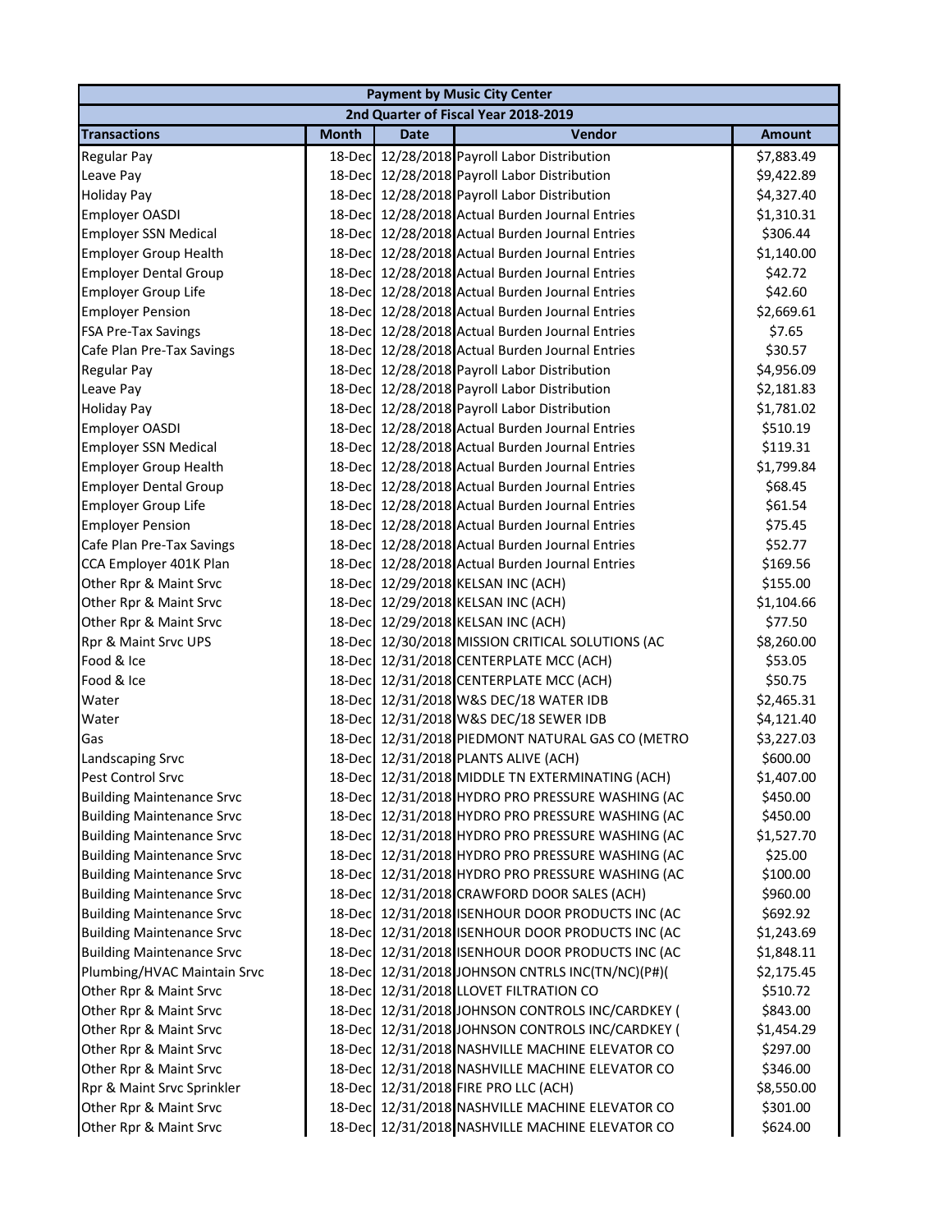| Payment by Music City Center | | | | |
|---|---|---|---|---|
| 2nd Quarter of Fiscal Year 2018-2019 | | | | |
| **Transactions** | **Month** | **Date** | **Vendor** | **Amount** |
| Regular Pay | 18-Dec | 12/28/2018 | Payroll Labor Distribution | $7,883.49 |
| Leave Pay | 18-Dec | 12/28/2018 | Payroll Labor Distribution | $9,422.89 |
| Holiday Pay | 18-Dec | 12/28/2018 | Payroll Labor Distribution | $4,327.40 |
| Employer OASDI | 18-Dec | 12/28/2018 | Actual Burden Journal Entries | $1,310.31 |
| Employer SSN Medical | 18-Dec | 12/28/2018 | Actual Burden Journal Entries | $306.44 |
| Employer Group Health | 18-Dec | 12/28/2018 | Actual Burden Journal Entries | $1,140.00 |
| Employer Dental Group | 18-Dec | 12/28/2018 | Actual Burden Journal Entries | $42.72 |
| Employer Group Life | 18-Dec | 12/28/2018 | Actual Burden Journal Entries | $42.60 |
| Employer Pension | 18-Dec | 12/28/2018 | Actual Burden Journal Entries | $2,669.61 |
| FSA Pre-Tax Savings | 18-Dec | 12/28/2018 | Actual Burden Journal Entries | $7.65 |
| Cafe Plan Pre-Tax Savings | 18-Dec | 12/28/2018 | Actual Burden Journal Entries | $30.57 |
| Regular Pay | 18-Dec | 12/28/2018 | Payroll Labor Distribution | $4,956.09 |
| Leave Pay | 18-Dec | 12/28/2018 | Payroll Labor Distribution | $2,181.83 |
| Holiday Pay | 18-Dec | 12/28/2018 | Payroll Labor Distribution | $1,781.02 |
| Employer OASDI | 18-Dec | 12/28/2018 | Actual Burden Journal Entries | $510.19 |
| Employer SSN Medical | 18-Dec | 12/28/2018 | Actual Burden Journal Entries | $119.31 |
| Employer Group Health | 18-Dec | 12/28/2018 | Actual Burden Journal Entries | $1,799.84 |
| Employer Dental Group | 18-Dec | 12/28/2018 | Actual Burden Journal Entries | $68.45 |
| Employer Group Life | 18-Dec | 12/28/2018 | Actual Burden Journal Entries | $61.54 |
| Employer Pension | 18-Dec | 12/28/2018 | Actual Burden Journal Entries | $75.45 |
| Cafe Plan Pre-Tax Savings | 18-Dec | 12/28/2018 | Actual Burden Journal Entries | $52.77 |
| CCA Employer 401K Plan | 18-Dec | 12/28/2018 | Actual Burden Journal Entries | $169.56 |
| Other Rpr & Maint Srvc | 18-Dec | 12/29/2018 | KELSAN INC (ACH) | $155.00 |
| Other Rpr & Maint Srvc | 18-Dec | 12/29/2018 | KELSAN INC (ACH) | $1,104.66 |
| Other Rpr & Maint Srvc | 18-Dec | 12/29/2018 | KELSAN INC (ACH) | $77.50 |
| Rpr & Maint Srvc UPS | 18-Dec | 12/30/2018 | MISSION CRITICAL SOLUTIONS (AC | $8,260.00 |
| Food & Ice | 18-Dec | 12/31/2018 | CENTERPLATE MCC (ACH) | $53.05 |
| Food & Ice | 18-Dec | 12/31/2018 | CENTERPLATE MCC (ACH) | $50.75 |
| Water | 18-Dec | 12/31/2018 | W&S DEC/18 WATER IDB | $2,465.31 |
| Water | 18-Dec | 12/31/2018 | W&S DEC/18 SEWER IDB | $4,121.40 |
| Gas | 18-Dec | 12/31/2018 | PIEDMONT NATURAL GAS CO (METRO | $3,227.03 |
| Landscaping Srvc | 18-Dec | 12/31/2018 | PLANTS ALIVE (ACH) | $600.00 |
| Pest Control Srvc | 18-Dec | 12/31/2018 | MIDDLE TN EXTERMINATING (ACH) | $1,407.00 |
| Building Maintenance Srvc | 18-Dec | 12/31/2018 | HYDRO PRO PRESSURE WASHING (AC | $450.00 |
| Building Maintenance Srvc | 18-Dec | 12/31/2018 | HYDRO PRO PRESSURE WASHING (AC | $450.00 |
| Building Maintenance Srvc | 18-Dec | 12/31/2018 | HYDRO PRO PRESSURE WASHING (AC | $1,527.70 |
| Building Maintenance Srvc | 18-Dec | 12/31/2018 | HYDRO PRO PRESSURE WASHING (AC | $25.00 |
| Building Maintenance Srvc | 18-Dec | 12/31/2018 | HYDRO PRO PRESSURE WASHING (AC | $100.00 |
| Building Maintenance Srvc | 18-Dec | 12/31/2018 | CRAWFORD DOOR SALES (ACH) | $960.00 |
| Building Maintenance Srvc | 18-Dec | 12/31/2018 | ISENHOUR DOOR PRODUCTS INC (AC | $692.92 |
| Building Maintenance Srvc | 18-Dec | 12/31/2018 | ISENHOUR DOOR PRODUCTS INC (AC | $1,243.69 |
| Building Maintenance Srvc | 18-Dec | 12/31/2018 | ISENHOUR DOOR PRODUCTS INC (AC | $1,848.11 |
| Plumbing/HVAC Maintain Srvc | 18-Dec | 12/31/2018 | JOHNSON CNTRLS INC(TN/NC)(P#)( | $2,175.45 |
| Other Rpr & Maint Srvc | 18-Dec | 12/31/2018 | LLOVET FILTRATION CO | $510.72 |
| Other Rpr & Maint Srvc | 18-Dec | 12/31/2018 | JOHNSON CONTROLS INC/CARDKEY ( | $843.00 |
| Other Rpr & Maint Srvc | 18-Dec | 12/31/2018 | JOHNSON CONTROLS INC/CARDKEY ( | $1,454.29 |
| Other Rpr & Maint Srvc | 18-Dec | 12/31/2018 | NASHVILLE MACHINE ELEVATOR CO | $297.00 |
| Other Rpr & Maint Srvc | 18-Dec | 12/31/2018 | NASHVILLE MACHINE ELEVATOR CO | $346.00 |
| Rpr & Maint Srvc Sprinkler | 18-Dec | 12/31/2018 | FIRE PRO LLC (ACH) | $8,550.00 |
| Other Rpr & Maint Srvc | 18-Dec | 12/31/2018 | NASHVILLE MACHINE ELEVATOR CO | $301.00 |
| Other Rpr & Maint Srvc | 18-Dec | 12/31/2018 | NASHVILLE MACHINE ELEVATOR CO | $624.00 |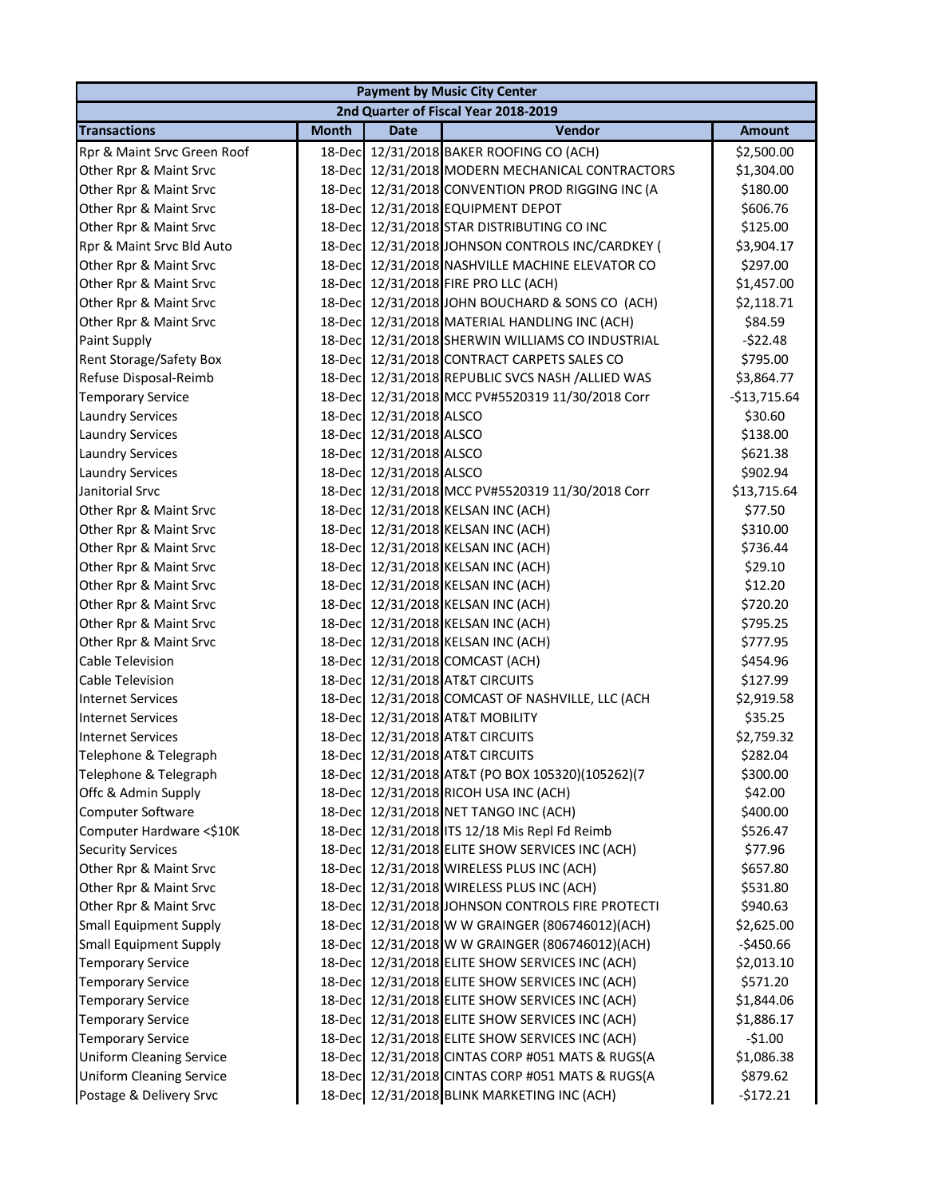| Payment by Music City Center | | | | |
|---|---|---|---|---|
| 2nd Quarter of Fiscal Year 2018-2019 | | | | |
| **Transactions** | **Month** | **Date** | **Vendor** | **Amount** |
| Rpr & Maint Srvc Green Roof | 18-Dec | 12/31/2018 | BAKER ROOFING CO (ACH) | $2,500.00 |
| Other Rpr & Maint Srvc | 18-Dec | 12/31/2018 | MODERN MECHANICAL CONTRACTORS | $1,304.00 |
| Other Rpr & Maint Srvc | 18-Dec | 12/31/2018 | CONVENTION PROD RIGGING INC (A | $180.00 |
| Other Rpr & Maint Srvc | 18-Dec | 12/31/2018 | EQUIPMENT DEPOT | $606.76 |
| Other Rpr & Maint Srvc | 18-Dec | 12/31/2018 | STAR DISTRIBUTING CO INC | $125.00 |
| Rpr & Maint Srvc Bld Auto | 18-Dec | 12/31/2018 | JOHNSON CONTROLS INC/CARDKEY ( | $3,904.17 |
| Other Rpr & Maint Srvc | 18-Dec | 12/31/2018 | NASHVILLE MACHINE ELEVATOR CO | $297.00 |
| Other Rpr & Maint Srvc | 18-Dec | 12/31/2018 | FIRE PRO LLC (ACH) | $1,457.00 |
| Other Rpr & Maint Srvc | 18-Dec | 12/31/2018 | JOHN BOUCHARD & SONS CO (ACH) | $2,118.71 |
| Other Rpr & Maint Srvc | 18-Dec | 12/31/2018 | MATERIAL HANDLING INC (ACH) | $84.59 |
| Paint Supply | 18-Dec | 12/31/2018 | SHERWIN WILLIAMS CO INDUSTRIAL | -$22.48 |
| Rent Storage/Safety Box | 18-Dec | 12/31/2018 | CONTRACT CARPETS SALES CO | $795.00 |
| Refuse Disposal-Reimb | 18-Dec | 12/31/2018 | REPUBLIC SVCS NASH /ALLIED WAS | $3,864.77 |
| Temporary Service | 18-Dec | 12/31/2018 | MCC PV#5520319 11/30/2018 Corr | -$13,715.64 |
| Laundry Services | 18-Dec | 12/31/2018 | ALSCO | $30.60 |
| Laundry Services | 18-Dec | 12/31/2018 | ALSCO | $138.00 |
| Laundry Services | 18-Dec | 12/31/2018 | ALSCO | $621.38 |
| Laundry Services | 18-Dec | 12/31/2018 | ALSCO | $902.94 |
| Janitorial Srvc | 18-Dec | 12/31/2018 | MCC PV#5520319 11/30/2018 Corr | $13,715.64 |
| Other Rpr & Maint Srvc | 18-Dec | 12/31/2018 | KELSAN INC (ACH) | $77.50 |
| Other Rpr & Maint Srvc | 18-Dec | 12/31/2018 | KELSAN INC (ACH) | $310.00 |
| Other Rpr & Maint Srvc | 18-Dec | 12/31/2018 | KELSAN INC (ACH) | $736.44 |
| Other Rpr & Maint Srvc | 18-Dec | 12/31/2018 | KELSAN INC (ACH) | $29.10 |
| Other Rpr & Maint Srvc | 18-Dec | 12/31/2018 | KELSAN INC (ACH) | $12.20 |
| Other Rpr & Maint Srvc | 18-Dec | 12/31/2018 | KELSAN INC (ACH) | $720.20 |
| Other Rpr & Maint Srvc | 18-Dec | 12/31/2018 | KELSAN INC (ACH) | $795.25 |
| Other Rpr & Maint Srvc | 18-Dec | 12/31/2018 | KELSAN INC (ACH) | $777.95 |
| Cable Television | 18-Dec | 12/31/2018 | COMCAST (ACH) | $454.96 |
| Cable Television | 18-Dec | 12/31/2018 | AT&T CIRCUITS | $127.99 |
| Internet Services | 18-Dec | 12/31/2018 | COMCAST OF NASHVILLE, LLC (ACH | $2,919.58 |
| Internet Services | 18-Dec | 12/31/2018 | AT&T MOBILITY | $35.25 |
| Internet Services | 18-Dec | 12/31/2018 | AT&T CIRCUITS | $2,759.32 |
| Telephone & Telegraph | 18-Dec | 12/31/2018 | AT&T CIRCUITS | $282.04 |
| Telephone & Telegraph | 18-Dec | 12/31/2018 | AT&T (PO BOX 105320)(105262)(7 | $300.00 |
| Offc & Admin Supply | 18-Dec | 12/31/2018 | RICOH USA INC (ACH) | $42.00 |
| Computer Software | 18-Dec | 12/31/2018 | NET TANGO INC (ACH) | $400.00 |
| Computer Hardware <$10K | 18-Dec | 12/31/2018 | ITS 12/18 Mis Repl Fd Reimb | $526.47 |
| Security Services | 18-Dec | 12/31/2018 | ELITE SHOW SERVICES INC (ACH) | $77.96 |
| Other Rpr & Maint Srvc | 18-Dec | 12/31/2018 | WIRELESS PLUS INC (ACH) | $657.80 |
| Other Rpr & Maint Srvc | 18-Dec | 12/31/2018 | WIRELESS PLUS INC (ACH) | $531.80 |
| Other Rpr & Maint Srvc | 18-Dec | 12/31/2018 | JOHNSON CONTROLS FIRE PROTECTI | $940.63 |
| Small Equipment Supply | 18-Dec | 12/31/2018 | W W GRAINGER (806746012)(ACH) | $2,625.00 |
| Small Equipment Supply | 18-Dec | 12/31/2018 | W W GRAINGER (806746012)(ACH) | -$450.66 |
| Temporary Service | 18-Dec | 12/31/2018 | ELITE SHOW SERVICES INC (ACH) | $2,013.10 |
| Temporary Service | 18-Dec | 12/31/2018 | ELITE SHOW SERVICES INC (ACH) | $571.20 |
| Temporary Service | 18-Dec | 12/31/2018 | ELITE SHOW SERVICES INC (ACH) | $1,844.06 |
| Temporary Service | 18-Dec | 12/31/2018 | ELITE SHOW SERVICES INC (ACH) | $1,886.17 |
| Temporary Service | 18-Dec | 12/31/2018 | ELITE SHOW SERVICES INC (ACH) | -$1.00 |
| Uniform Cleaning Service | 18-Dec | 12/31/2018 | CINTAS CORP #051 MATS & RUGS(A | $1,086.38 |
| Uniform Cleaning Service | 18-Dec | 12/31/2018 | CINTAS CORP #051 MATS & RUGS(A | $879.62 |
| Postage & Delivery Srvc | 18-Dec | 12/31/2018 | BLINK MARKETING INC (ACH) | -$172.21 |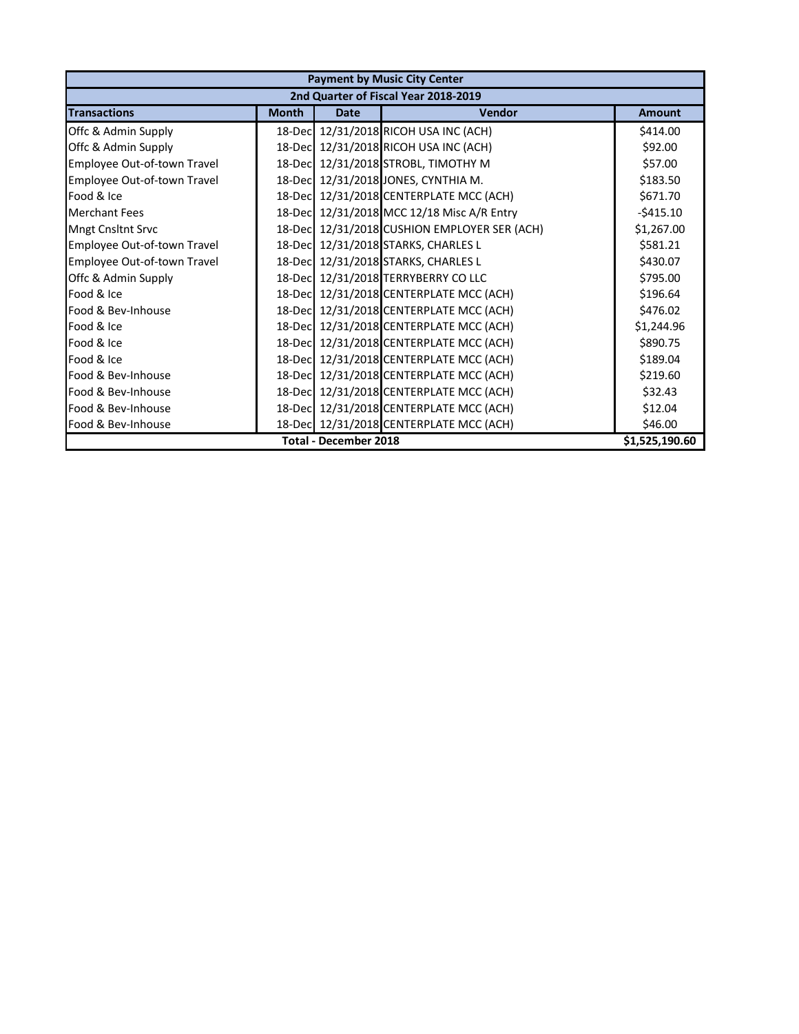| Payment by Music City Center | | | | |
|---|---|---|---|---|
| 2nd Quarter of Fiscal Year 2018-2019 | | | | |
| **Transactions** | **Month** | **Date** | **Vendor** | **Amount** |
| Offc & Admin Supply | 18-Dec | 12/31/2018 | RICOH USA INC (ACH) | $414.00 |
| Offc & Admin Supply | 18-Dec | 12/31/2018 | RICOH USA INC (ACH) | $92.00 |
| Employee Out-of-town Travel | 18-Dec | 12/31/2018 | STROBL, TIMOTHY M | $57.00 |
| Employee Out-of-town Travel | 18-Dec | 12/31/2018 | JONES, CYNTHIA M. | $183.50 |
| Food & Ice | 18-Dec | 12/31/2018 | CENTERPLATE MCC (ACH) | $671.70 |
| Merchant Fees | 18-Dec | 12/31/2018 | MCC 12/18 Misc A/R Entry | -$415.10 |
| Mngt Cnsltnt Srvc | 18-Dec | 12/31/2018 | CUSHION EMPLOYER SER (ACH) | $1,267.00 |
| Employee Out-of-town Travel | 18-Dec | 12/31/2018 | STARKS, CHARLES L | $581.21 |
| Employee Out-of-town Travel | 18-Dec | 12/31/2018 | STARKS, CHARLES L | $430.07 |
| Offc & Admin Supply | 18-Dec | 12/31/2018 | TERRYBERRY CO LLC | $795.00 |
| Food & Ice | 18-Dec | 12/31/2018 | CENTERPLATE MCC (ACH) | $196.64 |
| Food & Bev-Inhouse | 18-Dec | 12/31/2018 | CENTERPLATE MCC (ACH) | $476.02 |
| Food & Ice | 18-Dec | 12/31/2018 | CENTERPLATE MCC (ACH) | $1,244.96 |
| Food & Ice | 18-Dec | 12/31/2018 | CENTERPLATE MCC (ACH) | $890.75 |
| Food & Ice | 18-Dec | 12/31/2018 | CENTERPLATE MCC (ACH) | $189.04 |
| Food & Bev-Inhouse | 18-Dec | 12/31/2018 | CENTERPLATE MCC (ACH) | $219.60 |
| Food & Bev-Inhouse | 18-Dec | 12/31/2018 | CENTERPLATE MCC (ACH) | $32.43 |
| Food & Bev-Inhouse | 18-Dec | 12/31/2018 | CENTERPLATE MCC (ACH) | $12.04 |
| Food & Bev-Inhouse | 18-Dec | 12/31/2018 | CENTERPLATE MCC (ACH) | $46.00 |
| **Total - December 2018** | | | | **$1,525,190.60** |